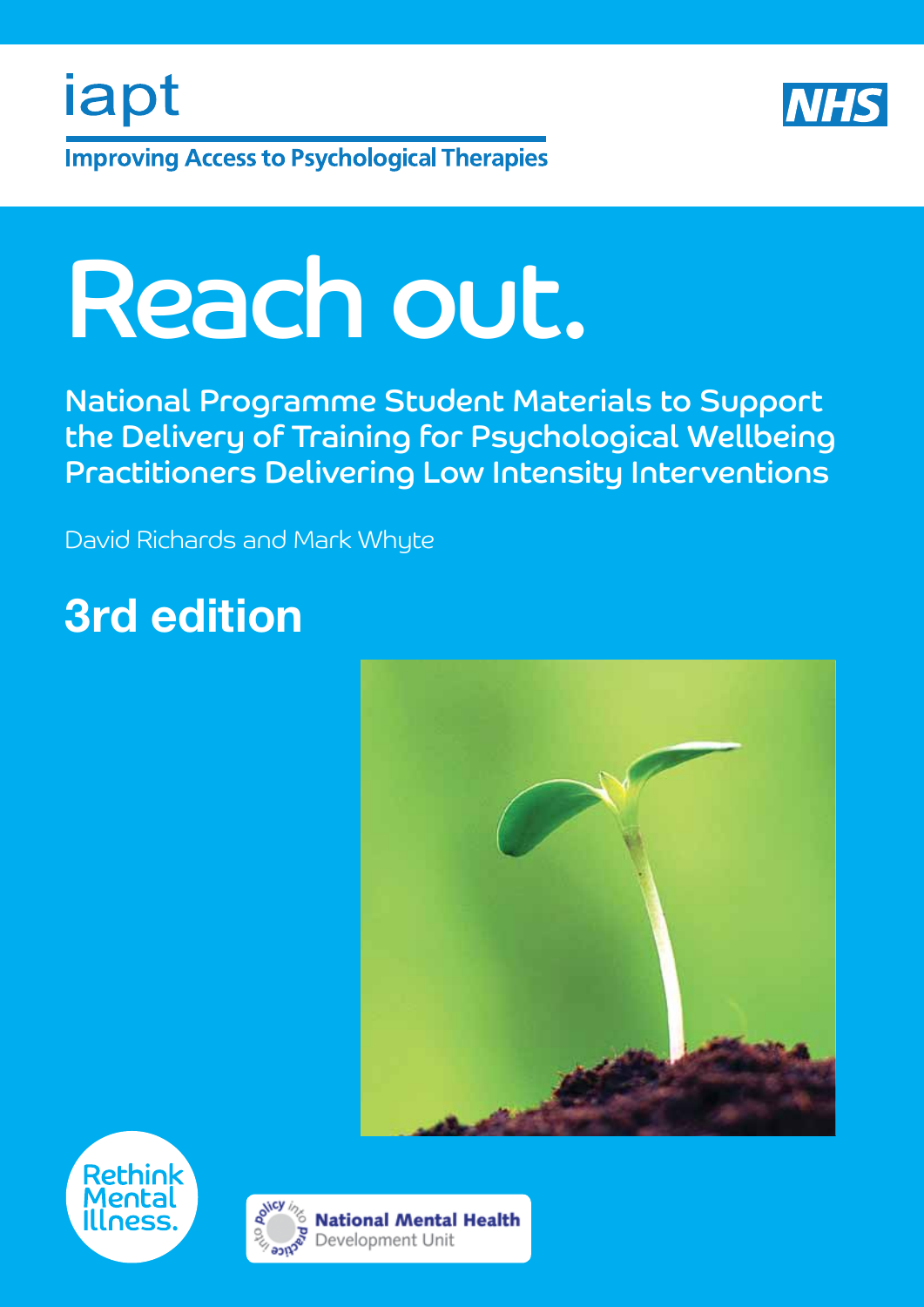iapt

Improving Access to Psychological Therapies

NHS

# Reach out.

## National Programme Student Materials to Support the Delivery of Training for Psychological Wellbeing Practitioners Delivering Low Intensity Interventions

David Richards and Mark Whyte

## 3rd edition

Rethink Mental Illness.

policy into practice

National Mental Health Development Unit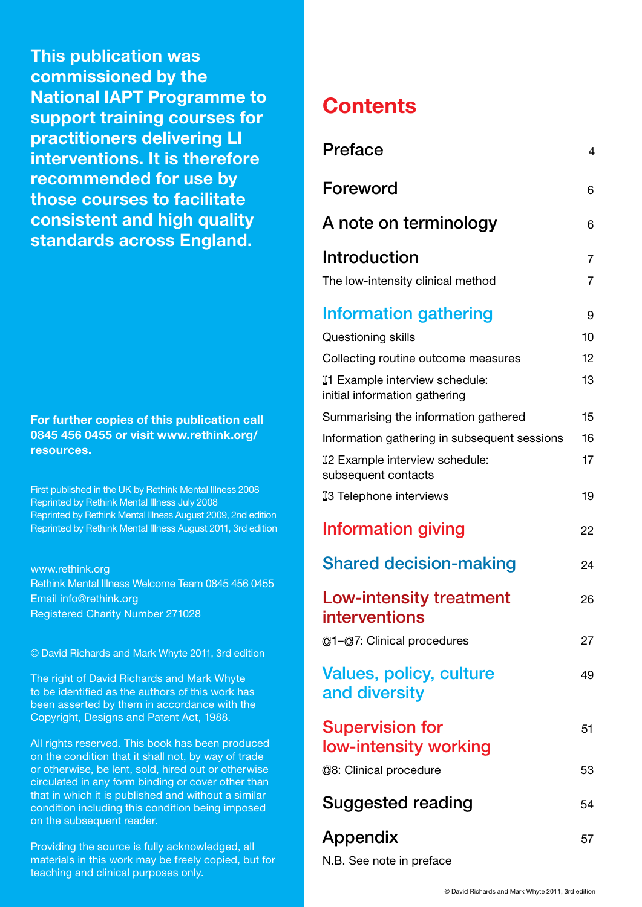**This publication was commissioned by the National IAPT Programme to support training courses for practitioners delivering LI interventions. It is therefore recommended for use by those courses to facilitate consistent and high quality standards across England.**

**For further copies of this publication call 0845 456 0455 or visit www.rethink.org/resources.**

First published in the UK by Rethink Mental Illness 2008
Reprinted by Rethink Mental Illness July 2008
Reprinted by Rethink Mental Illness August 2009, 2nd edition
Reprinted by Rethink Mental Illness August 2011, 3rd edition

www.rethink.org
Rethink Mental Illness Welcome Team 0845 456 0455
Email info@rethink.org
Registered Charity Number 271028

© David Richards and Mark Whyte 2011, 3rd edition

The right of David Richards and Mark Whyte to be identified as the authors of this work has been asserted by them in accordance with the Copyright, Designs and Patent Act, 1988.

All rights reserved. This book has been produced on the condition that it shall not, by way of trade or otherwise, be lent, sold, hired out or otherwise circulated in any form binding or cover other than that in which it is published and without a similar condition including this condition being imposed on the subsequent reader.

Providing the source is fully acknowledged, all materials in this work may be freely copied, but for teaching and clinical purposes only.

# Contents

| | |
|---|---|
| **Preface** | 4 |
| **Foreword** | 6 |
| **A note on terminology** | 6 |
| **Introduction** | 7 |
| The low-intensity clinical method | 7 |
| **Information gathering** | 9 |
| Questioning skills | 10 |
| Collecting routine outcome measures | 12 |
| I1 Example interview schedule: initial information gathering | 13 |
| Summarising the information gathered | 15 |
| Information gathering in subsequent sessions | 16 |
| I2 Example interview schedule: subsequent contacts | 17 |
| I3 Telephone interviews | 19 |
| **Information giving** | 22 |
| **Shared decision-making** | 24 |
| **Low-intensity treatment interventions** | 26 |
| C1–C7: Clinical procedures | 27 |
| **Values, policy, culture and diversity** | 49 |
| **Supervision for low-intensity working** | 51 |
| C8: Clinical procedure | 53 |
| **Suggested reading** | 54 |
| **Appendix** | 57 |

N.B. See note in preface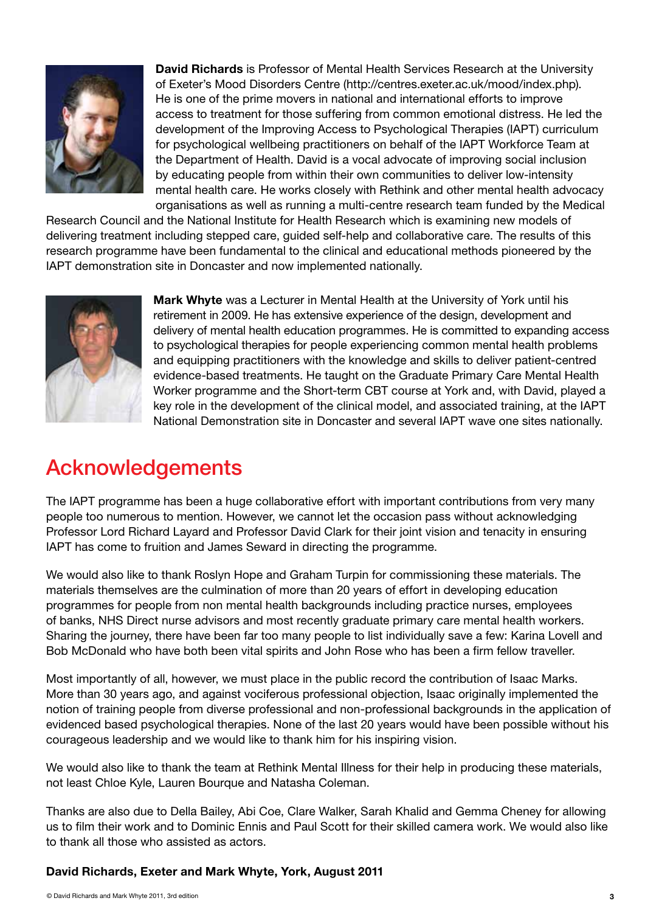**David Richards** is Professor of Mental Health Services Research at the University of Exeter's Mood Disorders Centre (http://centres.exeter.ac.uk/mood/index.php). He is one of the prime movers in national and international efforts to improve access to treatment for those suffering from common emotional distress. He led the development of the Improving Access to Psychological Therapies (IAPT) curriculum for psychological wellbeing practitioners on behalf of the IAPT Workforce Team at the Department of Health. David is a vocal advocate of improving social inclusion by educating people from within their own communities to deliver low-intensity mental health care. He works closely with Rethink and other mental health advocacy organisations as well as running a multi-centre research team funded by the Medical Research Council and the National Institute for Health Research which is examining new models of delivering treatment including stepped care, guided self-help and collaborative care. The results of this research programme have been fundamental to the clinical and educational methods pioneered by the IAPT demonstration site in Doncaster and now implemented nationally.

**Mark Whyte** was a Lecturer in Mental Health at the University of York until his retirement in 2009. He has extensive experience of the design, development and delivery of mental health education programmes. He is committed to expanding access to psychological therapies for people experiencing common mental health problems and equipping practitioners with the knowledge and skills to deliver patient-centred evidence-based treatments. He taught on the Graduate Primary Care Mental Health Worker programme and the Short-term CBT course at York and, with David, played a key role in the development of the clinical model, and associated training, at the IAPT National Demonstration site in Doncaster and several IAPT wave one sites nationally.

# Acknowledgements

The IAPT programme has been a huge collaborative effort with important contributions from very many people too numerous to mention. However, we cannot let the occasion pass without acknowledging Professor Lord Richard Layard and Professor David Clark for their joint vision and tenacity in ensuring IAPT has come to fruition and James Seward in directing the programme.

We would also like to thank Roslyn Hope and Graham Turpin for commissioning these materials. The materials themselves are the culmination of more than 20 years of effort in developing education programmes for people from non mental health backgrounds including practice nurses, employees of banks, NHS Direct nurse advisors and most recently graduate primary care mental health workers. Sharing the journey, there have been far too many people to list individually save a few: Karina Lovell and Bob McDonald who have both been vital spirits and John Rose who has been a firm fellow traveller.

Most importantly of all, however, we must place in the public record the contribution of Isaac Marks. More than 30 years ago, and against vociferous professional objection, Isaac originally implemented the notion of training people from diverse professional and non-professional backgrounds in the application of evidenced based psychological therapies. None of the last 20 years would have been possible without his courageous leadership and we would like to thank him for his inspiring vision.

We would also like to thank the team at Rethink Mental Illness for their help in producing these materials, not least Chloe Kyle, Lauren Bourque and Natasha Coleman.

Thanks are also due to Della Bailey, Abi Coe, Clare Walker, Sarah Khalid and Gemma Cheney for allowing us to film their work and to Dominic Ennis and Paul Scott for their skilled camera work. We would also like to thank all those who assisted as actors.

**David Richards, Exeter and Mark Whyte, York, August 2011**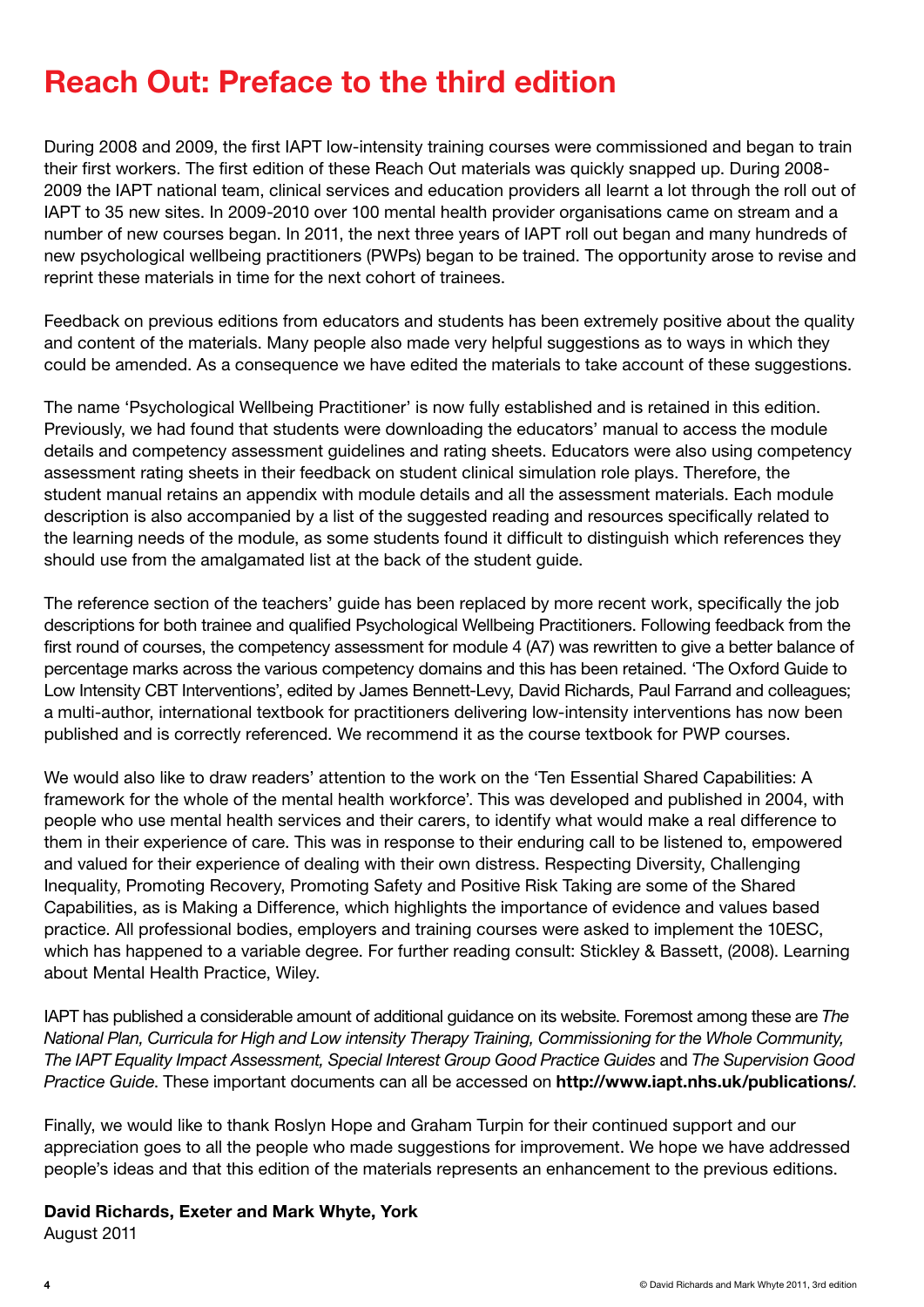# Reach Out: Preface to the third edition

During 2008 and 2009, the first IAPT low-intensity training courses were commissioned and began to train their first workers. The first edition of these Reach Out materials was quickly snapped up. During 2008-2009 the IAPT national team, clinical services and education providers all learnt a lot through the roll out of IAPT to 35 new sites. In 2009-2010 over 100 mental health provider organisations came on stream and a number of new courses began. In 2011, the next three years of IAPT roll out began and many hundreds of new psychological wellbeing practitioners (PWPs) began to be trained. The opportunity arose to revise and reprint these materials in time for the next cohort of trainees.

Feedback on previous editions from educators and students has been extremely positive about the quality and content of the materials. Many people also made very helpful suggestions as to ways in which they could be amended. As a consequence we have edited the materials to take account of these suggestions.

The name 'Psychological Wellbeing Practitioner' is now fully established and is retained in this edition. Previously, we had found that students were downloading the educators' manual to access the module details and competency assessment guidelines and rating sheets. Educators were also using competency assessment rating sheets in their feedback on student clinical simulation role plays. Therefore, the student manual retains an appendix with module details and all the assessment materials. Each module description is also accompanied by a list of the suggested reading and resources specifically related to the learning needs of the module, as some students found it difficult to distinguish which references they should use from the amalgamated list at the back of the student guide.

The reference section of the teachers' guide has been replaced by more recent work, specifically the job descriptions for both trainee and qualified Psychological Wellbeing Practitioners. Following feedback from the first round of courses, the competency assessment for module 4 (A7) was rewritten to give a better balance of percentage marks across the various competency domains and this has been retained. 'The Oxford Guide to Low Intensity CBT Interventions', edited by James Bennett-Levy, David Richards, Paul Farrand and colleagues; a multi-author, international textbook for practitioners delivering low-intensity interventions has now been published and is correctly referenced. We recommend it as the course textbook for PWP courses.

We would also like to draw readers' attention to the work on the 'Ten Essential Shared Capabilities: A framework for the whole of the mental health workforce'. This was developed and published in 2004, with people who use mental health services and their carers, to identify what would make a real difference to them in their experience of care. This was in response to their enduring call to be listened to, empowered and valued for their experience of dealing with their own distress. Respecting Diversity, Challenging Inequality, Promoting Recovery, Promoting Safety and Positive Risk Taking are some of the Shared Capabilities, as is Making a Difference, which highlights the importance of evidence and values based practice. All professional bodies, employers and training courses were asked to implement the 10ESC, which has happened to a variable degree. For further reading consult: Stickley & Bassett, (2008). Learning about Mental Health Practice, Wiley.

IAPT has published a considerable amount of additional guidance on its website. Foremost among these are *The National Plan, Curricula for High and Low intensity Therapy Training, Commissioning for the Whole Community, The IAPT Equality Impact Assessment, Special Interest Group Good Practice Guides* and *The Supervision Good Practice Guide*. These important documents can all be accessed on **http://www.iapt.nhs.uk/publications/**.

Finally, we would like to thank Roslyn Hope and Graham Turpin for their continued support and our appreciation goes to all the people who made suggestions for improvement. We hope we have addressed people's ideas and that this edition of the materials represents an enhancement to the previous editions.

**David Richards, Exeter and Mark Whyte, York**
August 2011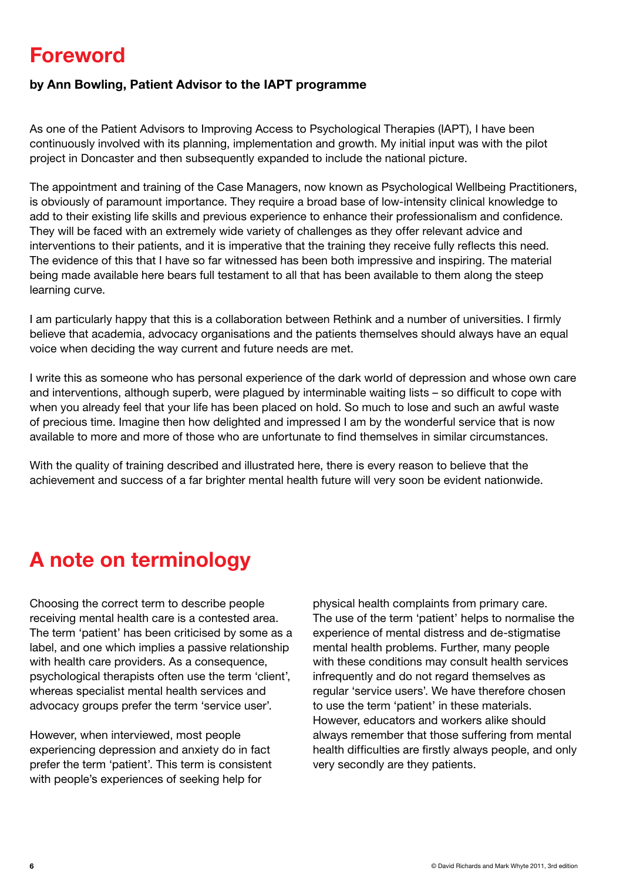# Foreword

**by Ann Bowling, Patient Advisor to the IAPT programme**

As one of the Patient Advisors to Improving Access to Psychological Therapies (IAPT), I have been continuously involved with its planning, implementation and growth. My initial input was with the pilot project in Doncaster and then subsequently expanded to include the national picture.

The appointment and training of the Case Managers, now known as Psychological Wellbeing Practitioners, is obviously of paramount importance. They require a broad base of low-intensity clinical knowledge to add to their existing life skills and previous experience to enhance their professionalism and confidence. They will be faced with an extremely wide variety of challenges as they offer relevant advice and interventions to their patients, and it is imperative that the training they receive fully reflects this need. The evidence of this that I have so far witnessed has been both impressive and inspiring. The material being made available here bears full testament to all that has been available to them along the steep learning curve.

I am particularly happy that this is a collaboration between Rethink and a number of universities. I firmly believe that academia, advocacy organisations and the patients themselves should always have an equal voice when deciding the way current and future needs are met.

I write this as someone who has personal experience of the dark world of depression and whose own care and interventions, although superb, were plagued by interminable waiting lists – so difficult to cope with when you already feel that your life has been placed on hold. So much to lose and such an awful waste of precious time. Imagine then how delighted and impressed I am by the wonderful service that is now available to more and more of those who are unfortunate to find themselves in similar circumstances.

With the quality of training described and illustrated here, there is every reason to believe that the achievement and success of a far brighter mental health future will very soon be evident nationwide.

# A note on terminology

Choosing the correct term to describe people receiving mental health care is a contested area. The term 'patient' has been criticised by some as a label, and one which implies a passive relationship with health care providers. As a consequence, psychological therapists often use the term 'client', whereas specialist mental health services and advocacy groups prefer the term 'service user'.

However, when interviewed, most people experiencing depression and anxiety do in fact prefer the term 'patient'. This term is consistent with people's experiences of seeking help for physical health complaints from primary care. The use of the term 'patient' helps to normalise the experience of mental distress and de-stigmatise mental health problems. Further, many people with these conditions may consult health services infrequently and do not regard themselves as regular 'service users'. We have therefore chosen to use the term 'patient' in these materials. However, educators and workers alike should always remember that those suffering from mental health difficulties are firstly always people, and only very secondly are they patients.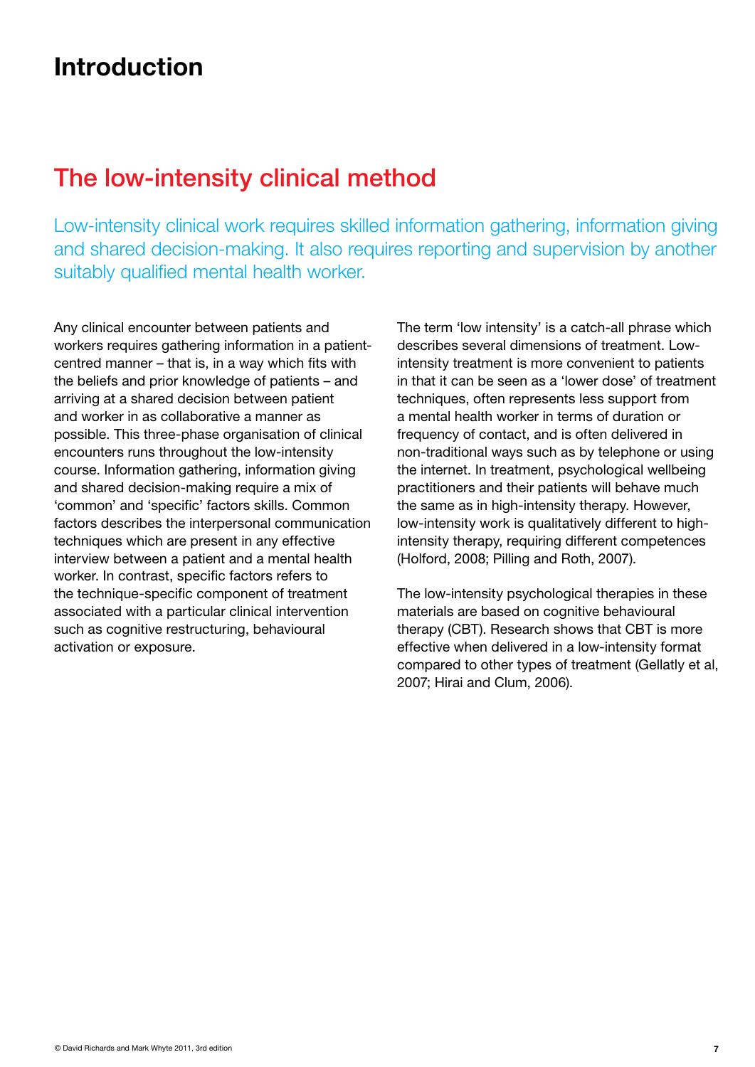# Introduction

## The low-intensity clinical method

Low-intensity clinical work requires skilled information gathering, information giving and shared decision-making. It also requires reporting and supervision by another suitably qualified mental health worker.

Any clinical encounter between patients and workers requires gathering information in a patient-centred manner – that is, in a way which fits with the beliefs and prior knowledge of patients – and arriving at a shared decision between patient and worker in as collaborative a manner as possible. This three-phase organisation of clinical encounters runs throughout the low-intensity course. Information gathering, information giving and shared decision-making require a mix of 'common' and 'specific' factors skills. Common factors describes the interpersonal communication techniques which are present in any effective interview between a patient and a mental health worker. In contrast, specific factors refers to the technique-specific component of treatment associated with a particular clinical intervention such as cognitive restructuring, behavioural activation or exposure.

The term 'low intensity' is a catch-all phrase which describes several dimensions of treatment. Low-intensity treatment is more convenient to patients in that it can be seen as a 'lower dose' of treatment techniques, often represents less support from a mental health worker in terms of duration or frequency of contact, and is often delivered in non-traditional ways such as by telephone or using the internet. In treatment, psychological wellbeing practitioners and their patients will behave much the same as in high-intensity therapy. However, low-intensity work is qualitatively different to high-intensity therapy, requiring different competences (Holford, 2008; Pilling and Roth, 2007).

The low-intensity psychological therapies in these materials are based on cognitive behavioural therapy (CBT). Research shows that CBT is more effective when delivered in a low-intensity format compared to other types of treatment (Gellatly et al, 2007; Hirai and Clum, 2006).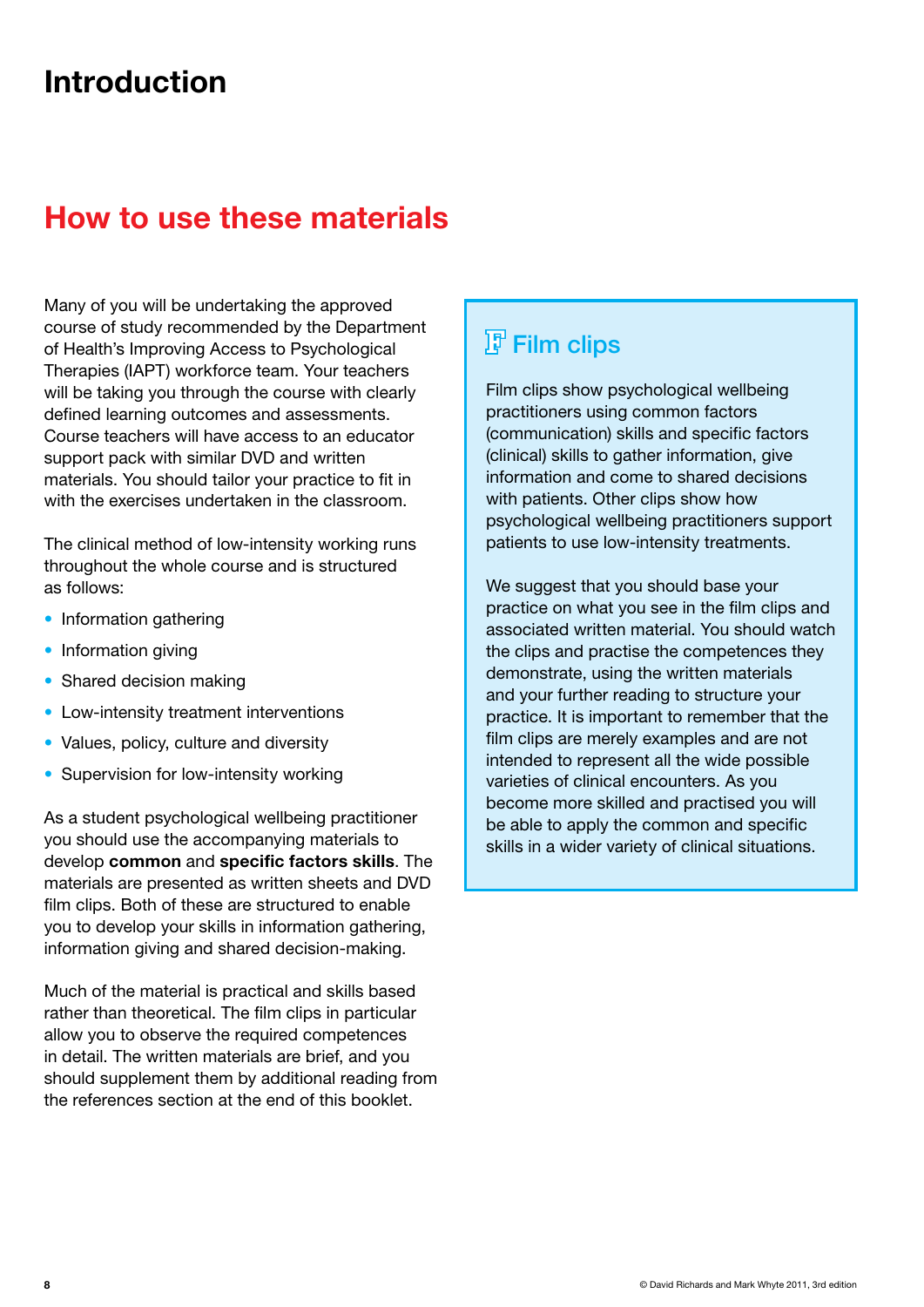# Introduction

## How to use these materials

Many of you will be undertaking the approved course of study recommended by the Department of Health's Improving Access to Psychological Therapies (IAPT) workforce team. Your teachers will be taking you through the course with clearly defined learning outcomes and assessments. Course teachers will have access to an educator support pack with similar DVD and written materials. You should tailor your practice to fit in with the exercises undertaken in the classroom.

The clinical method of low-intensity working runs throughout the whole course and is structured as follows:

- Information gathering
- Information giving
- Shared decision making
- Low-intensity treatment interventions
- Values, policy, culture and diversity
- Supervision for low-intensity working

As a student psychological wellbeing practitioner you should use the accompanying materials to develop **common** and **specific factors skills**. The materials are presented as written sheets and DVD film clips. Both of these are structured to enable you to develop your skills in information gathering, information giving and shared decision-making.

Much of the material is practical and skills based rather than theoretical. The film clips in particular allow you to observe the required competences in detail. The written materials are brief, and you should supplement them by additional reading from the references section at the end of this booklet.

### Film clips

Film clips show psychological wellbeing practitioners using common factors (communication) skills and specific factors (clinical) skills to gather information, give information and come to shared decisions with patients. Other clips show how psychological wellbeing practitioners support patients to use low-intensity treatments.

We suggest that you should base your practice on what you see in the film clips and associated written material. You should watch the clips and practise the competences they demonstrate, using the written materials and your further reading to structure your practice. It is important to remember that the film clips are merely examples and are not intended to represent all the wide possible varieties of clinical encounters. As you become more skilled and practised you will be able to apply the common and specific skills in a wider variety of clinical situations.

© David Richards and Mark Whyte 2011, 3rd edition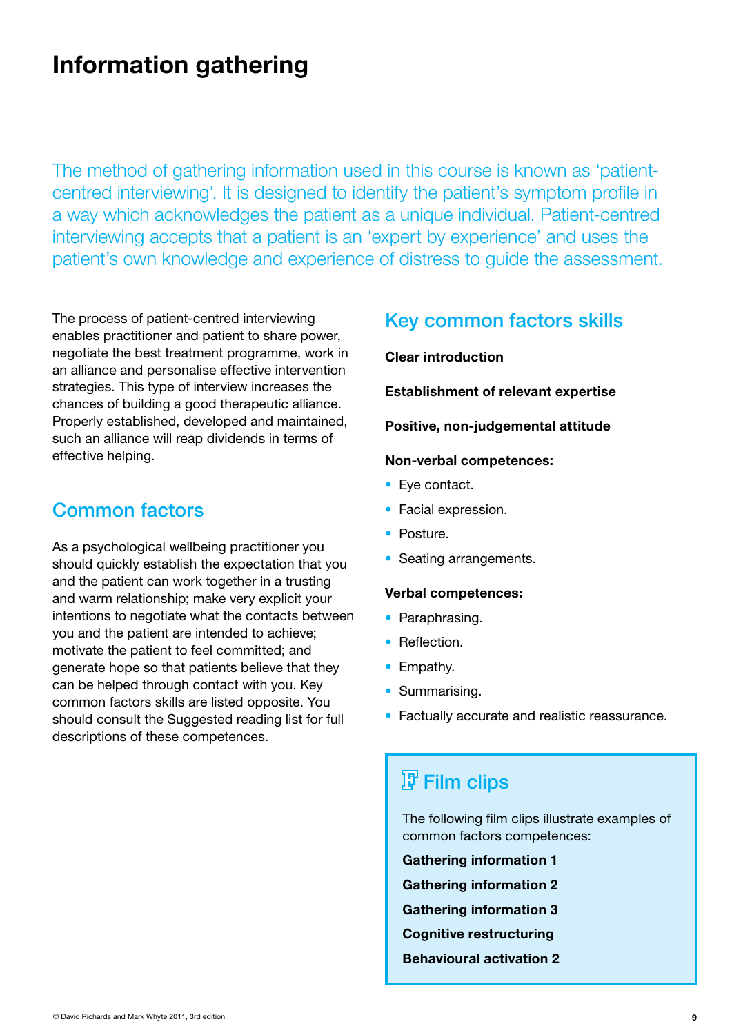# Information gathering

The method of gathering information used in this course is known as 'patient-centred interviewing'. It is designed to identify the patient's symptom profile in a way which acknowledges the patient as a unique individual. Patient-centred interviewing accepts that a patient is an 'expert by experience' and uses the patient's own knowledge and experience of distress to guide the assessment.

The process of patient-centred interviewing enables practitioner and patient to share power, negotiate the best treatment programme, work in an alliance and personalise effective intervention strategies. This type of interview increases the chances of building a good therapeutic alliance. Properly established, developed and maintained, such an alliance will reap dividends in terms of effective helping.

## Common factors

As a psychological wellbeing practitioner you should quickly establish the expectation that you and the patient can work together in a trusting and warm relationship; make very explicit your intentions to negotiate what the contacts between you and the patient are intended to achieve; motivate the patient to feel committed; and generate hope so that patients believe that they can be helped through contact with you. Key common factors skills are listed opposite. You should consult the Suggested reading list for full descriptions of these competences.

## Key common factors skills

**Clear introduction**

**Establishment of relevant expertise**

**Positive, non-judgemental attitude**

**Non-verbal competences:**

- Eye contact.
- Facial expression.
- Posture.
- Seating arrangements.

**Verbal competences:**

- Paraphrasing.
- Reflection.
- Empathy.
- Summarising.
- Factually accurate and realistic reassurance.

### Film clips

The following film clips illustrate examples of common factors competences:

**Gathering information 1**

**Gathering information 2**

**Gathering information 3**

**Cognitive restructuring**

**Behavioural activation 2**

© David Richards and Mark Whyte 2011, 3rd edition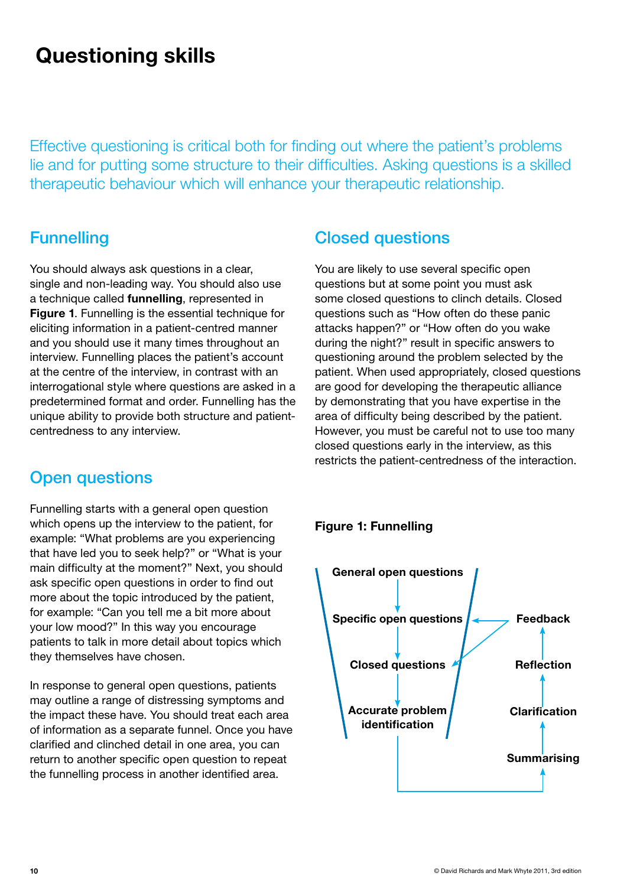# Questioning skills

Effective questioning is critical both for finding out where the patient's problems lie and for putting some structure to their difficulties. Asking questions is a skilled therapeutic behaviour which will enhance your therapeutic relationship.

## Funnelling

You should always ask questions in a clear, single and non-leading way. You should also use a technique called **funnelling**, represented in **Figure 1**. Funnelling is the essential technique for eliciting information in a patient-centred manner and you should use it many times throughout an interview. Funnelling places the patient's account at the centre of the interview, in contrast with an interrogational style where questions are asked in a predetermined format and order. Funnelling has the unique ability to provide both structure and patient-centredness to any interview.

## Open questions

Funnelling starts with a general open question which opens up the interview to the patient, for example: "What problems are you experiencing that have led you to seek help?" or "What is your main difficulty at the moment?" Next, you should ask specific open questions in order to find out more about the topic introduced by the patient, for example: "Can you tell me a bit more about your low mood?" In this way you encourage patients to talk in more detail about topics which they themselves have chosen.

In response to general open questions, patients may outline a range of distressing symptoms and the impact these have. You should treat each area of information as a separate funnel. Once you have clarified and clinched detail in one area, you can return to another specific open question to repeat the funnelling process in another identified area.

## Closed questions

You are likely to use several specific open questions but at some point you must ask some closed questions to clinch details. Closed questions such as "How often do these panic attacks happen?" or "How often do you wake during the night?" result in specific answers to questioning around the problem selected by the patient. When used appropriately, closed questions are good for developing the therapeutic alliance by demonstrating that you have expertise in the area of difficulty being described by the patient. However, you must be careful not to use too many closed questions early in the interview, as this restricts the patient-centredness of the interaction.

**Figure 1: Funnelling**

General open questions → Specific open questions → Closed questions → Accurate problem identification → Summarising → Clarification → Reflection → Feedback → (Specific open questions / Closed questions)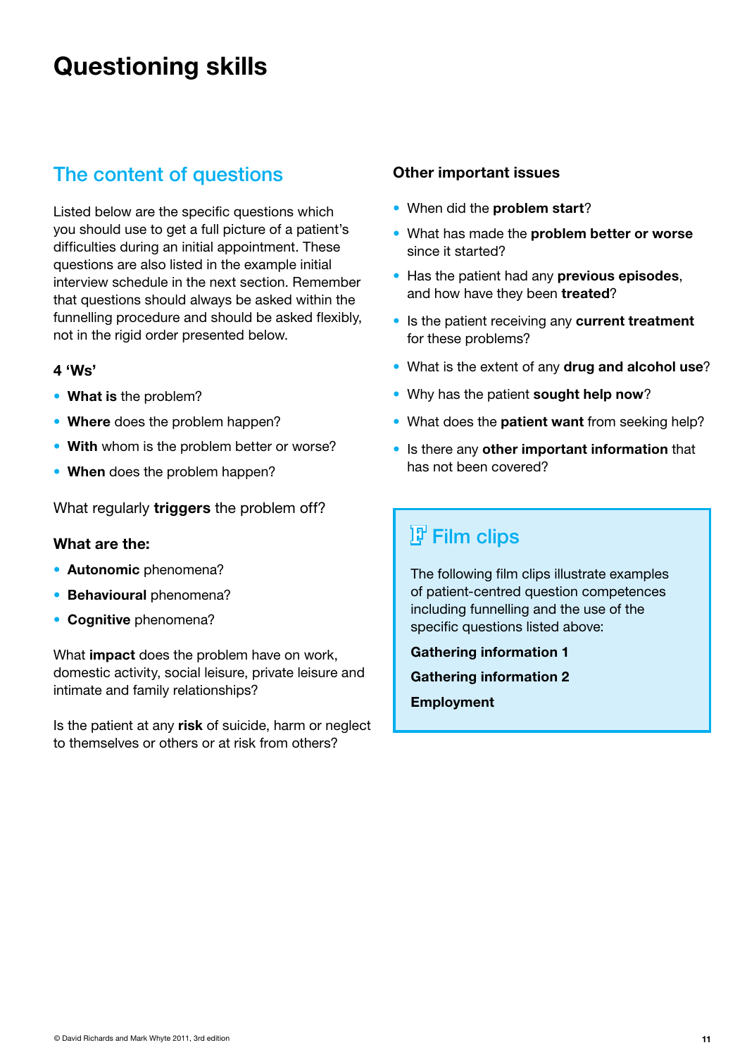# Questioning skills

## The content of questions

Listed below are the specific questions which you should use to get a full picture of a patient's difficulties during an initial appointment. These questions are also listed in the example initial interview schedule in the next section. Remember that questions should always be asked within the funnelling procedure and should be asked flexibly, not in the rigid order presented below.

**4 'Ws'**

- **What is** the problem?
- **Where** does the problem happen?
- **With** whom is the problem better or worse?
- **When** does the problem happen?

What regularly **triggers** the problem off?

**What are the:**

- **Autonomic** phenomena?
- **Behavioural** phenomena?
- **Cognitive** phenomena?

What **impact** does the problem have on work, domestic activity, social leisure, private leisure and intimate and family relationships?

Is the patient at any **risk** of suicide, harm or neglect to themselves or others or at risk from others?

**Other important issues**

- When did the **problem start**?
- What has made the **problem better or worse** since it started?
- Has the patient had any **previous episodes**, and how have they been **treated**?
- Is the patient receiving any **current treatment** for these problems?
- What is the extent of any **drug and alcohol use**?
- Why has the patient **sought help now**?
- What does the **patient want** from seeking help?
- Is there any **other important information** that has not been covered?

### Film clips

The following film clips illustrate examples of patient-centred question competences including funnelling and the use of the specific questions listed above:

**Gathering information 1**

**Gathering information 2**

**Employment**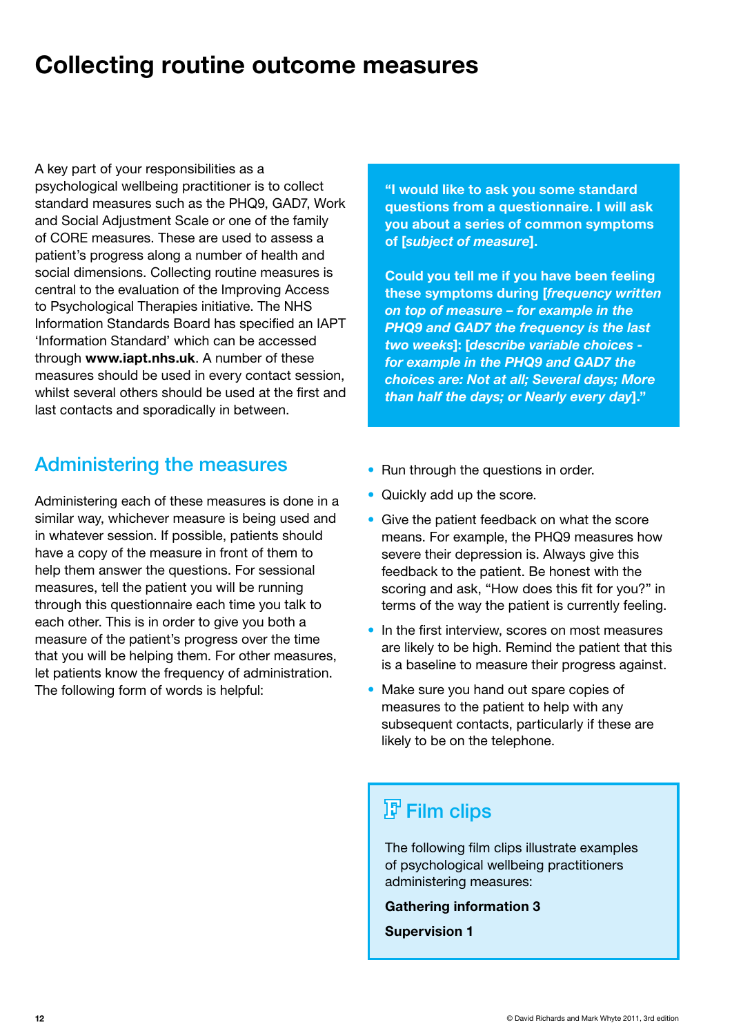# Collecting routine outcome measures

A key part of your responsibilities as a psychological wellbeing practitioner is to collect standard measures such as the PHQ9, GAD7, Work and Social Adjustment Scale or one of the family of CORE measures. These are used to assess a patient's progress along a number of health and social dimensions. Collecting routine measures is central to the evaluation of the Improving Access to Psychological Therapies initiative. The NHS Information Standards Board has specified an IAPT 'Information Standard' which can be accessed through **www.iapt.nhs.uk**. A number of these measures should be used in every contact session, whilst several others should be used at the first and last contacts and sporadically in between.

## Administering the measures

Administering each of these measures is done in a similar way, whichever measure is being used and in whatever session. If possible, patients should have a copy of the measure in front of them to help them answer the questions. For sessional measures, tell the patient you will be running through this questionnaire each time you talk to each other. This is in order to give you both a measure of the patient's progress over the time that you will be helping them. For other measures, let patients know the frequency of administration. The following form of words is helpful:

**"I would like to ask you some standard questions from a questionnaire. I will ask you about a series of common symptoms of [*subject of measure*].**

**Could you tell me if you have been feeling these symptoms during [*frequency written on top of measure – for example in the PHQ9 and GAD7 the frequency is the last two weeks*]: [*describe variable choices - for example in the PHQ9 and GAD7 the choices are: Not at all; Several days; More than half the days; or Nearly every day*]."**

- Run through the questions in order.
- Quickly add up the score.
- Give the patient feedback on what the score means. For example, the PHQ9 measures how severe their depression is. Always give this feedback to the patient. Be honest with the scoring and ask, "How does this fit for you?" in terms of the way the patient is currently feeling.
- In the first interview, scores on most measures are likely to be high. Remind the patient that this is a baseline to measure their progress against.
- Make sure you hand out spare copies of measures to the patient to help with any subsequent contacts, particularly if these are likely to be on the telephone.

### Film clips

The following film clips illustrate examples of psychological wellbeing practitioners administering measures:

**Gathering information 3**

**Supervision 1**

© David Richards and Mark Whyte 2011, 3rd edition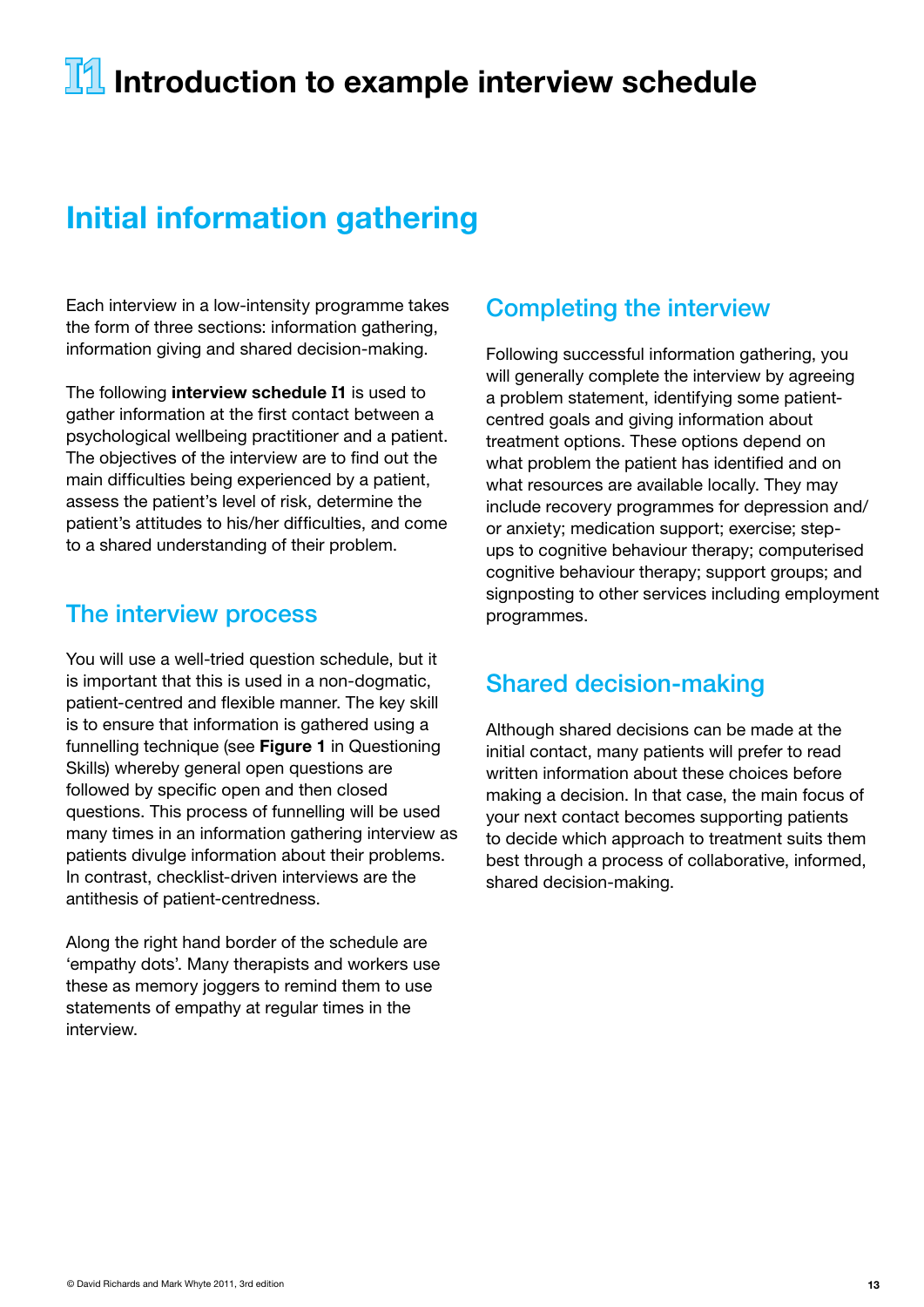# I1 Introduction to example interview schedule

## Initial information gathering

Each interview in a low-intensity programme takes the form of three sections: information gathering, information giving and shared decision-making.

The following **interview schedule I1** is used to gather information at the first contact between a psychological wellbeing practitioner and a patient. The objectives of the interview are to find out the main difficulties being experienced by a patient, assess the patient's level of risk, determine the patient's attitudes to his/her difficulties, and come to a shared understanding of their problem.

### The interview process

You will use a well-tried question schedule, but it is important that this is used in a non-dogmatic, patient-centred and flexible manner. The key skill is to ensure that information is gathered using a funnelling technique (see **Figure 1** in Questioning Skills) whereby general open questions are followed by specific open and then closed questions. This process of funnelling will be used many times in an information gathering interview as patients divulge information about their problems. In contrast, checklist-driven interviews are the antithesis of patient-centredness.

Along the right hand border of the schedule are 'empathy dots'. Many therapists and workers use these as memory joggers to remind them to use statements of empathy at regular times in the interview.

### Completing the interview

Following successful information gathering, you will generally complete the interview by agreeing a problem statement, identifying some patient-centred goals and giving information about treatment options. These options depend on what problem the patient has identified and on what resources are available locally. They may include recovery programmes for depression and/or anxiety; medication support; exercise; step-ups to cognitive behaviour therapy; computerised cognitive behaviour therapy; support groups; and signposting to other services including employment programmes.

### Shared decision-making

Although shared decisions can be made at the initial contact, many patients will prefer to read written information about these choices before making a decision. In that case, the main focus of your next contact becomes supporting patients to decide which approach to treatment suits them best through a process of collaborative, informed, shared decision-making.

© David Richards and Mark Whyte 2011, 3rd edition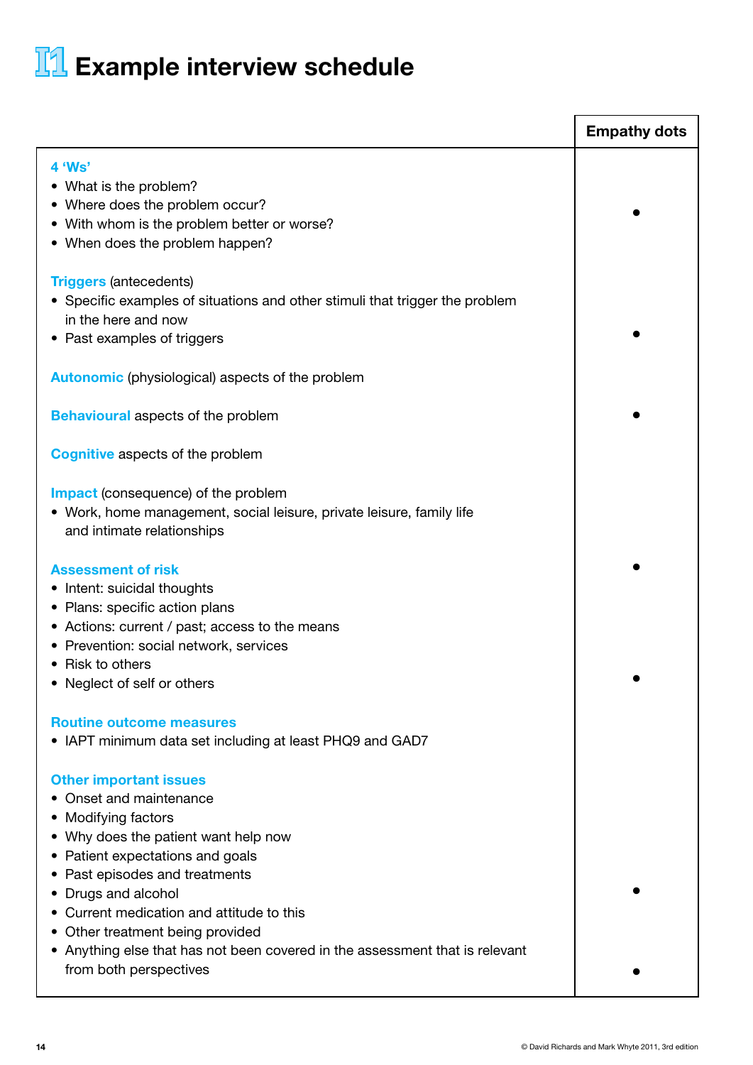# I1 Example interview schedule

| | Empathy dots |
|---|---|
| **4 'Ws'**<br>• What is the problem?<br>• Where does the problem occur?<br>• With whom is the problem better or worse?<br>• When does the problem happen? | • |
| **Triggers** (antecedents)<br>• Specific examples of situations and other stimuli that trigger the problem in the here and now<br>• Past examples of triggers | • |
| **Autonomic** (physiological) aspects of the problem | |
| **Behavioural** aspects of the problem | • |
| **Cognitive** aspects of the problem | |
| **Impact** (consequence) of the problem<br>• Work, home management, social leisure, private leisure, family life and intimate relationships | |
| **Assessment of risk**<br>• Intent: suicidal thoughts<br>• Plans: specific action plans<br>• Actions: current / past; access to the means<br>• Prevention: social network, services<br>• Risk to others<br>• Neglect of self or others | •<br>• |
| **Routine outcome measures**<br>• IAPT minimum data set including at least PHQ9 and GAD7 | |
| **Other important issues**<br>• Onset and maintenance<br>• Modifying factors<br>• Why does the patient want help now<br>• Patient expectations and goals<br>• Past episodes and treatments<br>• Drugs and alcohol<br>• Current medication and attitude to this<br>• Other treatment being provided<br>• Anything else that has not been covered in the assessment that is relevant from both perspectives | •<br>• |

© David Richards and Mark Whyte 2011, 3rd edition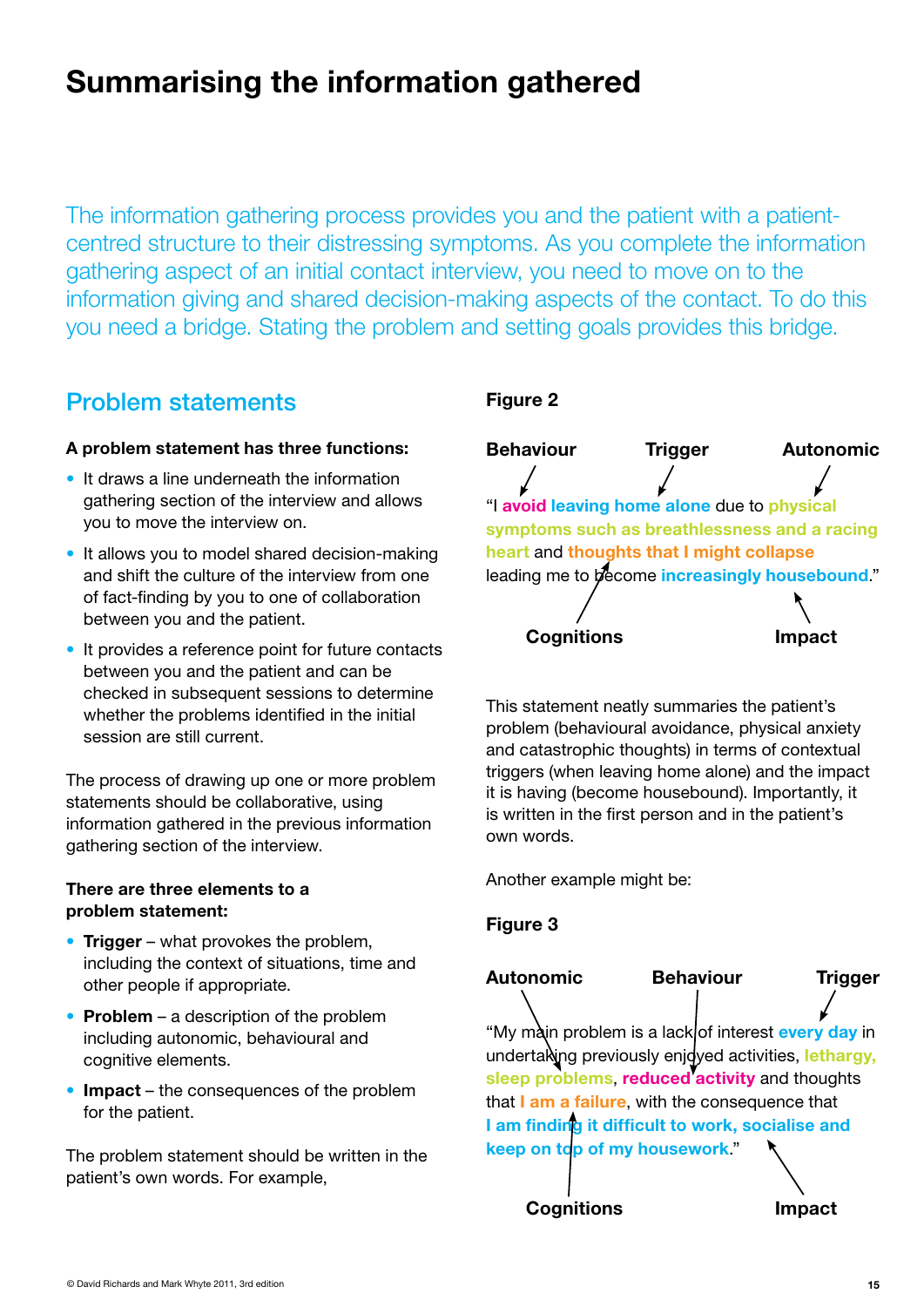# Summarising the information gathered

The information gathering process provides you and the patient with a patient-centred structure to their distressing symptoms. As you complete the information gathering aspect of an initial contact interview, you need to move on to the information giving and shared decision-making aspects of the contact. To do this you need a bridge. Stating the problem and setting goals provides this bridge.

## Problem statements

**A problem statement has three functions:**

- It draws a line underneath the information gathering section of the interview and allows you to move the interview on.
- It allows you to model shared decision-making and shift the culture of the interview from one of fact-finding by you to one of collaboration between you and the patient.
- It provides a reference point for future contacts between you and the patient and can be checked in subsequent sessions to determine whether the problems identified in the initial session are still current.

The process of drawing up one or more problem statements should be collaborative, using information gathered in the previous information gathering section of the interview.

**There are three elements to a problem statement:**

- **Trigger** – what provokes the problem, including the context of situations, time and other people if appropriate.
- **Problem** – a description of the problem including autonomic, behavioural and cognitive elements.
- **Impact** – the consequences of the problem for the patient.

The problem statement should be written in the patient's own words. For example,

**Figure 2**

Behaviour

Trigger

Autonomic

"I **avoid leaving home alone** due to **physical symptoms such as breathlessness and a racing heart** and **thoughts that I might collapse** leading me to become **increasingly housebound**."

Cognitions

Impact

This statement neatly summaries the patient's problem (behavioural avoidance, physical anxiety and catastrophic thoughts) in terms of contextual triggers (when leaving home alone) and the impact it is having (become housebound). Importantly, it is written in the first person and in the patient's own words.

Another example might be:

**Figure 3**

Autonomic

Behaviour

Trigger

"My main problem is a lack of interest **every day** in undertaking previously enjoyed activities, **lethargy, sleep problems**, **reduced activity** and thoughts that **I am a failure**, with the consequence that **I am finding it difficult to work, socialise and keep on top of my housework**."

Cognitions

Impact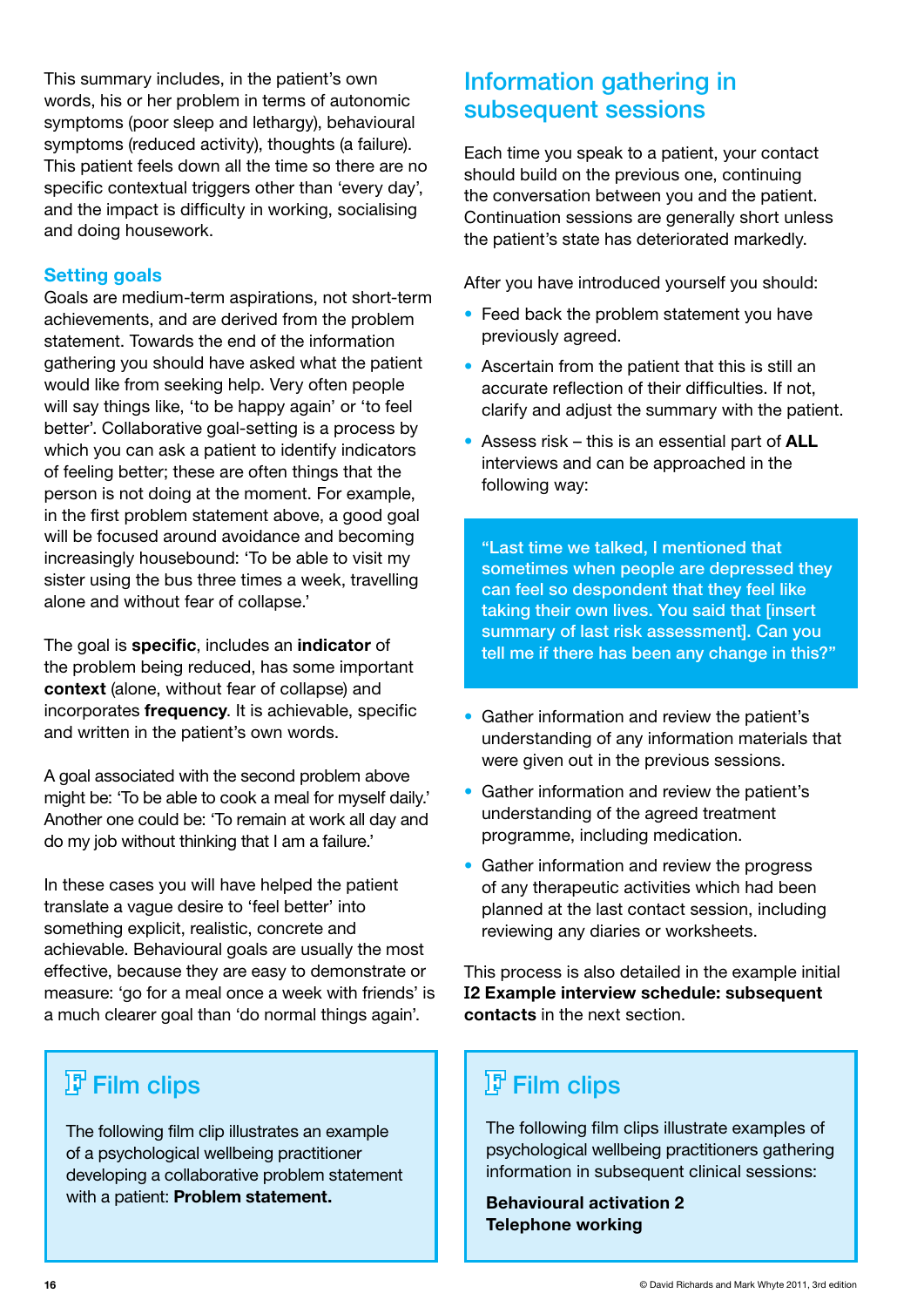This summary includes, in the patient's own words, his or her problem in terms of autonomic symptoms (poor sleep and lethargy), behavioural symptoms (reduced activity), thoughts (a failure). This patient feels down all the time so there are no specific contextual triggers other than 'every day', and the impact is difficulty in working, socialising and doing housework.

### Setting goals

Goals are medium-term aspirations, not short-term achievements, and are derived from the problem statement. Towards the end of the information gathering you should have asked what the patient would like from seeking help. Very often people will say things like, 'to be happy again' or 'to feel better'. Collaborative goal-setting is a process by which you can ask a patient to identify indicators of feeling better; these are often things that the person is not doing at the moment. For example, in the first problem statement above, a good goal will be focused around avoidance and becoming increasingly housebound: 'To be able to visit my sister using the bus three times a week, travelling alone and without fear of collapse.'

The goal is **specific**, includes an **indicator** of the problem being reduced, has some important **context** (alone, without fear of collapse) and incorporates **frequency**. It is achievable, specific and written in the patient's own words.

A goal associated with the second problem above might be: 'To be able to cook a meal for myself daily.' Another one could be: 'To remain at work all day and do my job without thinking that I am a failure.'

In these cases you will have helped the patient translate a vague desire to 'feel better' into something explicit, realistic, concrete and achievable. Behavioural goals are usually the most effective, because they are easy to demonstrate or measure: 'go for a meal once a week with friends' is a much clearer goal than 'do normal things again'.

> **Film clips**
>
> The following film clip illustrates an example of a psychological wellbeing practitioner developing a collaborative problem statement with a patient: **Problem statement.**

## Information gathering in subsequent sessions

Each time you speak to a patient, your contact should build on the previous one, continuing the conversation between you and the patient. Continuation sessions are generally short unless the patient's state has deteriorated markedly.

After you have introduced yourself you should:

- Feed back the problem statement you have previously agreed.
- Ascertain from the patient that this is still an accurate reflection of their difficulties. If not, clarify and adjust the summary with the patient.
- Assess risk – this is an essential part of **ALL** interviews and can be approached in the following way:

> "Last time we talked, I mentioned that sometimes when people are depressed they can feel so despondent that they feel like taking their own lives. You said that [insert summary of last risk assessment]. Can you tell me if there has been any change in this?"

- Gather information and review the patient's understanding of any information materials that were given out in the previous sessions.
- Gather information and review the patient's understanding of the agreed treatment programme, including medication.
- Gather information and review the progress of any therapeutic activities which had been planned at the last contact session, including reviewing any diaries or worksheets.

This process is also detailed in the example initial **I2 Example interview schedule: subsequent contacts** in the next section.

> **Film clips**
>
> The following film clips illustrate examples of psychological wellbeing practitioners gathering information in subsequent clinical sessions:
>
> **Behavioural activation 2**
> **Telephone working**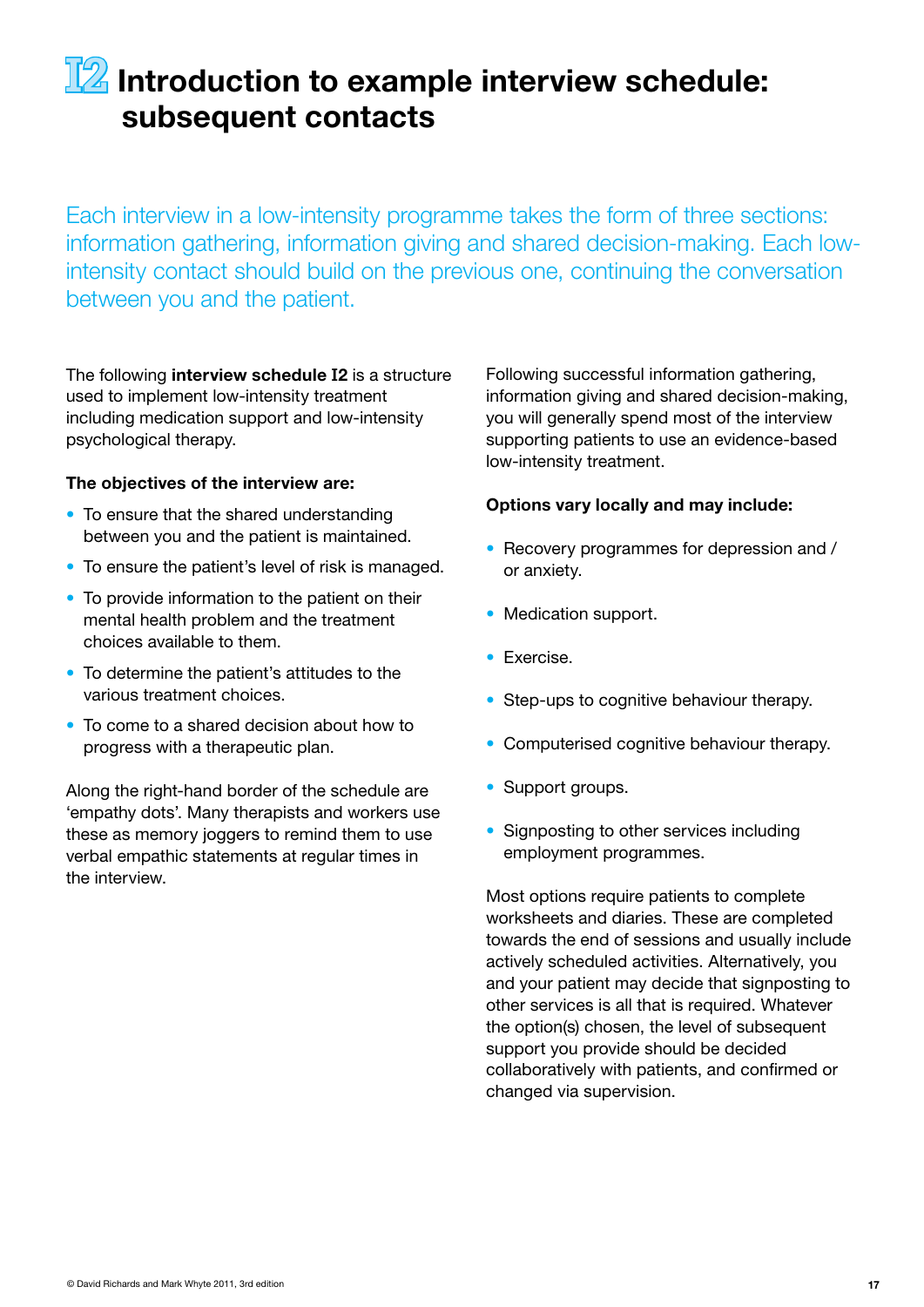# I2 Introduction to example interview schedule: subsequent contacts

Each interview in a low-intensity programme takes the form of three sections: information gathering, information giving and shared decision-making. Each low-intensity contact should build on the previous one, continuing the conversation between you and the patient.

The following **interview schedule I2** is a structure used to implement low-intensity treatment including medication support and low-intensity psychological therapy.

**The objectives of the interview are:**

- To ensure that the shared understanding between you and the patient is maintained.
- To ensure the patient's level of risk is managed.
- To provide information to the patient on their mental health problem and the treatment choices available to them.
- To determine the patient's attitudes to the various treatment choices.
- To come to a shared decision about how to progress with a therapeutic plan.

Along the right-hand border of the schedule are 'empathy dots'. Many therapists and workers use these as memory joggers to remind them to use verbal empathic statements at regular times in the interview.

Following successful information gathering, information giving and shared decision-making, you will generally spend most of the interview supporting patients to use an evidence-based low-intensity treatment.

**Options vary locally and may include:**

- Recovery programmes for depression and / or anxiety.
- Medication support.
- Exercise.
- Step-ups to cognitive behaviour therapy.
- Computerised cognitive behaviour therapy.
- Support groups.
- Signposting to other services including employment programmes.

Most options require patients to complete worksheets and diaries. These are completed towards the end of sessions and usually include actively scheduled activities. Alternatively, you and your patient may decide that signposting to other services is all that is required. Whatever the option(s) chosen, the level of subsequent support you provide should be decided collaboratively with patients, and confirmed or changed via supervision.

© David Richards and Mark Whyte 2011, 3rd edition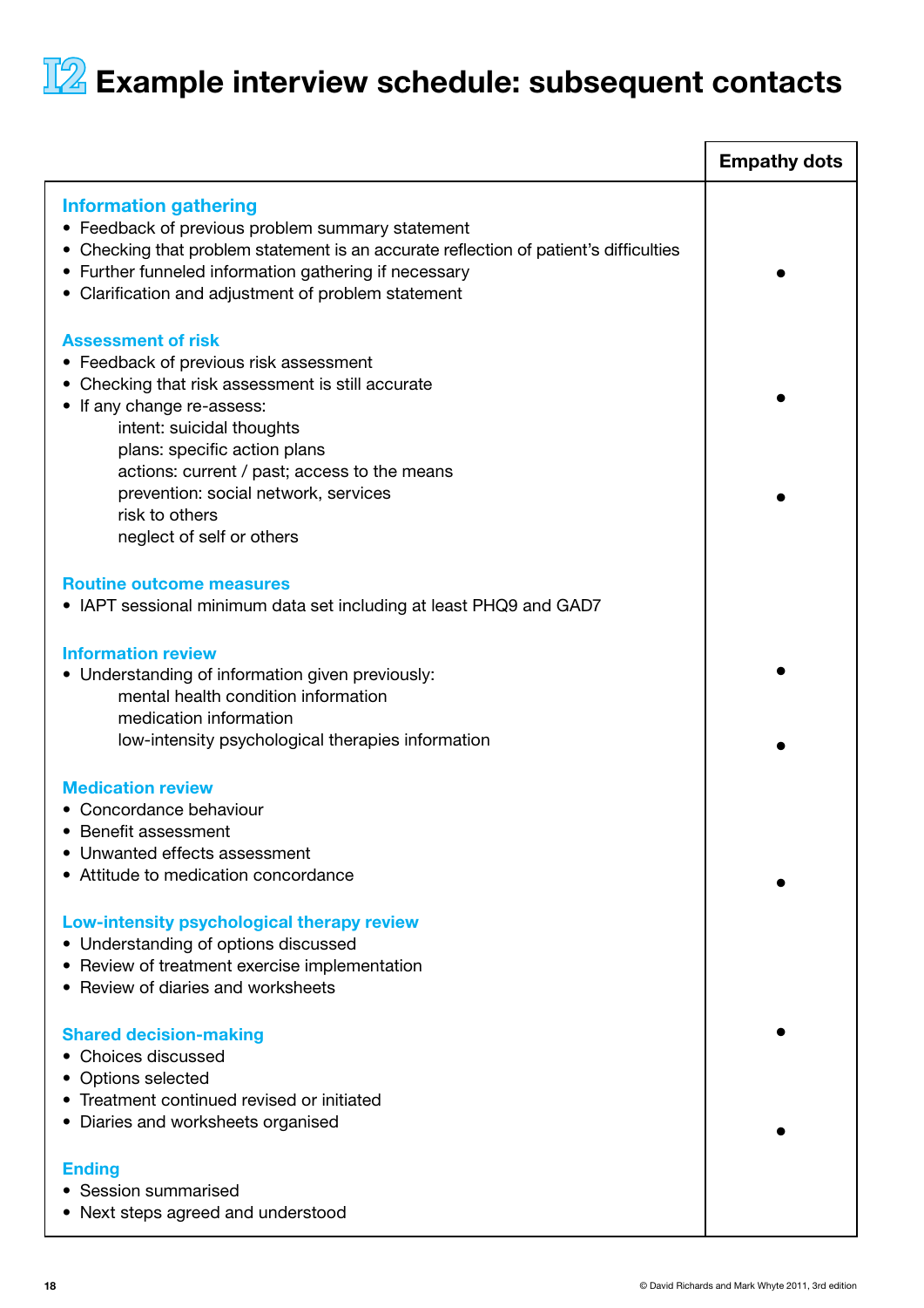# I2 Example interview schedule: subsequent contacts

| | Empathy dots |
|---|---|
| **Information gathering**<br>• Feedback of previous problem summary statement<br>• Checking that problem statement is an accurate reflection of patient's difficulties<br>• Further funneled information gathering if necessary<br>• Clarification and adjustment of problem statement | • |
| **Assessment of risk**<br>• Feedback of previous risk assessment<br>• Checking that risk assessment is still accurate<br>• If any change re-assess:<br>intent: suicidal thoughts<br>plans: specific action plans<br>actions: current / past; access to the means<br>prevention: social network, services<br>risk to others<br>neglect of self or others | •<br><br>• |
| **Routine outcome measures**<br>• IAPT sessional minimum data set including at least PHQ9 and GAD7 | |
| **Information review**<br>• Understanding of information given previously:<br>mental health condition information<br>medication information<br>low-intensity psychological therapies information | •<br><br>• |
| **Medication review**<br>• Concordance behaviour<br>• Benefit assessment<br>• Unwanted effects assessment<br>• Attitude to medication concordance | • |
| **Low-intensity psychological therapy review**<br>• Understanding of options discussed<br>• Review of treatment exercise implementation<br>• Review of diaries and worksheets | |
| **Shared decision-making**<br>• Choices discussed<br>• Options selected<br>• Treatment continued revised or initiated<br>• Diaries and worksheets organised | •<br><br>• |
| **Ending**<br>• Session summarised<br>• Next steps agreed and understood | |

© David Richards and Mark Whyte 2011, 3rd edition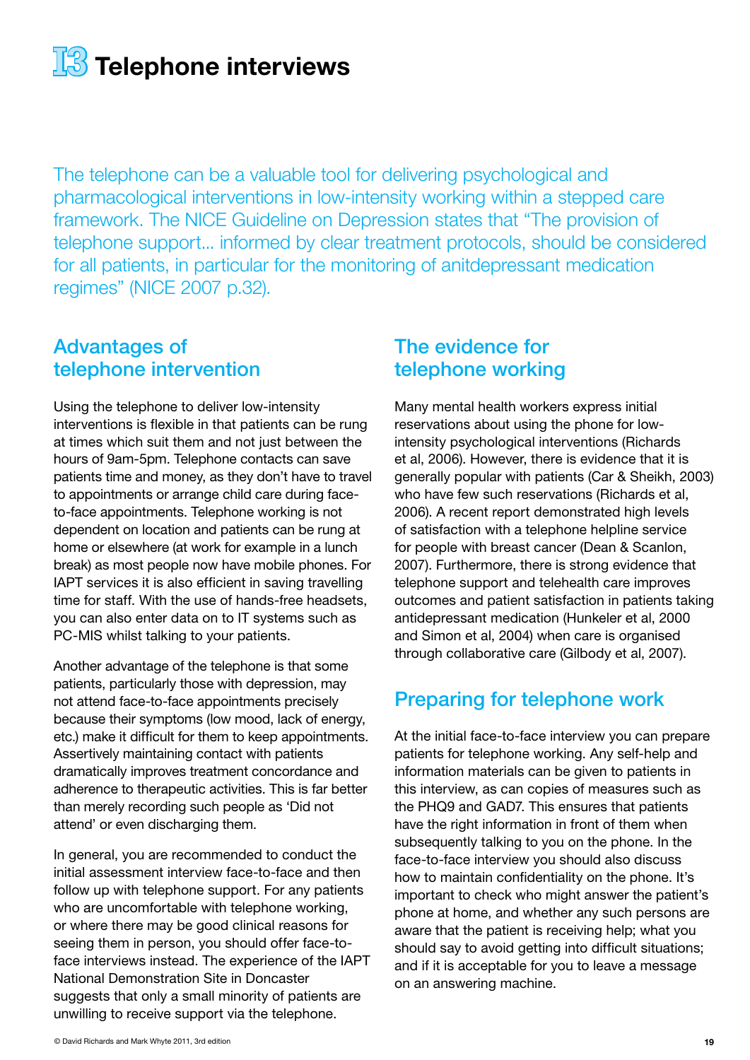# I3 Telephone interviews

The telephone can be a valuable tool for delivering psychological and pharmacological interventions in low-intensity working within a stepped care framework. The NICE Guideline on Depression states that "The provision of telephone support... informed by clear treatment protocols, should be considered for all patients, in particular for the monitoring of anitdepressant medication regimes" (NICE 2007 p.32).

## Advantages of telephone intervention

Using the telephone to deliver low-intensity interventions is flexible in that patients can be rung at times which suit them and not just between the hours of 9am-5pm. Telephone contacts can save patients time and money, as they don't have to travel to appointments or arrange child care during face-to-face appointments. Telephone working is not dependent on location and patients can be rung at home or elsewhere (at work for example in a lunch break) as most people now have mobile phones. For IAPT services it is also efficient in saving travelling time for staff. With the use of hands-free headsets, you can also enter data on to IT systems such as PC-MIS whilst talking to your patients.

Another advantage of the telephone is that some patients, particularly those with depression, may not attend face-to-face appointments precisely because their symptoms (low mood, lack of energy, etc.) make it difficult for them to keep appointments. Assertively maintaining contact with patients dramatically improves treatment concordance and adherence to therapeutic activities. This is far better than merely recording such people as 'Did not attend' or even discharging them.

In general, you are recommended to conduct the initial assessment interview face-to-face and then follow up with telephone support. For any patients who are uncomfortable with telephone working, or where there may be good clinical reasons for seeing them in person, you should offer face-to-face interviews instead. The experience of the IAPT National Demonstration Site in Doncaster suggests that only a small minority of patients are unwilling to receive support via the telephone.

## The evidence for telephone working

Many mental health workers express initial reservations about using the phone for low-intensity psychological interventions (Richards et al, 2006). However, there is evidence that it is generally popular with patients (Car & Sheikh, 2003) who have few such reservations (Richards et al, 2006). A recent report demonstrated high levels of satisfaction with a telephone helpline service for people with breast cancer (Dean & Scanlon, 2007). Furthermore, there is strong evidence that telephone support and telehealth care improves outcomes and patient satisfaction in patients taking antidepressant medication (Hunkeler et al, 2000 and Simon et al, 2004) when care is organised through collaborative care (Gilbody et al, 2007).

## Preparing for telephone work

At the initial face-to-face interview you can prepare patients for telephone working. Any self-help and information materials can be given to patients in this interview, as can copies of measures such as the PHQ9 and GAD7. This ensures that patients have the right information in front of them when subsequently talking to you on the phone. In the face-to-face interview you should also discuss how to maintain confidentiality on the phone. It's important to check who might answer the patient's phone at home, and whether any such persons are aware that the patient is receiving help; what you should say to avoid getting into difficult situations; and if it is acceptable for you to leave a message on an answering machine.

© David Richards and Mark Whyte 2011, 3rd edition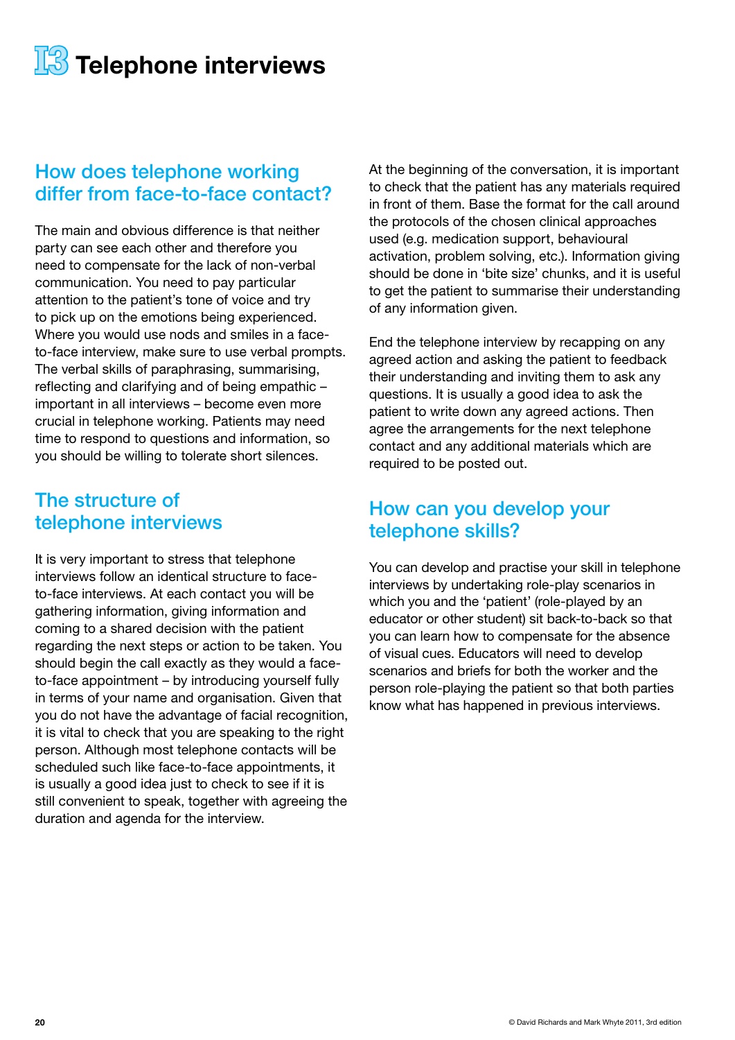# I3 Telephone interviews

## How does telephone working differ from face-to-face contact?

The main and obvious difference is that neither party can see each other and therefore you need to compensate for the lack of non-verbal communication. You need to pay particular attention to the patient's tone of voice and try to pick up on the emotions being experienced. Where you would use nods and smiles in a face-to-face interview, make sure to use verbal prompts. The verbal skills of paraphrasing, summarising, reflecting and clarifying and of being empathic – important in all interviews – become even more crucial in telephone working. Patients may need time to respond to questions and information, so you should be willing to tolerate short silences.

## The structure of telephone interviews

It is very important to stress that telephone interviews follow an identical structure to face-to-face interviews. At each contact you will be gathering information, giving information and coming to a shared decision with the patient regarding the next steps or action to be taken. You should begin the call exactly as they would a face-to-face appointment – by introducing yourself fully in terms of your name and organisation. Given that you do not have the advantage of facial recognition, it is vital to check that you are speaking to the right person. Although most telephone contacts will be scheduled such like face-to-face appointments, it is usually a good idea just to check to see if it is still convenient to speak, together with agreeing the duration and agenda for the interview.

At the beginning of the conversation, it is important to check that the patient has any materials required in front of them. Base the format for the call around the protocols of the chosen clinical approaches used (e.g. medication support, behavioural activation, problem solving, etc.). Information giving should be done in 'bite size' chunks, and it is useful to get the patient to summarise their understanding of any information given.

End the telephone interview by recapping on any agreed action and asking the patient to feedback their understanding and inviting them to ask any questions. It is usually a good idea to ask the patient to write down any agreed actions. Then agree the arrangements for the next telephone contact and any additional materials which are required to be posted out.

## How can you develop your telephone skills?

You can develop and practise your skill in telephone interviews by undertaking role-play scenarios in which you and the 'patient' (role-played by an educator or other student) sit back-to-back so that you can learn how to compensate for the absence of visual cues. Educators will need to develop scenarios and briefs for both the worker and the person role-playing the patient so that both parties know what has happened in previous interviews.

© David Richards and Mark Whyte 2011, 3rd edition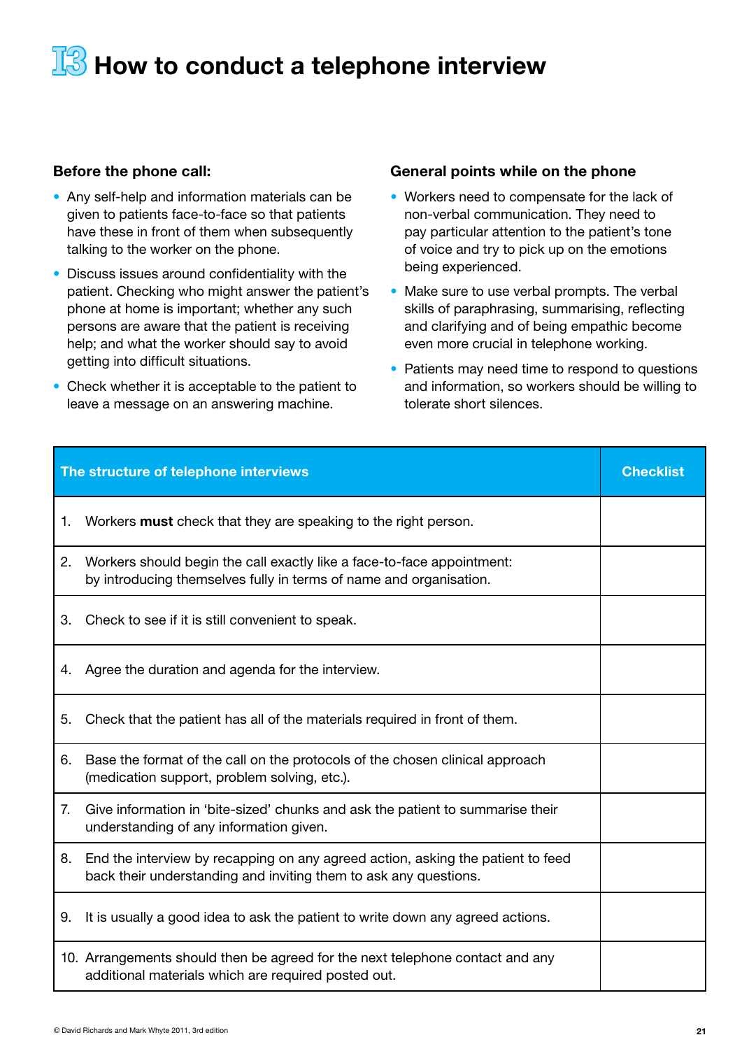# I3 How to conduct a telephone interview

### Before the phone call:

- Any self-help and information materials can be given to patients face-to-face so that patients have these in front of them when subsequently talking to the worker on the phone.
- Discuss issues around confidentiality with the patient. Checking who might answer the patient's phone at home is important; whether any such persons are aware that the patient is receiving help; and what the worker should say to avoid getting into difficult situations.
- Check whether it is acceptable to the patient to leave a message on an answering machine.

### General points while on the phone

- Workers need to compensate for the lack of non-verbal communication. They need to pay particular attention to the patient's tone of voice and try to pick up on the emotions being experienced.
- Make sure to use verbal prompts. The verbal skills of paraphrasing, summarising, reflecting and clarifying and of being empathic become even more crucial in telephone working.
- Patients may need time to respond to questions and information, so workers should be willing to tolerate short silences.

| The structure of telephone interviews | Checklist |
|---|---|
| 1. Workers **must** check that they are speaking to the right person. | |
| 2. Workers should begin the call exactly like a face-to-face appointment: by introducing themselves fully in terms of name and organisation. | |
| 3. Check to see if it is still convenient to speak. | |
| 4. Agree the duration and agenda for the interview. | |
| 5. Check that the patient has all of the materials required in front of them. | |
| 6. Base the format of the call on the protocols of the chosen clinical approach (medication support, problem solving, etc.). | |
| 7. Give information in 'bite-sized' chunks and ask the patient to summarise their understanding of any information given. | |
| 8. End the interview by recapping on any agreed action, asking the patient to feed back their understanding and inviting them to ask any questions. | |
| 9. It is usually a good idea to ask the patient to write down any agreed actions. | |
| 10. Arrangements should then be agreed for the next telephone contact and any additional materials which are required posted out. | |

© David Richards and Mark Whyte 2011, 3rd edition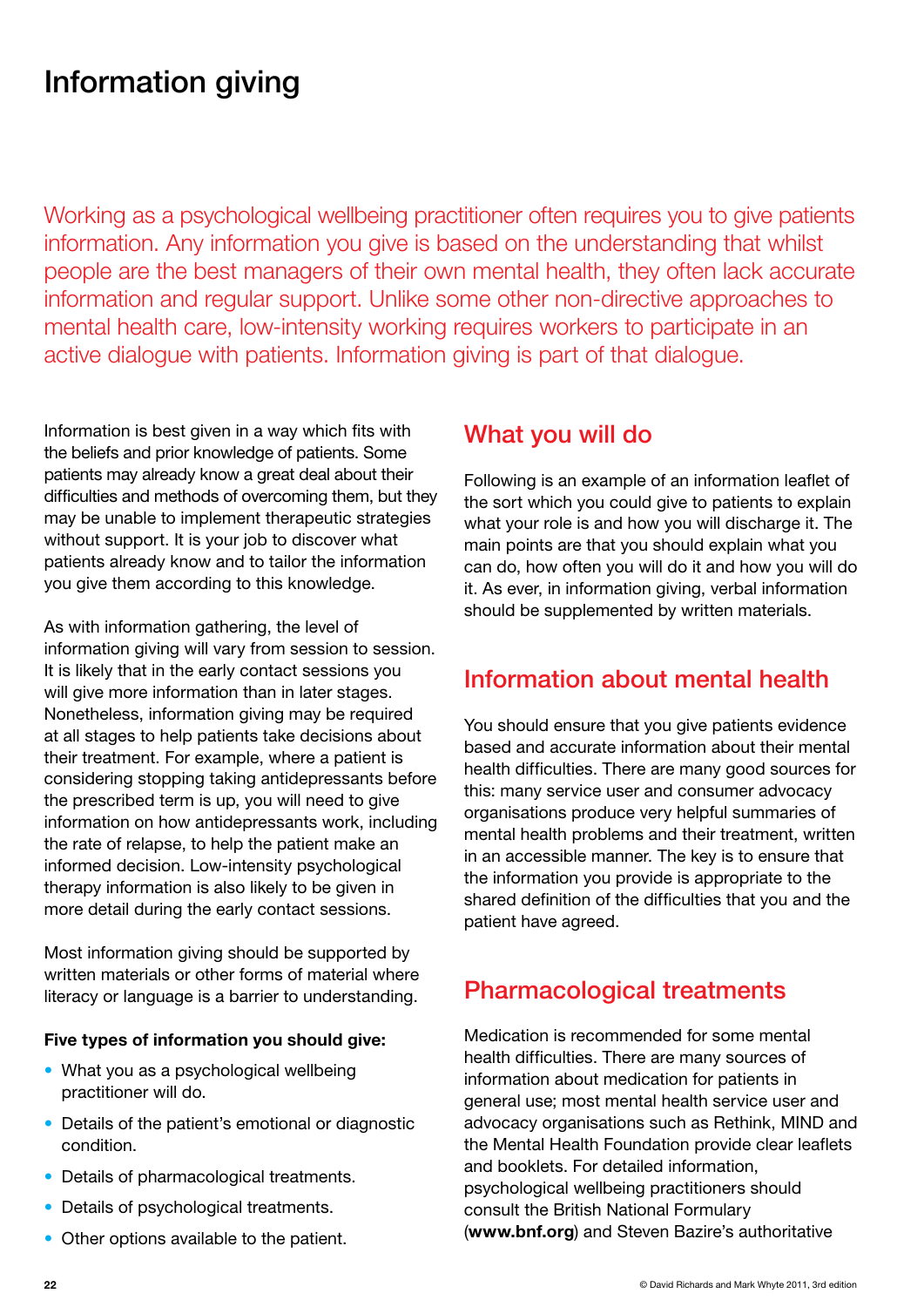# Information giving

Working as a psychological wellbeing practitioner often requires you to give patients information. Any information you give is based on the understanding that whilst people are the best managers of their own mental health, they often lack accurate information and regular support. Unlike some other non-directive approaches to mental health care, low-intensity working requires workers to participate in an active dialogue with patients. Information giving is part of that dialogue.

Information is best given in a way which fits with the beliefs and prior knowledge of patients. Some patients may already know a great deal about their difficulties and methods of overcoming them, but they may be unable to implement therapeutic strategies without support. It is your job to discover what patients already know and to tailor the information you give them according to this knowledge.

As with information gathering, the level of information giving will vary from session to session. It is likely that in the early contact sessions you will give more information than in later stages. Nonetheless, information giving may be required at all stages to help patients take decisions about their treatment. For example, where a patient is considering stopping taking antidepressants before the prescribed term is up, you will need to give information on how antidepressants work, including the rate of relapse, to help the patient make an informed decision. Low-intensity psychological therapy information is also likely to be given in more detail during the early contact sessions.

Most information giving should be supported by written materials or other forms of material where literacy or language is a barrier to understanding.

**Five types of information you should give:**

- What you as a psychological wellbeing practitioner will do.
- Details of the patient's emotional or diagnostic condition.
- Details of pharmacological treatments.
- Details of psychological treatments.
- Other options available to the patient.

## What you will do

Following is an example of an information leaflet of the sort which you could give to patients to explain what your role is and how you will discharge it. The main points are that you should explain what you can do, how often you will do it and how you will do it. As ever, in information giving, verbal information should be supplemented by written materials.

## Information about mental health

You should ensure that you give patients evidence based and accurate information about their mental health difficulties. There are many good sources for this: many service user and consumer advocacy organisations produce very helpful summaries of mental health problems and their treatment, written in an accessible manner. The key is to ensure that the information you provide is appropriate to the shared definition of the difficulties that you and the patient have agreed.

## Pharmacological treatments

Medication is recommended for some mental health difficulties. There are many sources of information about medication for patients in general use; most mental health service user and advocacy organisations such as Rethink, MIND and the Mental Health Foundation provide clear leaflets and booklets. For detailed information, psychological wellbeing practitioners should consult the British National Formulary (**www.bnf.org**) and Steven Bazire's authoritative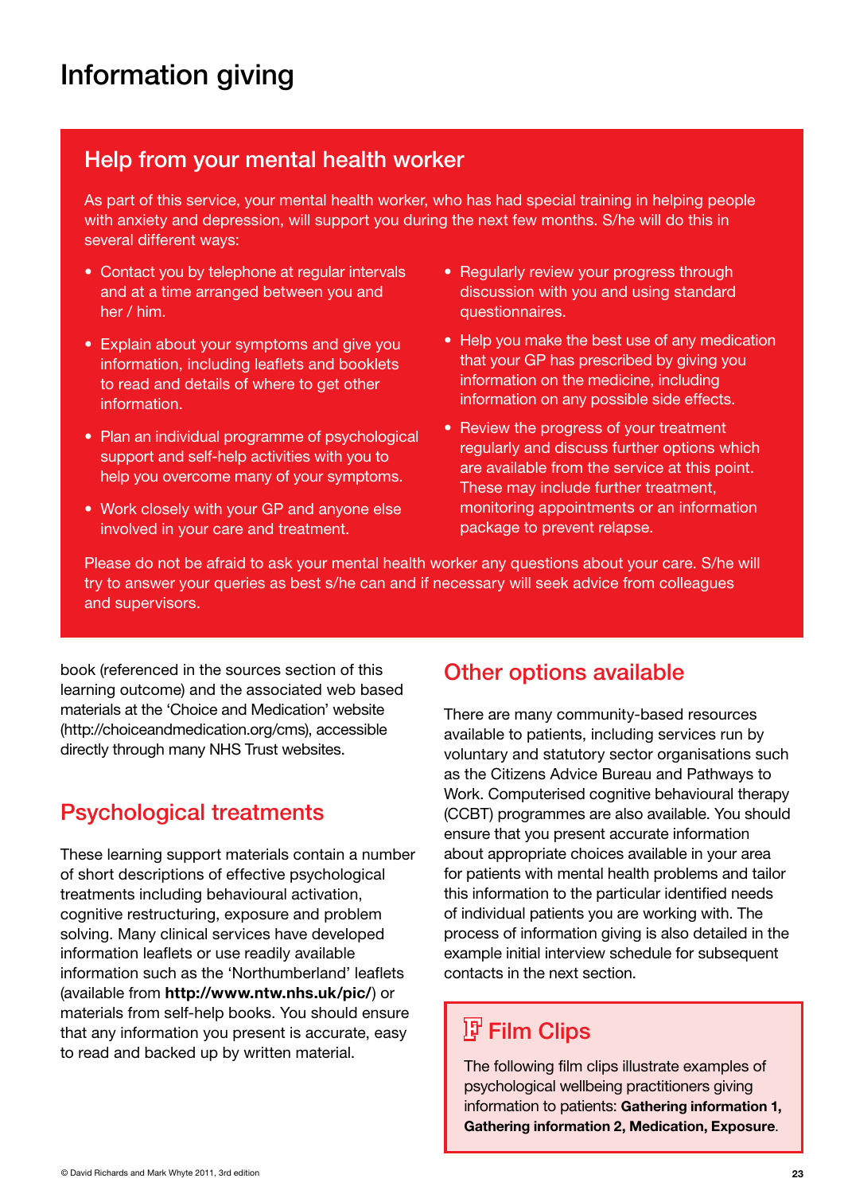# Information giving

## Help from your mental health worker

As part of this service, your mental health worker, who has had special training in helping people with anxiety and depression, will support you during the next few months. S/he will do this in several different ways:

- Contact you by telephone at regular intervals and at a time arranged between you and her / him.
- Explain about your symptoms and give you information, including leaflets and booklets to read and details of where to get other information.
- Plan an individual programme of psychological support and self-help activities with you to help you overcome many of your symptoms.
- Work closely with your GP and anyone else involved in your care and treatment.
- Regularly review your progress through discussion with you and using standard questionnaires.
- Help you make the best use of any medication that your GP has prescribed by giving you information on the medicine, including information on any possible side effects.
- Review the progress of your treatment regularly and discuss further options which are available from the service at this point. These may include further treatment, monitoring appointments or an information package to prevent relapse.

Please do not be afraid to ask your mental health worker any questions about your care. S/he will try to answer your queries as best s/he can and if necessary will seek advice from colleagues and supervisors.

book (referenced in the sources section of this learning outcome) and the associated web based materials at the 'Choice and Medication' website (http://choiceandmedication.org/cms), accessible directly through many NHS Trust websites.

## Psychological treatments

These learning support materials contain a number of short descriptions of effective psychological treatments including behavioural activation, cognitive restructuring, exposure and problem solving. Many clinical services have developed information leaflets or use readily available information such as the 'Northumberland' leaflets (available from **http://www.ntw.nhs.uk/pic/**) or materials from self-help books. You should ensure that any information you present is accurate, easy to read and backed up by written material.

## Other options available

There are many community-based resources available to patients, including services run by voluntary and statutory sector organisations such as the Citizens Advice Bureau and Pathways to Work. Computerised cognitive behavioural therapy (CCBT) programmes are also available. You should ensure that you present accurate information about appropriate choices available in your area for patients with mental health problems and tailor this information to the particular identified needs of individual patients you are working with. The process of information giving is also detailed in the example initial interview schedule for subsequent contacts in the next section.

### Film Clips

The following film clips illustrate examples of psychological wellbeing practitioners giving information to patients: **Gathering information 1, Gathering information 2, Medication, Exposure**.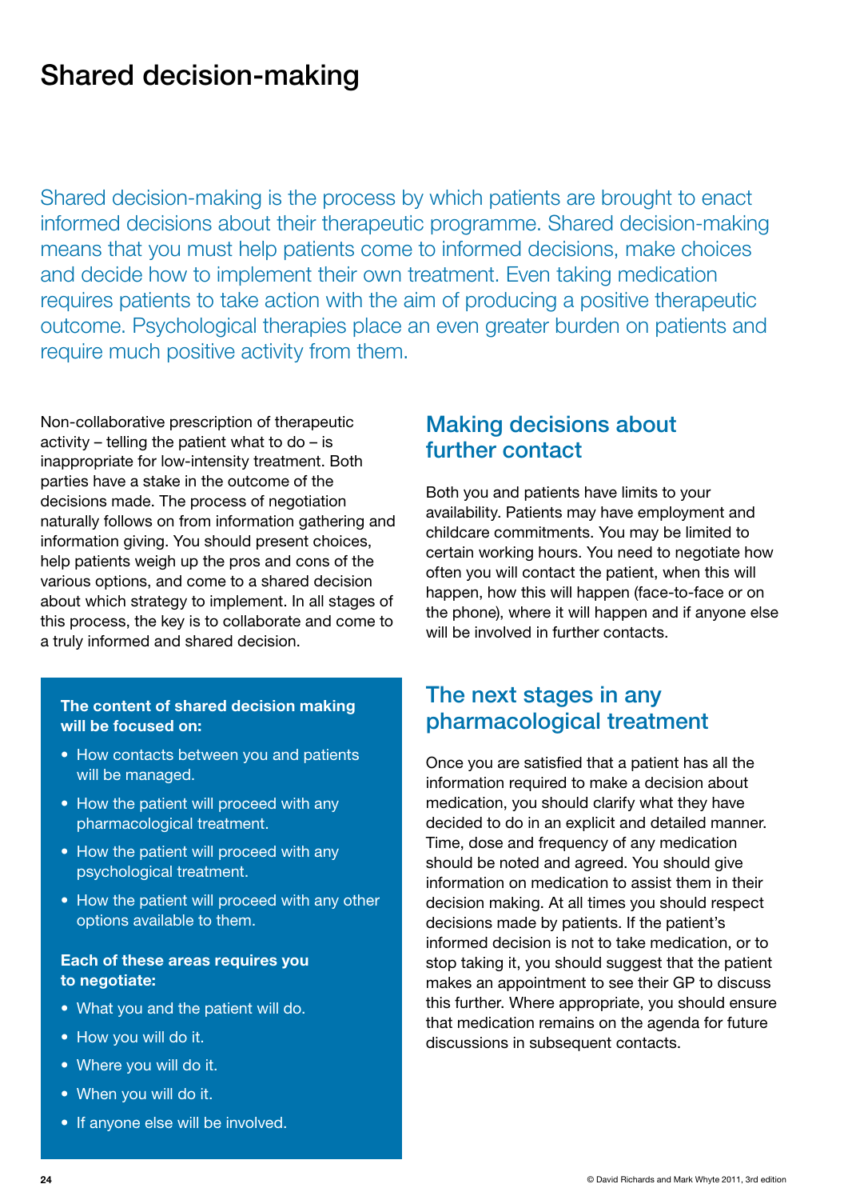# Shared decision-making

Shared decision-making is the process by which patients are brought to enact informed decisions about their therapeutic programme. Shared decision-making means that you must help patients come to informed decisions, make choices and decide how to implement their own treatment. Even taking medication requires patients to take action with the aim of producing a positive therapeutic outcome. Psychological therapies place an even greater burden on patients and require much positive activity from them.

Non-collaborative prescription of therapeutic activity – telling the patient what to do – is inappropriate for low-intensity treatment. Both parties have a stake in the outcome of the decisions made. The process of negotiation naturally follows on from information gathering and information giving. You should present choices, help patients weigh up the pros and cons of the various options, and come to a shared decision about which strategy to implement. In all stages of this process, the key is to collaborate and come to a truly informed and shared decision.

**The content of shared decision making will be focused on:**

- How contacts between you and patients will be managed.
- How the patient will proceed with any pharmacological treatment.
- How the patient will proceed with any psychological treatment.
- How the patient will proceed with any other options available to them.

**Each of these areas requires you to negotiate:**

- What you and the patient will do.
- How you will do it.
- Where you will do it.
- When you will do it.
- If anyone else will be involved.

## Making decisions about further contact

Both you and patients have limits to your availability. Patients may have employment and childcare commitments. You may be limited to certain working hours. You need to negotiate how often you will contact the patient, when this will happen, how this will happen (face-to-face or on the phone), where it will happen and if anyone else will be involved in further contacts.

## The next stages in any pharmacological treatment

Once you are satisfied that a patient has all the information required to make a decision about medication, you should clarify what they have decided to do in an explicit and detailed manner. Time, dose and frequency of any medication should be noted and agreed. You should give information on medication to assist them in their decision making. At all times you should respect decisions made by patients. If the patient's informed decision is not to take medication, or to stop taking it, you should suggest that the patient makes an appointment to see their GP to discuss this further. Where appropriate, you should ensure that medication remains on the agenda for future discussions in subsequent contacts.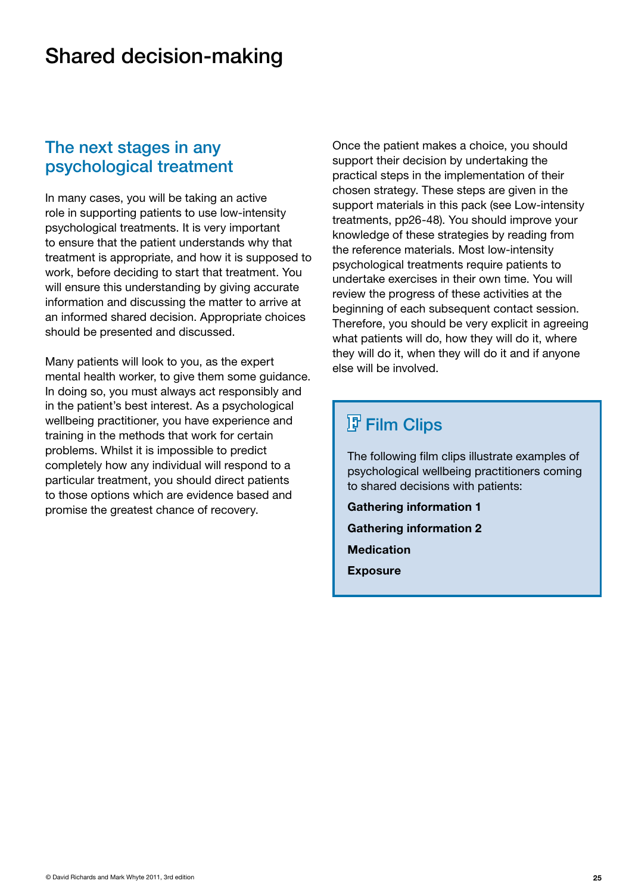# Shared decision-making

## The next stages in any psychological treatment

In many cases, you will be taking an active role in supporting patients to use low-intensity psychological treatments. It is very important to ensure that the patient understands why that treatment is appropriate, and how it is supposed to work, before deciding to start that treatment. You will ensure this understanding by giving accurate information and discussing the matter to arrive at an informed shared decision. Appropriate choices should be presented and discussed.

Many patients will look to you, as the expert mental health worker, to give them some guidance. In doing so, you must always act responsibly and in the patient's best interest. As a psychological wellbeing practitioner, you have experience and training in the methods that work for certain problems. Whilst it is impossible to predict completely how any individual will respond to a particular treatment, you should direct patients to those options which are evidence based and promise the greatest chance of recovery.

Once the patient makes a choice, you should support their decision by undertaking the practical steps in the implementation of their chosen strategy. These steps are given in the support materials in this pack (see Low-intensity treatments, pp26-48). You should improve your knowledge of these strategies by reading from the reference materials. Most low-intensity psychological treatments require patients to undertake exercises in their own time. You will review the progress of these activities at the beginning of each subsequent contact session. Therefore, you should be very explicit in agreeing what patients will do, how they will do it, where they will do it, when they will do it and if anyone else will be involved.

### Film Clips

The following film clips illustrate examples of psychological wellbeing practitioners coming to shared decisions with patients:

**Gathering information 1**

**Gathering information 2**

**Medication**

**Exposure**

© David Richards and Mark Whyte 2011, 3rd edition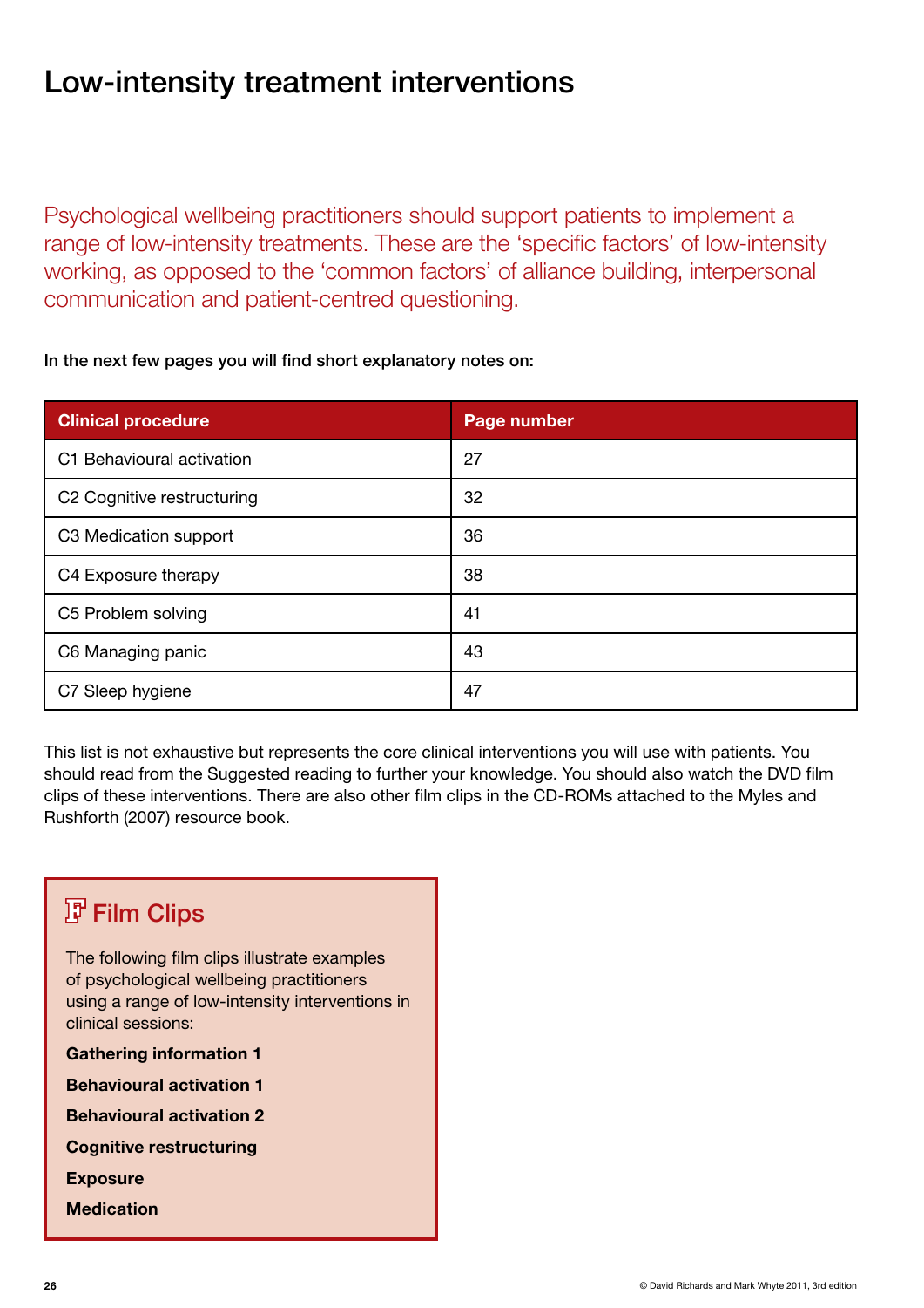# Low-intensity treatment interventions

Psychological wellbeing practitioners should support patients to implement a range of low-intensity treatments. These are the 'specific factors' of low-intensity working, as opposed to the 'common factors' of alliance building, interpersonal communication and patient-centred questioning.

**In the next few pages you will find short explanatory notes on:**

| Clinical procedure | Page number |
|---|---|
| C1 Behavioural activation | 27 |
| C2 Cognitive restructuring | 32 |
| C3 Medication support | 36 |
| C4 Exposure therapy | 38 |
| C5 Problem solving | 41 |
| C6 Managing panic | 43 |
| C7 Sleep hygiene | 47 |

This list is not exhaustive but represents the core clinical interventions you will use with patients. You should read from the Suggested reading to further your knowledge. You should also watch the DVD film clips of these interventions. There are also other film clips in the CD-ROMs attached to the Myles and Rushforth (2007) resource book.

## Film Clips

The following film clips illustrate examples of psychological wellbeing practitioners using a range of low-intensity interventions in clinical sessions:

**Gathering information 1**

**Behavioural activation 1**

**Behavioural activation 2**

**Cognitive restructuring**

**Exposure**

**Medication**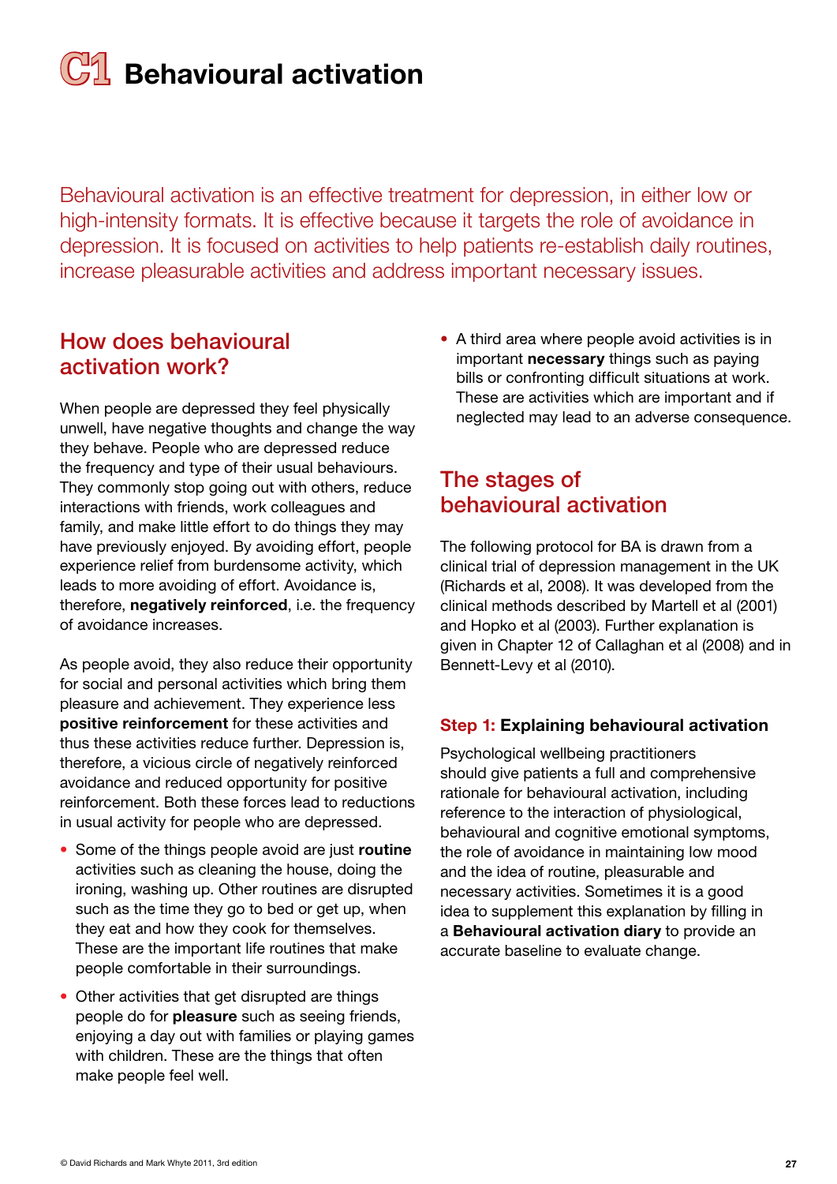# C1 Behavioural activation

Behavioural activation is an effective treatment for depression, in either low or high-intensity formats. It is effective because it targets the role of avoidance in depression. It is focused on activities to help patients re-establish daily routines, increase pleasurable activities and address important necessary issues.

## How does behavioural activation work?

When people are depressed they feel physically unwell, have negative thoughts and change the way they behave. People who are depressed reduce the frequency and type of their usual behaviours. They commonly stop going out with others, reduce interactions with friends, work colleagues and family, and make little effort to do things they may have previously enjoyed. By avoiding effort, people experience relief from burdensome activity, which leads to more avoiding of effort. Avoidance is, therefore, **negatively reinforced**, i.e. the frequency of avoidance increases.

As people avoid, they also reduce their opportunity for social and personal activities which bring them pleasure and achievement. They experience less **positive reinforcement** for these activities and thus these activities reduce further. Depression is, therefore, a vicious circle of negatively reinforced avoidance and reduced opportunity for positive reinforcement. Both these forces lead to reductions in usual activity for people who are depressed.

- Some of the things people avoid are just **routine** activities such as cleaning the house, doing the ironing, washing up. Other routines are disrupted such as the time they go to bed or get up, when they eat and how they cook for themselves. These are the important life routines that make people comfortable in their surroundings.
- Other activities that get disrupted are things people do for **pleasure** such as seeing friends, enjoying a day out with families or playing games with children. These are the things that often make people feel well.
- A third area where people avoid activities is in important **necessary** things such as paying bills or confronting difficult situations at work. These are activities which are important and if neglected may lead to an adverse consequence.

## The stages of behavioural activation

The following protocol for BA is drawn from a clinical trial of depression management in the UK (Richards et al, 2008). It was developed from the clinical methods described by Martell et al (2001) and Hopko et al (2003). Further explanation is given in Chapter 12 of Callaghan et al (2008) and in Bennett-Levy et al (2010).

### Step 1: Explaining behavioural activation

Psychological wellbeing practitioners should give patients a full and comprehensive rationale for behavioural activation, including reference to the interaction of physiological, behavioural and cognitive emotional symptoms, the role of avoidance in maintaining low mood and the idea of routine, pleasurable and necessary activities. Sometimes it is a good idea to supplement this explanation by filling in a **Behavioural activation diary** to provide an accurate baseline to evaluate change.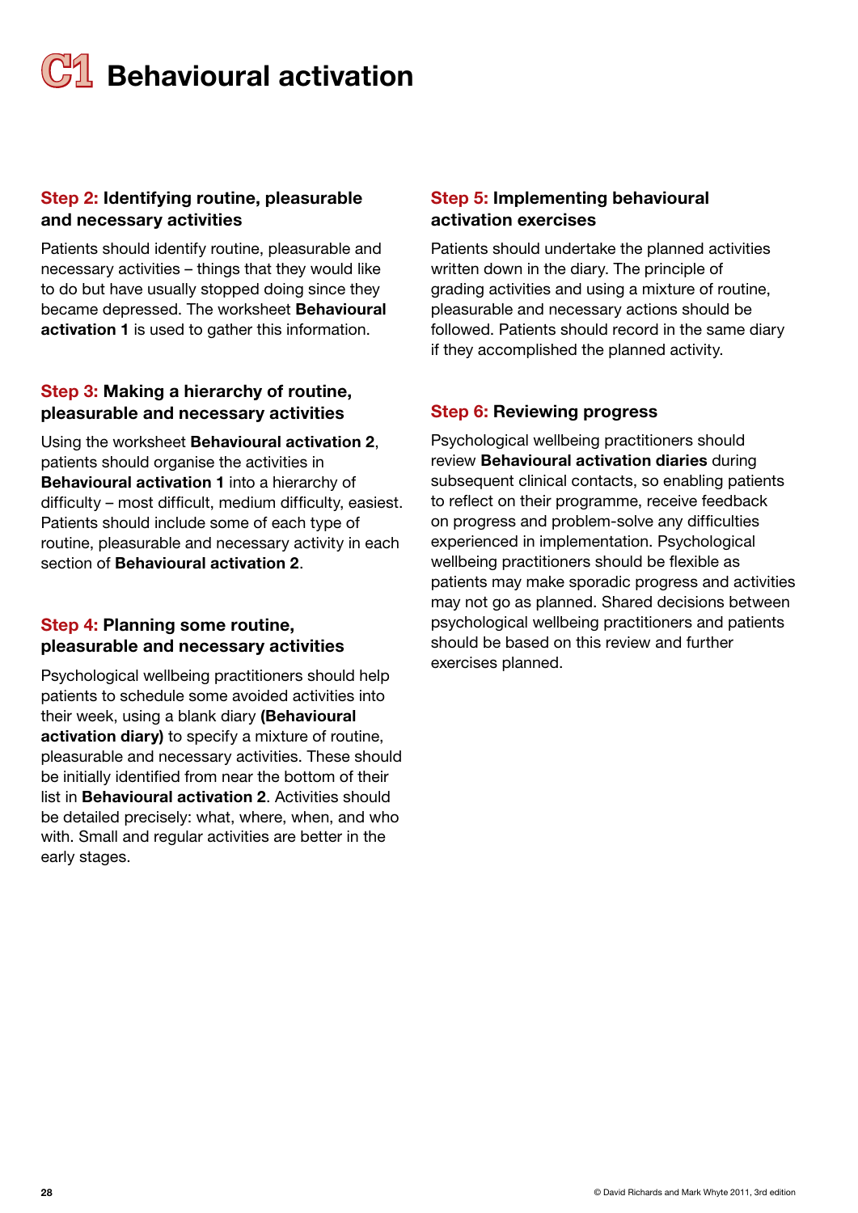# C1 Behavioural activation

## Step 2: Identifying routine, pleasurable and necessary activities

Patients should identify routine, pleasurable and necessary activities – things that they would like to do but have usually stopped doing since they became depressed. The worksheet **Behavioural activation 1** is used to gather this information.

## Step 3: Making a hierarchy of routine, pleasurable and necessary activities

Using the worksheet **Behavioural activation 2**, patients should organise the activities in **Behavioural activation 1** into a hierarchy of difficulty – most difficult, medium difficulty, easiest. Patients should include some of each type of routine, pleasurable and necessary activity in each section of **Behavioural activation 2**.

## Step 4: Planning some routine, pleasurable and necessary activities

Psychological wellbeing practitioners should help patients to schedule some avoided activities into their week, using a blank diary **(Behavioural activation diary)** to specify a mixture of routine, pleasurable and necessary activities. These should be initially identified from near the bottom of their list in **Behavioural activation 2**. Activities should be detailed precisely: what, where, when, and who with. Small and regular activities are better in the early stages.

## Step 5: Implementing behavioural activation exercises

Patients should undertake the planned activities written down in the diary. The principle of grading activities and using a mixture of routine, pleasurable and necessary actions should be followed. Patients should record in the same diary if they accomplished the planned activity.

## Step 6: Reviewing progress

Psychological wellbeing practitioners should review **Behavioural activation diaries** during subsequent clinical contacts, so enabling patients to reflect on their programme, receive feedback on progress and problem-solve any difficulties experienced in implementation. Psychological wellbeing practitioners should be flexible as patients may make sporadic progress and activities may not go as planned. Shared decisions between psychological wellbeing practitioners and patients should be based on this review and further exercises planned.

© David Richards and Mark Whyte 2011, 3rd edition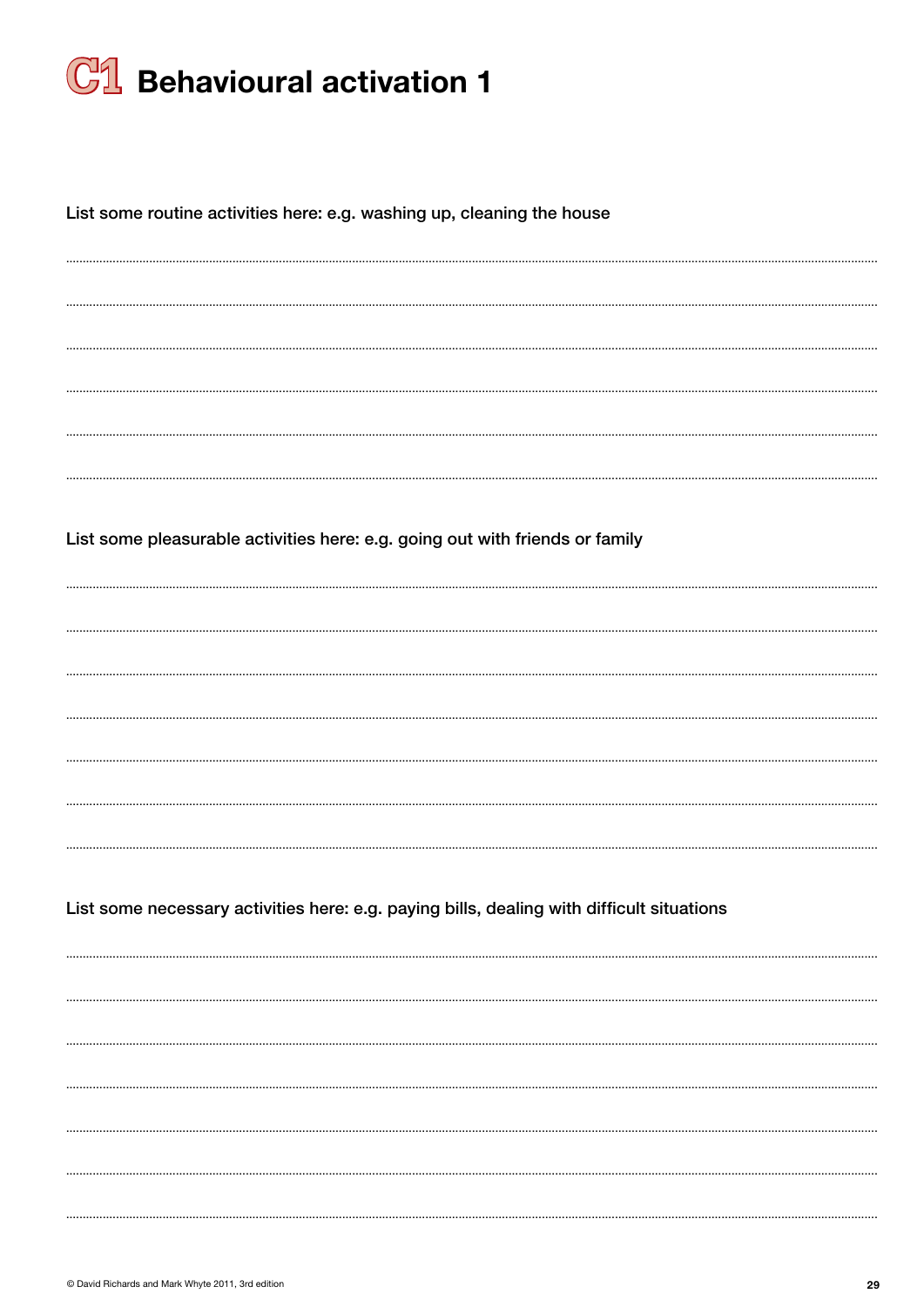# C1 Behavioural activation 1

List some routine activities here: e.g. washing up, cleaning the house

List some pleasurable activities here: e.g. going out with friends or family

List some necessary activities here: e.g. paying bills, dealing with difficult situations

© David Richards and Mark Whyte 2011, 3rd edition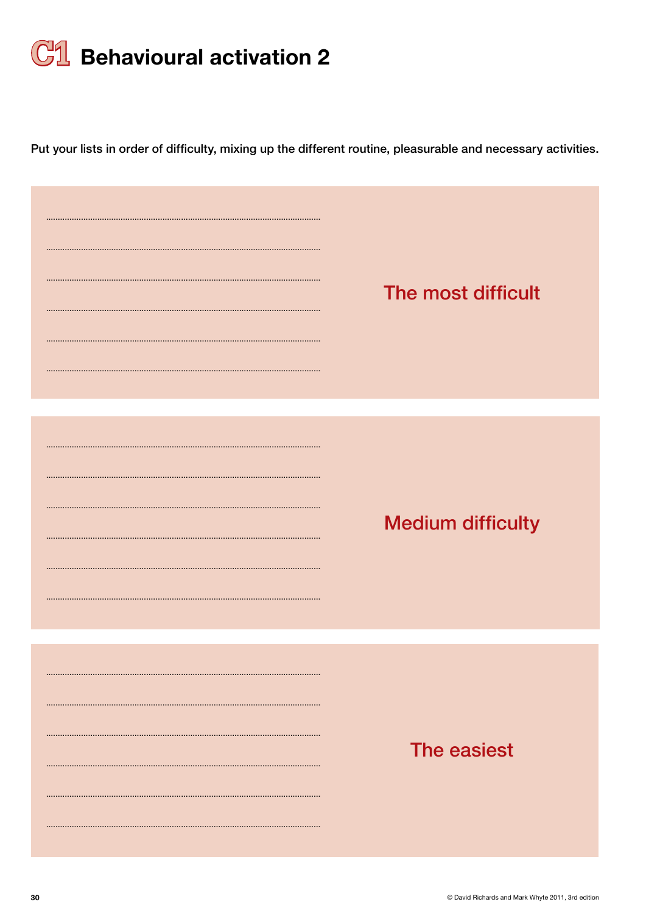# C1 Behavioural activation 2

Put your lists in order of difficulty, mixing up the different routine, pleasurable and necessary activities.

| | |
|---|---|
| ........................................................................................................ | |
| ........................................................................................................ | |
| ........................................................................................................ | **The most difficult** |
| ........................................................................................................ | |
| ........................................................................................................ | |
| ........................................................................................................ | |

| | |
|---|---|
| ........................................................................................................ | |
| ........................................................................................................ | |
| ........................................................................................................ | **Medium difficulty** |
| ........................................................................................................ | |
| ........................................................................................................ | |
| ........................................................................................................ | |

| | |
|---|---|
| ........................................................................................................ | |
| ........................................................................................................ | |
| ........................................................................................................ | **The easiest** |
| ........................................................................................................ | |
| ........................................................................................................ | |
| ........................................................................................................ | |

© David Richards and Mark Whyte 2011, 3rd edition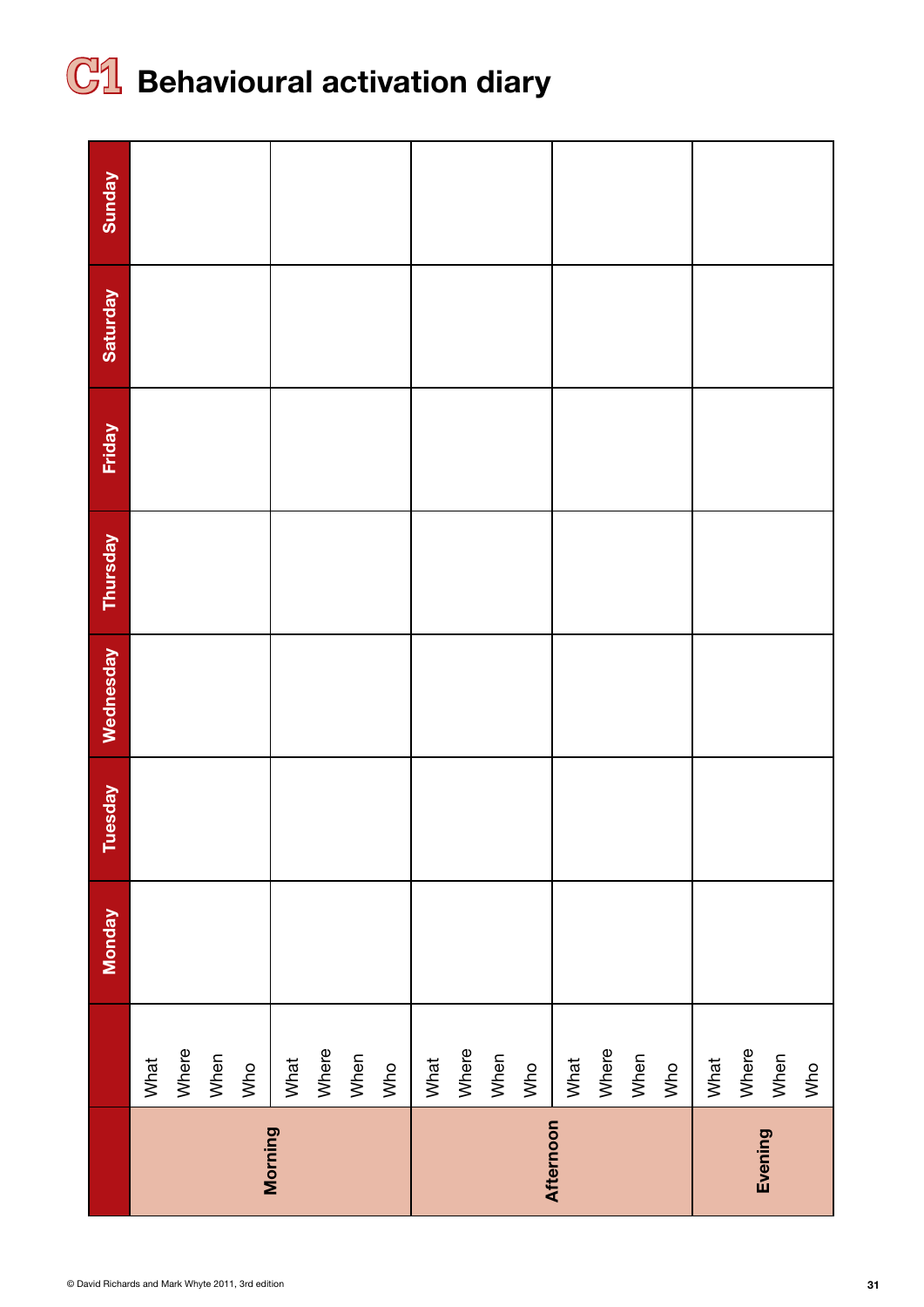# C1 Behavioural activation diary

| | | Monday | Tuesday | Wednesday | Thursday | Friday | Saturday | Sunday |
|---|---|---|---|---|---|---|---|---|
| Morning | What<br>Where<br>When<br>Who | | | | | | | |
| | What<br>Where<br>When<br>Who | | | | | | | |
| Afternoon | What<br>Where<br>When<br>Who | | | | | | | |
| | What<br>Where<br>When<br>Who | | | | | | | |
| Evening | What<br>Where<br>When<br>Who | | | | | | | |

© David Richards and Mark Whyte 2011, 3rd edition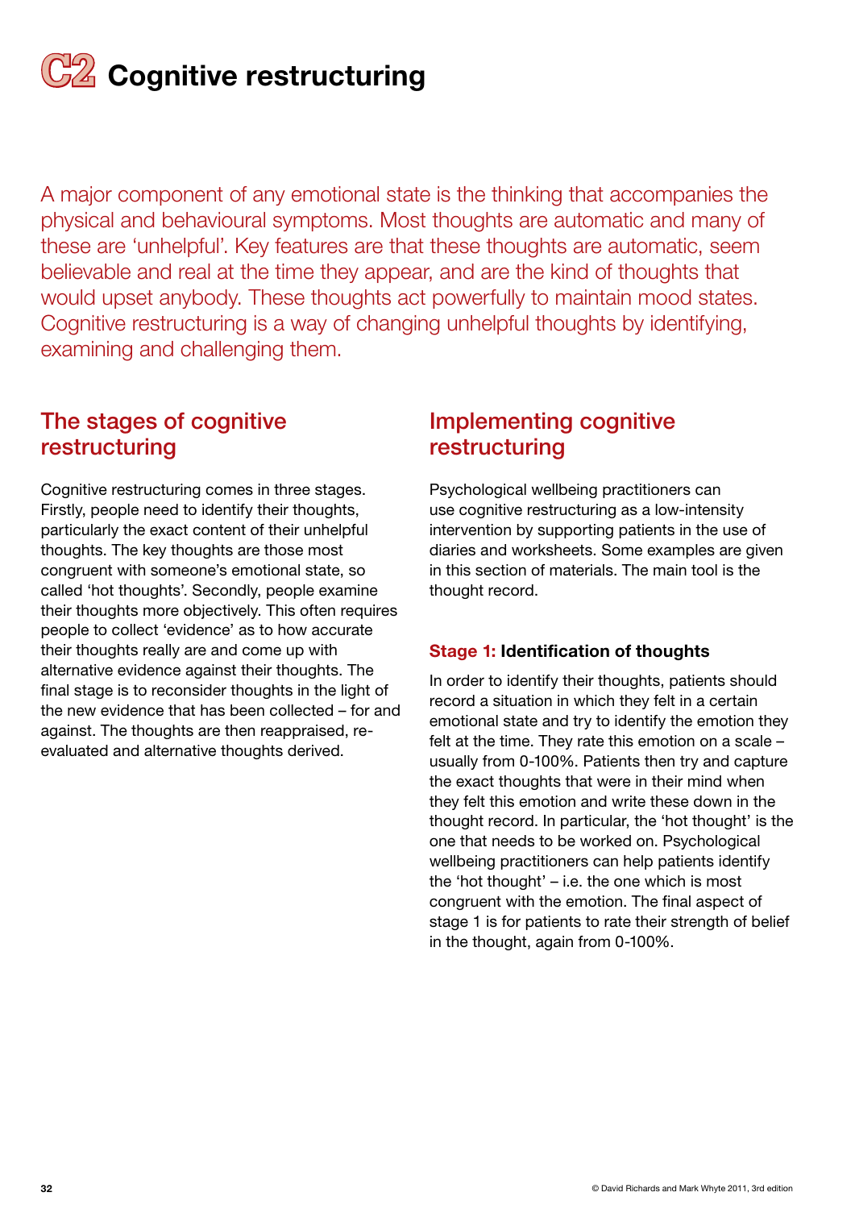# C2 Cognitive restructuring

A major component of any emotional state is the thinking that accompanies the physical and behavioural symptoms. Most thoughts are automatic and many of these are 'unhelpful'. Key features are that these thoughts are automatic, seem believable and real at the time they appear, and are the kind of thoughts that would upset anybody. These thoughts act powerfully to maintain mood states. Cognitive restructuring is a way of changing unhelpful thoughts by identifying, examining and challenging them.

## The stages of cognitive restructuring

Cognitive restructuring comes in three stages. Firstly, people need to identify their thoughts, particularly the exact content of their unhelpful thoughts. The key thoughts are those most congruent with someone's emotional state, so called 'hot thoughts'. Secondly, people examine their thoughts more objectively. This often requires people to collect 'evidence' as to how accurate their thoughts really are and come up with alternative evidence against their thoughts. The final stage is to reconsider thoughts in the light of the new evidence that has been collected – for and against. The thoughts are then reappraised, re-evaluated and alternative thoughts derived.

## Implementing cognitive restructuring

Psychological wellbeing practitioners can use cognitive restructuring as a low-intensity intervention by supporting patients in the use of diaries and worksheets. Some examples are given in this section of materials. The main tool is the thought record.

### Stage 1: Identification of thoughts

In order to identify their thoughts, patients should record a situation in which they felt in a certain emotional state and try to identify the emotion they felt at the time. They rate this emotion on a scale – usually from 0-100%. Patients then try and capture the exact thoughts that were in their mind when they felt this emotion and write these down in the thought record. In particular, the 'hot thought' is the one that needs to be worked on. Psychological wellbeing practitioners can help patients identify the 'hot thought' – i.e. the one which is most congruent with the emotion. The final aspect of stage 1 is for patients to rate their strength of belief in the thought, again from 0-100%.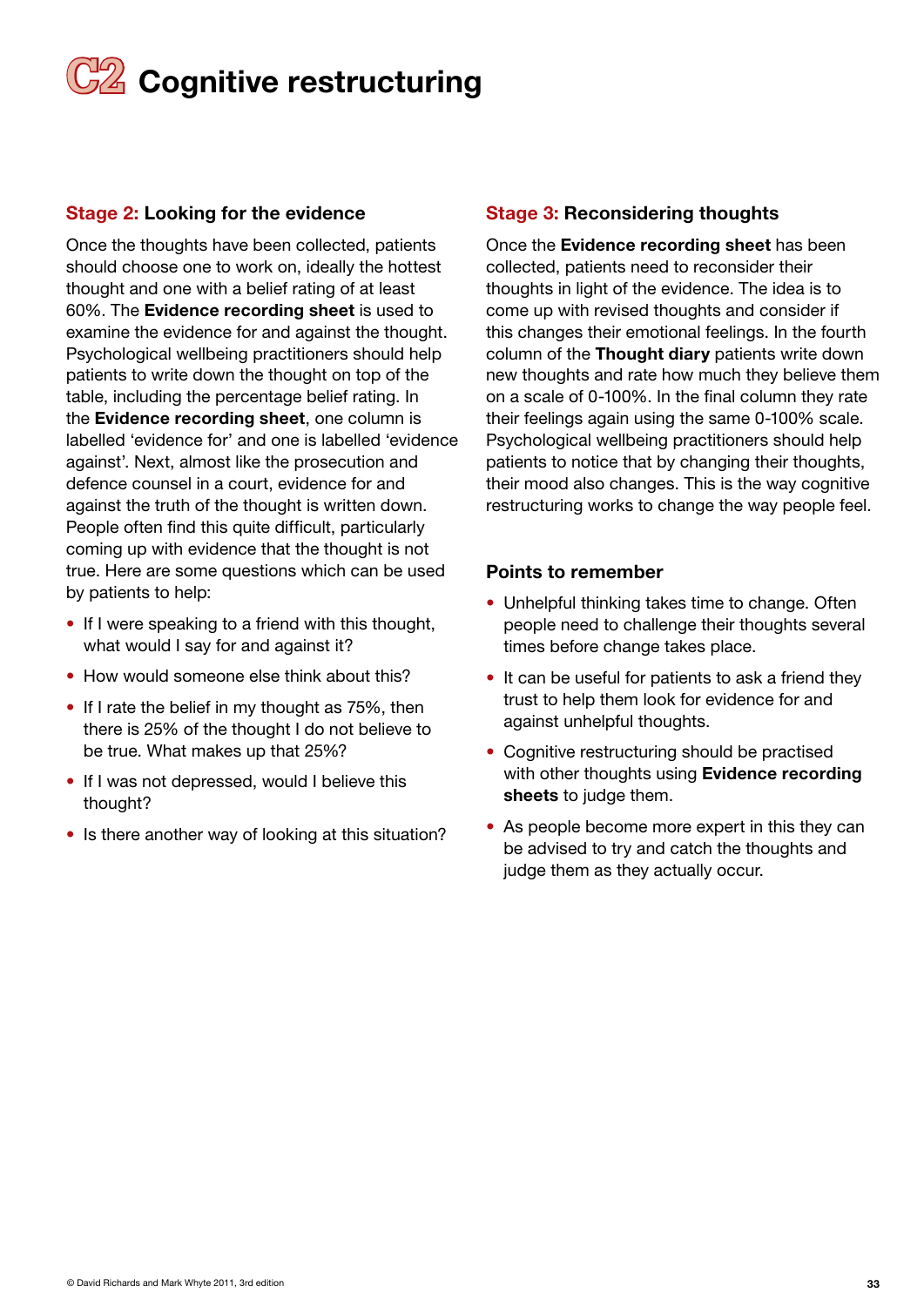# C2 Cognitive restructuring

## Stage 2: Looking for the evidence

Once the thoughts have been collected, patients should choose one to work on, ideally the hottest thought and one with a belief rating of at least 60%. The **Evidence recording sheet** is used to examine the evidence for and against the thought. Psychological wellbeing practitioners should help patients to write down the thought on top of the table, including the percentage belief rating. In the **Evidence recording sheet**, one column is labelled 'evidence for' and one is labelled 'evidence against'. Next, almost like the prosecution and defence counsel in a court, evidence for and against the truth of the thought is written down. People often find this quite difficult, particularly coming up with evidence that the thought is not true. Here are some questions which can be used by patients to help:

- If I were speaking to a friend with this thought, what would I say for and against it?
- How would someone else think about this?
- If I rate the belief in my thought as 75%, then there is 25% of the thought I do not believe to be true. What makes up that 25%?
- If I was not depressed, would I believe this thought?
- Is there another way of looking at this situation?

## Stage 3: Reconsidering thoughts

Once the **Evidence recording sheet** has been collected, patients need to reconsider their thoughts in light of the evidence. The idea is to come up with revised thoughts and consider if this changes their emotional feelings. In the fourth column of the **Thought diary** patients write down new thoughts and rate how much they believe them on a scale of 0-100%. In the final column they rate their feelings again using the same 0-100% scale. Psychological wellbeing practitioners should help patients to notice that by changing their thoughts, their mood also changes. This is the way cognitive restructuring works to change the way people feel.

### Points to remember

- Unhelpful thinking takes time to change. Often people need to challenge their thoughts several times before change takes place.
- It can be useful for patients to ask a friend they trust to help them look for evidence for and against unhelpful thoughts.
- Cognitive restructuring should be practised with other thoughts using **Evidence recording sheets** to judge them.
- As people become more expert in this they can be advised to try and catch the thoughts and judge them as they actually occur.

© David Richards and Mark Whyte 2011, 3rd edition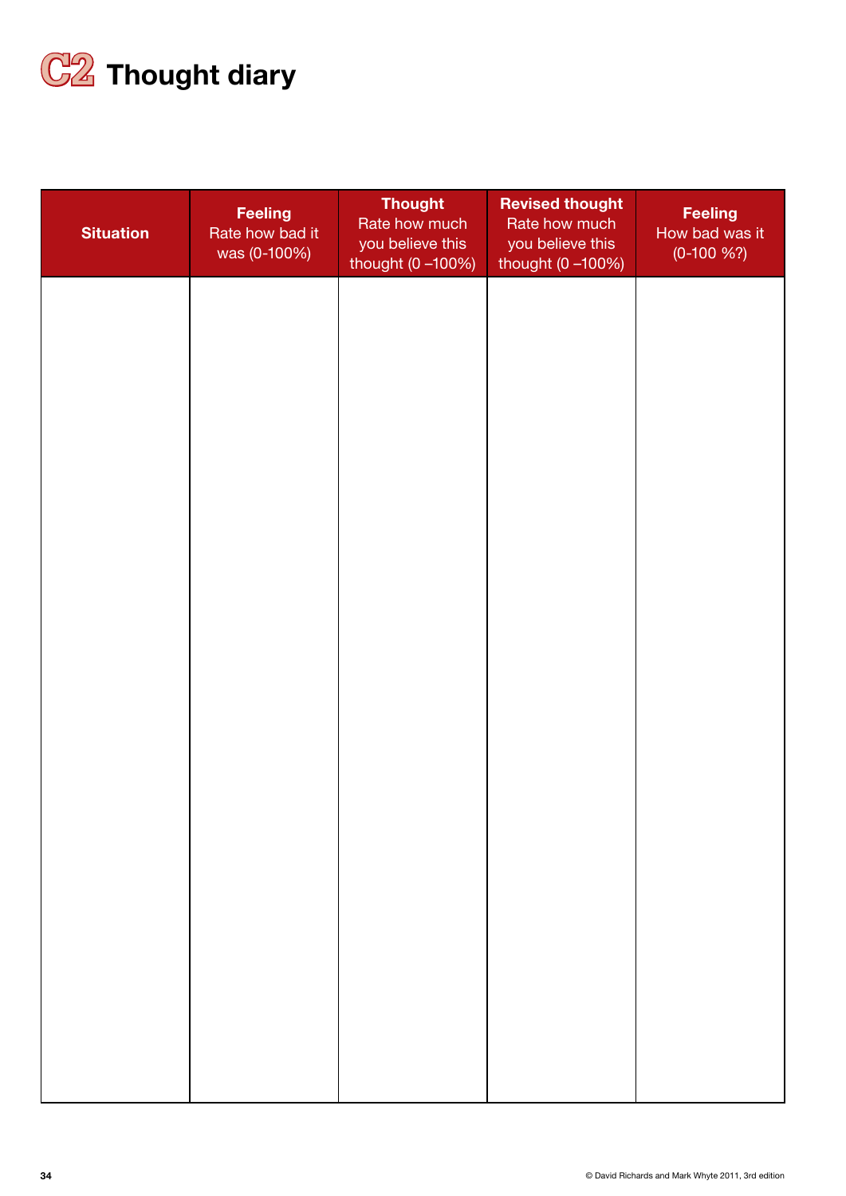# C2 Thought diary

| Situation | **Feeling** Rate how bad it was (0-100%) | **Thought** Rate how much you believe this thought (0 –100%) | **Revised thought** Rate how much you believe this thought (0 –100%) | **Feeling** How bad was it (0-100 %?) |
|---|---|---|---|---|
| | | | | |

© David Richards and Mark Whyte 2011, 3rd edition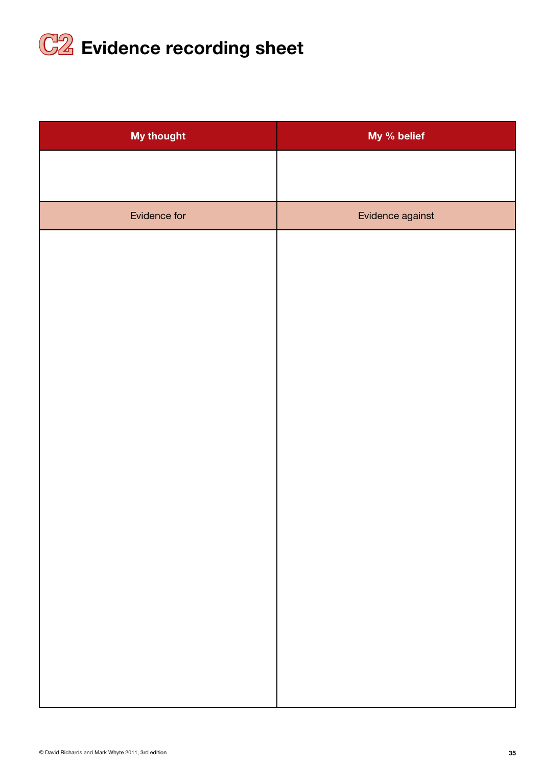# C2 Evidence recording sheet

| My thought | My % belief |
|---|---|
| | |
| Evidence for | Evidence against |
| | |

© David Richards and Mark Whyte 2011, 3rd edition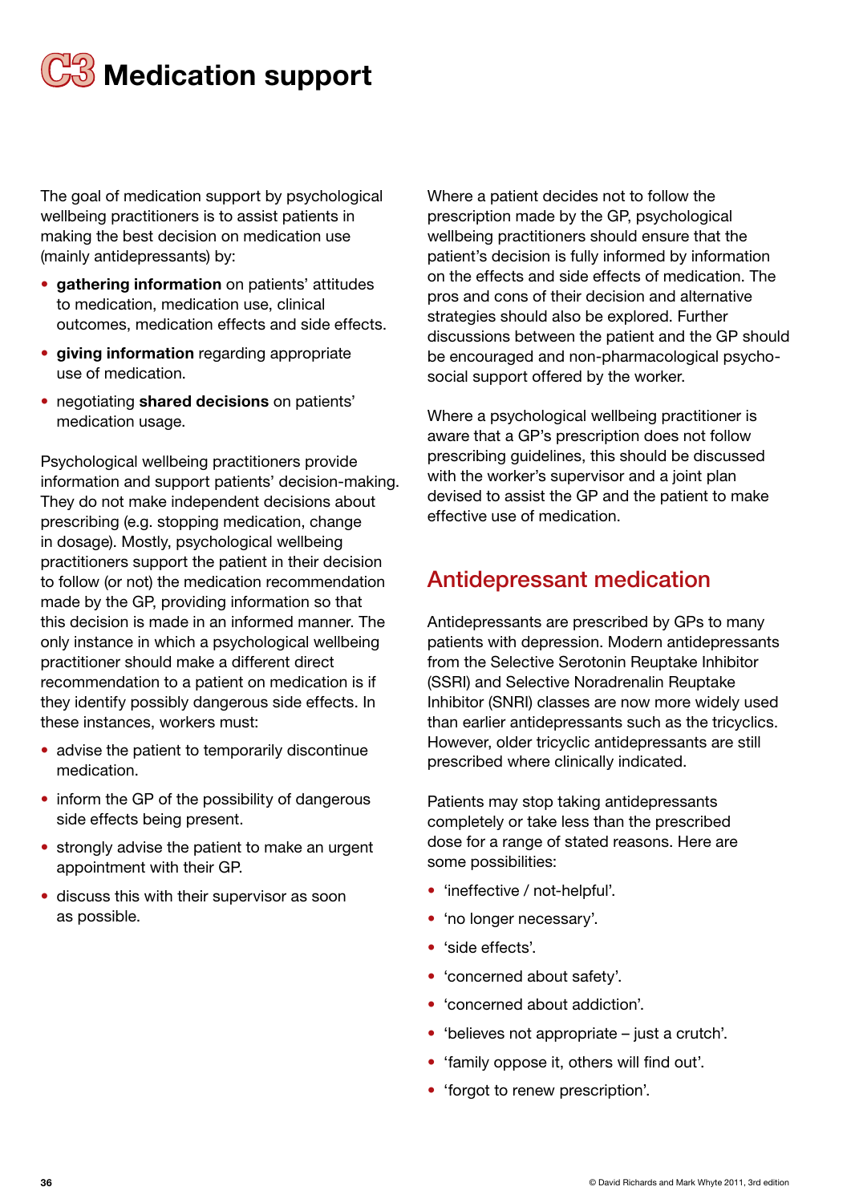# C3 Medication support

The goal of medication support by psychological wellbeing practitioners is to assist patients in making the best decision on medication use (mainly antidepressants) by:

- **gathering information** on patients' attitudes to medication, medication use, clinical outcomes, medication effects and side effects.
- **giving information** regarding appropriate use of medication.
- negotiating **shared decisions** on patients' medication usage.

Psychological wellbeing practitioners provide information and support patients' decision-making. They do not make independent decisions about prescribing (e.g. stopping medication, change in dosage). Mostly, psychological wellbeing practitioners support the patient in their decision to follow (or not) the medication recommendation made by the GP, providing information so that this decision is made in an informed manner. The only instance in which a psychological wellbeing practitioner should make a different direct recommendation to a patient on medication is if they identify possibly dangerous side effects. In these instances, workers must:

- advise the patient to temporarily discontinue medication.
- inform the GP of the possibility of dangerous side effects being present.
- strongly advise the patient to make an urgent appointment with their GP.
- discuss this with their supervisor as soon as possible.

Where a patient decides not to follow the prescription made by the GP, psychological wellbeing practitioners should ensure that the patient's decision is fully informed by information on the effects and side effects of medication. The pros and cons of their decision and alternative strategies should also be explored. Further discussions between the patient and the GP should be encouraged and non-pharmacological psycho-social support offered by the worker.

Where a psychological wellbeing practitioner is aware that a GP's prescription does not follow prescribing guidelines, this should be discussed with the worker's supervisor and a joint plan devised to assist the GP and the patient to make effective use of medication.

## Antidepressant medication

Antidepressants are prescribed by GPs to many patients with depression. Modern antidepressants from the Selective Serotonin Reuptake Inhibitor (SSRI) and Selective Noradrenalin Reuptake Inhibitor (SNRI) classes are now more widely used than earlier antidepressants such as the tricyclics. However, older tricyclic antidepressants are still prescribed where clinically indicated.

Patients may stop taking antidepressants completely or take less than the prescribed dose for a range of stated reasons. Here are some possibilities:

- 'ineffective / not-helpful'.
- 'no longer necessary'.
- 'side effects'.
- 'concerned about safety'.
- 'concerned about addiction'.
- 'believes not appropriate – just a crutch'.
- 'family oppose it, others will find out'.
- 'forgot to renew prescription'.

© David Richards and Mark Whyte 2011, 3rd edition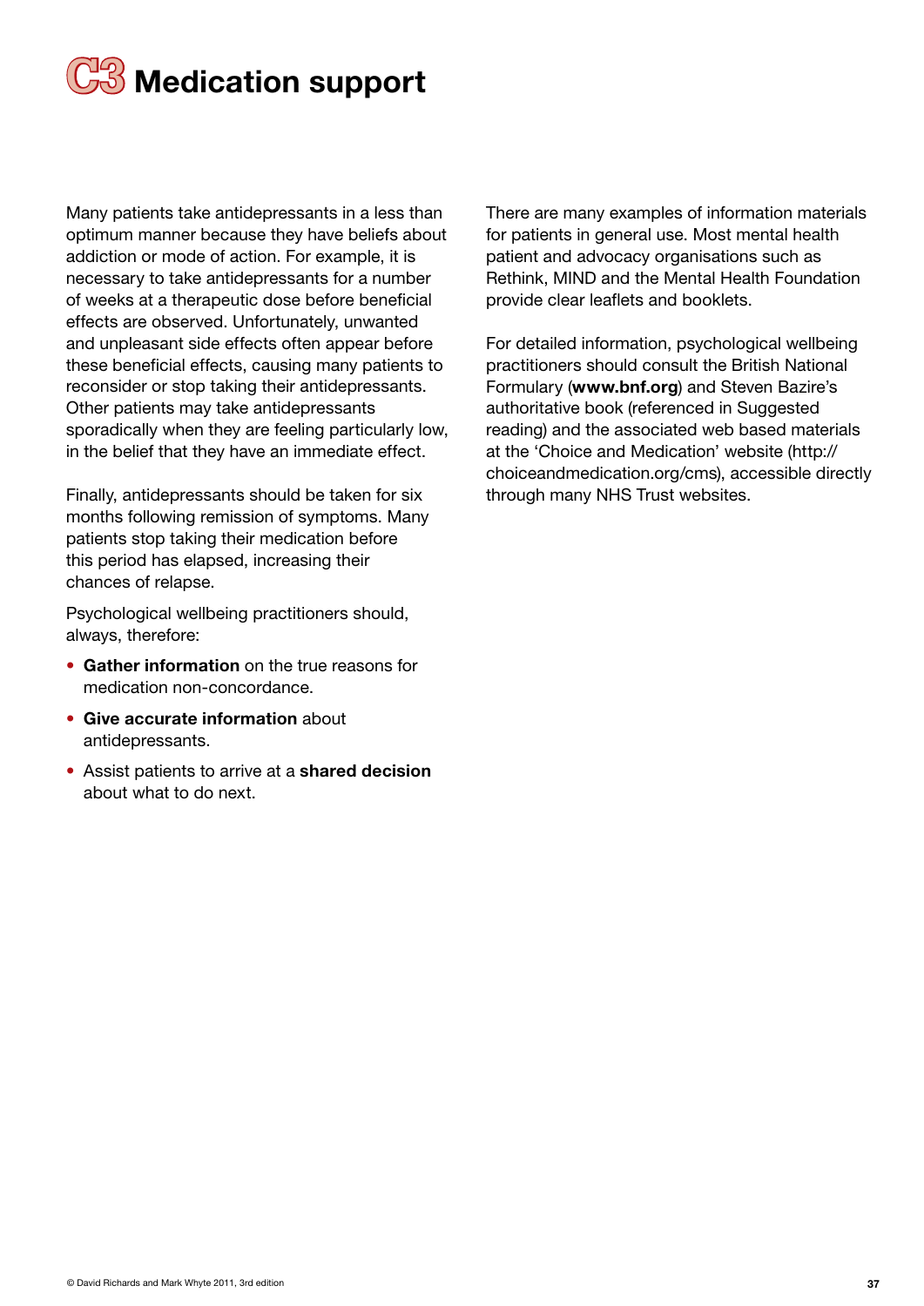# C3 Medication support

Many patients take antidepressants in a less than optimum manner because they have beliefs about addiction or mode of action. For example, it is necessary to take antidepressants for a number of weeks at a therapeutic dose before beneficial effects are observed. Unfortunately, unwanted and unpleasant side effects often appear before these beneficial effects, causing many patients to reconsider or stop taking their antidepressants. Other patients may take antidepressants sporadically when they are feeling particularly low, in the belief that they have an immediate effect.

Finally, antidepressants should be taken for six months following remission of symptoms. Many patients stop taking their medication before this period has elapsed, increasing their chances of relapse.

Psychological wellbeing practitioners should, always, therefore:

- **Gather information** on the true reasons for medication non-concordance.
- **Give accurate information** about antidepressants.
- Assist patients to arrive at a **shared decision** about what to do next.

There are many examples of information materials for patients in general use. Most mental health patient and advocacy organisations such as Rethink, MIND and the Mental Health Foundation provide clear leaflets and booklets.

For detailed information, psychological wellbeing practitioners should consult the British National Formulary (**www.bnf.org**) and Steven Bazire's authoritative book (referenced in Suggested reading) and the associated web based materials at the 'Choice and Medication' website (http://choiceandmedication.org/cms), accessible directly through many NHS Trust websites.

© David Richards and Mark Whyte 2011, 3rd edition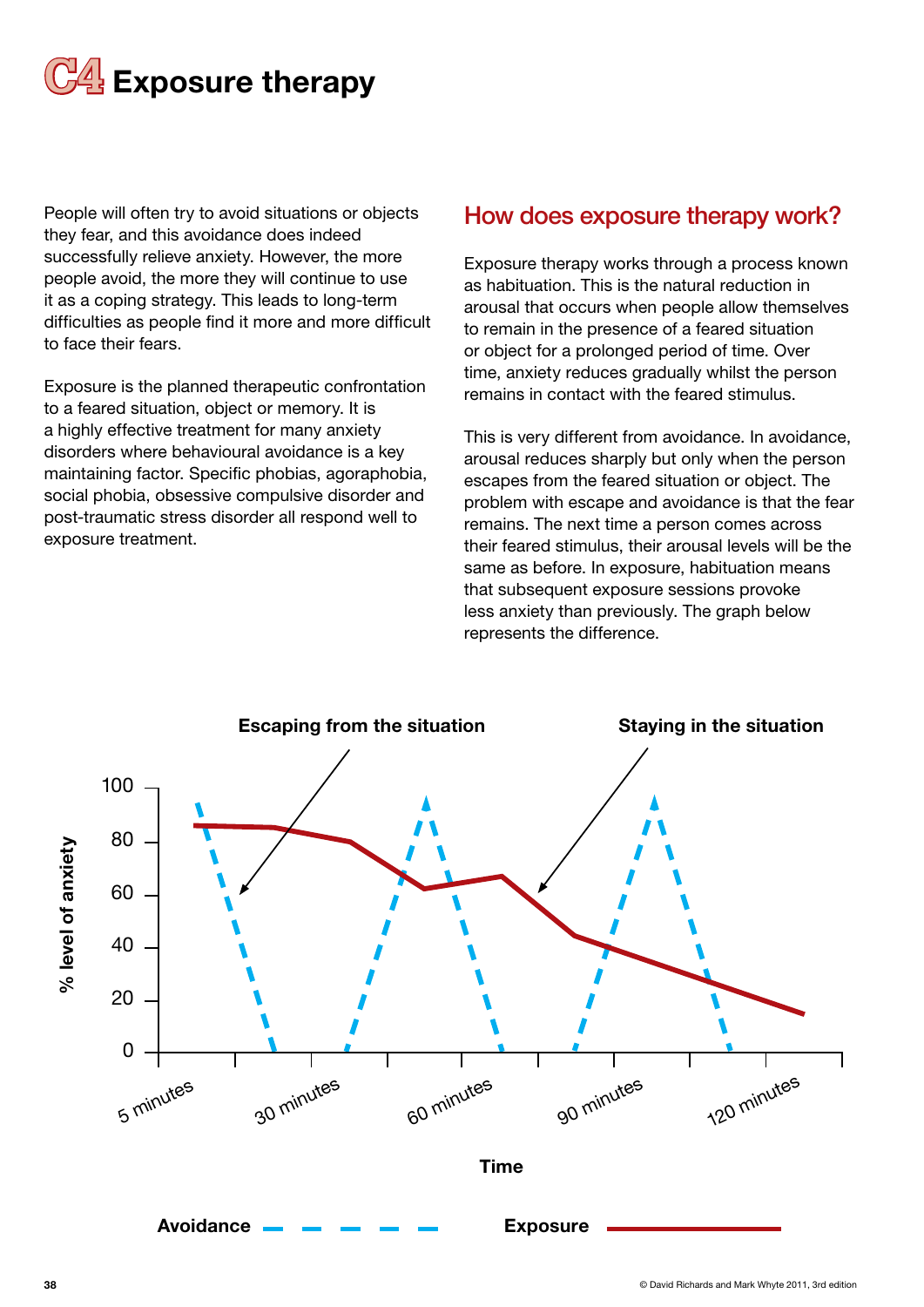# C4 Exposure therapy

People will often try to avoid situations or objects they fear, and this avoidance does indeed successfully relieve anxiety. However, the more people avoid, the more they will continue to use it as a coping strategy. This leads to long-term difficulties as people find it more and more difficult to face their fears.

Exposure is the planned therapeutic confrontation to a feared situation, object or memory. It is a highly effective treatment for many anxiety disorders where behavioural avoidance is a key maintaining factor. Specific phobias, agoraphobia, social phobia, obsessive compulsive disorder and post-traumatic stress disorder all respond well to exposure treatment.

## How does exposure therapy work?

Exposure therapy works through a process known as habituation. This is the natural reduction in arousal that occurs when people allow themselves to remain in the presence of a feared situation or object for a prolonged period of time. Over time, anxiety reduces gradually whilst the person remains in contact with the feared stimulus.

This is very different from avoidance. In avoidance, arousal reduces sharply but only when the person escapes from the feared situation or object. The problem with escape and avoidance is that the fear remains. The next time a person comes across their feared stimulus, their arousal levels will be the same as before. In exposure, habituation means that subsequent exposure sessions provoke less anxiety than previously. The graph below represents the difference.

Escaping from the situation

Staying in the situation

% level of anxiety

100
80
60
40
20
0

5 minutes
30 minutes
60 minutes
90 minutes
120 minutes

Time

Avoidance

Exposure

© David Richards and Mark Whyte 2011, 3rd edition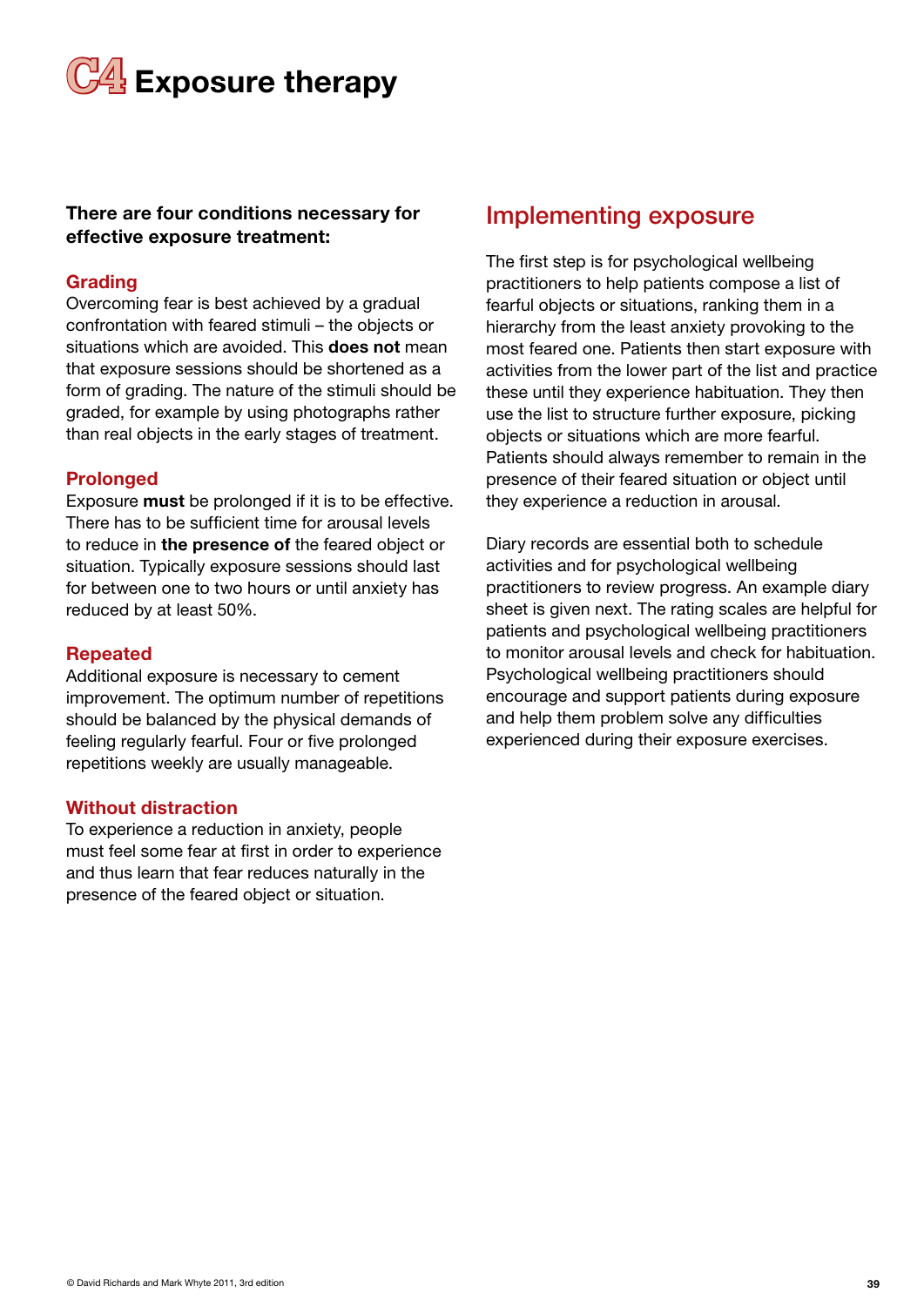# C4 Exposure therapy

**There are four conditions necessary for effective exposure treatment:**

## Grading

Overcoming fear is best achieved by a gradual confrontation with feared stimuli – the objects or situations which are avoided. This **does not** mean that exposure sessions should be shortened as a form of grading. The nature of the stimuli should be graded, for example by using photographs rather than real objects in the early stages of treatment.

## Prolonged

Exposure **must** be prolonged if it is to be effective. There has to be sufficient time for arousal levels to reduce in **the presence of** the feared object or situation. Typically exposure sessions should last for between one to two hours or until anxiety has reduced by at least 50%.

## Repeated

Additional exposure is necessary to cement improvement. The optimum number of repetitions should be balanced by the physical demands of feeling regularly fearful. Four or five prolonged repetitions weekly are usually manageable.

## Without distraction

To experience a reduction in anxiety, people must feel some fear at first in order to experience and thus learn that fear reduces naturally in the presence of the feared object or situation.

## Implementing exposure

The first step is for psychological wellbeing practitioners to help patients compose a list of fearful objects or situations, ranking them in a hierarchy from the least anxiety provoking to the most feared one. Patients then start exposure with activities from the lower part of the list and practice these until they experience habituation. They then use the list to structure further exposure, picking objects or situations which are more fearful. Patients should always remember to remain in the presence of their feared situation or object until they experience a reduction in arousal.

Diary records are essential both to schedule activities and for psychological wellbeing practitioners to review progress. An example diary sheet is given next. The rating scales are helpful for patients and psychological wellbeing practitioners to monitor arousal levels and check for habituation. Psychological wellbeing practitioners should encourage and support patients during exposure and help them problem solve any difficulties experienced during their exposure exercises.

© David Richards and Mark Whyte 2011, 3rd edition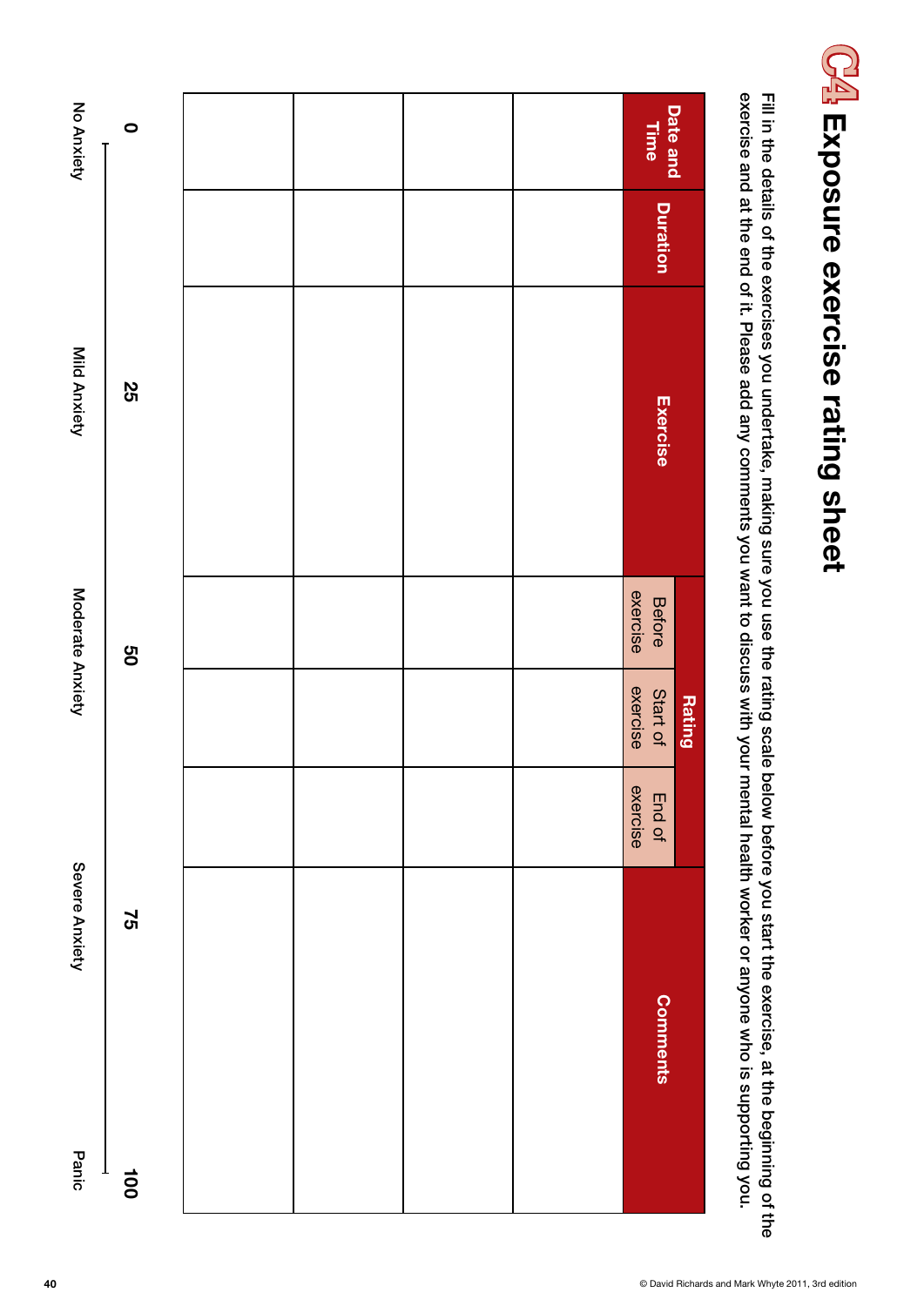# C4 Exposure exercise rating sheet

Fill in the details of the exercises you undertake, making sure you use the rating scale below before you start the exercise, at the beginning of the exercise and at the end of it. Please add any comments you want to discuss with your mental health worker or anyone who is supporting you.

| Date and Time | Duration | Exercise | Rating | | | Comments |
|---|---|---|---|---|---|---|
| | | | Before exercise | Start of exercise | End of exercise | |
| | | | | | | |
| | | | | | | |
| | | | | | | |
| | | | | | | |

0 — No Anxiety
25 — Mild Anxiety
50 — Moderate Anxiety
75 — Severe Anxiety
100 — Panic

© David Richards and Mark Whyte 2011, 3rd edition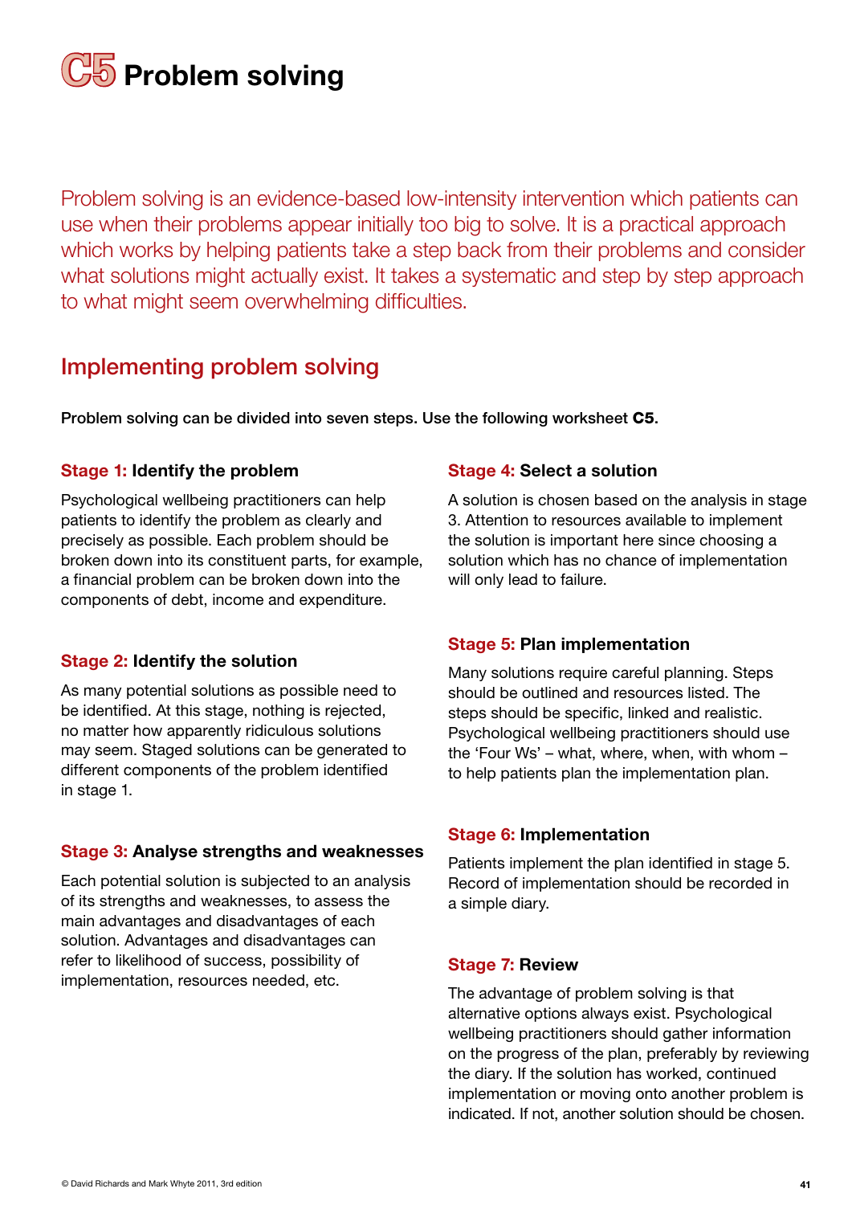# C5 Problem solving

Problem solving is an evidence-based low-intensity intervention which patients can use when their problems appear initially too big to solve. It is a practical approach which works by helping patients take a step back from their problems and consider what solutions might actually exist. It takes a systematic and step by step approach to what might seem overwhelming difficulties.

## Implementing problem solving

**Problem solving can be divided into seven steps. Use the following worksheet C5.**

### Stage 1: Identify the problem

Psychological wellbeing practitioners can help patients to identify the problem as clearly and precisely as possible. Each problem should be broken down into its constituent parts, for example, a financial problem can be broken down into the components of debt, income and expenditure.

### Stage 2: Identify the solution

As many potential solutions as possible need to be identified. At this stage, nothing is rejected, no matter how apparently ridiculous solutions may seem. Staged solutions can be generated to different components of the problem identified in stage 1.

### Stage 3: Analyse strengths and weaknesses

Each potential solution is subjected to an analysis of its strengths and weaknesses, to assess the main advantages and disadvantages of each solution. Advantages and disadvantages can refer to likelihood of success, possibility of implementation, resources needed, etc.

### Stage 4: Select a solution

A solution is chosen based on the analysis in stage 3. Attention to resources available to implement the solution is important here since choosing a solution which has no chance of implementation will only lead to failure.

### Stage 5: Plan implementation

Many solutions require careful planning. Steps should be outlined and resources listed. The steps should be specific, linked and realistic. Psychological wellbeing practitioners should use the 'Four Ws' – what, where, when, with whom – to help patients plan the implementation plan.

### Stage 6: Implementation

Patients implement the plan identified in stage 5. Record of implementation should be recorded in a simple diary.

### Stage 7: Review

The advantage of problem solving is that alternative options always exist. Psychological wellbeing practitioners should gather information on the progress of the plan, preferably by reviewing the diary. If the solution has worked, continued implementation or moving onto another problem is indicated. If not, another solution should be chosen.

© David Richards and Mark Whyte 2011, 3rd edition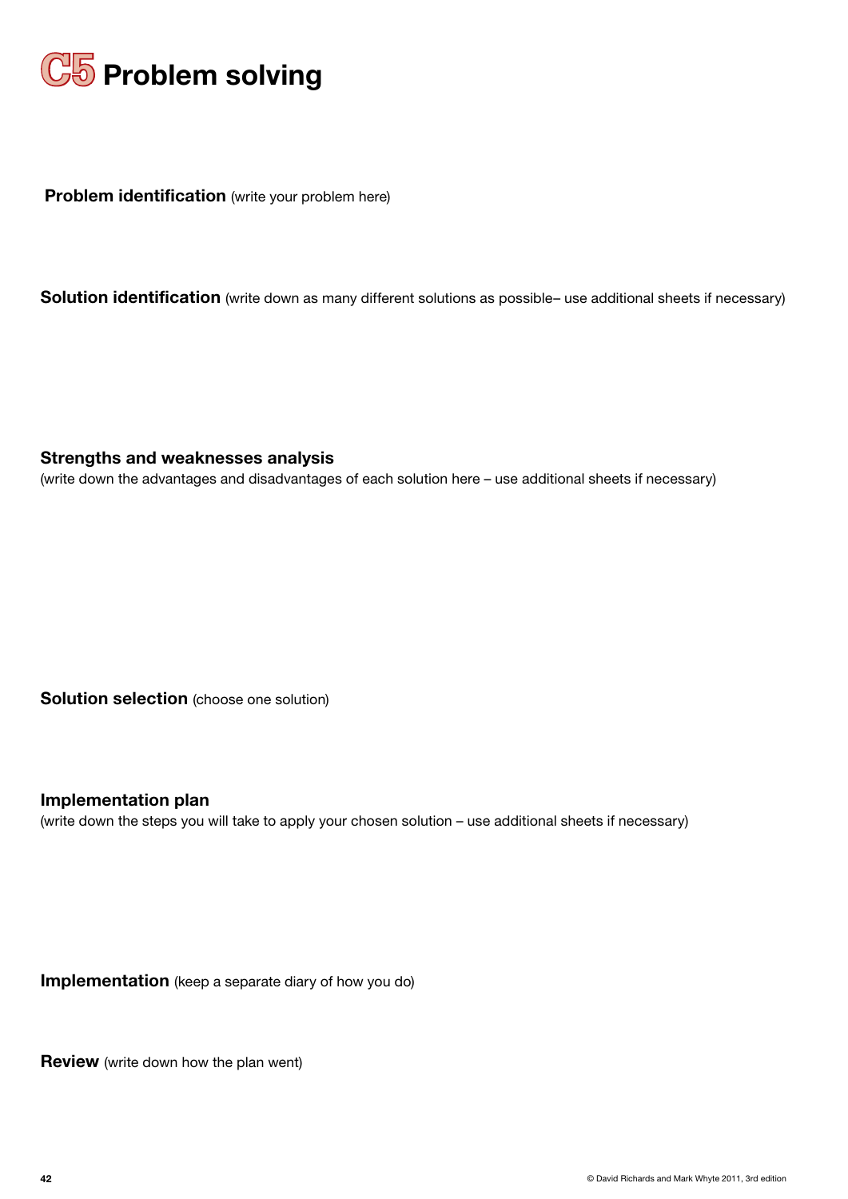# C5 Problem solving

**Problem identification** (write your problem here)

**Solution identification** (write down as many different solutions as possible– use additional sheets if necessary)

**Strengths and weaknesses analysis**
(write down the advantages and disadvantages of each solution here – use additional sheets if necessary)

**Solution selection** (choose one solution)

**Implementation plan**
(write down the steps you will take to apply your chosen solution – use additional sheets if necessary)

**Implementation** (keep a separate diary of how you do)

**Review** (write down how the plan went)

© David Richards and Mark Whyte 2011, 3rd edition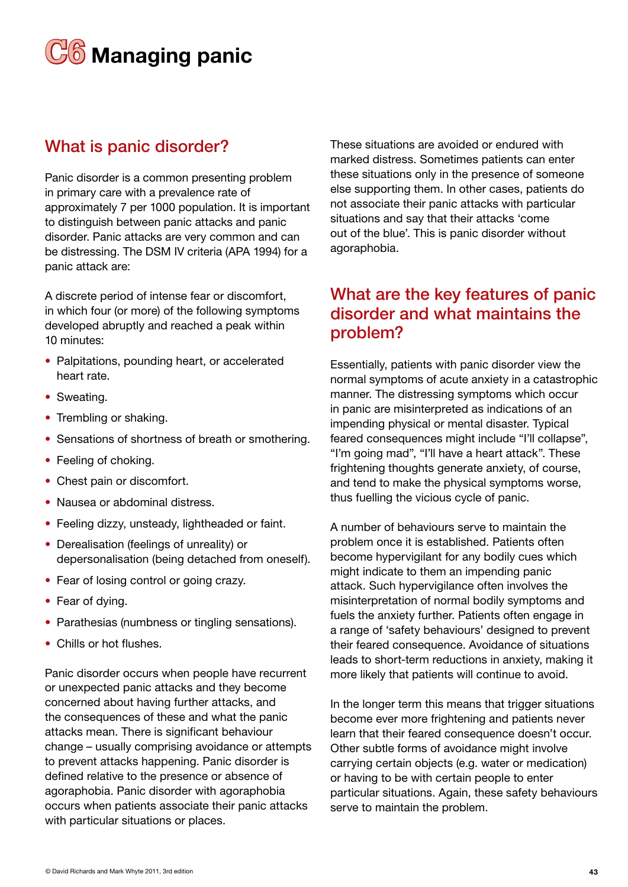# C6 Managing panic

## What is panic disorder?

Panic disorder is a common presenting problem in primary care with a prevalence rate of approximately 7 per 1000 population. It is important to distinguish between panic attacks and panic disorder. Panic attacks are very common and can be distressing. The DSM IV criteria (APA 1994) for a panic attack are:

A discrete period of intense fear or discomfort, in which four (or more) of the following symptoms developed abruptly and reached a peak within 10 minutes:

- Palpitations, pounding heart, or accelerated heart rate.
- Sweating.
- Trembling or shaking.
- Sensations of shortness of breath or smothering.
- Feeling of choking.
- Chest pain or discomfort.
- Nausea or abdominal distress.
- Feeling dizzy, unsteady, lightheaded or faint.
- Derealisation (feelings of unreality) or depersonalisation (being detached from oneself).
- Fear of losing control or going crazy.
- Fear of dying.
- Parathesias (numbness or tingling sensations).
- Chills or hot flushes.

Panic disorder occurs when people have recurrent or unexpected panic attacks and they become concerned about having further attacks, and the consequences of these and what the panic attacks mean. There is significant behaviour change – usually comprising avoidance or attempts to prevent attacks happening. Panic disorder is defined relative to the presence or absence of agoraphobia. Panic disorder with agoraphobia occurs when patients associate their panic attacks with particular situations or places.

These situations are avoided or endured with marked distress. Sometimes patients can enter these situations only in the presence of someone else supporting them. In other cases, patients do not associate their panic attacks with particular situations and say that their attacks 'come out of the blue'. This is panic disorder without agoraphobia.

## What are the key features of panic disorder and what maintains the problem?

Essentially, patients with panic disorder view the normal symptoms of acute anxiety in a catastrophic manner. The distressing symptoms which occur in panic are misinterpreted as indications of an impending physical or mental disaster. Typical feared consequences might include "I'll collapse", "I'm going mad", "I'll have a heart attack". These frightening thoughts generate anxiety, of course, and tend to make the physical symptoms worse, thus fuelling the vicious cycle of panic.

A number of behaviours serve to maintain the problem once it is established. Patients often become hypervigilant for any bodily cues which might indicate to them an impending panic attack. Such hypervigilance often involves the misinterpretation of normal bodily symptoms and fuels the anxiety further. Patients often engage in a range of 'safety behaviours' designed to prevent their feared consequence. Avoidance of situations leads to short-term reductions in anxiety, making it more likely that patients will continue to avoid.

In the longer term this means that trigger situations become ever more frightening and patients never learn that their feared consequence doesn't occur. Other subtle forms of avoidance might involve carrying certain objects (e.g. water or medication) or having to be with certain people to enter particular situations. Again, these safety behaviours serve to maintain the problem.

© David Richards and Mark Whyte 2011, 3rd edition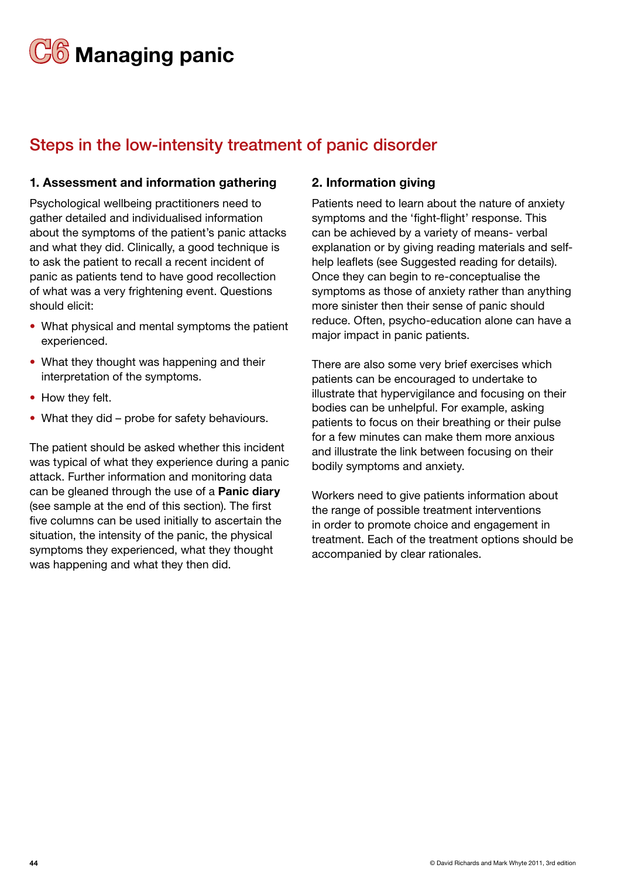# C6 Managing panic

## Steps in the low-intensity treatment of panic disorder

### 1. Assessment and information gathering

Psychological wellbeing practitioners need to gather detailed and individualised information about the symptoms of the patient's panic attacks and what they did. Clinically, a good technique is to ask the patient to recall a recent incident of panic as patients tend to have good recollection of what was a very frightening event. Questions should elicit:

- What physical and mental symptoms the patient experienced.
- What they thought was happening and their interpretation of the symptoms.
- How they felt.
- What they did – probe for safety behaviours.

The patient should be asked whether this incident was typical of what they experience during a panic attack. Further information and monitoring data can be gleaned through the use of a **Panic diary** (see sample at the end of this section). The first five columns can be used initially to ascertain the situation, the intensity of the panic, the physical symptoms they experienced, what they thought was happening and what they then did.

### 2. Information giving

Patients need to learn about the nature of anxiety symptoms and the 'fight-flight' response. This can be achieved by a variety of means- verbal explanation or by giving reading materials and self-help leaflets (see Suggested reading for details). Once they can begin to re-conceptualise the symptoms as those of anxiety rather than anything more sinister then their sense of panic should reduce. Often, psycho-education alone can have a major impact in panic patients.

There are also some very brief exercises which patients can be encouraged to undertake to illustrate that hypervigilance and focusing on their bodies can be unhelpful. For example, asking patients to focus on their breathing or their pulse for a few minutes can make them more anxious and illustrate the link between focusing on their bodily symptoms and anxiety.

Workers need to give patients information about the range of possible treatment interventions in order to promote choice and engagement in treatment. Each of the treatment options should be accompanied by clear rationales.

© David Richards and Mark Whyte 2011, 3rd edition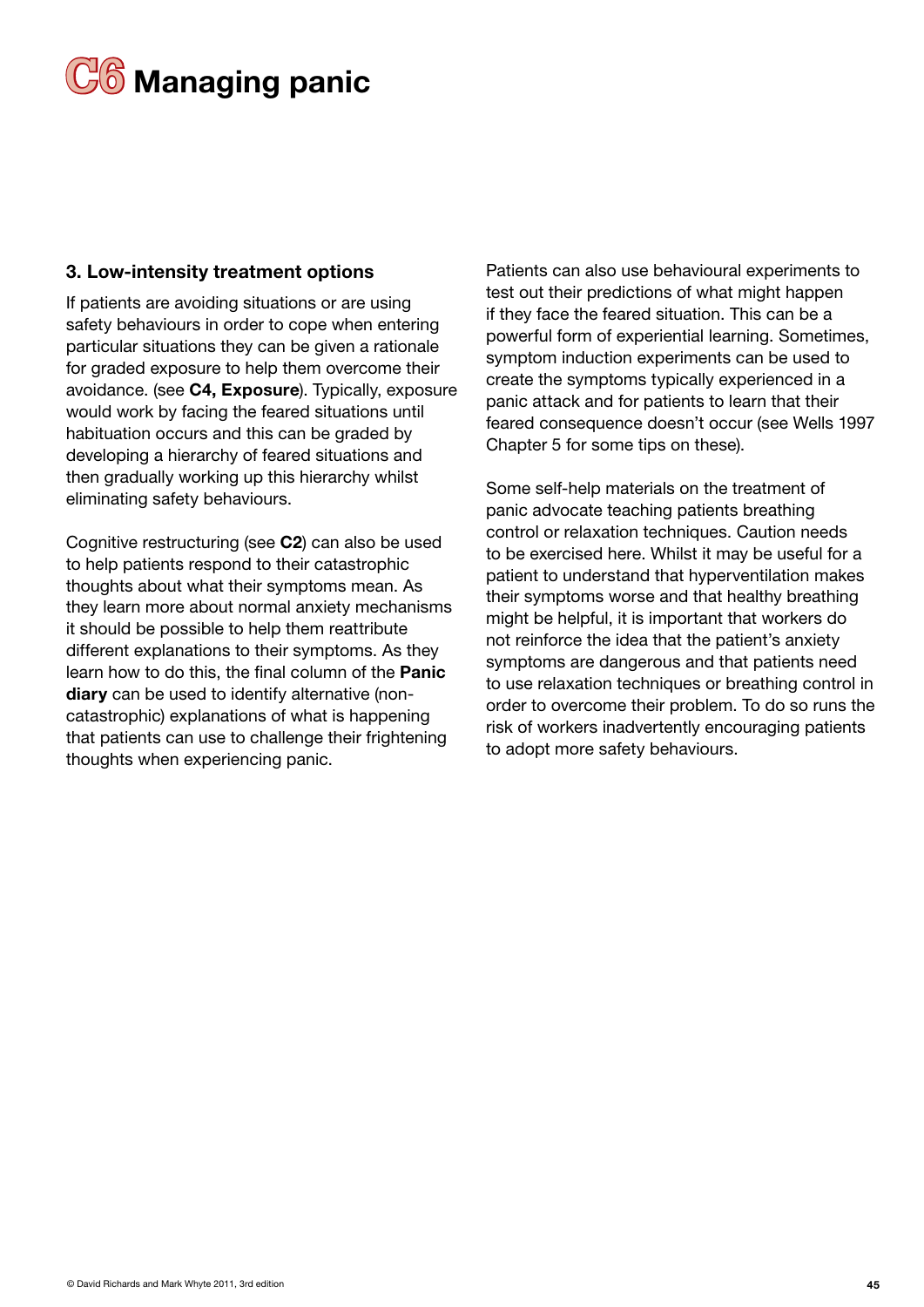# C6 Managing panic

## 3. Low-intensity treatment options

If patients are avoiding situations or are using safety behaviours in order to cope when entering particular situations they can be given a rationale for graded exposure to help them overcome their avoidance. (see **C4, Exposure**). Typically, exposure would work by facing the feared situations until habituation occurs and this can be graded by developing a hierarchy of feared situations and then gradually working up this hierarchy whilst eliminating safety behaviours.

Cognitive restructuring (see **C2**) can also be used to help patients respond to their catastrophic thoughts about what their symptoms mean. As they learn more about normal anxiety mechanisms it should be possible to help them reattribute different explanations to their symptoms. As they learn how to do this, the final column of the **Panic diary** can be used to identify alternative (non-catastrophic) explanations of what is happening that patients can use to challenge their frightening thoughts when experiencing panic.

Patients can also use behavioural experiments to test out their predictions of what might happen if they face the feared situation. This can be a powerful form of experiential learning. Sometimes, symptom induction experiments can be used to create the symptoms typically experienced in a panic attack and for patients to learn that their feared consequence doesn't occur (see Wells 1997 Chapter 5 for some tips on these).

Some self-help materials on the treatment of panic advocate teaching patients breathing control or relaxation techniques. Caution needs to be exercised here. Whilst it may be useful for a patient to understand that hyperventilation makes their symptoms worse and that healthy breathing might be helpful, it is important that workers do not reinforce the idea that the patient's anxiety symptoms are dangerous and that patients need to use relaxation techniques or breathing control in order to overcome their problem. To do so runs the risk of workers inadvertently encouraging patients to adopt more safety behaviours.

© David Richards and Mark Whyte 2011, 3rd edition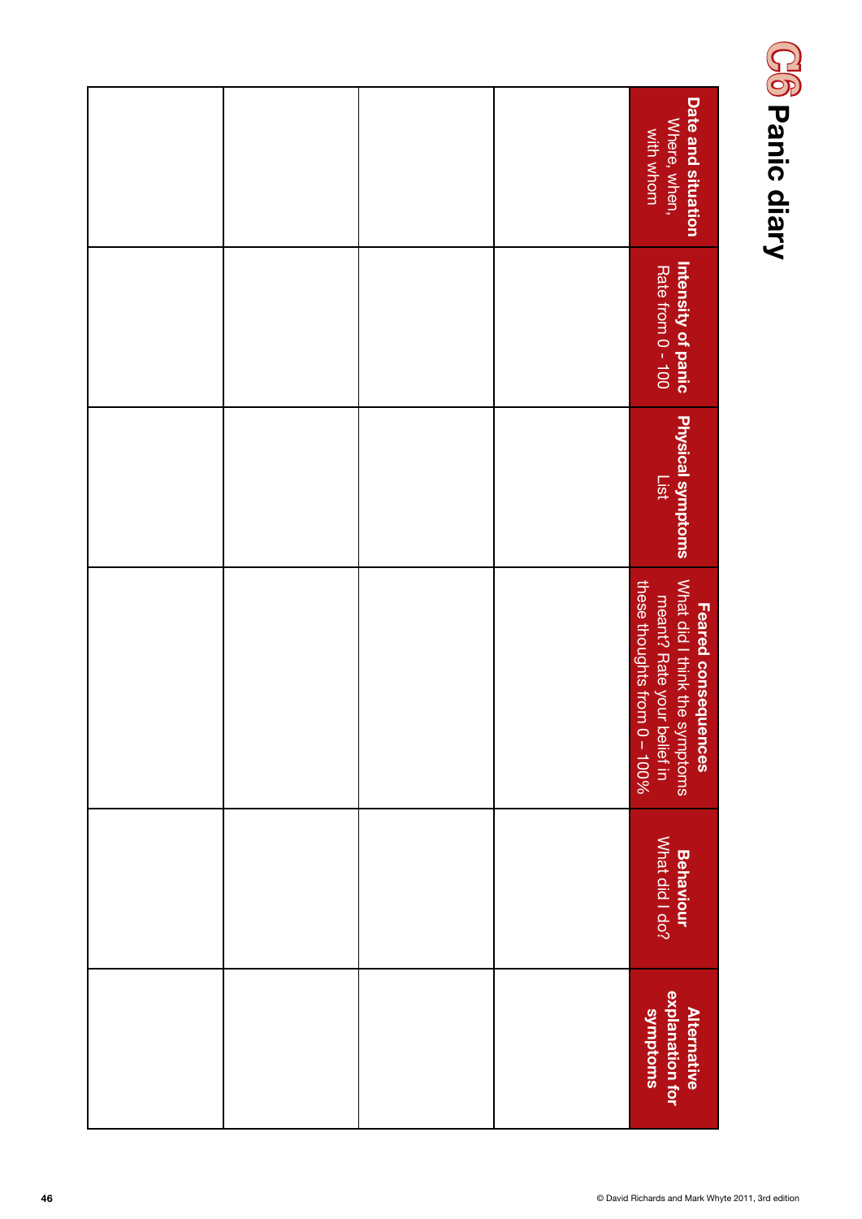# C6 Panic diary

| **Date and situation** Where, when, with whom | **Intensity of panic** Rate from 0 - 100 | **Physical symptoms** List | **Feared consequences** What did I think the symptoms meant? Rate your belief in these thoughts from 0 – 100% | **Behaviour** What did I do? | **Alternative explanation for symptoms** |
|---|---|---|---|---|---|
| | | | | | |
| | | | | | |
| | | | | | |
| | | | | | |

© David Richards and Mark Whyte 2011, 3rd edition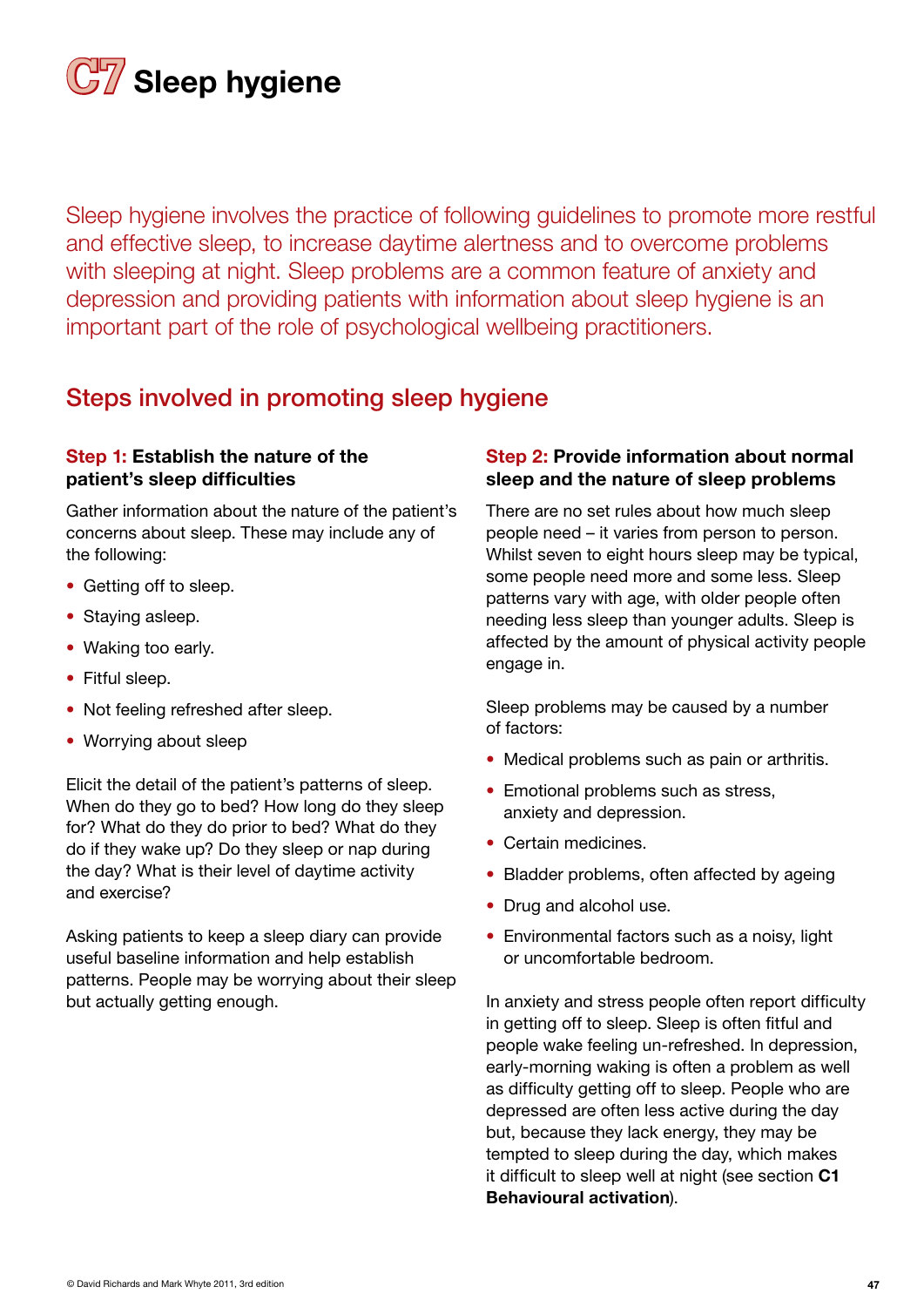# C7 Sleep hygiene

Sleep hygiene involves the practice of following guidelines to promote more restful and effective sleep, to increase daytime alertness and to overcome problems with sleeping at night. Sleep problems are a common feature of anxiety and depression and providing patients with information about sleep hygiene is an important part of the role of psychological wellbeing practitioners.

## Steps involved in promoting sleep hygiene

### Step 1: Establish the nature of the patient's sleep difficulties

Gather information about the nature of the patient's concerns about sleep. These may include any of the following:

- Getting off to sleep.
- Staying asleep.
- Waking too early.
- Fitful sleep.
- Not feeling refreshed after sleep.
- Worrying about sleep

Elicit the detail of the patient's patterns of sleep. When do they go to bed? How long do they sleep for? What do they do prior to bed? What do they do if they wake up? Do they sleep or nap during the day? What is their level of daytime activity and exercise?

Asking patients to keep a sleep diary can provide useful baseline information and help establish patterns. People may be worrying about their sleep but actually getting enough.

### Step 2: Provide information about normal sleep and the nature of sleep problems

There are no set rules about how much sleep people need – it varies from person to person. Whilst seven to eight hours sleep may be typical, some people need more and some less. Sleep patterns vary with age, with older people often needing less sleep than younger adults. Sleep is affected by the amount of physical activity people engage in.

Sleep problems may be caused by a number of factors:

- Medical problems such as pain or arthritis.
- Emotional problems such as stress, anxiety and depression.
- Certain medicines.
- Bladder problems, often affected by ageing
- Drug and alcohol use.
- Environmental factors such as a noisy, light or uncomfortable bedroom.

In anxiety and stress people often report difficulty in getting off to sleep. Sleep is often fitful and people wake feeling un-refreshed. In depression, early-morning waking is often a problem as well as difficulty getting off to sleep. People who are depressed are often less active during the day but, because they lack energy, they may be tempted to sleep during the day, which makes it difficult to sleep well at night (see section **C1 Behavioural activation**).

© David Richards and Mark Whyte 2011, 3rd edition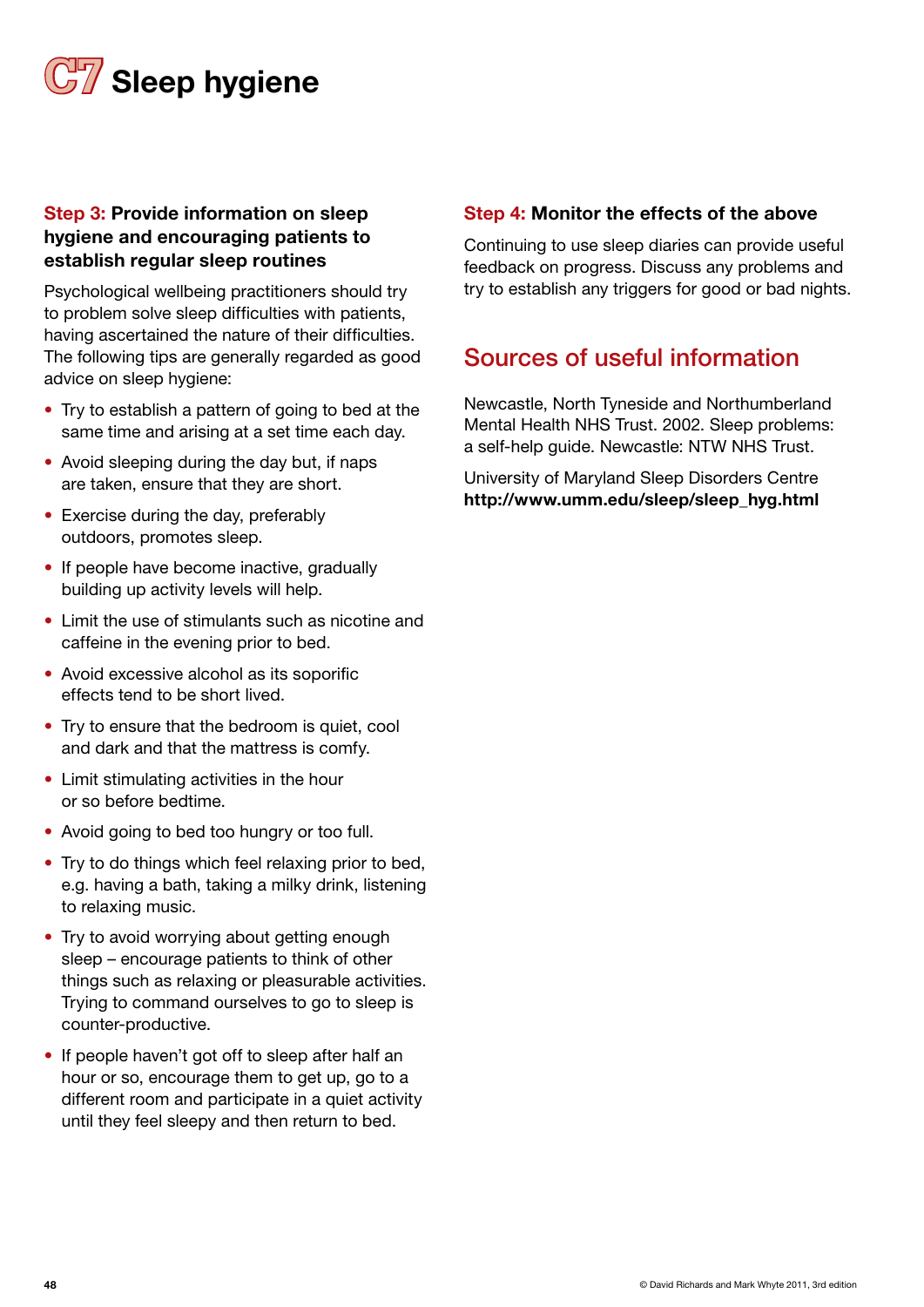# C7 Sleep hygiene

### Step 3: Provide information on sleep hygiene and encouraging patients to establish regular sleep routines

Psychological wellbeing practitioners should try to problem solve sleep difficulties with patients, having ascertained the nature of their difficulties. The following tips are generally regarded as good advice on sleep hygiene:

- Try to establish a pattern of going to bed at the same time and arising at a set time each day.
- Avoid sleeping during the day but, if naps are taken, ensure that they are short.
- Exercise during the day, preferably outdoors, promotes sleep.
- If people have become inactive, gradually building up activity levels will help.
- Limit the use of stimulants such as nicotine and caffeine in the evening prior to bed.
- Avoid excessive alcohol as its soporific effects tend to be short lived.
- Try to ensure that the bedroom is quiet, cool and dark and that the mattress is comfy.
- Limit stimulating activities in the hour or so before bedtime.
- Avoid going to bed too hungry or too full.
- Try to do things which feel relaxing prior to bed, e.g. having a bath, taking a milky drink, listening to relaxing music.
- Try to avoid worrying about getting enough sleep – encourage patients to think of other things such as relaxing or pleasurable activities. Trying to command ourselves to go to sleep is counter-productive.
- If people haven't got off to sleep after half an hour or so, encourage them to get up, go to a different room and participate in a quiet activity until they feel sleepy and then return to bed.

### Step 4: Monitor the effects of the above

Continuing to use sleep diaries can provide useful feedback on progress. Discuss any problems and try to establish any triggers for good or bad nights.

## Sources of useful information

Newcastle, North Tyneside and Northumberland Mental Health NHS Trust. 2002. Sleep problems: a self-help guide. Newcastle: NTW NHS Trust.

University of Maryland Sleep Disorders Centre
**http://www.umm.edu/sleep/sleep_hyg.html**

© David Richards and Mark Whyte 2011, 3rd edition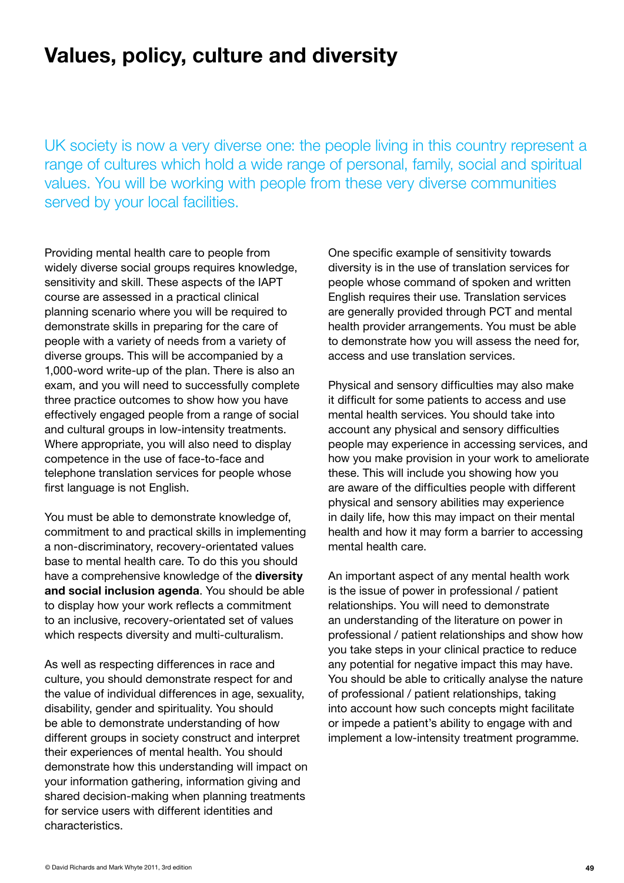# Values, policy, culture and diversity

UK society is now a very diverse one: the people living in this country represent a range of cultures which hold a wide range of personal, family, social and spiritual values. You will be working with people from these very diverse communities served by your local facilities.

Providing mental health care to people from widely diverse social groups requires knowledge, sensitivity and skill. These aspects of the IAPT course are assessed in a practical clinical planning scenario where you will be required to demonstrate skills in preparing for the care of people with a variety of needs from a variety of diverse groups. This will be accompanied by a 1,000-word write-up of the plan. There is also an exam, and you will need to successfully complete three practice outcomes to show how you have effectively engaged people from a range of social and cultural groups in low-intensity treatments. Where appropriate, you will also need to display competence in the use of face-to-face and telephone translation services for people whose first language is not English.

You must be able to demonstrate knowledge of, commitment to and practical skills in implementing a non-discriminatory, recovery-orientated values base to mental health care. To do this you should have a comprehensive knowledge of the **diversity and social inclusion agenda**. You should be able to display how your work reflects a commitment to an inclusive, recovery-orientated set of values which respects diversity and multi-culturalism.

As well as respecting differences in race and culture, you should demonstrate respect for and the value of individual differences in age, sexuality, disability, gender and spirituality. You should be able to demonstrate understanding of how different groups in society construct and interpret their experiences of mental health. You should demonstrate how this understanding will impact on your information gathering, information giving and shared decision-making when planning treatments for service users with different identities and characteristics.

One specific example of sensitivity towards diversity is in the use of translation services for people whose command of spoken and written English requires their use. Translation services are generally provided through PCT and mental health provider arrangements. You must be able to demonstrate how you will assess the need for, access and use translation services.

Physical and sensory difficulties may also make it difficult for some patients to access and use mental health services. You should take into account any physical and sensory difficulties people may experience in accessing services, and how you make provision in your work to ameliorate these. This will include you showing how you are aware of the difficulties people with different physical and sensory abilities may experience in daily life, how this may impact on their mental health and how it may form a barrier to accessing mental health care.

An important aspect of any mental health work is the issue of power in professional / patient relationships. You will need to demonstrate an understanding of the literature on power in professional / patient relationships and show how you take steps in your clinical practice to reduce any potential for negative impact this may have. You should be able to critically analyse the nature of professional / patient relationships, taking into account how such concepts might facilitate or impede a patient's ability to engage with and implement a low-intensity treatment programme.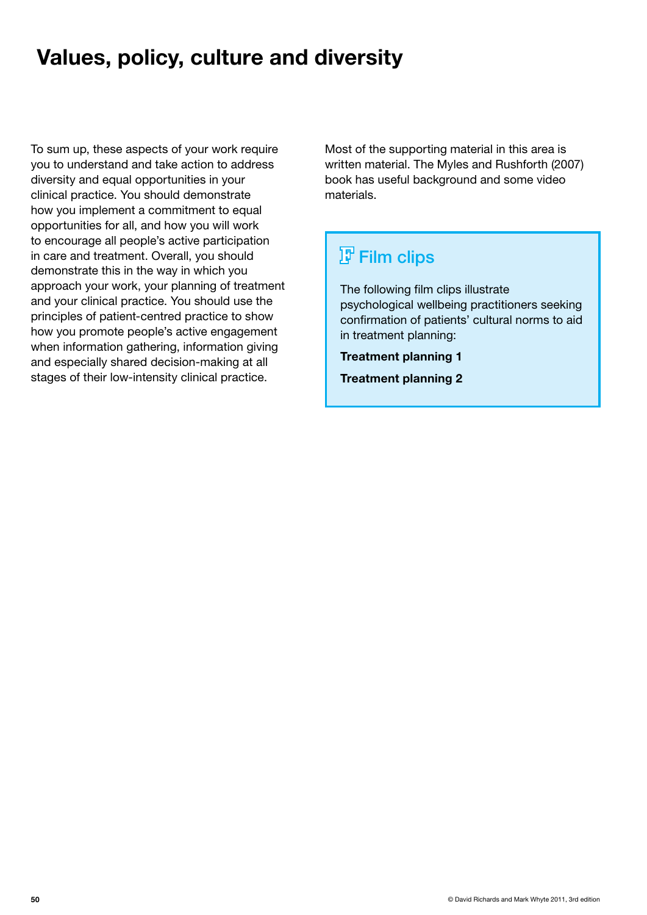# Values, policy, culture and diversity

To sum up, these aspects of your work require you to understand and take action to address diversity and equal opportunities in your clinical practice. You should demonstrate how you implement a commitment to equal opportunities for all, and how you will work to encourage all people's active participation in care and treatment. Overall, you should demonstrate this in the way in which you approach your work, your planning of treatment and your clinical practice. You should use the principles of patient-centred practice to show how you promote people's active engagement when information gathering, information giving and especially shared decision-making at all stages of their low-intensity clinical practice.

Most of the supporting material in this area is written material. The Myles and Rushforth (2007) book has useful background and some video materials.

## Film clips

The following film clips illustrate psychological wellbeing practitioners seeking confirmation of patients' cultural norms to aid in treatment planning:

**Treatment planning 1**

**Treatment planning 2**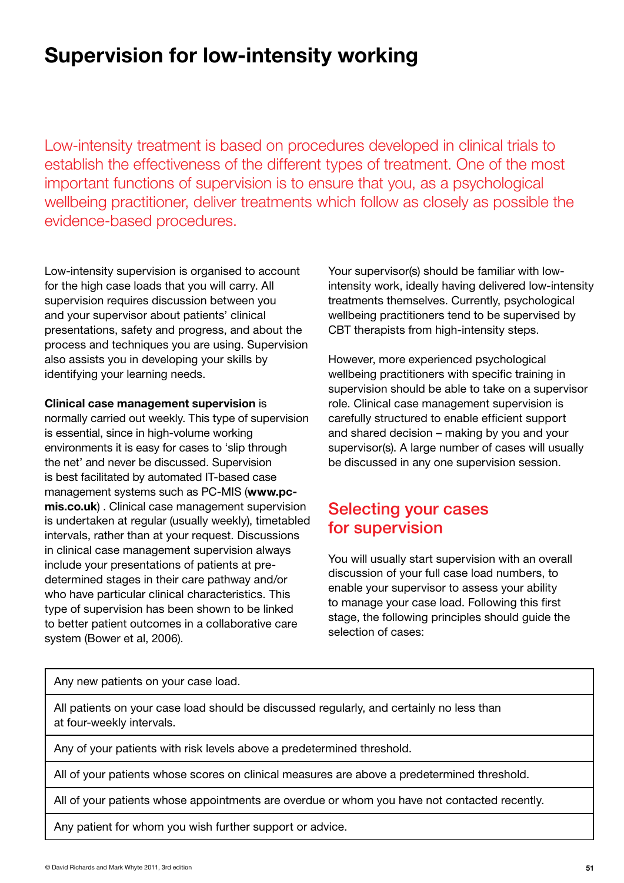# Supervision for low-intensity working

Low-intensity treatment is based on procedures developed in clinical trials to establish the effectiveness of the different types of treatment. One of the most important functions of supervision is to ensure that you, as a psychological wellbeing practitioner, deliver treatments which follow as closely as possible the evidence-based procedures.

Low-intensity supervision is organised to account for the high case loads that you will carry. All supervision requires discussion between you and your supervisor about patients' clinical presentations, safety and progress, and about the process and techniques you are using. Supervision also assists you in developing your skills by identifying your learning needs.

**Clinical case management supervision** is normally carried out weekly. This type of supervision is essential, since in high-volume working environments it is easy for cases to 'slip through the net' and never be discussed. Supervision is best facilitated by automated IT-based case management systems such as PC-MIS (**www.pc-mis.co.uk**) . Clinical case management supervision is undertaken at regular (usually weekly), timetabled intervals, rather than at your request. Discussions in clinical case management supervision always include your presentations of patients at pre-determined stages in their care pathway and/or who have particular clinical characteristics. This type of supervision has been shown to be linked to better patient outcomes in a collaborative care system (Bower et al, 2006).

Your supervisor(s) should be familiar with low-intensity work, ideally having delivered low-intensity treatments themselves. Currently, psychological wellbeing practitioners tend to be supervised by CBT therapists from high-intensity steps.

However, more experienced psychological wellbeing practitioners with specific training in supervision should be able to take on a supervisor role. Clinical case management supervision is carefully structured to enable efficient support and shared decision – making by you and your supervisor(s). A large number of cases will usually be discussed in any one supervision session.

## Selecting your cases for supervision

You will usually start supervision with an overall discussion of your full case load numbers, to enable your supervisor to assess your ability to manage your case load. Following this first stage, the following principles should guide the selection of cases:

| |
|---|
| Any new patients on your case load. |
| All patients on your case load should be discussed regularly, and certainly no less than at four-weekly intervals. |
| Any of your patients with risk levels above a predetermined threshold. |
| All of your patients whose scores on clinical measures are above a predetermined threshold. |
| All of your patients whose appointments are overdue or whom you have not contacted recently. |
| Any patient for whom you wish further support or advice. |

© David Richards and Mark Whyte 2011, 3rd edition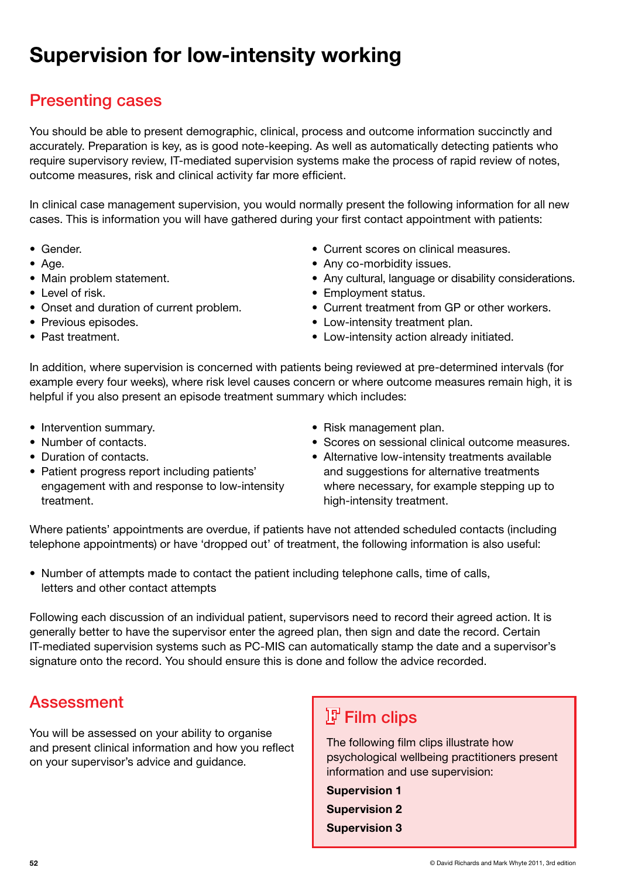# Supervision for low-intensity working

## Presenting cases

You should be able to present demographic, clinical, process and outcome information succinctly and accurately. Preparation is key, as is good note-keeping. As well as automatically detecting patients who require supervisory review, IT-mediated supervision systems make the process of rapid review of notes, outcome measures, risk and clinical activity far more efficient.

In clinical case management supervision, you would normally present the following information for all new cases. This is information you will have gathered during your first contact appointment with patients:

- Gender.
- Age.
- Main problem statement.
- Level of risk.
- Onset and duration of current problem.
- Previous episodes.
- Past treatment.
- Current scores on clinical measures.
- Any co-morbidity issues.
- Any cultural, language or disability considerations.
- Employment status.
- Current treatment from GP or other workers.
- Low-intensity treatment plan.
- Low-intensity action already initiated.

In addition, where supervision is concerned with patients being reviewed at pre-determined intervals (for example every four weeks), where risk level causes concern or where outcome measures remain high, it is helpful if you also present an episode treatment summary which includes:

- Intervention summary.
- Number of contacts.
- Duration of contacts.
- Patient progress report including patients' engagement with and response to low-intensity treatment.
- Risk management plan.
- Scores on sessional clinical outcome measures.
- Alternative low-intensity treatments available and suggestions for alternative treatments where necessary, for example stepping up to high-intensity treatment.

Where patients' appointments are overdue, if patients have not attended scheduled contacts (including telephone appointments) or have 'dropped out' of treatment, the following information is also useful:

- Number of attempts made to contact the patient including telephone calls, time of calls, letters and other contact attempts

Following each discussion of an individual patient, supervisors need to record their agreed action. It is generally better to have the supervisor enter the agreed plan, then sign and date the record. Certain IT-mediated supervision systems such as PC-MIS can automatically stamp the date and a supervisor's signature onto the record. You should ensure this is done and follow the advice recorded.

## Assessment

You will be assessed on your ability to organise and present clinical information and how you reflect on your supervisor's advice and guidance.

## Film clips

The following film clips illustrate how psychological wellbeing practitioners present information and use supervision:

**Supervision 1**

**Supervision 2**

**Supervision 3**

© David Richards and Mark Whyte 2011, 3rd edition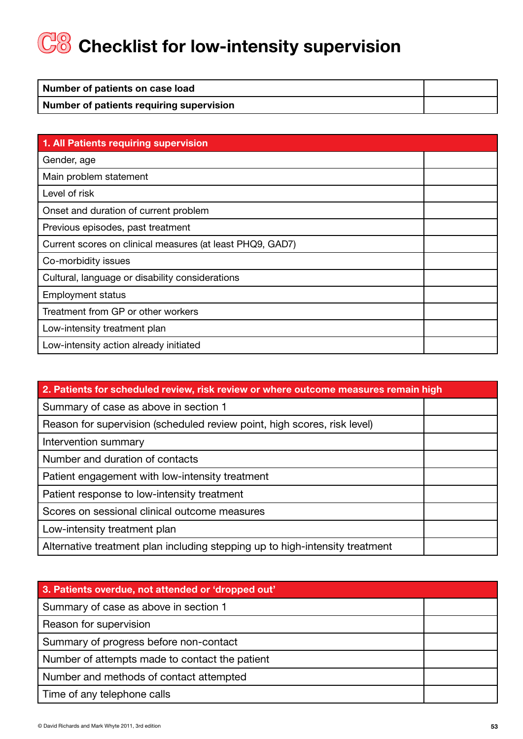# C8 Checklist for low-intensity supervision

| | |
|---|---|
| **Number of patients on case load** | |
| **Number of patients requiring supervision** | |

| **1. All Patients requiring supervision** | |
|---|---|
| Gender, age | |
| Main problem statement | |
| Level of risk | |
| Onset and duration of current problem | |
| Previous episodes, past treatment | |
| Current scores on clinical measures (at least PHQ9, GAD7) | |
| Co-morbidity issues | |
| Cultural, language or disability considerations | |
| Employment status | |
| Treatment from GP or other workers | |
| Low-intensity treatment plan | |
| Low-intensity action already initiated | |

| **2. Patients for scheduled review, risk review or where outcome measures remain high** | |
|---|---|
| Summary of case as above in section 1 | |
| Reason for supervision (scheduled review point, high scores, risk level) | |
| Intervention summary | |
| Number and duration of contacts | |
| Patient engagement with low-intensity treatment | |
| Patient response to low-intensity treatment | |
| Scores on sessional clinical outcome measures | |
| Low-intensity treatment plan | |
| Alternative treatment plan including stepping up to high-intensity treatment | |

| **3. Patients overdue, not attended or 'dropped out'** | |
|---|---|
| Summary of case as above in section 1 | |
| Reason for supervision | |
| Summary of progress before non-contact | |
| Number of attempts made to contact the patient | |
| Number and methods of contact attempted | |
| Time of any telephone calls | |

© David Richards and Mark Whyte 2011, 3rd edition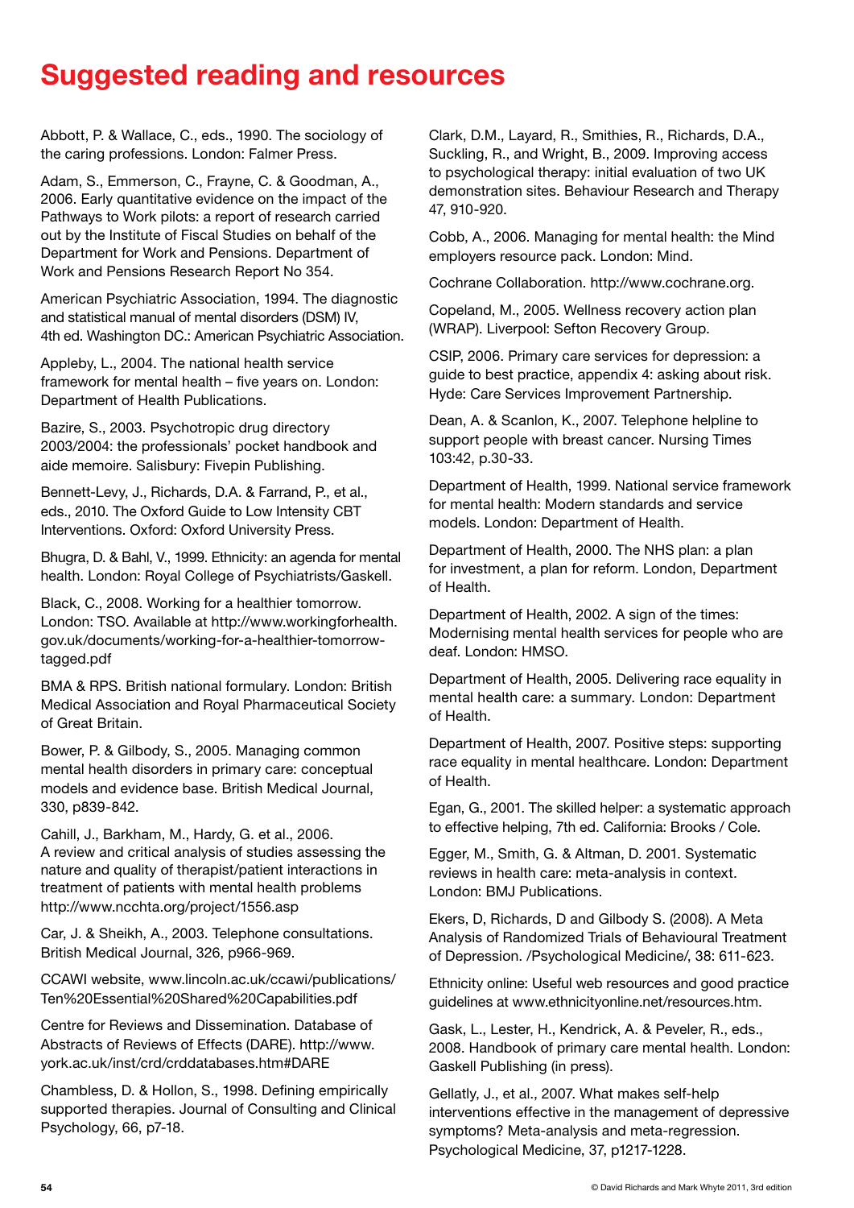# Suggested reading and resources

Abbott, P. & Wallace, C., eds., 1990. The sociology of the caring professions. London: Falmer Press.

Adam, S., Emmerson, C., Frayne, C. & Goodman, A., 2006. Early quantitative evidence on the impact of the Pathways to Work pilots: a report of research carried out by the Institute of Fiscal Studies on behalf of the Department for Work and Pensions. Department of Work and Pensions Research Report No 354.

American Psychiatric Association, 1994. The diagnostic and statistical manual of mental disorders (DSM) IV, 4th ed. Washington DC.: American Psychiatric Association.

Appleby, L., 2004. The national health service framework for mental health – five years on. London: Department of Health Publications.

Bazire, S., 2003. Psychotropic drug directory 2003/2004: the professionals' pocket handbook and aide memoire. Salisbury: Fivepin Publishing.

Bennett-Levy, J., Richards, D.A. & Farrand, P., et al., eds., 2010. The Oxford Guide to Low Intensity CBT Interventions. Oxford: Oxford University Press.

Bhugra, D. & Bahl, V., 1999. Ethnicity: an agenda for mental health. London: Royal College of Psychiatrists/Gaskell.

Black, C., 2008. Working for a healthier tomorrow. London: TSO. Available at http://www.workingforhealth.gov.uk/documents/working-for-a-healthier-tomorrow-tagged.pdf

BMA & RPS. British national formulary. London: British Medical Association and Royal Pharmaceutical Society of Great Britain.

Bower, P. & Gilbody, S., 2005. Managing common mental health disorders in primary care: conceptual models and evidence base. British Medical Journal, 330, p839-842.

Cahill, J., Barkham, M., Hardy, G. et al., 2006. A review and critical analysis of studies assessing the nature and quality of therapist/patient interactions in treatment of patients with mental health problems http://www.ncchta.org/project/1556.asp

Car, J. & Sheikh, A., 2003. Telephone consultations. British Medical Journal, 326, p966-969.

CCAWI website, www.lincoln.ac.uk/ccawi/publications/Ten%20Essential%20Shared%20Capabilities.pdf

Centre for Reviews and Dissemination. Database of Abstracts of Reviews of Effects (DARE). http://www.york.ac.uk/inst/crd/crddatabases.htm#DARE

Chambless, D. & Hollon, S., 1998. Defining empirically supported therapies. Journal of Consulting and Clinical Psychology, 66, p7-18.

Clark, D.M., Layard, R., Smithies, R., Richards, D.A., Suckling, R., and Wright, B., 2009. Improving access to psychological therapy: initial evaluation of two UK demonstration sites. Behaviour Research and Therapy 47, 910-920.

Cobb, A., 2006. Managing for mental health: the Mind employers resource pack. London: Mind.

Cochrane Collaboration. http://www.cochrane.org.

Copeland, M., 2005. Wellness recovery action plan (WRAP). Liverpool: Sefton Recovery Group.

CSIP, 2006. Primary care services for depression: a guide to best practice, appendix 4: asking about risk. Hyde: Care Services Improvement Partnership.

Dean, A. & Scanlon, K., 2007. Telephone helpline to support people with breast cancer. Nursing Times 103:42, p.30-33.

Department of Health, 1999. National service framework for mental health: Modern standards and service models. London: Department of Health.

Department of Health, 2000. The NHS plan: a plan for investment, a plan for reform. London, Department of Health.

Department of Health, 2002. A sign of the times: Modernising mental health services for people who are deaf. London: HMSO.

Department of Health, 2005. Delivering race equality in mental health care: a summary. London: Department of Health.

Department of Health, 2007. Positive steps: supporting race equality in mental healthcare. London: Department of Health.

Egan, G., 2001. The skilled helper: a systematic approach to effective helping, 7th ed. California: Brooks / Cole.

Egger, M., Smith, G. & Altman, D. 2001. Systematic reviews in health care: meta-analysis in context. London: BMJ Publications.

Ekers, D, Richards, D and Gilbody S. (2008). A Meta Analysis of Randomized Trials of Behavioural Treatment of Depression. /Psychological Medicine/, 38: 611-623.

Ethnicity online: Useful web resources and good practice guidelines at www.ethnicityonline.net/resources.htm.

Gask, L., Lester, H., Kendrick, A. & Peveler, R., eds., 2008. Handbook of primary care mental health. London: Gaskell Publishing (in press).

Gellatly, J., et al., 2007. What makes self-help interventions effective in the management of depressive symptoms? Meta-analysis and meta-regression. Psychological Medicine, 37, p1217-1228.

© David Richards and Mark Whyte 2011, 3rd edition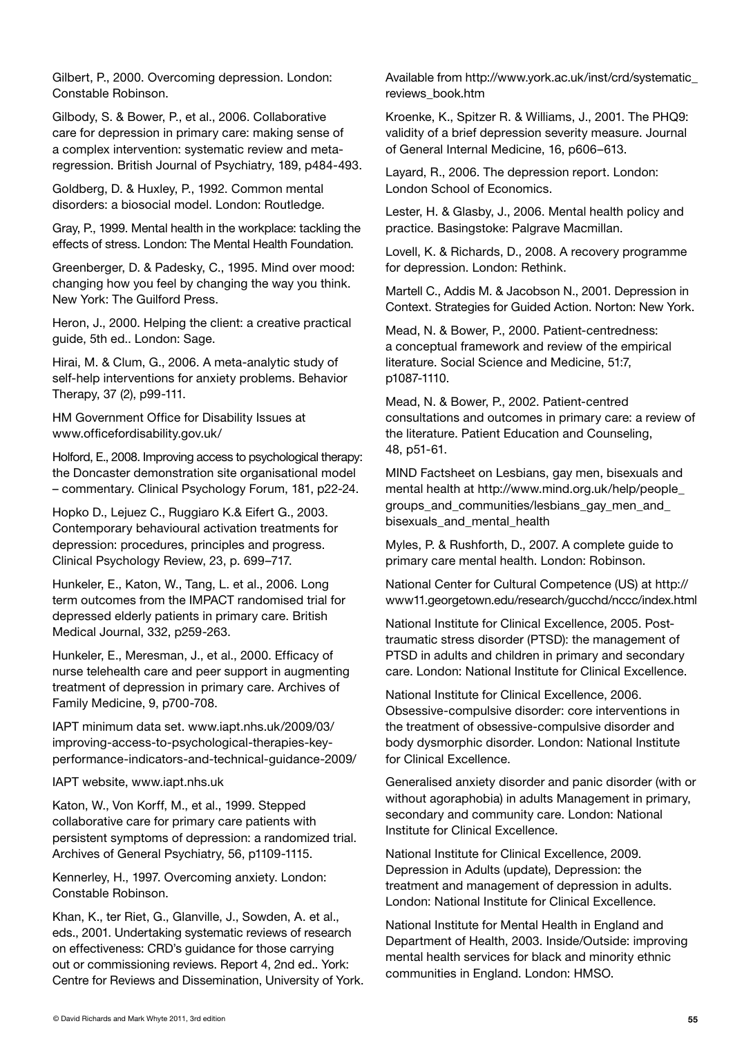Gilbert, P., 2000. Overcoming depression. London: Constable Robinson.

Gilbody, S. & Bower, P., et al., 2006. Collaborative care for depression in primary care: making sense of a complex intervention: systematic review and meta-regression. British Journal of Psychiatry, 189, p484-493.

Goldberg, D. & Huxley, P., 1992. Common mental disorders: a biosocial model. London: Routledge.

Gray, P., 1999. Mental health in the workplace: tackling the effects of stress. London: The Mental Health Foundation.

Greenberger, D. & Padesky, C., 1995. Mind over mood: changing how you feel by changing the way you think. New York: The Guilford Press.

Heron, J., 2000. Helping the client: a creative practical guide, 5th ed.. London: Sage.

Hirai, M. & Clum, G., 2006. A meta-analytic study of self-help interventions for anxiety problems. Behavior Therapy, 37 (2), p99-111.

HM Government Office for Disability Issues at www.officefordisability.gov.uk/

Holford, E., 2008. Improving access to psychological therapy: the Doncaster demonstration site organisational model – commentary. Clinical Psychology Forum, 181, p22-24.

Hopko D., Lejuez C., Ruggiaro K.& Eifert G., 2003. Contemporary behavioural activation treatments for depression: procedures, principles and progress. Clinical Psychology Review, 23, p. 699–717.

Hunkeler, E., Katon, W., Tang, L. et al., 2006. Long term outcomes from the IMPACT randomised trial for depressed elderly patients in primary care. British Medical Journal, 332, p259-263.

Hunkeler, E., Meresman, J., et al., 2000. Efficacy of nurse telehealth care and peer support in augmenting treatment of depression in primary care. Archives of Family Medicine, 9, p700-708.

IAPT minimum data set. www.iapt.nhs.uk/2009/03/improving-access-to-psychological-therapies-key-performance-indicators-and-technical-guidance-2009/

IAPT website, www.iapt.nhs.uk

Katon, W., Von Korff, M., et al., 1999. Stepped collaborative care for primary care patients with persistent symptoms of depression: a randomized trial. Archives of General Psychiatry, 56, p1109-1115.

Kennerley, H., 1997. Overcoming anxiety. London: Constable Robinson.

Khan, K., ter Riet, G., Glanville, J., Sowden, A. et al., eds., 2001. Undertaking systematic reviews of research on effectiveness: CRD's guidance for those carrying out or commissioning reviews. Report 4, 2nd ed.. York: Centre for Reviews and Dissemination, University of York. Available from http://www.york.ac.uk/inst/crd/systematic_reviews_book.htm

Kroenke, K., Spitzer R. & Williams, J., 2001. The PHQ9: validity of a brief depression severity measure. Journal of General Internal Medicine, 16, p606–613.

Layard, R., 2006. The depression report. London: London School of Economics.

Lester, H. & Glasby, J., 2006. Mental health policy and practice. Basingstoke: Palgrave Macmillan.

Lovell, K. & Richards, D., 2008. A recovery programme for depression. London: Rethink.

Martell C., Addis M. & Jacobson N., 2001. Depression in Context. Strategies for Guided Action. Norton: New York.

Mead, N. & Bower, P., 2000. Patient-centredness: a conceptual framework and review of the empirical literature. Social Science and Medicine, 51:7, p1087-1110.

Mead, N. & Bower, P., 2002. Patient-centred consultations and outcomes in primary care: a review of the literature. Patient Education and Counseling, 48, p51-61.

MIND Factsheet on Lesbians, gay men, bisexuals and mental health at http://www.mind.org.uk/help/people_groups_and_communities/lesbians_gay_men_and_bisexuals_and_mental_health

Myles, P. & Rushforth, D., 2007. A complete guide to primary care mental health. London: Robinson.

National Center for Cultural Competence (US) at http://www11.georgetown.edu/research/gucchd/nccc/index.html

National Institute for Clinical Excellence, 2005. Post-traumatic stress disorder (PTSD): the management of PTSD in adults and children in primary and secondary care. London: National Institute for Clinical Excellence.

National Institute for Clinical Excellence, 2006. Obsessive-compulsive disorder: core interventions in the treatment of obsessive-compulsive disorder and body dysmorphic disorder. London: National Institute for Clinical Excellence.

Generalised anxiety disorder and panic disorder (with or without agoraphobia) in adults Management in primary, secondary and community care. London: National Institute for Clinical Excellence.

National Institute for Clinical Excellence, 2009. Depression in Adults (update), Depression: the treatment and management of depression in adults. London: National Institute for Clinical Excellence.

National Institute for Mental Health in England and Department of Health, 2003. Inside/Outside: improving mental health services for black and minority ethnic communities in England. London: HMSO.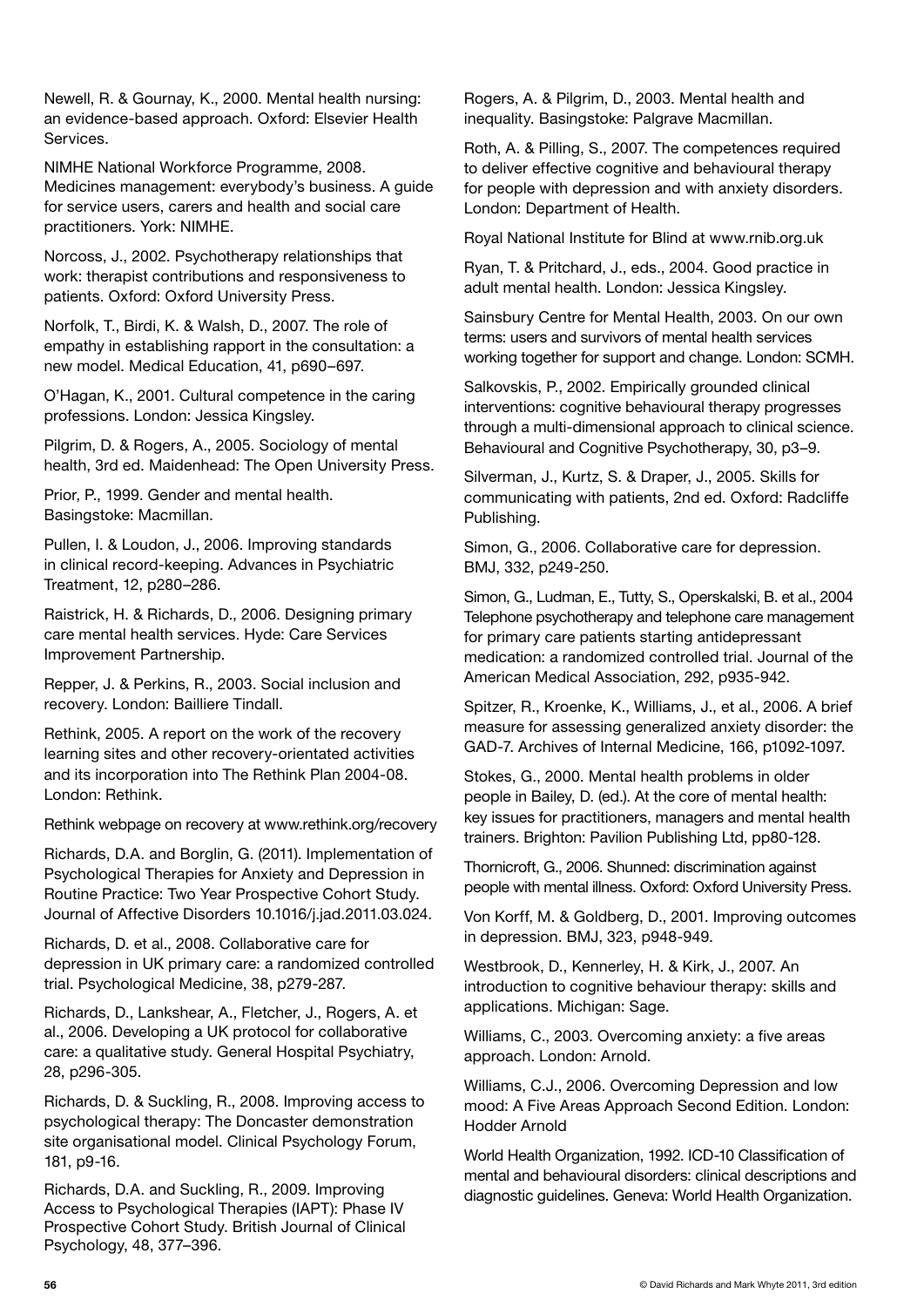Newell, R. & Gournay, K., 2000. Mental health nursing: an evidence-based approach. Oxford: Elsevier Health Services.

NIMHE National Workforce Programme, 2008. Medicines management: everybody's business. A guide for service users, carers and health and social care practitioners. York: NIMHE.

Norcoss, J., 2002. Psychotherapy relationships that work: therapist contributions and responsiveness to patients. Oxford: Oxford University Press.

Norfolk, T., Birdi, K. & Walsh, D., 2007. The role of empathy in establishing rapport in the consultation: a new model. Medical Education, 41, p690–697.

O'Hagan, K., 2001. Cultural competence in the caring professions. London: Jessica Kingsley.

Pilgrim, D. & Rogers, A., 2005. Sociology of mental health, 3rd ed. Maidenhead: The Open University Press.

Prior, P., 1999. Gender and mental health. Basingstoke: Macmillan.

Pullen, I. & Loudon, J., 2006. Improving standards in clinical record-keeping. Advances in Psychiatric Treatment, 12, p280–286.

Raistrick, H. & Richards, D., 2006. Designing primary care mental health services. Hyde: Care Services Improvement Partnership.

Repper, J. & Perkins, R., 2003. Social inclusion and recovery. London: Bailliere Tindall.

Rethink, 2005. A report on the work of the recovery learning sites and other recovery-orientated activities and its incorporation into The Rethink Plan 2004-08. London: Rethink.

Rethink webpage on recovery at www.rethink.org/recovery

Richards, D.A. and Borglin, G. (2011). Implementation of Psychological Therapies for Anxiety and Depression in Routine Practice: Two Year Prospective Cohort Study. Journal of Affective Disorders 10.1016/j.jad.2011.03.024.

Richards, D. et al., 2008. Collaborative care for depression in UK primary care: a randomized controlled trial. Psychological Medicine, 38, p279-287.

Richards, D., Lankshear, A., Fletcher, J., Rogers, A. et al., 2006. Developing a UK protocol for collaborative care: a qualitative study. General Hospital Psychiatry, 28, p296-305.

Richards, D. & Suckling, R., 2008. Improving access to psychological therapy: The Doncaster demonstration site organisational model. Clinical Psychology Forum, 181, p9-16.

Richards, D.A. and Suckling, R., 2009. Improving Access to Psychological Therapies (IAPT): Phase IV Prospective Cohort Study. British Journal of Clinical Psychology, 48, 377–396.

Rogers, A. & Pilgrim, D., 2003. Mental health and inequality. Basingstoke: Palgrave Macmillan.

Roth, A. & Pilling, S., 2007. The competences required to deliver effective cognitive and behavioural therapy for people with depression and with anxiety disorders. London: Department of Health.

Royal National Institute for Blind at www.rnib.org.uk

Ryan, T. & Pritchard, J., eds., 2004. Good practice in adult mental health. London: Jessica Kingsley.

Sainsbury Centre for Mental Health, 2003. On our own terms: users and survivors of mental health services working together for support and change. London: SCMH.

Salkovskis, P., 2002. Empirically grounded clinical interventions: cognitive behavioural therapy progresses through a multi-dimensional approach to clinical science. Behavioural and Cognitive Psychotherapy, 30, p3–9.

Silverman, J., Kurtz, S. & Draper, J., 2005. Skills for communicating with patients, 2nd ed. Oxford: Radcliffe Publishing.

Simon, G., 2006. Collaborative care for depression. BMJ, 332, p249-250.

Simon, G., Ludman, E., Tutty, S., Operskalski, B. et al., 2004 Telephone psychotherapy and telephone care management for primary care patients starting antidepressant medication: a randomized controlled trial. Journal of the American Medical Association, 292, p935-942.

Spitzer, R., Kroenke, K., Williams, J., et al., 2006. A brief measure for assessing generalized anxiety disorder: the GAD-7. Archives of Internal Medicine, 166, p1092-1097.

Stokes, G., 2000. Mental health problems in older people in Bailey, D. (ed.). At the core of mental health: key issues for practitioners, managers and mental health trainers. Brighton: Pavilion Publishing Ltd, pp80-128.

Thornicroft, G., 2006. Shunned: discrimination against people with mental illness. Oxford: Oxford University Press.

Von Korff, M. & Goldberg, D., 2001. Improving outcomes in depression. BMJ, 323, p948-949.

Westbrook, D., Kennerley, H. & Kirk, J., 2007. An introduction to cognitive behaviour therapy: skills and applications. Michigan: Sage.

Williams, C., 2003. Overcoming anxiety: a five areas approach. London: Arnold.

Williams, C.J., 2006. Overcoming Depression and low mood: A Five Areas Approach Second Edition. London: Hodder Arnold

World Health Organization, 1992. ICD-10 Classification of mental and behavioural disorders: clinical descriptions and diagnostic guidelines. Geneva: World Health Organization.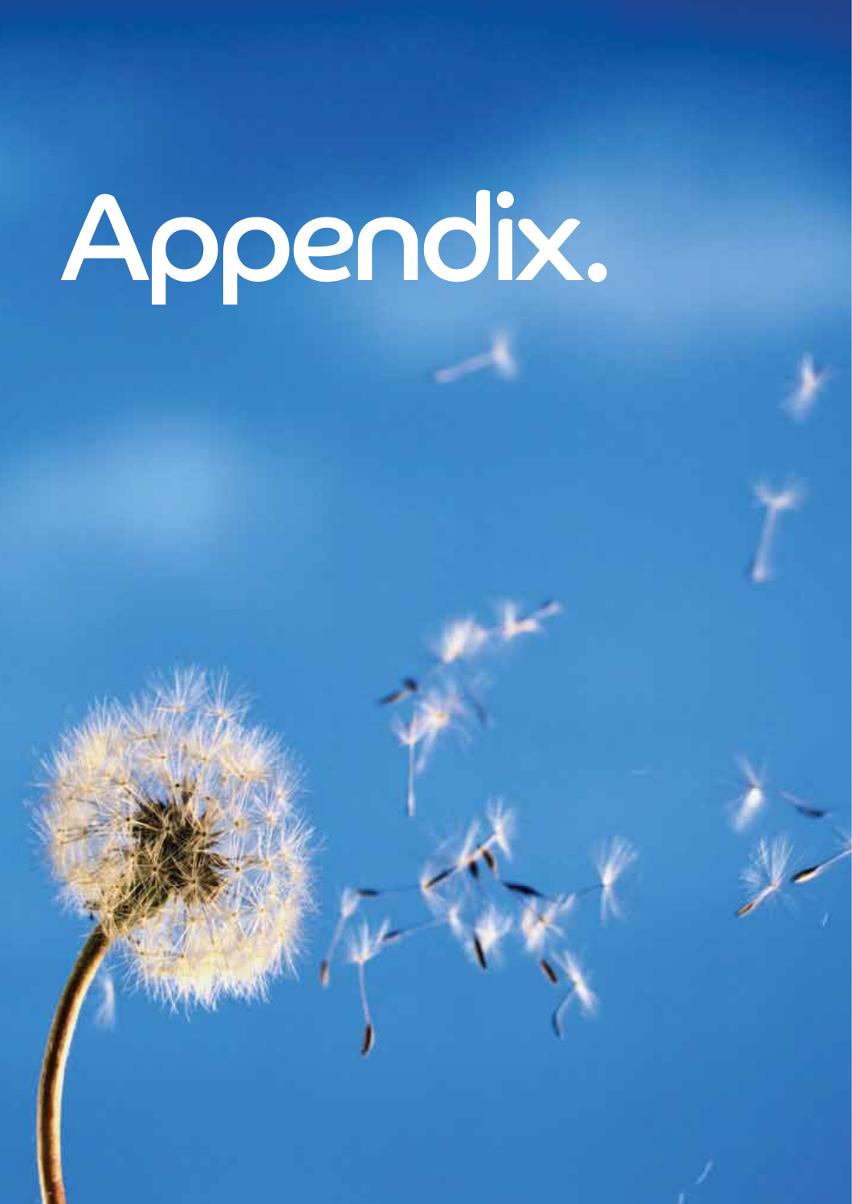# Appendix.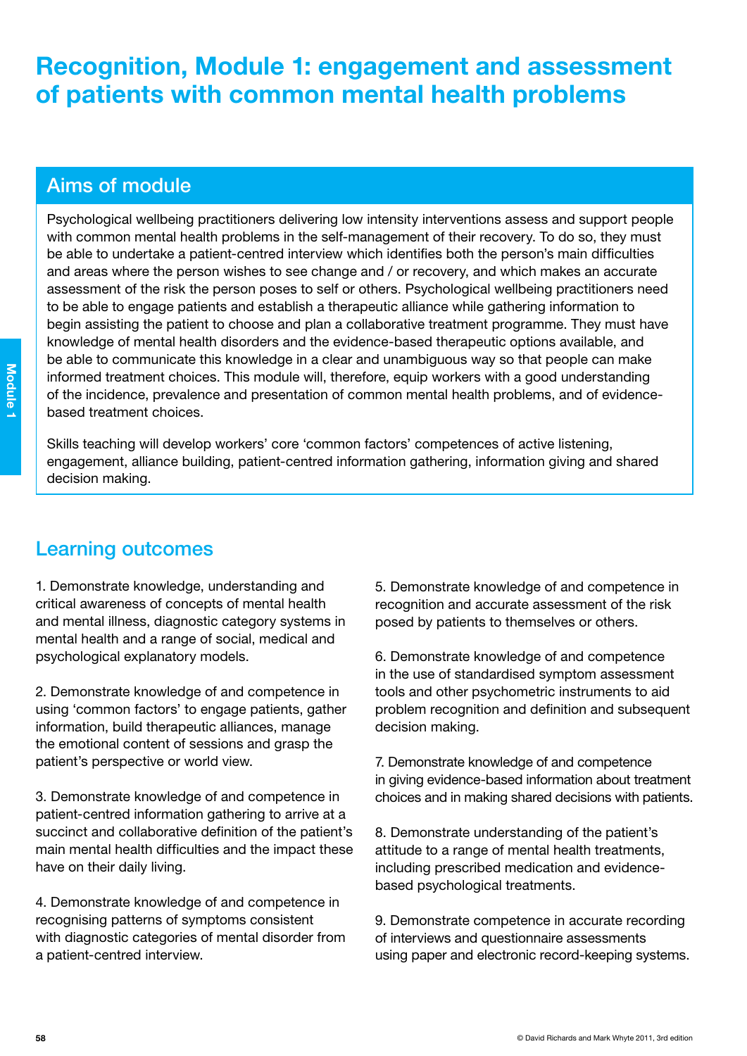# Recognition, Module 1: engagement and assessment of patients with common mental health problems

## Aims of module

Psychological wellbeing practitioners delivering low intensity interventions assess and support people with common mental health problems in the self-management of their recovery. To do so, they must be able to undertake a patient-centred interview which identifies both the person's main difficulties and areas where the person wishes to see change and / or recovery, and which makes an accurate assessment of the risk the person poses to self or others. Psychological wellbeing practitioners need to be able to engage patients and establish a therapeutic alliance while gathering information to begin assisting the patient to choose and plan a collaborative treatment programme. They must have knowledge of mental health disorders and the evidence-based therapeutic options available, and be able to communicate this knowledge in a clear and unambiguous way so that people can make informed treatment choices. This module will, therefore, equip workers with a good understanding of the incidence, prevalence and presentation of common mental health problems, and of evidence-based treatment choices.

Skills teaching will develop workers' core 'common factors' competences of active listening, engagement, alliance building, patient-centred information gathering, information giving and shared decision making.

## Learning outcomes

1. Demonstrate knowledge, understanding and critical awareness of concepts of mental health and mental illness, diagnostic category systems in mental health and a range of social, medical and psychological explanatory models.

2. Demonstrate knowledge of and competence in using 'common factors' to engage patients, gather information, build therapeutic alliances, manage the emotional content of sessions and grasp the patient's perspective or world view.

3. Demonstrate knowledge of and competence in patient-centred information gathering to arrive at a succinct and collaborative definition of the patient's main mental health difficulties and the impact these have on their daily living.

4. Demonstrate knowledge of and competence in recognising patterns of symptoms consistent with diagnostic categories of mental disorder from a patient-centred interview.

5. Demonstrate knowledge of and competence in recognition and accurate assessment of the risk posed by patients to themselves or others.

6. Demonstrate knowledge of and competence in the use of standardised symptom assessment tools and other psychometric instruments to aid problem recognition and definition and subsequent decision making.

7. Demonstrate knowledge of and competence in giving evidence-based information about treatment choices and in making shared decisions with patients.

8. Demonstrate understanding of the patient's attitude to a range of mental health treatments, including prescribed medication and evidence-based psychological treatments.

9. Demonstrate competence in accurate recording of interviews and questionnaire assessments using paper and electronic record-keeping systems.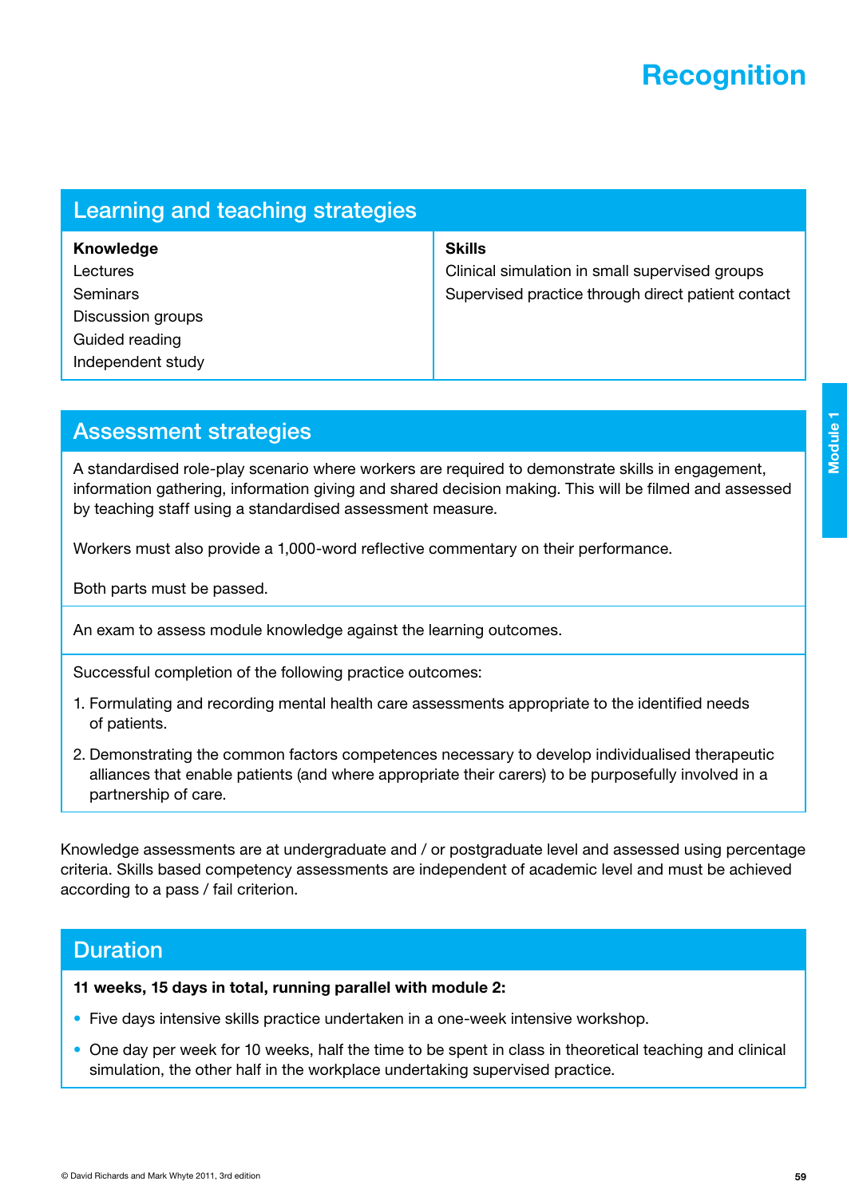# Recognition

## Learning and teaching strategies

| Knowledge | Skills |
|---|---|
| Lectures | Clinical simulation in small supervised groups |
| Seminars | Supervised practice through direct patient contact |
| Discussion groups | |
| Guided reading | |
| Independent study | |

## Assessment strategies

A standardised role-play scenario where workers are required to demonstrate skills in engagement, information gathering, information giving and shared decision making. This will be filmed and assessed by teaching staff using a standardised assessment measure.

Workers must also provide a 1,000-word reflective commentary on their performance.

Both parts must be passed.

An exam to assess module knowledge against the learning outcomes.

Successful completion of the following practice outcomes:

1. Formulating and recording mental health care assessments appropriate to the identified needs of patients.
2. Demonstrating the common factors competences necessary to develop individualised therapeutic alliances that enable patients (and where appropriate their carers) to be purposefully involved in a partnership of care.

Knowledge assessments are at undergraduate and / or postgraduate level and assessed using percentage criteria. Skills based competency assessments are independent of academic level and must be achieved according to a pass / fail criterion.

## Duration

**11 weeks, 15 days in total, running parallel with module 2:**

- Five days intensive skills practice undertaken in a one-week intensive workshop.
- One day per week for 10 weeks, half the time to be spent in class in theoretical teaching and clinical simulation, the other half in the workplace undertaking supervised practice.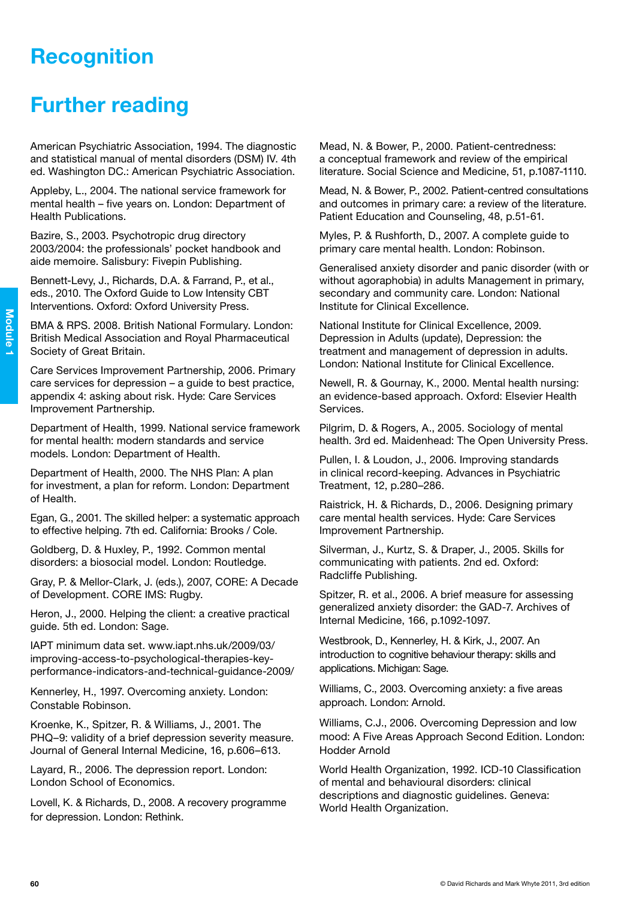# Recognition

# Further reading

American Psychiatric Association, 1994. The diagnostic and statistical manual of mental disorders (DSM) IV. 4th ed. Washington DC.: American Psychiatric Association.

Appleby, L., 2004. The national service framework for mental health – five years on. London: Department of Health Publications.

Bazire, S., 2003. Psychotropic drug directory 2003/2004: the professionals' pocket handbook and aide memoire. Salisbury: Fivepin Publishing.

Bennett-Levy, J., Richards, D.A. & Farrand, P., et al., eds., 2010. The Oxford Guide to Low Intensity CBT Interventions. Oxford: Oxford University Press.

BMA & RPS. 2008. British National Formulary. London: British Medical Association and Royal Pharmaceutical Society of Great Britain.

Care Services Improvement Partnership, 2006. Primary care services for depression – a guide to best practice, appendix 4: asking about risk. Hyde: Care Services Improvement Partnership.

Department of Health, 1999. National service framework for mental health: modern standards and service models. London: Department of Health.

Department of Health, 2000. The NHS Plan: A plan for investment, a plan for reform. London: Department of Health.

Egan, G., 2001. The skilled helper: a systematic approach to effective helping. 7th ed. California: Brooks / Cole.

Goldberg, D. & Huxley, P., 1992. Common mental disorders: a biosocial model. London: Routledge.

Gray, P. & Mellor-Clark, J. (eds.), 2007, CORE: A Decade of Development. CORE IMS: Rugby.

Heron, J., 2000. Helping the client: a creative practical guide. 5th ed. London: Sage.

IAPT minimum data set. www.iapt.nhs.uk/2009/03/improving-access-to-psychological-therapies-key-performance-indicators-and-technical-guidance-2009/

Kennerley, H., 1997. Overcoming anxiety. London: Constable Robinson.

Kroenke, K., Spitzer, R. & Williams, J., 2001. The PHQ–9: validity of a brief depression severity measure. Journal of General Internal Medicine, 16, p.606–613.

Layard, R., 2006. The depression report. London: London School of Economics.

Lovell, K. & Richards, D., 2008. A recovery programme for depression. London: Rethink.

Mead, N. & Bower, P., 2000. Patient-centredness: a conceptual framework and review of the empirical literature. Social Science and Medicine, 51, p.1087-1110.

Mead, N. & Bower, P., 2002. Patient-centred consultations and outcomes in primary care: a review of the literature. Patient Education and Counseling, 48, p.51-61.

Myles, P. & Rushforth, D., 2007. A complete guide to primary care mental health. London: Robinson.

Generalised anxiety disorder and panic disorder (with or without agoraphobia) in adults Management in primary, secondary and community care. London: National Institute for Clinical Excellence.

National Institute for Clinical Excellence, 2009. Depression in Adults (update), Depression: the treatment and management of depression in adults. London: National Institute for Clinical Excellence.

Newell, R. & Gournay, K., 2000. Mental health nursing: an evidence-based approach. Oxford: Elsevier Health Services.

Pilgrim, D. & Rogers, A., 2005. Sociology of mental health. 3rd ed. Maidenhead: The Open University Press.

Pullen, I. & Loudon, J., 2006. Improving standards in clinical record-keeping. Advances in Psychiatric Treatment, 12, p.280–286.

Raistrick, H. & Richards, D., 2006. Designing primary care mental health services. Hyde: Care Services Improvement Partnership.

Silverman, J., Kurtz, S. & Draper, J., 2005. Skills for communicating with patients. 2nd ed. Oxford: Radcliffe Publishing.

Spitzer, R. et al., 2006. A brief measure for assessing generalized anxiety disorder: the GAD-7. Archives of Internal Medicine, 166, p.1092-1097.

Westbrook, D., Kennerley, H. & Kirk, J., 2007. An introduction to cognitive behaviour therapy: skills and applications. Michigan: Sage.

Williams, C., 2003. Overcoming anxiety: a five areas approach. London: Arnold.

Williams, C.J., 2006. Overcoming Depression and low mood: A Five Areas Approach Second Edition. London: Hodder Arnold

World Health Organization, 1992. ICD-10 Classification of mental and behavioural disorders: clinical descriptions and diagnostic guidelines. Geneva: World Health Organization.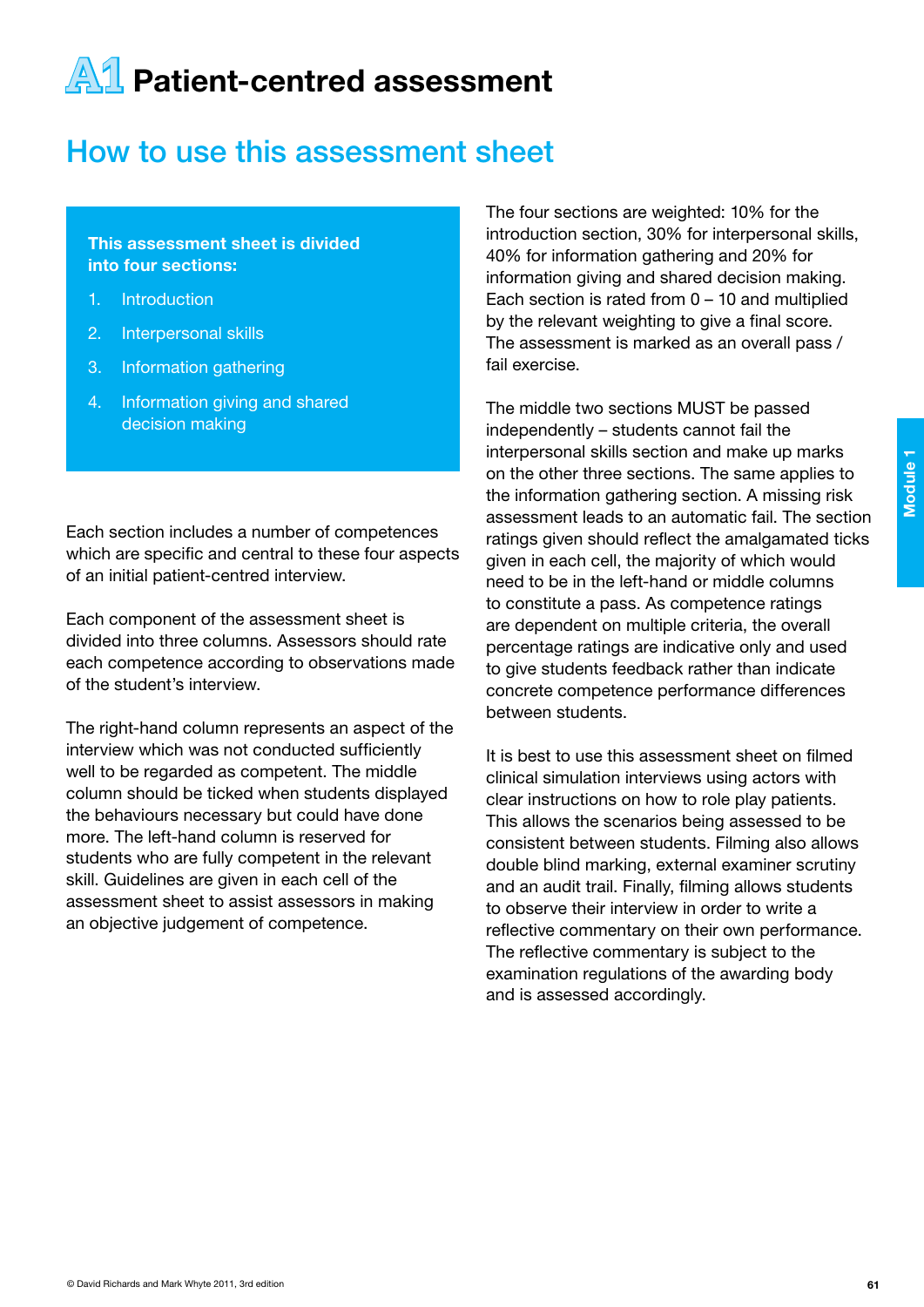# A1 Patient-centred assessment

## How to use this assessment sheet

**This assessment sheet is divided into four sections:**

1. Introduction
2. Interpersonal skills
3. Information gathering
4. Information giving and shared decision making

Each section includes a number of competences which are specific and central to these four aspects of an initial patient-centred interview.

Each component of the assessment sheet is divided into three columns. Assessors should rate each competence according to observations made of the student's interview.

The right-hand column represents an aspect of the interview which was not conducted sufficiently well to be regarded as competent. The middle column should be ticked when students displayed the behaviours necessary but could have done more. The left-hand column is reserved for students who are fully competent in the relevant skill. Guidelines are given in each cell of the assessment sheet to assist assessors in making an objective judgement of competence.

The four sections are weighted: 10% for the introduction section, 30% for interpersonal skills, 40% for information gathering and 20% for information giving and shared decision making. Each section is rated from 0 – 10 and multiplied by the relevant weighting to give a final score. The assessment is marked as an overall pass / fail exercise.

The middle two sections MUST be passed independently – students cannot fail the interpersonal skills section and make up marks on the other three sections. The same applies to the information gathering section. A missing risk assessment leads to an automatic fail. The section ratings given should reflect the amalgamated ticks given in each cell, the majority of which would need to be in the left-hand or middle columns to constitute a pass. As competence ratings are dependent on multiple criteria, the overall percentage ratings are indicative only and used to give students feedback rather than indicate concrete competence performance differences between students.

It is best to use this assessment sheet on filmed clinical simulation interviews using actors with clear instructions on how to role play patients. This allows the scenarios being assessed to be consistent between students. Filming also allows double blind marking, external examiner scrutiny and an audit trail. Finally, filming allows students to observe their interview in order to write a reflective commentary on their own performance. The reflective commentary is subject to the examination regulations of the awarding body and is assessed accordingly.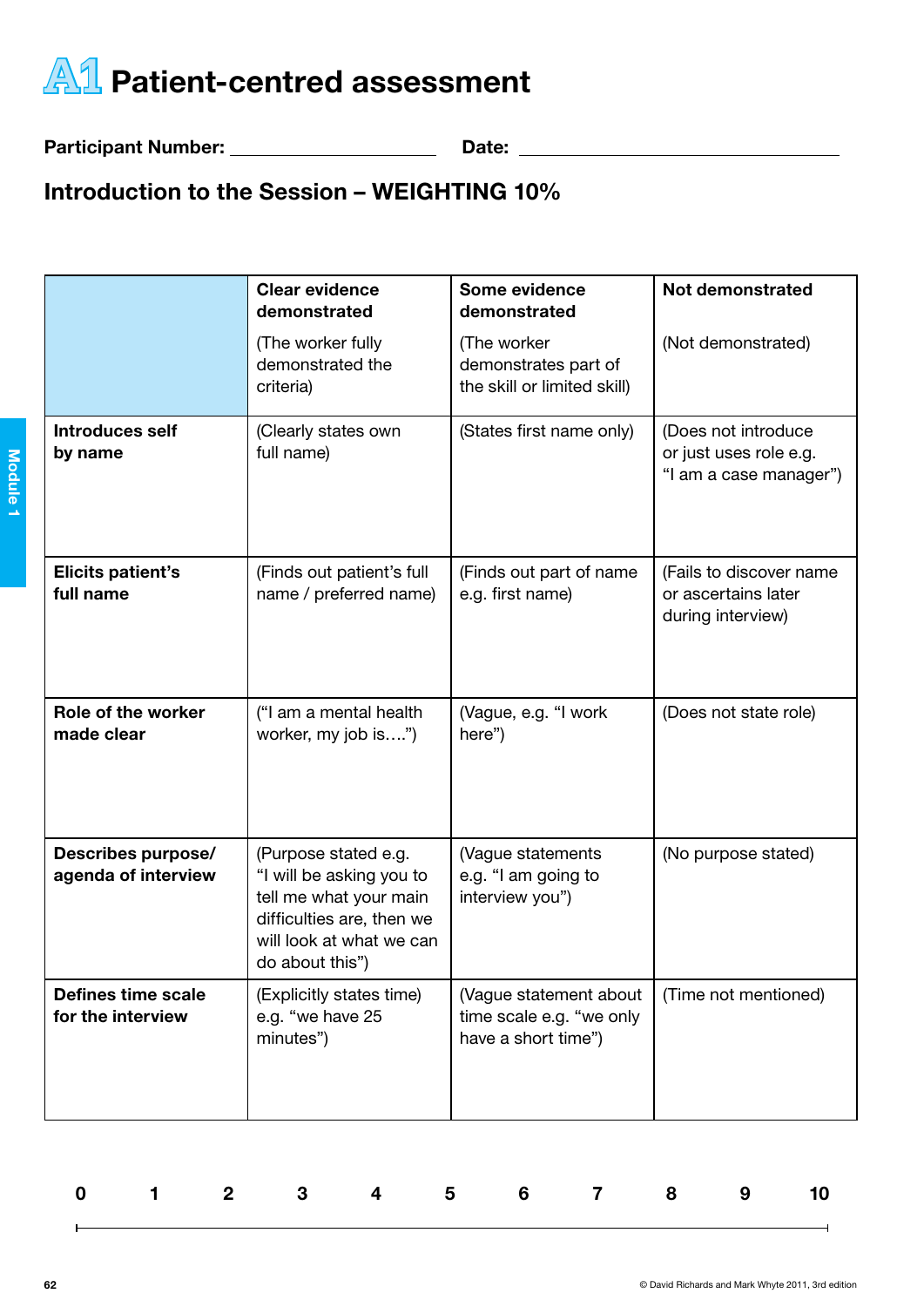# A1 Patient-centred assessment

**Participant Number:** ____________________ **Date:** ______________________________

## Introduction to the Session – WEIGHTING 10%

| | **Clear evidence demonstrated** (The worker fully demonstrated the criteria) | **Some evidence demonstrated** (The worker demonstrates part of the skill or limited skill) | **Not demonstrated** (Not demonstrated) |
|---|---|---|---|
| **Introduces self by name** | (Clearly states own full name) | (States first name only) | (Does not introduce or just uses role e.g. "I am a case manager") |
| **Elicits patient's full name** | (Finds out patient's full name / preferred name) | (Finds out part of name e.g. first name) | (Fails to discover name or ascertains later during interview) |
| **Role of the worker made clear** | ("I am a mental health worker, my job is….") | (Vague, e.g. "I work here") | (Does not state role) |
| **Describes purpose/ agenda of interview** | (Purpose stated e.g. "I will be asking you to tell me what your main difficulties are, then we will look at what we can do about this") | (Vague statements e.g. "I am going to interview you") | (No purpose stated) |
| **Defines time scale for the interview** | (Explicitly states time) e.g. "we have 25 minutes") | (Vague statement about time scale e.g. "we only have a short time") | (Time not mentioned) |

0 1 2 3 4 5 6 7 8 9 10

© David Richards and Mark Whyte 2011, 3rd edition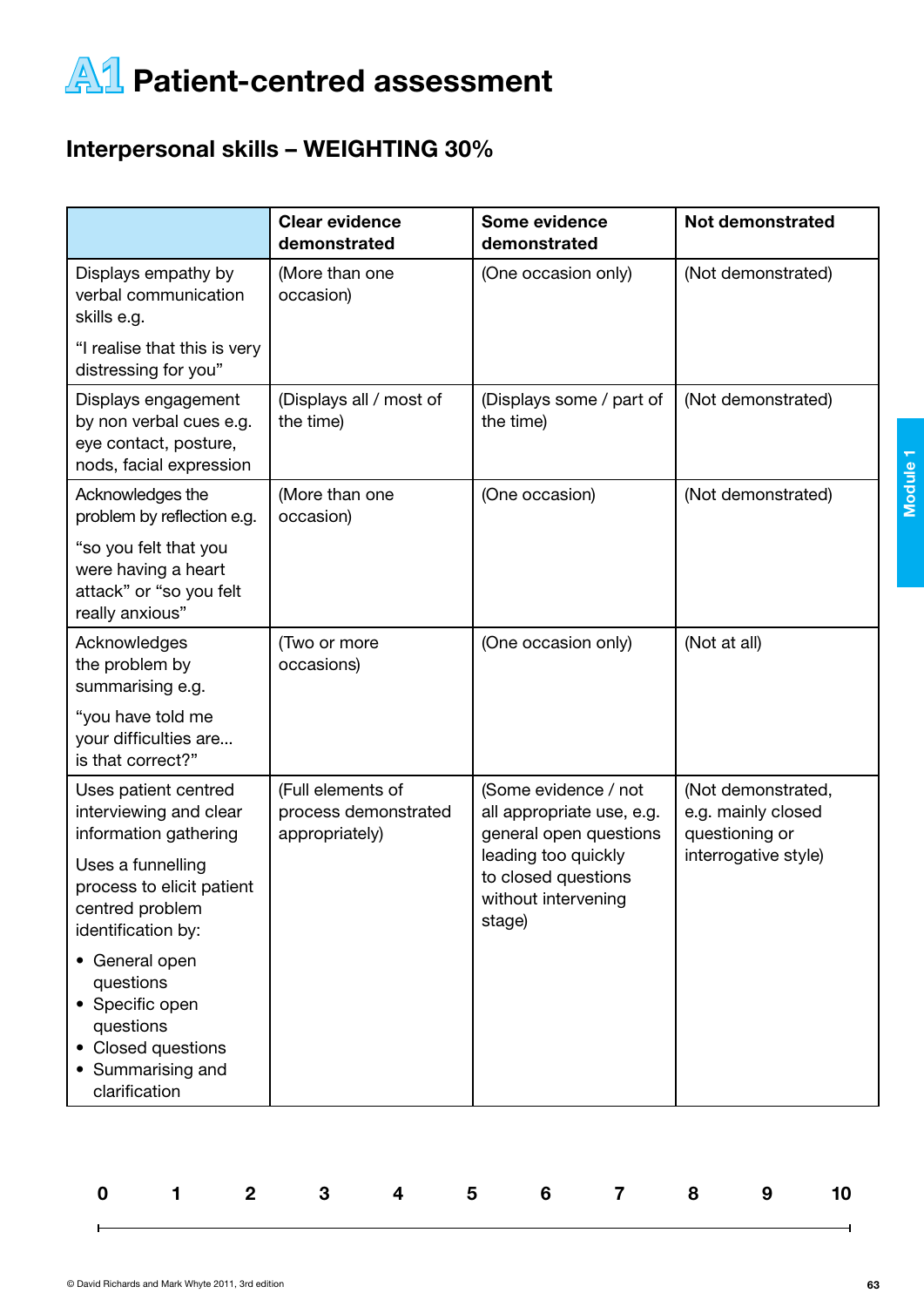# A1 Patient-centred assessment

## Interpersonal skills – WEIGHTING 30%

| | Clear evidence demonstrated | Some evidence demonstrated | Not demonstrated |
|---|---|---|---|
| Displays empathy by verbal communication skills e.g. "I realise that this is very distressing for you" | (More than one occasion) | (One occasion only) | (Not demonstrated) |
| Displays engagement by non verbal cues e.g. eye contact, posture, nods, facial expression | (Displays all / most of the time) | (Displays some / part of the time) | (Not demonstrated) |
| Acknowledges the problem by reflection e.g. "so you felt that you were having a heart attack" or "so you felt really anxious" | (More than one occasion) | (One occasion) | (Not demonstrated) |
| Acknowledges the problem by summarising e.g. "you have told me your difficulties are... is that correct?" | (Two or more occasions) | (One occasion only) | (Not at all) |
| Uses patient centred interviewing and clear information gathering. Uses a funnelling process to elicit patient centred problem identification by: • General open questions • Specific open questions • Closed questions • Summarising and clarification | (Full elements of process demonstrated appropriately) | (Some evidence / not all appropriate use, e.g. general open questions leading too quickly to closed questions without intervening stage) | (Not demonstrated, e.g. mainly closed questioning or interrogative style) |

0 1 2 3 4 5 6 7 8 9 10

© David Richards and Mark Whyte 2011, 3rd edition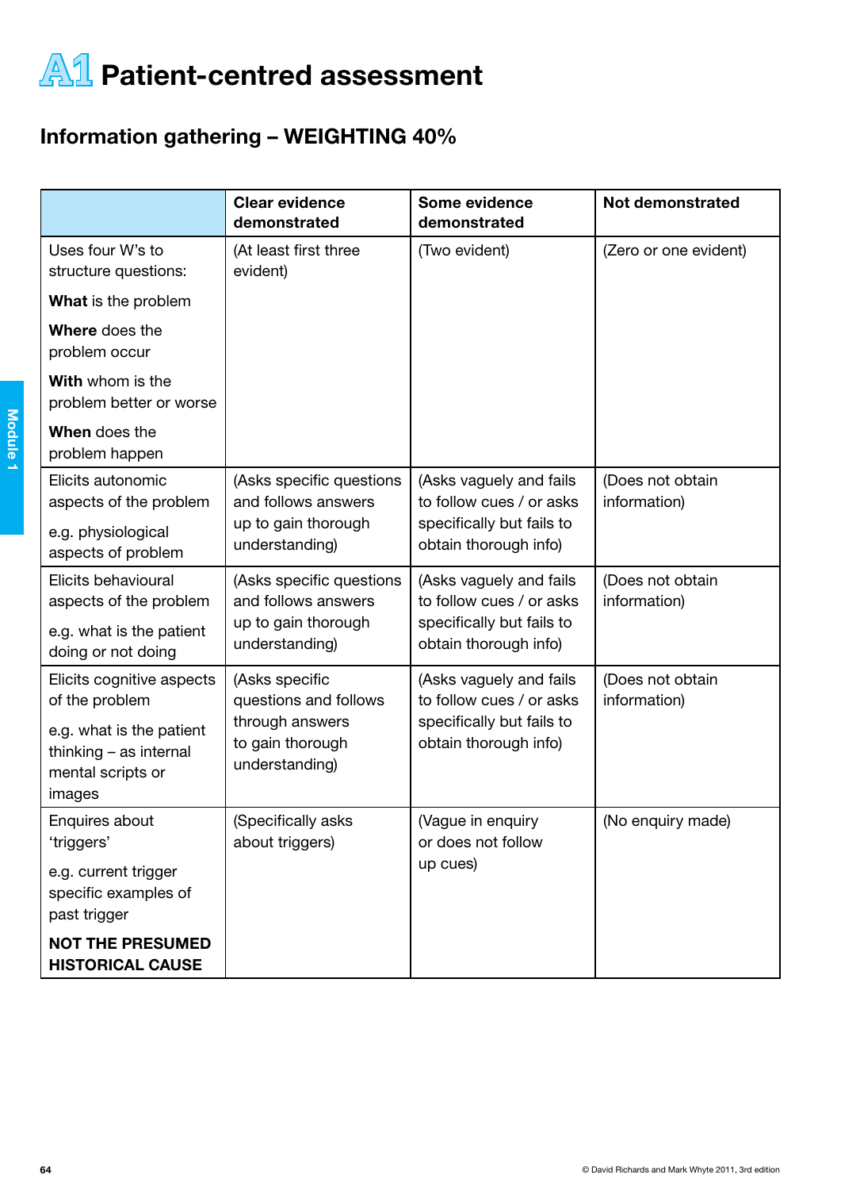# A1 Patient-centred assessment

## Information gathering – WEIGHTING 40%

| | Clear evidence demonstrated | Some evidence demonstrated | Not demonstrated |
|---|---|---|---|
| Uses four W's to structure questions:<br>**What** is the problem<br>**Where** does the problem occur<br>**With** whom is the problem better or worse<br>**When** does the problem happen | (At least first three evident) | (Two evident) | (Zero or one evident) |
| Elicits autonomic aspects of the problem<br>e.g. physiological aspects of problem | (Asks specific questions and follows answers up to gain thorough understanding) | (Asks vaguely and fails to follow cues / or asks specifically but fails to obtain thorough info) | (Does not obtain information) |
| Elicits behavioural aspects of the problem<br>e.g. what is the patient doing or not doing | (Asks specific questions and follows answers up to gain thorough understanding) | (Asks vaguely and fails to follow cues / or asks specifically but fails to obtain thorough info) | (Does not obtain information) |
| Elicits cognitive aspects of the problem<br>e.g. what is the patient thinking – as internal mental scripts or images | (Asks specific questions and follows through answers to gain thorough understanding) | (Asks vaguely and fails to follow cues / or asks specifically but fails to obtain thorough info) | (Does not obtain information) |
| Enquires about 'triggers'<br>e.g. current trigger specific examples of past trigger<br>**NOT THE PRESUMED HISTORICAL CAUSE** | (Specifically asks about triggers) | (Vague in enquiry or does not follow up cues) | (No enquiry made) |

© David Richards and Mark Whyte 2011, 3rd edition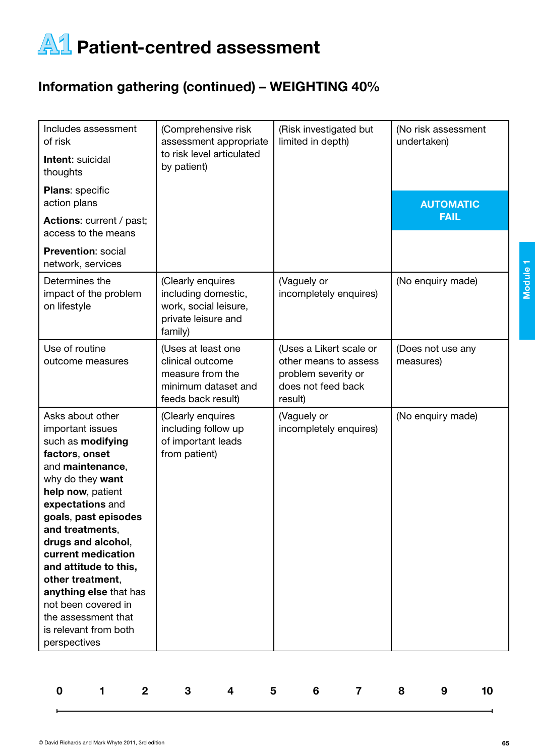# A1 Patient-centred assessment

## Information gathering (continued) – WEIGHTING 40%

| | | | |
|---|---|---|---|
| Includes assessment of risk<br><br>**Intent**: suicidal thoughts<br><br>**Plans**: specific action plans<br><br>**Actions**: current / past; access to the means<br><br>**Prevention**: social network, services | (Comprehensive risk assessment appropriate to risk level articulated by patient) | (Risk investigated but limited in depth) | (No risk assessment undertaken)<br><br>**AUTOMATIC FAIL** |
| Determines the impact of the problem on lifestyle | (Clearly enquires including domestic, work, social leisure, private leisure and family) | (Vaguely or incompletely enquires) | (No enquiry made) |
| Use of routine outcome measures | (Uses at least one clinical outcome measure from the minimum dataset and feeds back result) | (Uses a Likert scale or other means to assess problem severity or does not feed back result) | (Does not use any measures) |
| Asks about other important issues such as **modifying factors**, **onset** and **maintenance**, why do they **want help now**, patient **expectations** and **goals**, **past episodes and treatments**, **drugs and alcohol**, **current medication and attitude to this, other treatment**, **anything else** that has not been covered in the assessment that is relevant from both perspectives | (Clearly enquires including follow up of important leads from patient) | (Vaguely or incompletely enquires) | (No enquiry made) |

0 1 2 3 4 5 6 7 8 9 10

© David Richards and Mark Whyte 2011, 3rd edition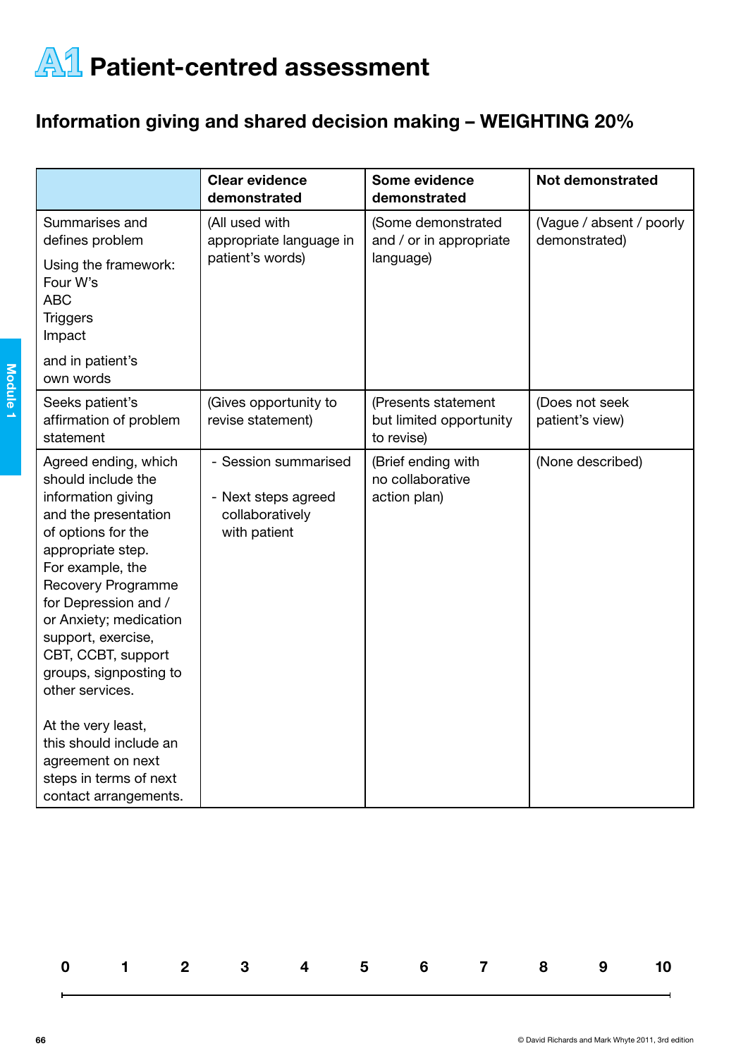# A1 Patient-centred assessment

## Information giving and shared decision making – WEIGHTING 20%

| | Clear evidence demonstrated | Some evidence demonstrated | Not demonstrated |
|---|---|---|---|
| Summarises and defines problem<br><br>Using the framework:<br>Four W's<br>ABC<br>Triggers<br>Impact<br><br>and in patient's own words | (All used with appropriate language in patient's words) | (Some demonstrated and / or in appropriate language) | (Vague / absent / poorly demonstrated) |
| Seeks patient's affirmation of problem statement | (Gives opportunity to revise statement) | (Presents statement but limited opportunity to revise) | (Does not seek patient's view) |
| Agreed ending, which should include the information giving and the presentation of options for the appropriate step. For example, the Recovery Programme for Depression and / or Anxiety; medication support, exercise, CBT, CCBT, support groups, signposting to other services.<br><br>At the very least, this should include an agreement on next steps in terms of next contact arrangements. | - Session summarised<br><br>- Next steps agreed collaboratively with patient | (Brief ending with no collaborative action plan) | (None described) |

0 1 2 3 4 5 6 7 8 9 10

© David Richards and Mark Whyte 2011, 3rd edition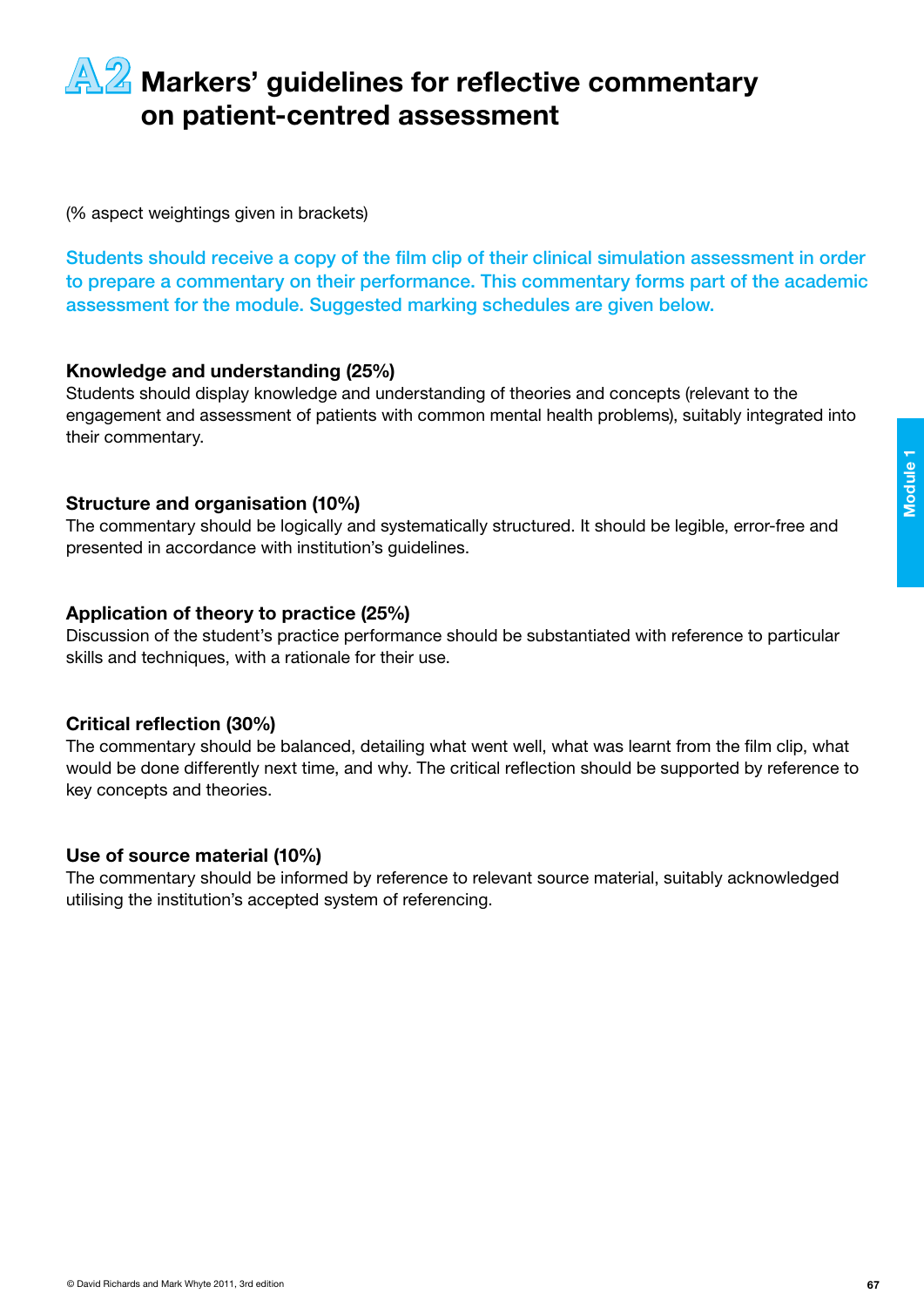# A2 Markers' guidelines for reflective commentary on patient-centred assessment

(% aspect weightings given in brackets)

Students should receive a copy of the film clip of their clinical simulation assessment in order to prepare a commentary on their performance. This commentary forms part of the academic assessment for the module. Suggested marking schedules are given below.

**Knowledge and understanding (25%)**
Students should display knowledge and understanding of theories and concepts (relevant to the engagement and assessment of patients with common mental health problems), suitably integrated into their commentary.

**Structure and organisation (10%)**
The commentary should be logically and systematically structured. It should be legible, error-free and presented in accordance with institution's guidelines.

**Application of theory to practice (25%)**
Discussion of the student's practice performance should be substantiated with reference to particular skills and techniques, with a rationale for their use.

**Critical reflection (30%)**
The commentary should be balanced, detailing what went well, what was learnt from the film clip, what would be done differently next time, and why. The critical reflection should be supported by reference to key concepts and theories.

**Use of source material (10%)**
The commentary should be informed by reference to relevant source material, suitably acknowledged utilising the institution's accepted system of referencing.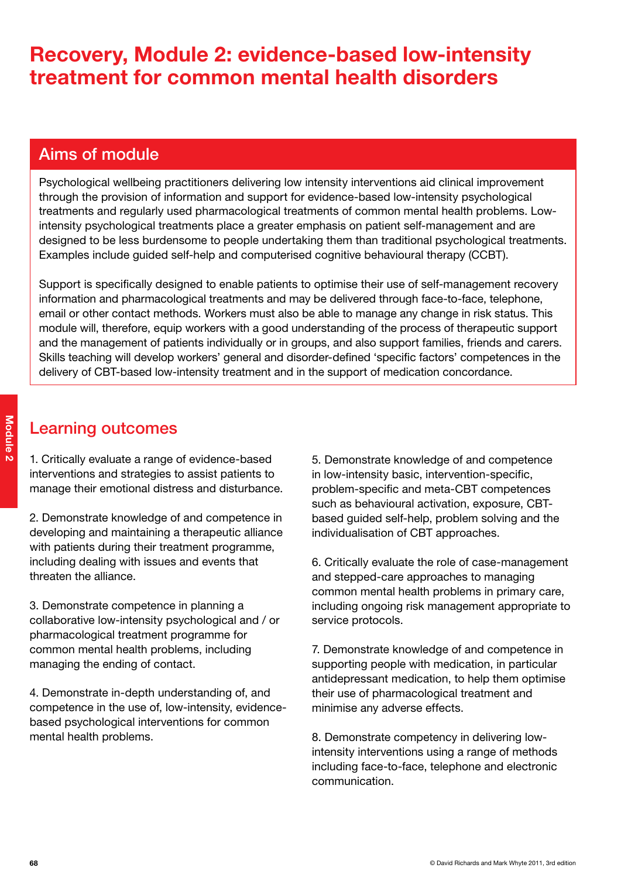# Recovery, Module 2: evidence-based low-intensity treatment for common mental health disorders

## Aims of module

Psychological wellbeing practitioners delivering low intensity interventions aid clinical improvement through the provision of information and support for evidence-based low-intensity psychological treatments and regularly used pharmacological treatments of common mental health problems. Low-intensity psychological treatments place a greater emphasis on patient self-management and are designed to be less burdensome to people undertaking them than traditional psychological treatments. Examples include guided self-help and computerised cognitive behavioural therapy (CCBT).

Support is specifically designed to enable patients to optimise their use of self-management recovery information and pharmacological treatments and may be delivered through face-to-face, telephone, email or other contact methods. Workers must also be able to manage any change in risk status. This module will, therefore, equip workers with a good understanding of the process of therapeutic support and the management of patients individually or in groups, and also support families, friends and carers. Skills teaching will develop workers' general and disorder-defined 'specific factors' competences in the delivery of CBT-based low-intensity treatment and in the support of medication concordance.

## Learning outcomes

1. Critically evaluate a range of evidence-based interventions and strategies to assist patients to manage their emotional distress and disturbance.

2. Demonstrate knowledge of and competence in developing and maintaining a therapeutic alliance with patients during their treatment programme, including dealing with issues and events that threaten the alliance.

3. Demonstrate competence in planning a collaborative low-intensity psychological and / or pharmacological treatment programme for common mental health problems, including managing the ending of contact.

4. Demonstrate in-depth understanding of, and competence in the use of, low-intensity, evidence-based psychological interventions for common mental health problems.

5. Demonstrate knowledge of and competence in low-intensity basic, intervention-specific, problem-specific and meta-CBT competences such as behavioural activation, exposure, CBT-based guided self-help, problem solving and the individualisation of CBT approaches.

6. Critically evaluate the role of case-management and stepped-care approaches to managing common mental health problems in primary care, including ongoing risk management appropriate to service protocols.

7. Demonstrate knowledge of and competence in supporting people with medication, in particular antidepressant medication, to help them optimise their use of pharmacological treatment and minimise any adverse effects.

8. Demonstrate competency in delivering low-intensity interventions using a range of methods including face-to-face, telephone and electronic communication.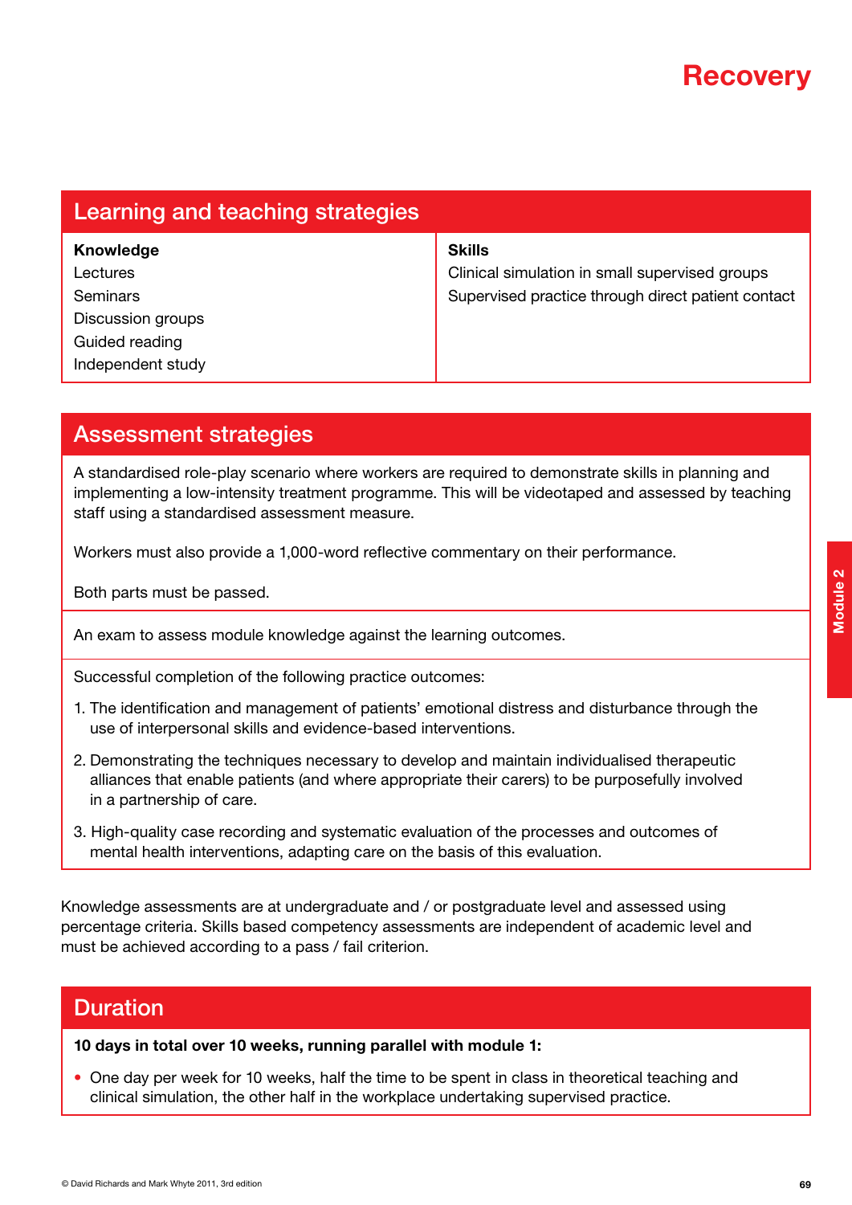# Recovery

## Learning and teaching strategies

| Knowledge | Skills |
| --- | --- |
| Lectures | Clinical simulation in small supervised groups |
| Seminars | Supervised practice through direct patient contact |
| Discussion groups | |
| Guided reading | |
| Independent study | |

## Assessment strategies

A standardised role-play scenario where workers are required to demonstrate skills in planning and implementing a low-intensity treatment programme. This will be videotaped and assessed by teaching staff using a standardised assessment measure.

Workers must also provide a 1,000-word reflective commentary on their performance.

Both parts must be passed.

An exam to assess module knowledge against the learning outcomes.

Successful completion of the following practice outcomes:

1. The identification and management of patients' emotional distress and disturbance through the use of interpersonal skills and evidence-based interventions.
2. Demonstrating the techniques necessary to develop and maintain individualised therapeutic alliances that enable patients (and where appropriate their carers) to be purposefully involved in a partnership of care.
3. High-quality case recording and systematic evaluation of the processes and outcomes of mental health interventions, adapting care on the basis of this evaluation.

Knowledge assessments are at undergraduate and / or postgraduate level and assessed using percentage criteria. Skills based competency assessments are independent of academic level and must be achieved according to a pass / fail criterion.

## Duration

**10 days in total over 10 weeks, running parallel with module 1:**

- One day per week for 10 weeks, half the time to be spent in class in theoretical teaching and clinical simulation, the other half in the workplace undertaking supervised practice.

© David Richards and Mark Whyte 2011, 3rd edition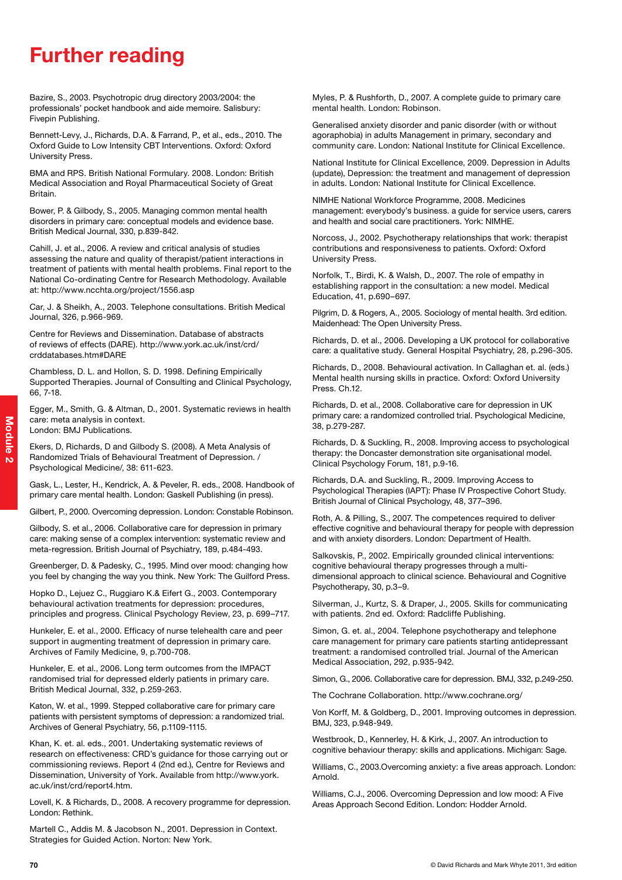# Further reading

Bazire, S., 2003. Psychotropic drug directory 2003/2004: the professionals' pocket handbook and aide memoire. Salisbury: Fivepin Publishing.

Bennett-Levy, J., Richards, D.A. & Farrand, P., et al., eds., 2010. The Oxford Guide to Low Intensity CBT Interventions. Oxford: Oxford University Press.

BMA and RPS. British National Formulary. 2008. London: British Medical Association and Royal Pharmaceutical Society of Great Britain.

Bower, P. & Gilbody, S., 2005. Managing common mental health disorders in primary care: conceptual models and evidence base. British Medical Journal, 330, p.839-842.

Cahill, J. et al., 2006. A review and critical analysis of studies assessing the nature and quality of therapist/patient interactions in treatment of patients with mental health problems. Final report to the National Co-ordinating Centre for Research Methodology. Available at: http://www.ncchta.org/project/1556.asp

Car, J. & Sheikh, A., 2003. Telephone consultations. British Medical Journal, 326, p.966-969.

Centre for Reviews and Dissemination. Database of abstracts of reviews of effects (DARE). http://www.york.ac.uk/inst/crd/crddatabases.htm#DARE

Chambless, D. L. and Hollon, S. D. 1998. Defining Empirically Supported Therapies. Journal of Consulting and Clinical Psychology, 66, 7-18.

Egger, M., Smith, G. & Altman, D., 2001. Systematic reviews in health care: meta analysis in context.
London: BMJ Publications.

Ekers, D, Richards, D and Gilbody S. (2008). A Meta Analysis of Randomized Trials of Behavioural Treatment of Depression. / Psychological Medicine/, 38: 611-623.

Gask, L., Lester, H., Kendrick, A. & Peveler, R. eds., 2008. Handbook of primary care mental health. London: Gaskell Publishing (in press).

Gilbert, P., 2000. Overcoming depression. London: Constable Robinson.

Gilbody, S. et al., 2006. Collaborative care for depression in primary care: making sense of a complex intervention: systematic review and meta-regression. British Journal of Psychiatry, 189, p.484-493.

Greenberger, D. & Padesky, C., 1995. Mind over mood: changing how you feel by changing the way you think. New York: The Guilford Press.

Hopko D., Lejuez C., Ruggiaro K.& Eifert G., 2003. Contemporary behavioural activation treatments for depression: procedures, principles and progress. Clinical Psychology Review, 23, p. 699–717.

Hunkeler, E. et al., 2000. Efficacy of nurse telehealth care and peer support in augmenting treatment of depression in primary care. Archives of Family Medicine, 9, p.700-708.

Hunkeler, E. et al., 2006. Long term outcomes from the IMPACT randomised trial for depressed elderly patients in primary care. British Medical Journal, 332, p.259-263.

Katon, W. et al., 1999. Stepped collaborative care for primary care patients with persistent symptoms of depression: a randomized trial. Archives of General Psychiatry, 56, p.1109-1115.

Khan, K. et. al. eds., 2001. Undertaking systematic reviews of research on effectiveness: CRD's guidance for those carrying out or commissioning reviews. Report 4 (2nd ed.), Centre for Reviews and Dissemination, University of York. Available from http://www.york.ac.uk/inst/crd/report4.htm.

Lovell, K. & Richards, D., 2008. A recovery programme for depression. London: Rethink.

Martell C., Addis M. & Jacobson N., 2001. Depression in Context. Strategies for Guided Action. Norton: New York.

Myles, P. & Rushforth, D., 2007. A complete guide to primary care mental health. London: Robinson.

Generalised anxiety disorder and panic disorder (with or without agoraphobia) in adults Management in primary, secondary and community care. London: National Institute for Clinical Excellence.

National Institute for Clinical Excellence, 2009. Depression in Adults (update), Depression: the treatment and management of depression in adults. London: National Institute for Clinical Excellence.

NIMHE National Workforce Programme, 2008. Medicines management: everybody's business. a guide for service users, carers and health and social care practitioners. York: NIMHE.

Norcoss, J., 2002. Psychotherapy relationships that work: therapist contributions and responsiveness to patients. Oxford: Oxford University Press.

Norfolk, T., Birdi, K. & Walsh, D., 2007. The role of empathy in establishing rapport in the consultation: a new model. Medical Education, 41, p.690–697.

Pilgrim, D. & Rogers, A., 2005. Sociology of mental health. 3rd edition. Maidenhead: The Open University Press.

Richards, D. et al., 2006. Developing a UK protocol for collaborative care: a qualitative study. General Hospital Psychiatry, 28, p.296-305.

Richards, D., 2008. Behavioural activation. In Callaghan et. al. (eds.) Mental health nursing skills in practice. Oxford: Oxford University Press. Ch.12.

Richards, D. et al., 2008. Collaborative care for depression in UK primary care: a randomized controlled trial. Psychological Medicine, 38, p.279-287.

Richards, D. & Suckling, R., 2008. Improving access to psychological therapy: the Doncaster demonstration site organisational model. Clinical Psychology Forum, 181, p.9-16.

Richards, D.A. and Suckling, R., 2009. Improving Access to Psychological Therapies (IAPT): Phase IV Prospective Cohort Study. British Journal of Clinical Psychology, 48, 377–396.

Roth, A. & Pilling, S., 2007. The competences required to deliver effective cognitive and behavioural therapy for people with depression and with anxiety disorders. London: Department of Health.

Salkovskis, P., 2002. Empirically grounded clinical interventions: cognitive behavioural therapy progresses through a multi-dimensional approach to clinical science. Behavioural and Cognitive Psychotherapy, 30, p.3–9.

Silverman, J., Kurtz, S. & Draper, J., 2005. Skills for communicating with patients. 2nd ed. Oxford: Radcliffe Publishing.

Simon, G. et. al., 2004. Telephone psychotherapy and telephone care management for primary care patients starting antidepressant treatment: a randomised controlled trial. Journal of the American Medical Association, 292, p.935-942.

Simon, G., 2006. Collaborative care for depression. BMJ, 332, p.249-250.

The Cochrane Collaboration. http://www.cochrane.org/

Von Korff, M. & Goldberg, D., 2001. Improving outcomes in depression. BMJ, 323, p.948-949.

Westbrook, D., Kennerley, H. & Kirk, J., 2007. An introduction to cognitive behaviour therapy: skills and applications. Michigan: Sage.

Williams, C., 2003.Overcoming anxiety: a five areas approach. London: Arnold.

Williams, C.J., 2006. Overcoming Depression and low mood: A Five Areas Approach Second Edition. London: Hodder Arnold.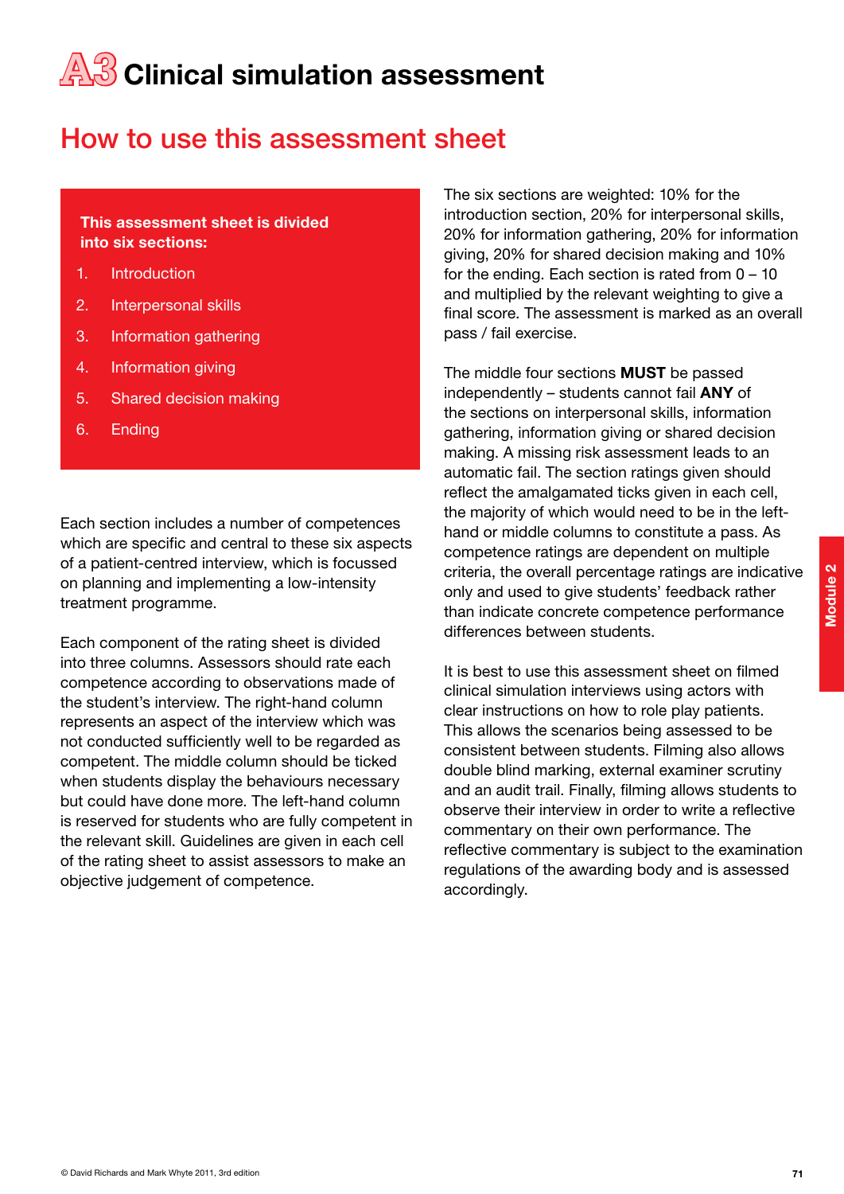# A3 Clinical simulation assessment

## How to use this assessment sheet

**This assessment sheet is divided into six sections:**

1. Introduction
2. Interpersonal skills
3. Information gathering
4. Information giving
5. Shared decision making
6. Ending

Each section includes a number of competences which are specific and central to these six aspects of a patient-centred interview, which is focussed on planning and implementing a low-intensity treatment programme.

Each component of the rating sheet is divided into three columns. Assessors should rate each competence according to observations made of the student's interview. The right-hand column represents an aspect of the interview which was not conducted sufficiently well to be regarded as competent. The middle column should be ticked when students display the behaviours necessary but could have done more. The left-hand column is reserved for students who are fully competent in the relevant skill. Guidelines are given in each cell of the rating sheet to assist assessors to make an objective judgement of competence.

The six sections are weighted: 10% for the introduction section, 20% for interpersonal skills, 20% for information gathering, 20% for information giving, 20% for shared decision making and 10% for the ending. Each section is rated from 0 – 10 and multiplied by the relevant weighting to give a final score. The assessment is marked as an overall pass / fail exercise.

The middle four sections **MUST** be passed independently – students cannot fail **ANY** of the sections on interpersonal skills, information gathering, information giving or shared decision making. A missing risk assessment leads to an automatic fail. The section ratings given should reflect the amalgamated ticks given in each cell, the majority of which would need to be in the left-hand or middle columns to constitute a pass. As competence ratings are dependent on multiple criteria, the overall percentage ratings are indicative only and used to give students' feedback rather than indicate concrete competence performance differences between students.

It is best to use this assessment sheet on filmed clinical simulation interviews using actors with clear instructions on how to role play patients. This allows the scenarios being assessed to be consistent between students. Filming also allows double blind marking, external examiner scrutiny and an audit trail. Finally, filming allows students to observe their interview in order to write a reflective commentary on their own performance. The reflective commentary is subject to the examination regulations of the awarding body and is assessed accordingly.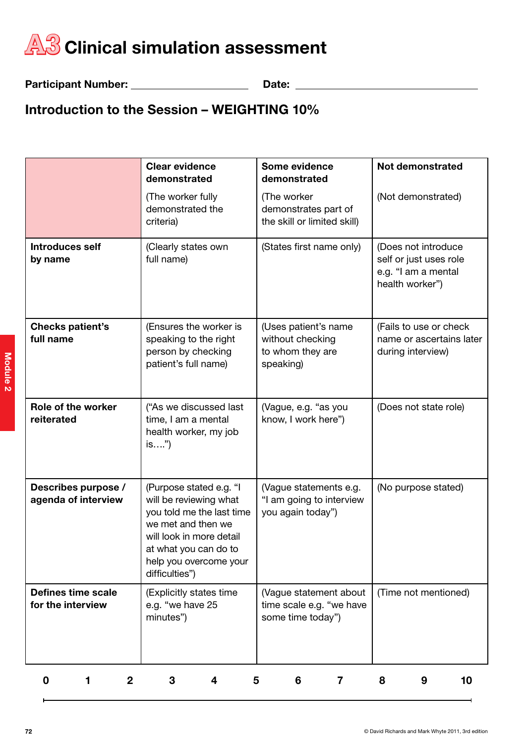# A3 Clinical simulation assessment

**Participant Number:** ____________________ **Date:** ______________________________

## Introduction to the Session – WEIGHTING 10%

| | **Clear evidence demonstrated** (The worker fully demonstrated the criteria) | **Some evidence demonstrated** (The worker demonstrates part of the skill or limited skill) | **Not demonstrated** (Not demonstrated) |
|---|---|---|---|
| **Introduces self by name** | (Clearly states own full name) | (States first name only) | (Does not introduce self or just uses role e.g. "I am a mental health worker") |
| **Checks patient's full name** | (Ensures the worker is speaking to the right person by checking patient's full name) | (Uses patient's name without checking to whom they are speaking) | (Fails to use or check name or ascertains later during interview) |
| **Role of the worker reiterated** | ("As we discussed last time, I am a mental health worker, my job is….") | (Vague, e.g. "as you know, I work here") | (Does not state role) |
| **Describes purpose / agenda of interview** | (Purpose stated e.g. "I will be reviewing what you told me the last time we met and then we will look in more detail at what you can do to help you overcome your difficulties") | (Vague statements e.g. "I am going to interview you again today") | (No purpose stated) |
| **Defines time scale for the interview** | (Explicitly states time e.g. "we have 25 minutes") | (Vague statement about time scale e.g. "we have some time today") | (Time not mentioned) |

0 1 2 3 4 5 6 7 8 9 10

© David Richards and Mark Whyte 2011, 3rd edition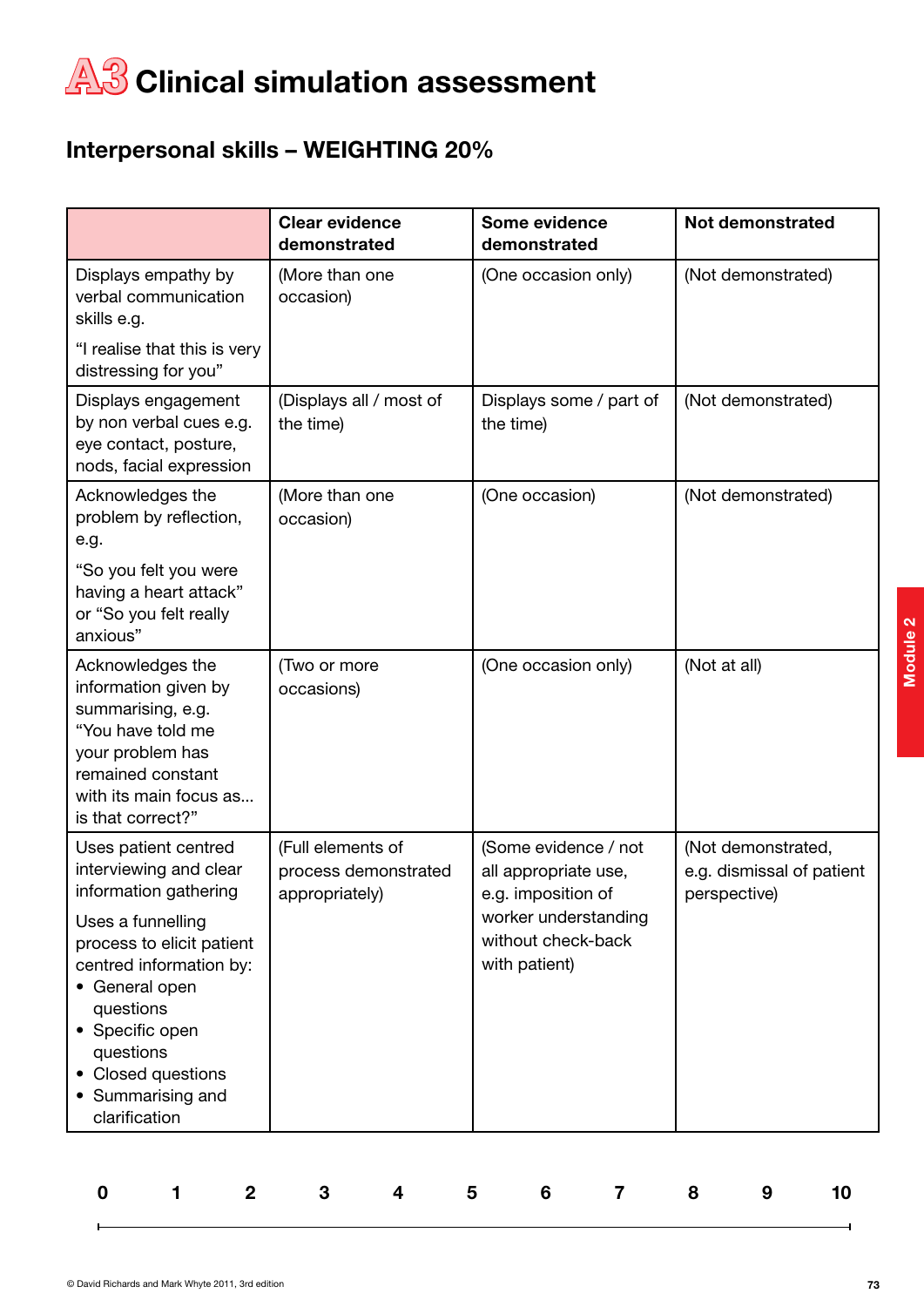# A3 Clinical simulation assessment

## Interpersonal skills – WEIGHTING 20%

| | Clear evidence demonstrated | Some evidence demonstrated | Not demonstrated |
|---|---|---|---|
| Displays empathy by verbal communication skills e.g. "I realise that this is very distressing for you" | (More than one occasion) | (One occasion only) | (Not demonstrated) |
| Displays engagement by non verbal cues e.g. eye contact, posture, nods, facial expression | (Displays all / most of the time) | Displays some / part of the time) | (Not demonstrated) |
| Acknowledges the problem by reflection, e.g. "So you felt you were having a heart attack" or "So you felt really anxious" | (More than one occasion) | (One occasion) | (Not demonstrated) |
| Acknowledges the information given by summarising, e.g. "You have told me your problem has remained constant with its main focus as... is that correct?" | (Two or more occasions) | (One occasion only) | (Not at all) |
| Uses patient centred interviewing and clear information gathering. Uses a funnelling process to elicit patient centred information by: • General open questions • Specific open questions • Closed questions • Summarising and clarification | (Full elements of process demonstrated appropriately) | (Some evidence / not all appropriate use, e.g. imposition of worker understanding without check-back with patient) | (Not demonstrated, e.g. dismissal of patient perspective) |

0 1 2 3 4 5 6 7 8 9 10

© David Richards and Mark Whyte 2011, 3rd edition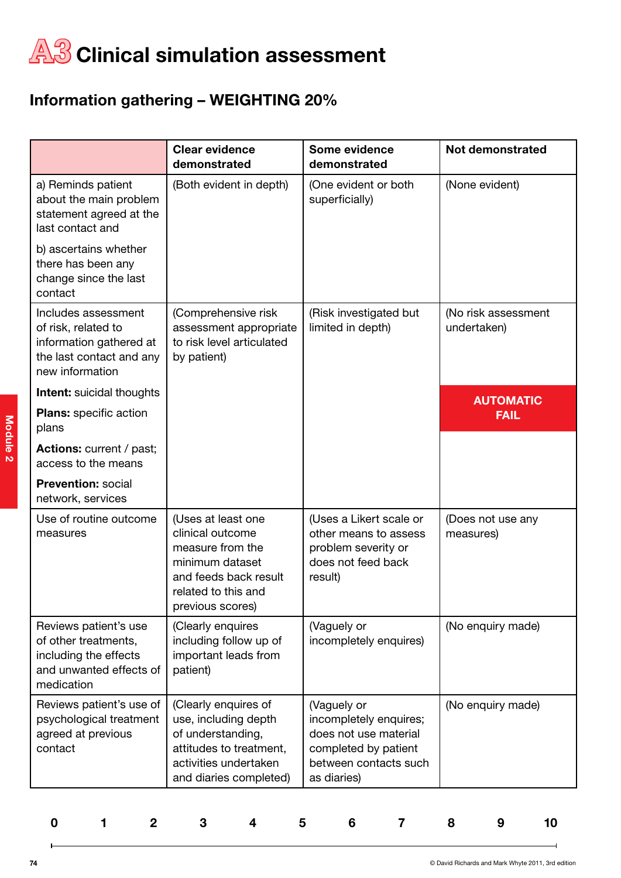# A3 Clinical simulation assessment

## Information gathering – WEIGHTING 20%

| | Clear evidence demonstrated | Some evidence demonstrated | Not demonstrated |
|---|---|---|---|
| a) Reminds patient about the main problem statement agreed at the last contact and<br><br>b) ascertains whether there has been any change since the last contact | (Both evident in depth) | (One evident or both superficially) | (None evident) |
| Includes assessment of risk, related to information gathered at the last contact and any new information<br><br>**Intent:** suicidal thoughts<br><br>**Plans:** specific action plans<br><br>**Actions:** current / past; access to the means<br><br>**Prevention:** social network, services | (Comprehensive risk assessment appropriate to risk level articulated by patient) | (Risk investigated but limited in depth) | (No risk assessment undertaken)<br><br>**AUTOMATIC FAIL** |
| Use of routine outcome measures | (Uses at least one clinical outcome measure from the minimum dataset and feeds back result related to this and previous scores) | (Uses a Likert scale or other means to assess problem severity or does not feed back result) | (Does not use any measures) |
| Reviews patient's use of other treatments, including the effects and unwanted effects of medication | (Clearly enquires including follow up of important leads from patient) | (Vaguely or incompletely enquires) | (No enquiry made) |
| Reviews patient's use of psychological treatment agreed at previous contact | (Clearly enquires of use, including depth of understanding, attitudes to treatment, activities undertaken and diaries completed) | (Vaguely or incompletely enquires; does not use material completed by patient between contacts such as diaries) | (No enquiry made) |

0 1 2 3 4 5 6 7 8 9 10

© David Richards and Mark Whyte 2011, 3rd edition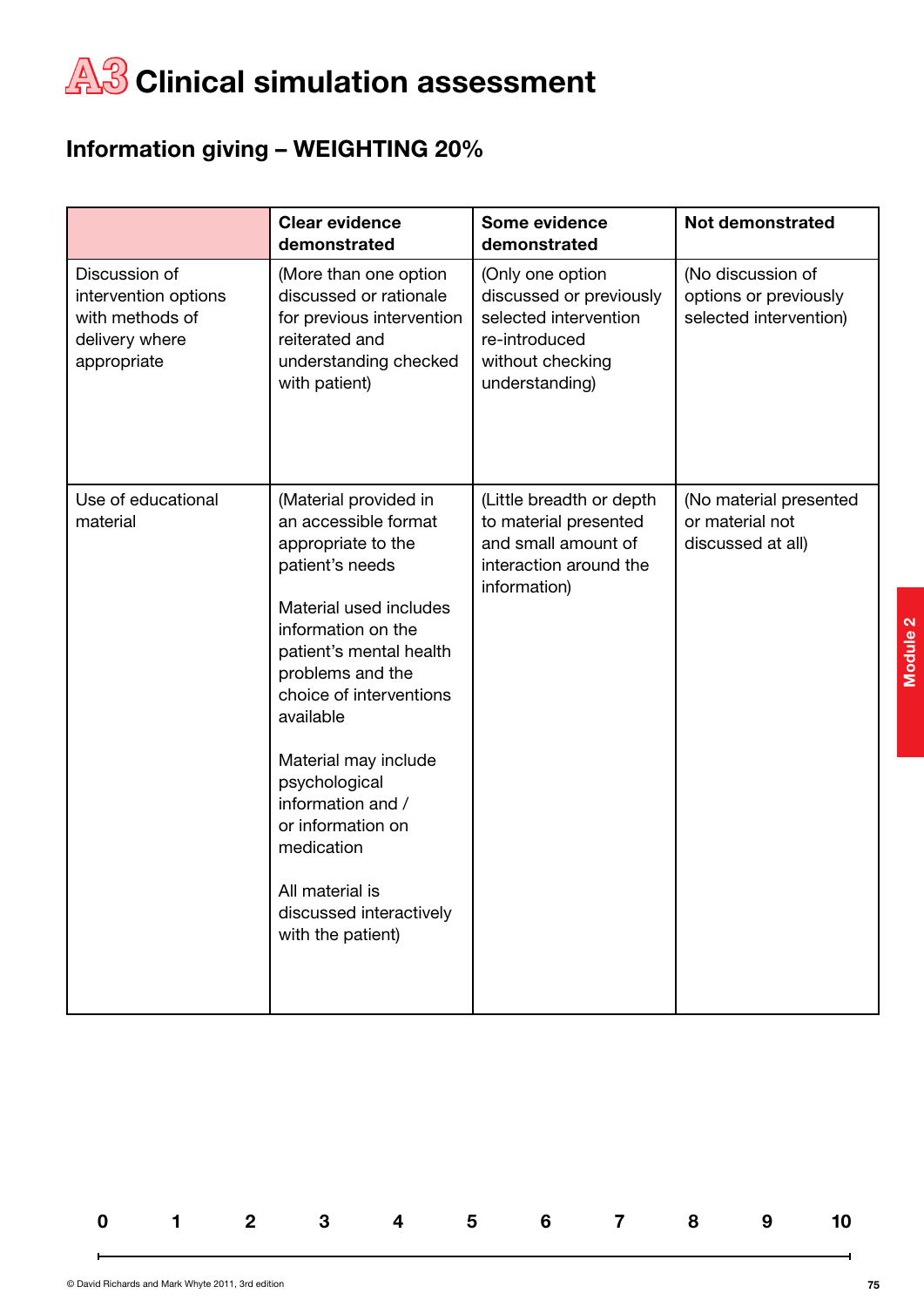# A3 Clinical simulation assessment

## Information giving – WEIGHTING 20%

| | Clear evidence demonstrated | Some evidence demonstrated | Not demonstrated |
|---|---|---|---|
| Discussion of intervention options with methods of delivery where appropriate | (More than one option discussed or rationale for previous intervention reiterated and understanding checked with patient) | (Only one option discussed or previously selected intervention re-introduced without checking understanding) | (No discussion of options or previously selected intervention) |
| Use of educational material | (Material provided in an accessible format appropriate to the patient's needs<br><br>Material used includes information on the patient's mental health problems and the choice of interventions available<br><br>Material may include psychological information and / or information on medication<br><br>All material is discussed interactively with the patient) | (Little breadth or depth to material presented and small amount of interaction around the information) | (No material presented or material not discussed at all) |

0 1 2 3 4 5 6 7 8 9 10

© David Richards and Mark Whyte 2011, 3rd edition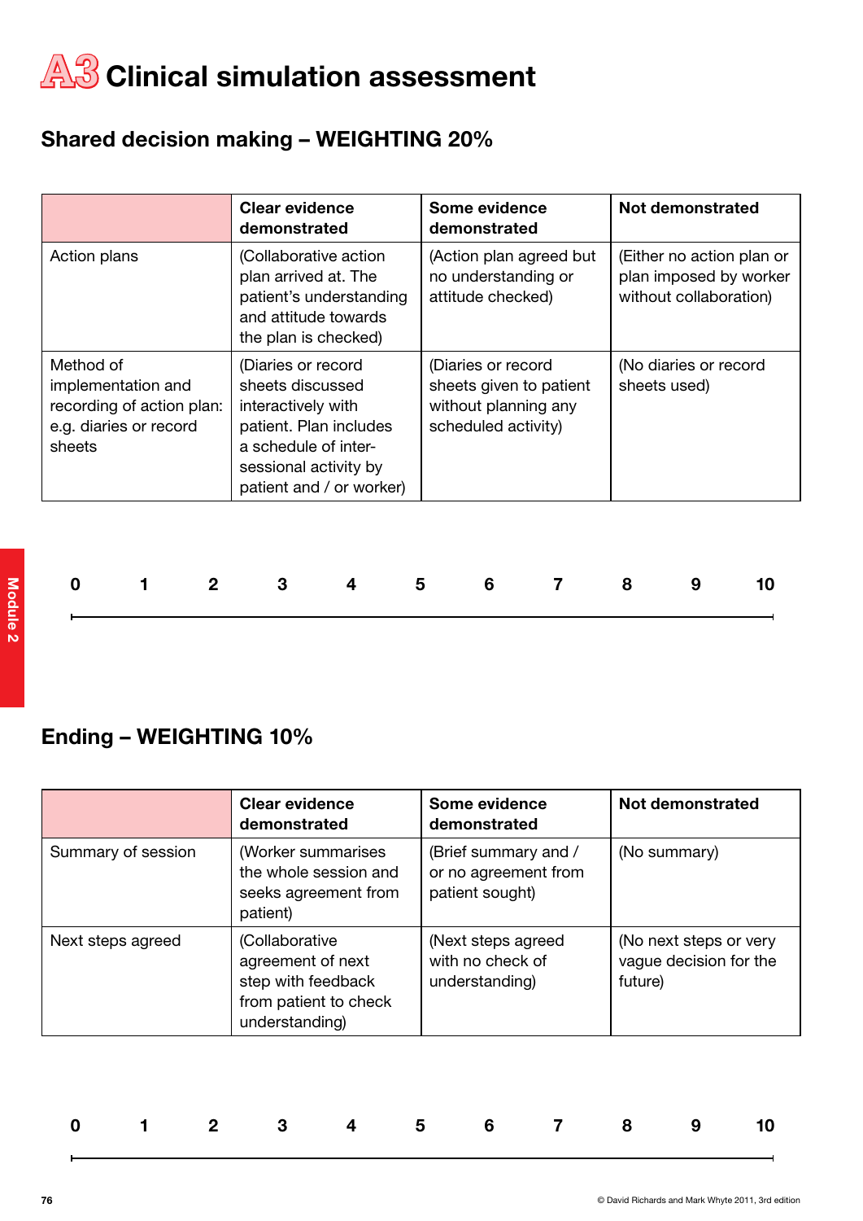# A3 Clinical simulation assessment

## Shared decision making – WEIGHTING 20%

| | Clear evidence demonstrated | Some evidence demonstrated | Not demonstrated |
|---|---|---|---|
| Action plans | (Collaborative action plan arrived at. The patient's understanding and attitude towards the plan is checked) | (Action plan agreed but no understanding or attitude checked) | (Either no action plan or plan imposed by worker without collaboration) |
| Method of implementation and recording of action plan: e.g. diaries or record sheets | (Diaries or record sheets discussed interactively with patient. Plan includes a schedule of inter-sessional activity by patient and / or worker) | (Diaries or record sheets given to patient without planning any scheduled activity) | (No diaries or record sheets used) |

0 1 2 3 4 5 6 7 8 9 10

## Ending – WEIGHTING 10%

| | Clear evidence demonstrated | Some evidence demonstrated | Not demonstrated |
|---|---|---|---|
| Summary of session | (Worker summarises the whole session and seeks agreement from patient) | (Brief summary and / or no agreement from patient sought) | (No summary) |
| Next steps agreed | (Collaborative agreement of next step with feedback from patient to check understanding) | (Next steps agreed with no check of understanding) | (No next steps or very vague decision for the future) |

0 1 2 3 4 5 6 7 8 9 10

© David Richards and Mark Whyte 2011, 3rd edition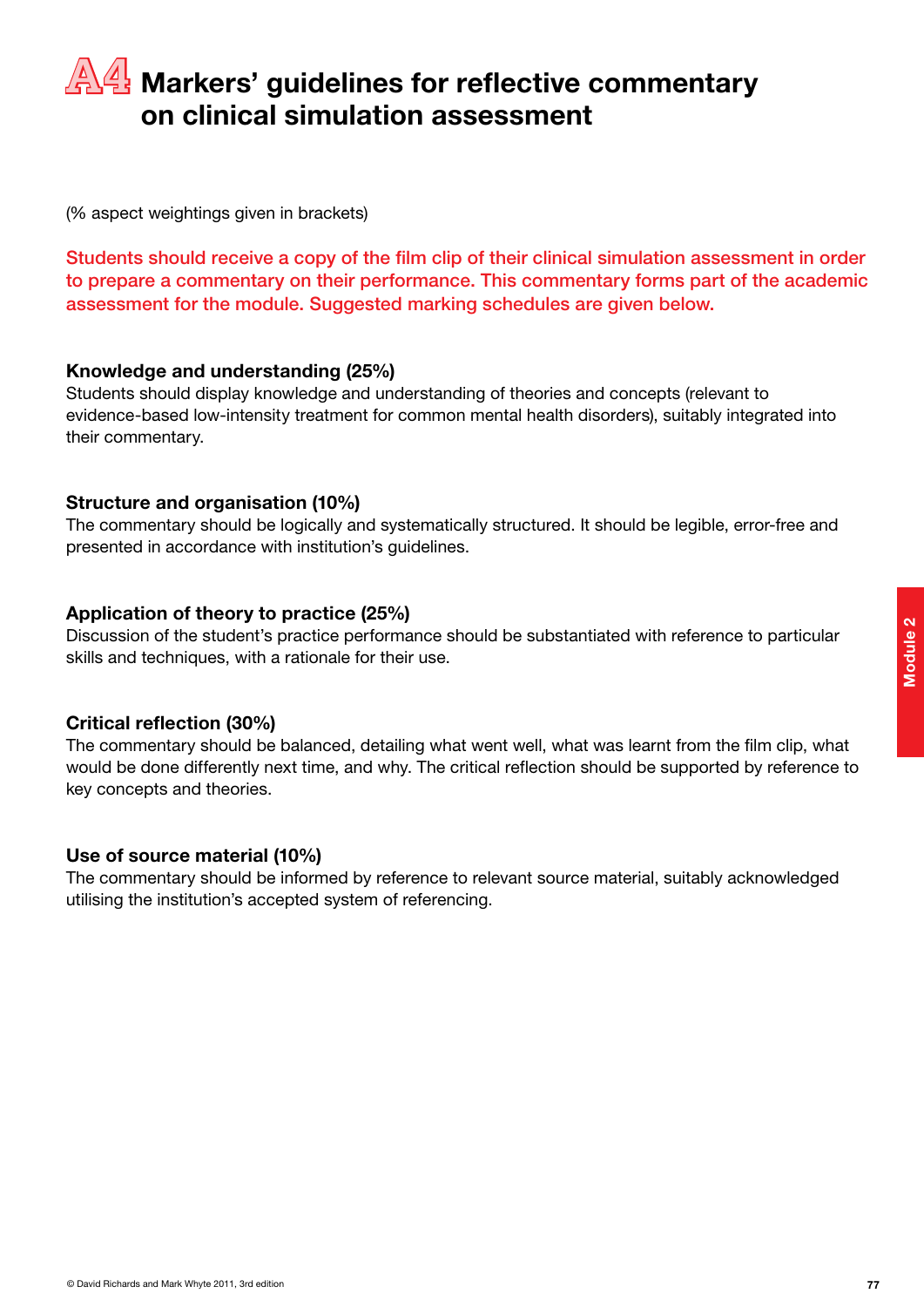# A4 Markers' guidelines for reflective commentary on clinical simulation assessment

(% aspect weightings given in brackets)

Students should receive a copy of the film clip of their clinical simulation assessment in order to prepare a commentary on their performance. This commentary forms part of the academic assessment for the module. Suggested marking schedules are given below.

**Knowledge and understanding (25%)**
Students should display knowledge and understanding of theories and concepts (relevant to evidence-based low-intensity treatment for common mental health disorders), suitably integrated into their commentary.

**Structure and organisation (10%)**
The commentary should be logically and systematically structured. It should be legible, error-free and presented in accordance with institution's guidelines.

**Application of theory to practice (25%)**
Discussion of the student's practice performance should be substantiated with reference to particular skills and techniques, with a rationale for their use.

**Critical reflection (30%)**
The commentary should be balanced, detailing what went well, what was learnt from the film clip, what would be done differently next time, and why. The critical reflection should be supported by reference to key concepts and theories.

**Use of source material (10%)**
The commentary should be informed by reference to relevant source material, suitably acknowledged utilising the institution's accepted system of referencing.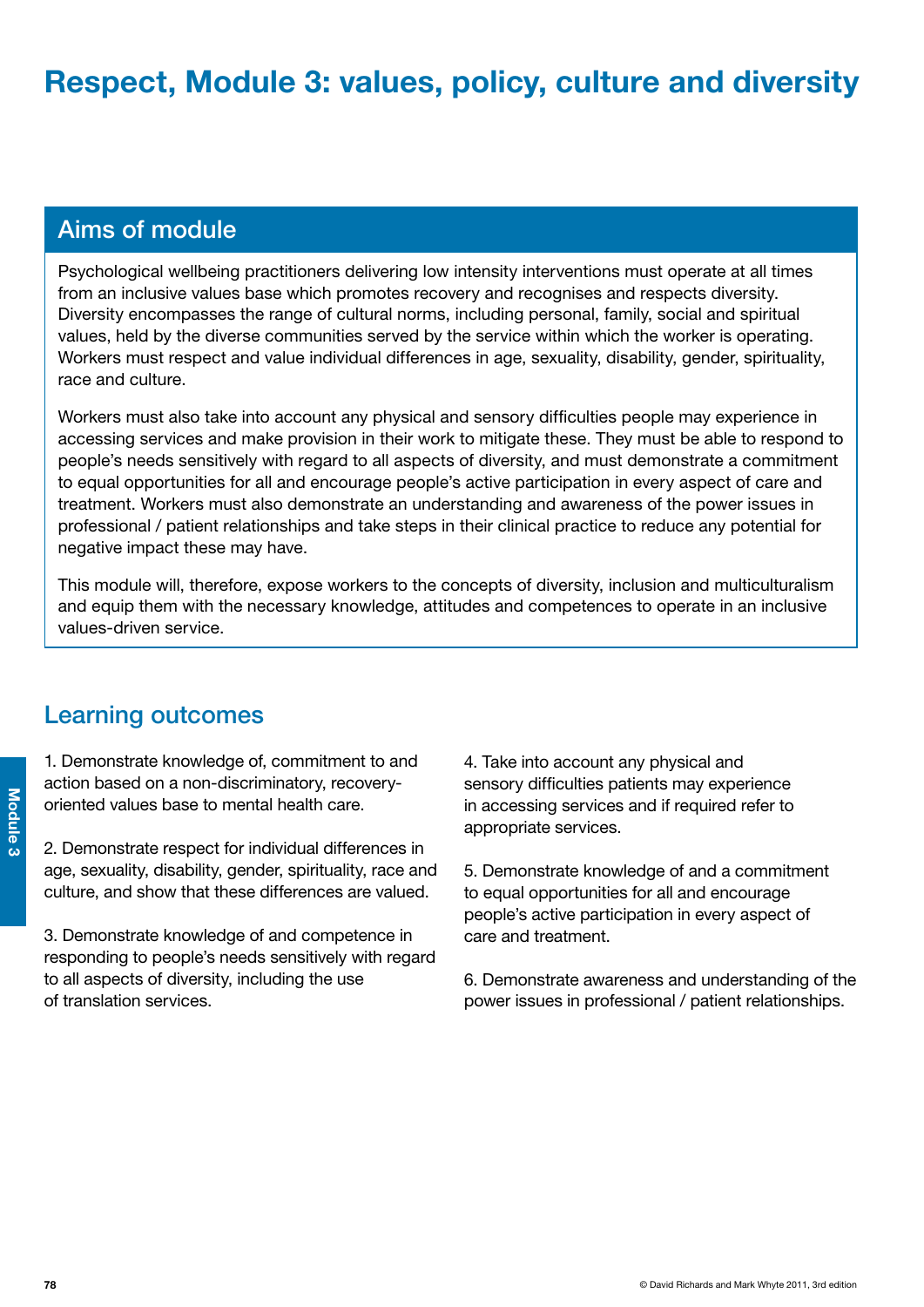# Respect, Module 3: values, policy, culture and diversity

## Aims of module

Psychological wellbeing practitioners delivering low intensity interventions must operate at all times from an inclusive values base which promotes recovery and recognises and respects diversity. Diversity encompasses the range of cultural norms, including personal, family, social and spiritual values, held by the diverse communities served by the service within which the worker is operating. Workers must respect and value individual differences in age, sexuality, disability, gender, spirituality, race and culture.

Workers must also take into account any physical and sensory difficulties people may experience in accessing services and make provision in their work to mitigate these. They must be able to respond to people's needs sensitively with regard to all aspects of diversity, and must demonstrate a commitment to equal opportunities for all and encourage people's active participation in every aspect of care and treatment. Workers must also demonstrate an understanding and awareness of the power issues in professional / patient relationships and take steps in their clinical practice to reduce any potential for negative impact these may have.

This module will, therefore, expose workers to the concepts of diversity, inclusion and multiculturalism and equip them with the necessary knowledge, attitudes and competences to operate in an inclusive values-driven service.

## Learning outcomes

1. Demonstrate knowledge of, commitment to and action based on a non-discriminatory, recovery-oriented values base to mental health care.

2. Demonstrate respect for individual differences in age, sexuality, disability, gender, spirituality, race and culture, and show that these differences are valued.

3. Demonstrate knowledge of and competence in responding to people's needs sensitively with regard to all aspects of diversity, including the use of translation services.

4. Take into account any physical and sensory difficulties patients may experience in accessing services and if required refer to appropriate services.

5. Demonstrate knowledge of and a commitment to equal opportunities for all and encourage people's active participation in every aspect of care and treatment.

6. Demonstrate awareness and understanding of the power issues in professional / patient relationships.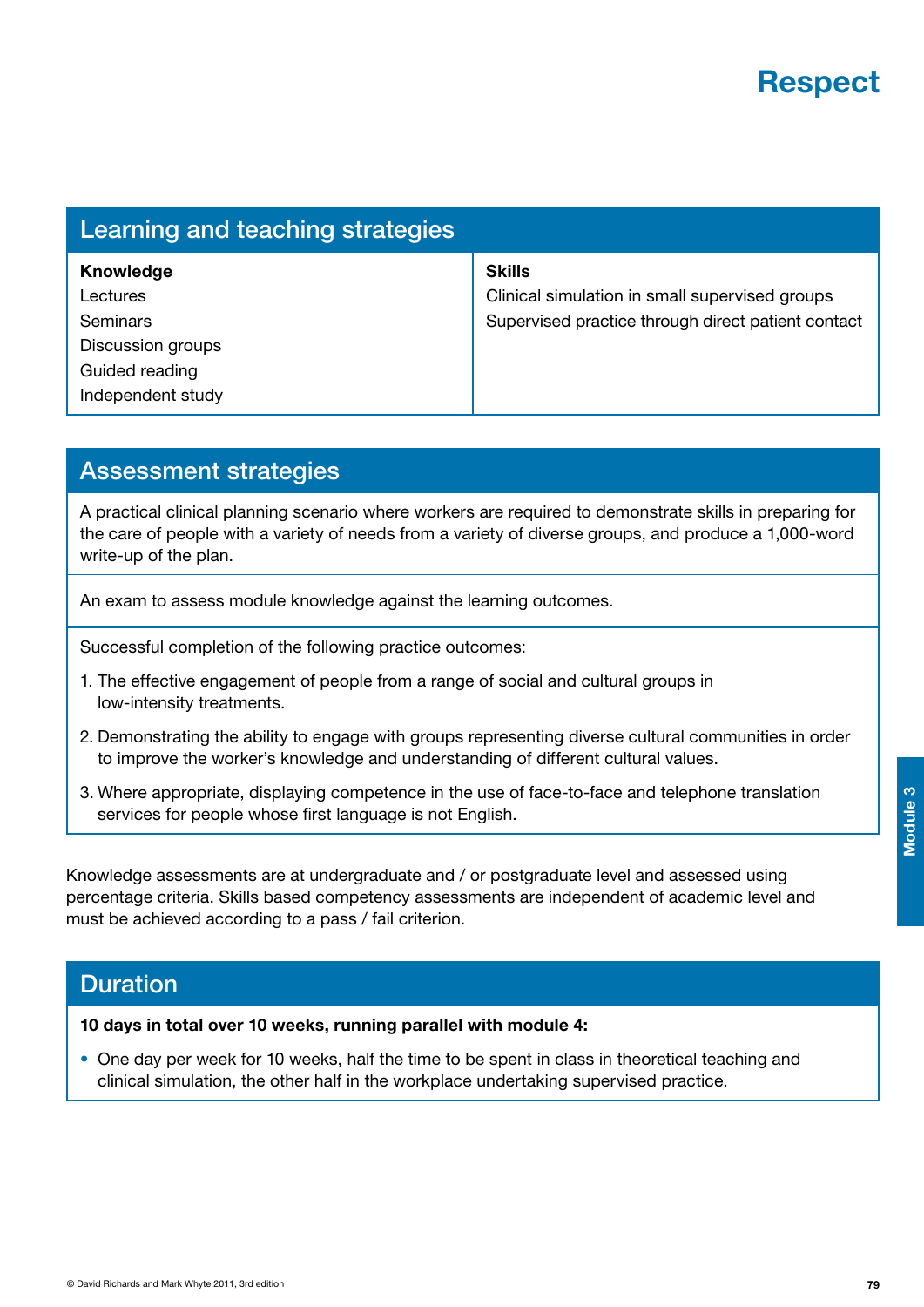## Learning and teaching strategies

| Knowledge | Skills |
|---|---|
| Lectures | Clinical simulation in small supervised groups |
| Seminars | Supervised practice through direct patient contact |
| Discussion groups | |
| Guided reading | |
| Independent study | |

## Assessment strategies

A practical clinical planning scenario where workers are required to demonstrate skills in preparing for the care of people with a variety of needs from a variety of diverse groups, and produce a 1,000-word write-up of the plan.

An exam to assess module knowledge against the learning outcomes.

Successful completion of the following practice outcomes:

1. The effective engagement of people from a range of social and cultural groups in low-intensity treatments.
2. Demonstrating the ability to engage with groups representing diverse cultural communities in order to improve the worker's knowledge and understanding of different cultural values.
3. Where appropriate, displaying competence in the use of face-to-face and telephone translation services for people whose first language is not English.

Knowledge assessments are at undergraduate and / or postgraduate level and assessed using percentage criteria. Skills based competency assessments are independent of academic level and must be achieved according to a pass / fail criterion.

## Duration

**10 days in total over 10 weeks, running parallel with module 4:**

- One day per week for 10 weeks, half the time to be spent in class in theoretical teaching and clinical simulation, the other half in the workplace undertaking supervised practice.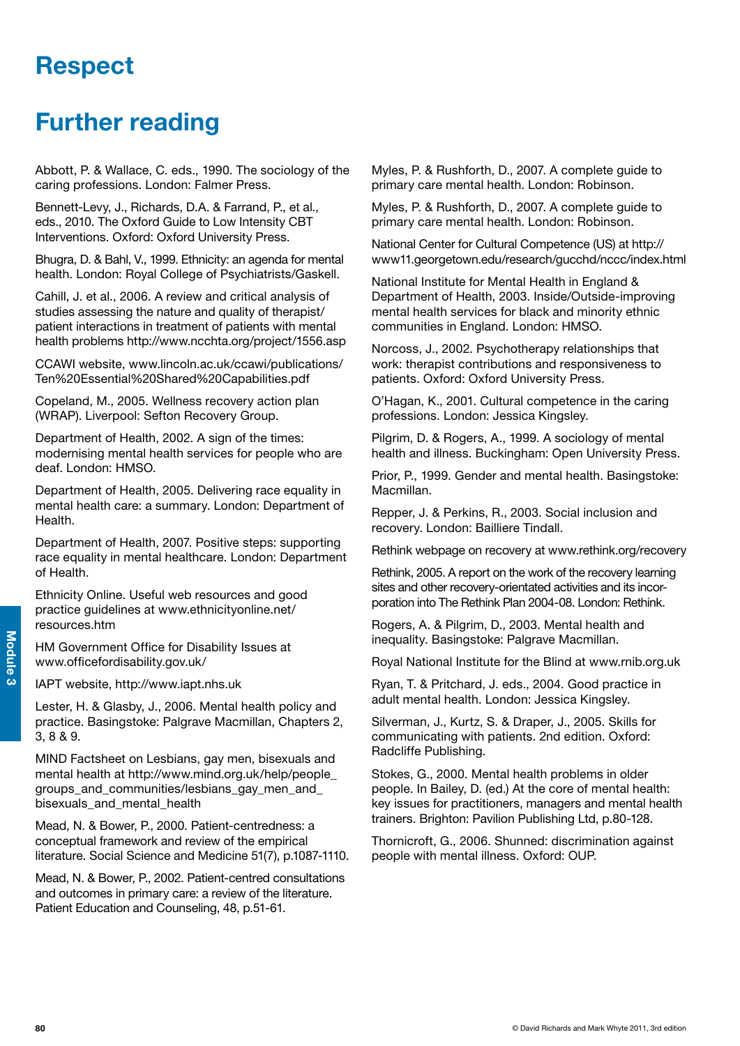# Respect

## Further reading

Abbott, P. & Wallace, C. eds., 1990. The sociology of the caring professions. London: Falmer Press.

Bennett-Levy, J., Richards, D.A. & Farrand, P., et al., eds., 2010. The Oxford Guide to Low Intensity CBT Interventions. Oxford: Oxford University Press.

Bhugra, D. & Bahl, V., 1999. Ethnicity: an agenda for mental health. London: Royal College of Psychiatrists/Gaskell.

Cahill, J. et al., 2006. A review and critical analysis of studies assessing the nature and quality of therapist/patient interactions in treatment of patients with mental health problems http://www.ncchta.org/project/1556.asp

CCAWI website, www.lincoln.ac.uk/ccawi/publications/Ten%20Essential%20Shared%20Capabilities.pdf

Copeland, M., 2005. Wellness recovery action plan (WRAP). Liverpool: Sefton Recovery Group.

Department of Health, 2002. A sign of the times: modernising mental health services for people who are deaf. London: HMSO.

Department of Health, 2005. Delivering race equality in mental health care: a summary. London: Department of Health.

Department of Health, 2007. Positive steps: supporting race equality in mental healthcare. London: Department of Health.

Ethnicity Online. Useful web resources and good practice guidelines at www.ethnicityonline.net/resources.htm

HM Government Office for Disability Issues at www.officefordisability.gov.uk/

IAPT website, http://www.iapt.nhs.uk

Lester, H. & Glasby, J., 2006. Mental health policy and practice. Basingstoke: Palgrave Macmillan, Chapters 2, 3, 8 & 9.

MIND Factsheet on Lesbians, gay men, bisexuals and mental health at http://www.mind.org.uk/help/people_groups_and_communities/lesbians_gay_men_and_bisexuals_and_mental_health

Mead, N. & Bower, P., 2000. Patient-centredness: a conceptual framework and review of the empirical literature. Social Science and Medicine 51(7), p.1087-1110.

Mead, N. & Bower, P., 2002. Patient-centred consultations and outcomes in primary care: a review of the literature. Patient Education and Counseling, 48, p.51-61.

Myles, P. & Rushforth, D., 2007. A complete guide to primary care mental health. London: Robinson.

Myles, P. & Rushforth, D., 2007. A complete guide to primary care mental health. London: Robinson.

National Center for Cultural Competence (US) at http://www11.georgetown.edu/research/gucchd/nccc/index.html

National Institute for Mental Health in England & Department of Health, 2003. Inside/Outside-improving mental health services for black and minority ethnic communities in England. London: HMSO.

Norcoss, J., 2002. Psychotherapy relationships that work: therapist contributions and responsiveness to patients. Oxford: Oxford University Press.

O'Hagan, K., 2001. Cultural competence in the caring professions. London: Jessica Kingsley.

Pilgrim, D. & Rogers, A., 1999. A sociology of mental health and illness. Buckingham: Open University Press.

Prior, P., 1999. Gender and mental health. Basingstoke: Macmillan.

Repper, J. & Perkins, R., 2003. Social inclusion and recovery. London: Bailliere Tindall.

Rethink webpage on recovery at www.rethink.org/recovery

Rethink, 2005. A report on the work of the recovery learning sites and other recovery-orientated activities and its incorporation into The Rethink Plan 2004-08. London: Rethink.

Rogers, A. & Pilgrim, D., 2003. Mental health and inequality. Basingstoke: Palgrave Macmillan.

Royal National Institute for the Blind at www.rnib.org.uk

Ryan, T. & Pritchard, J. eds., 2004. Good practice in adult mental health. London: Jessica Kingsley.

Silverman, J., Kurtz, S. & Draper, J., 2005. Skills for communicating with patients. 2nd edition. Oxford: Radcliffe Publishing.

Stokes, G., 2000. Mental health problems in older people. In Bailey, D. (ed.) At the core of mental health: key issues for practitioners, managers and mental health trainers. Brighton: Pavilion Publishing Ltd, p.80-128.

Thornicroft, G., 2006. Shunned: discrimination against people with mental illness. Oxford: OUP.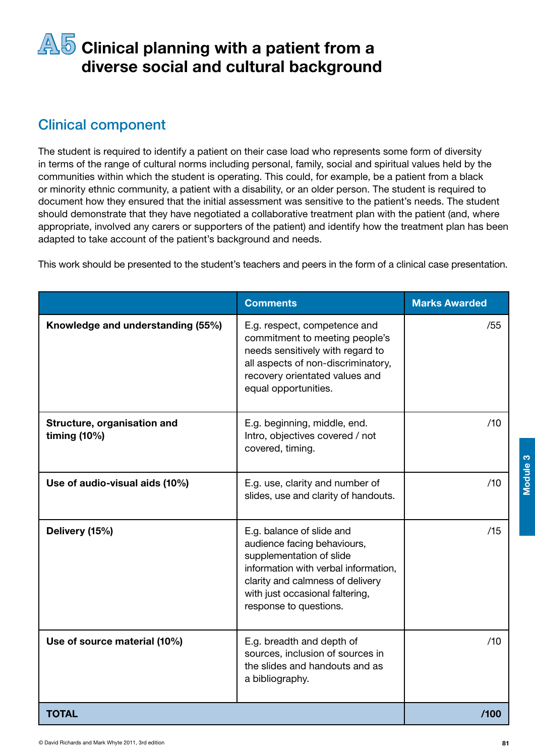# A5 Clinical planning with a patient from a diverse social and cultural background

## Clinical component

The student is required to identify a patient on their case load who represents some form of diversity in terms of the range of cultural norms including personal, family, social and spiritual values held by the communities within which the student is operating. This could, for example, be a patient from a black or minority ethnic community, a patient with a disability, or an older person. The student is required to document how they ensured that the initial assessment was sensitive to the patient's needs. The student should demonstrate that they have negotiated a collaborative treatment plan with the patient (and, where appropriate, involved any carers or supporters of the patient) and identify how the treatment plan has been adapted to take account of the patient's background and needs.

This work should be presented to the student's teachers and peers in the form of a clinical case presentation.

| | Comments | Marks Awarded |
|---|---|---|
| **Knowledge and understanding (55%)** | E.g. respect, competence and commitment to meeting people's needs sensitively with regard to all aspects of non-discriminatory, recovery orientated values and equal opportunities. | /55 |
| **Structure, organisation and timing (10%)** | E.g. beginning, middle, end. Intro, objectives covered / not covered, timing. | /10 |
| **Use of audio-visual aids (10%)** | E.g. use, clarity and number of slides, use and clarity of handouts. | /10 |
| **Delivery (15%)** | E.g. balance of slide and audience facing behaviours, supplementation of slide information with verbal information, clarity and calmness of delivery with just occasional faltering, response to questions. | /15 |
| **Use of source material (10%)** | E.g. breadth and depth of sources, inclusion of sources in the slides and handouts and as a bibliography. | /10 |
| **TOTAL** | | **/100** |

© David Richards and Mark Whyte 2011, 3rd edition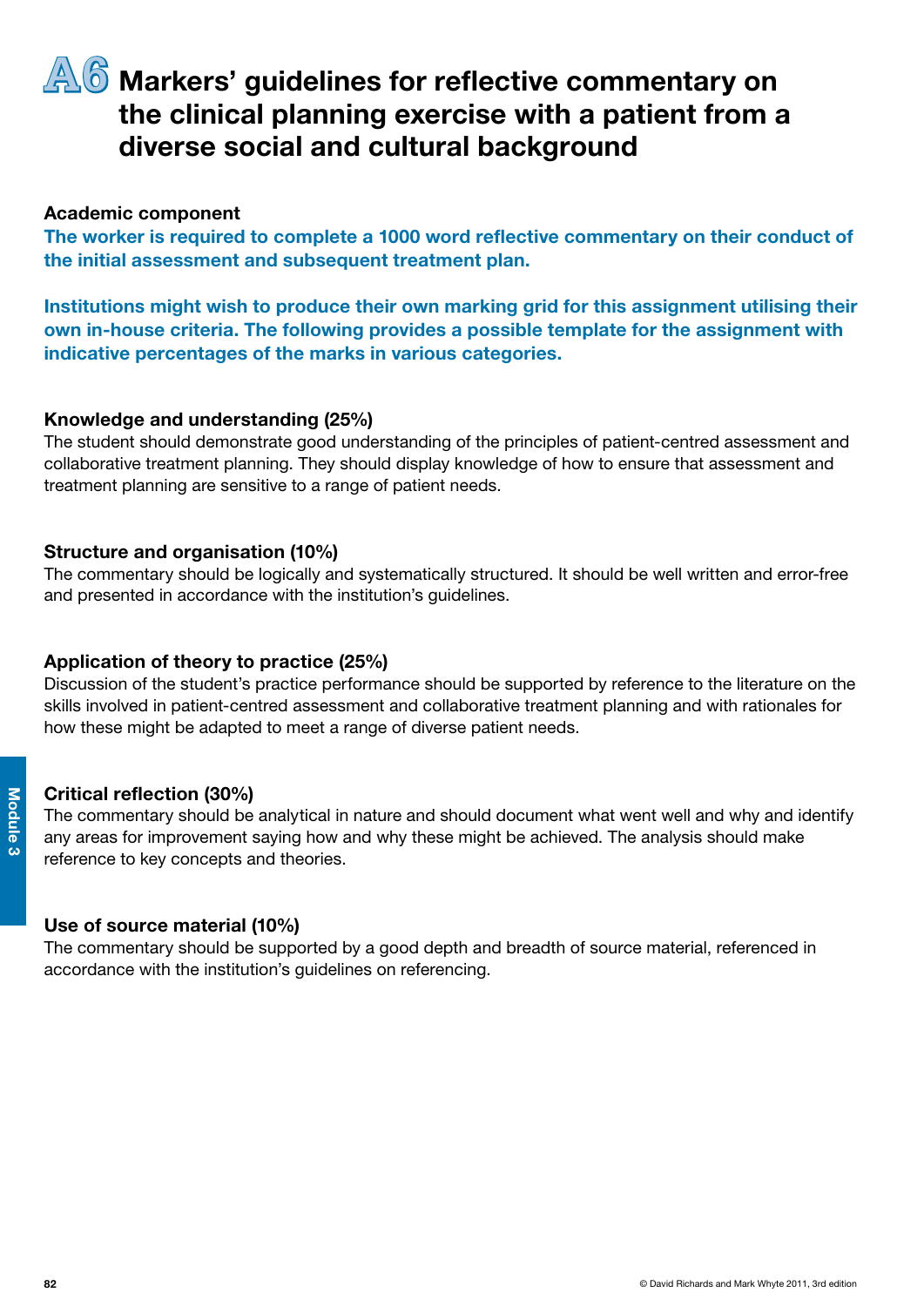# A6 Markers' guidelines for reflective commentary on the clinical planning exercise with a patient from a diverse social and cultural background

**Academic component**

**The worker is required to complete a 1000 word reflective commentary on their conduct of the initial assessment and subsequent treatment plan.**

**Institutions might wish to produce their own marking grid for this assignment utilising their own in-house criteria. The following provides a possible template for the assignment with indicative percentages of the marks in various categories.**

**Knowledge and understanding (25%)**

The student should demonstrate good understanding of the principles of patient-centred assessment and collaborative treatment planning. They should display knowledge of how to ensure that assessment and treatment planning are sensitive to a range of patient needs.

**Structure and organisation (10%)**

The commentary should be logically and systematically structured. It should be well written and error-free and presented in accordance with the institution's guidelines.

**Application of theory to practice (25%)**

Discussion of the student's practice performance should be supported by reference to the literature on the skills involved in patient-centred assessment and collaborative treatment planning and with rationales for how these might be adapted to meet a range of diverse patient needs.

**Critical reflection (30%)**

The commentary should be analytical in nature and should document what went well and why and identify any areas for improvement saying how and why these might be achieved. The analysis should make reference to key concepts and theories.

**Use of source material (10%)**

The commentary should be supported by a good depth and breadth of source material, referenced in accordance with the institution's guidelines on referencing.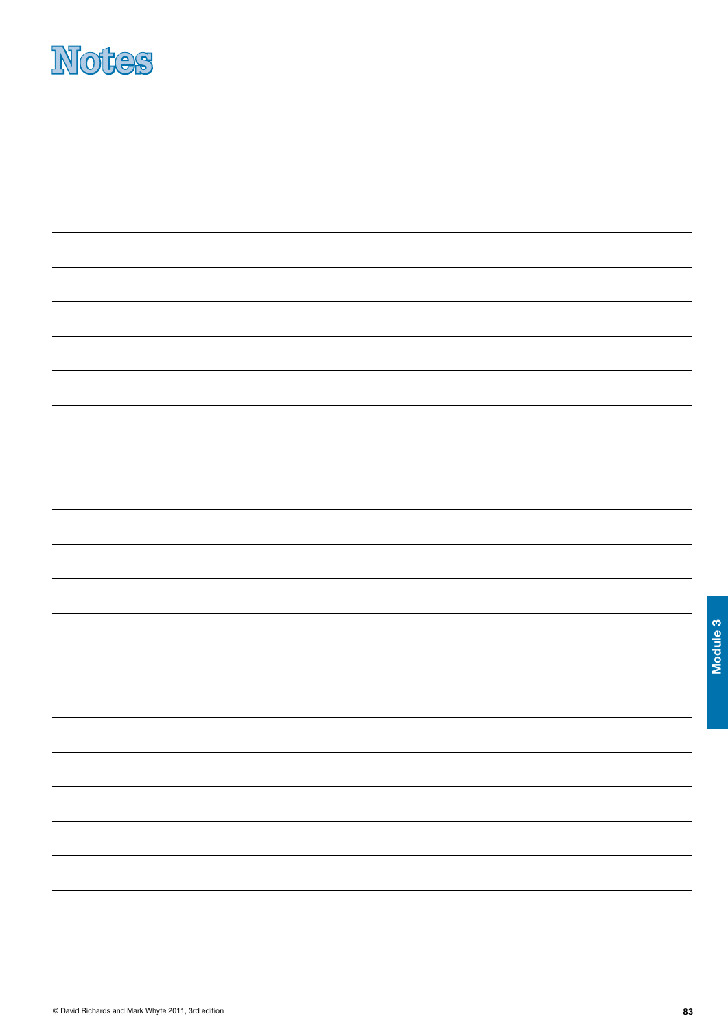# Notes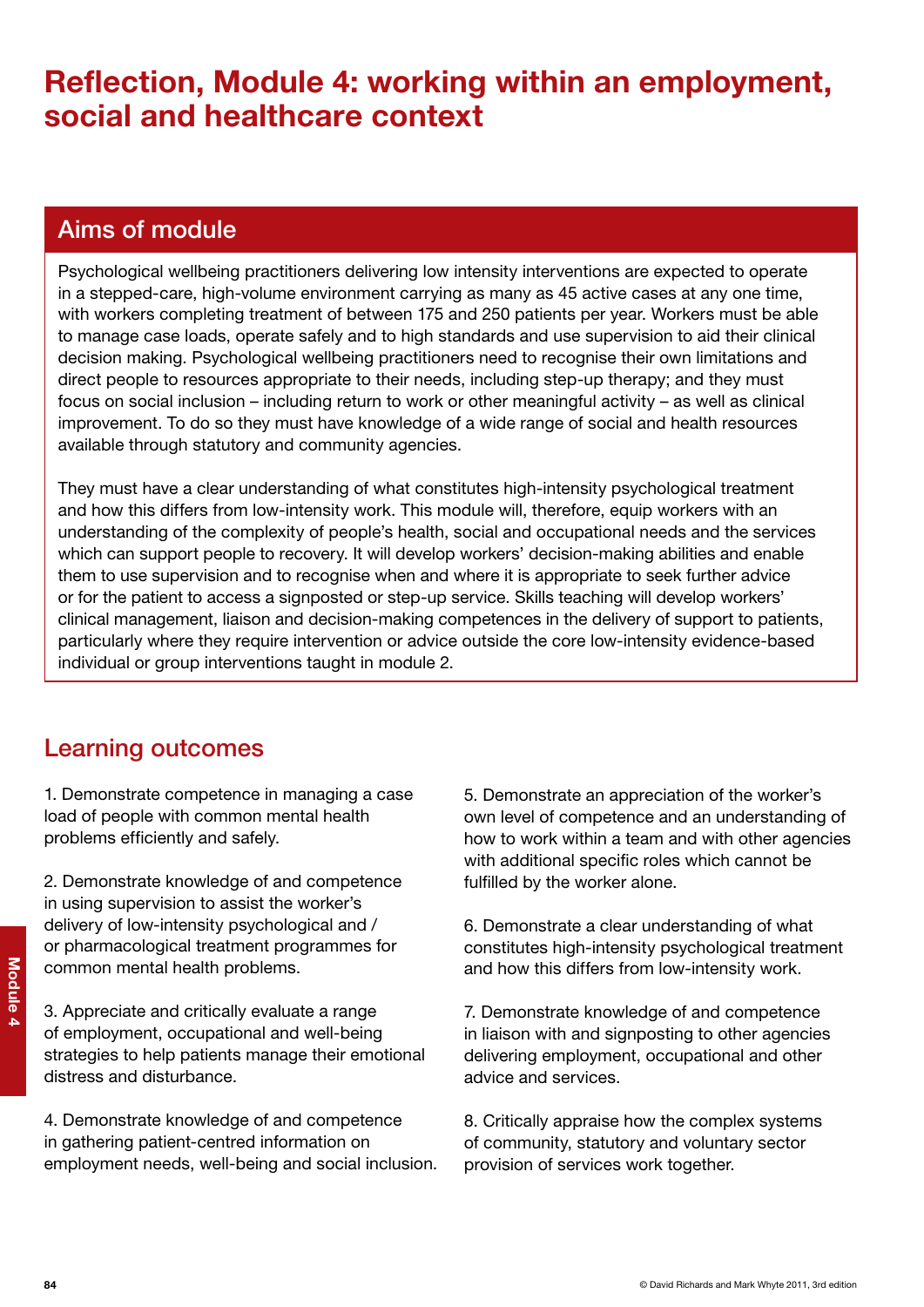# Reflection, Module 4: working within an employment, social and healthcare context

## Aims of module

Psychological wellbeing practitioners delivering low intensity interventions are expected to operate in a stepped-care, high-volume environment carrying as many as 45 active cases at any one time, with workers completing treatment of between 175 and 250 patients per year. Workers must be able to manage case loads, operate safely and to high standards and use supervision to aid their clinical decision making. Psychological wellbeing practitioners need to recognise their own limitations and direct people to resources appropriate to their needs, including step-up therapy; and they must focus on social inclusion – including return to work or other meaningful activity – as well as clinical improvement. To do so they must have knowledge of a wide range of social and health resources available through statutory and community agencies.

They must have a clear understanding of what constitutes high-intensity psychological treatment and how this differs from low-intensity work. This module will, therefore, equip workers with an understanding of the complexity of people's health, social and occupational needs and the services which can support people to recovery. It will develop workers' decision-making abilities and enable them to use supervision and to recognise when and where it is appropriate to seek further advice or for the patient to access a signposted or step-up service. Skills teaching will develop workers' clinical management, liaison and decision-making competences in the delivery of support to patients, particularly where they require intervention or advice outside the core low-intensity evidence-based individual or group interventions taught in module 2.

## Learning outcomes

1. Demonstrate competence in managing a case load of people with common mental health problems efficiently and safely.

2. Demonstrate knowledge of and competence in using supervision to assist the worker's delivery of low-intensity psychological and / or pharmacological treatment programmes for common mental health problems.

3. Appreciate and critically evaluate a range of employment, occupational and well-being strategies to help patients manage their emotional distress and disturbance.

4. Demonstrate knowledge of and competence in gathering patient-centred information on employment needs, well-being and social inclusion.

5. Demonstrate an appreciation of the worker's own level of competence and an understanding of how to work within a team and with other agencies with additional specific roles which cannot be fulfilled by the worker alone.

6. Demonstrate a clear understanding of what constitutes high-intensity psychological treatment and how this differs from low-intensity work.

7. Demonstrate knowledge of and competence in liaison with and signposting to other agencies delivering employment, occupational and other advice and services.

8. Critically appraise how the complex systems of community, statutory and voluntary sector provision of services work together.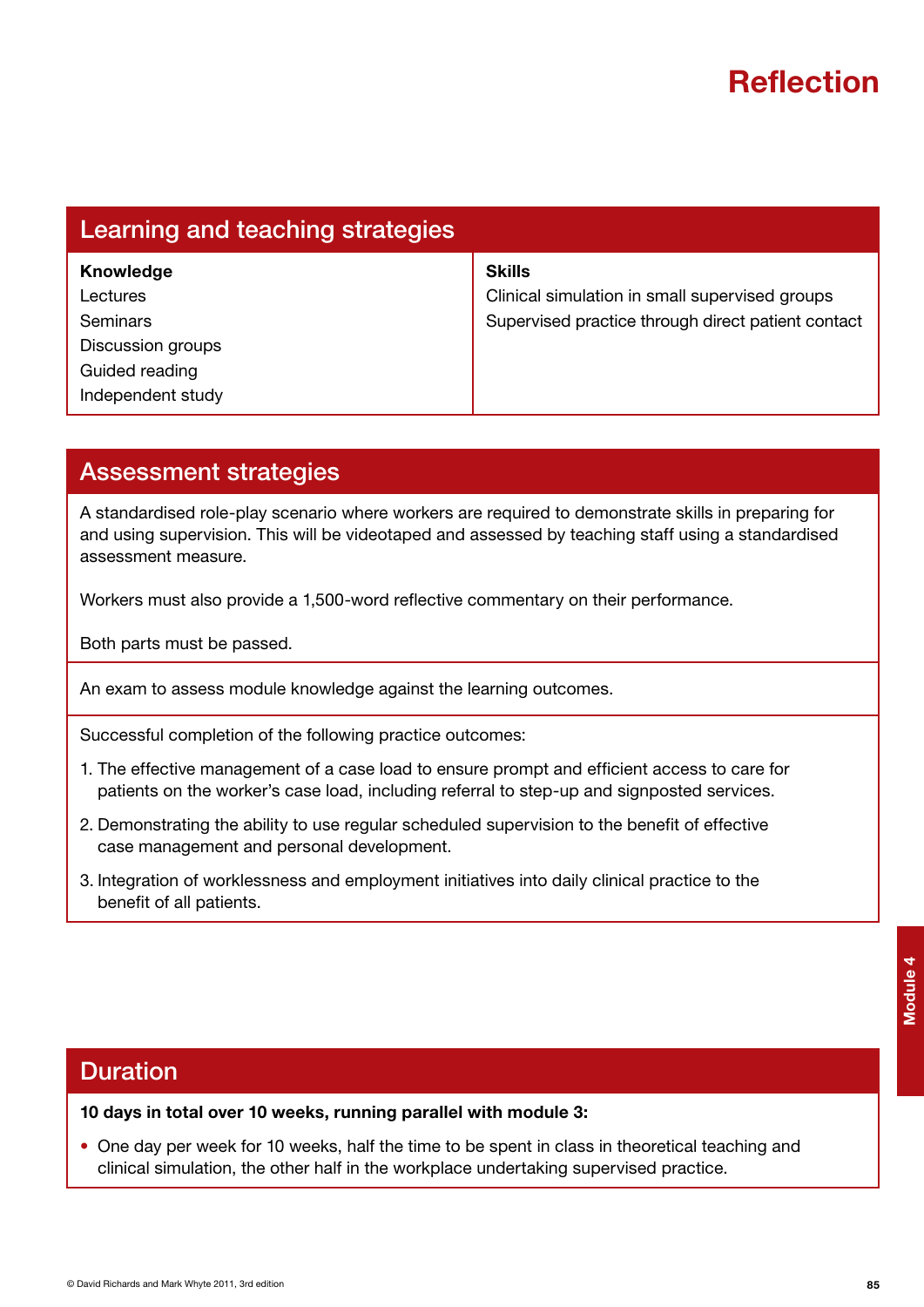# Reflection

## Learning and teaching strategies

| Knowledge | Skills |
| --- | --- |
| Lectures | Clinical simulation in small supervised groups |
| Seminars | Supervised practice through direct patient contact |
| Discussion groups | |
| Guided reading | |
| Independent study | |

## Assessment strategies

A standardised role-play scenario where workers are required to demonstrate skills in preparing for and using supervision. This will be videotaped and assessed by teaching staff using a standardised assessment measure.

Workers must also provide a 1,500-word reflective commentary on their performance.

Both parts must be passed.

An exam to assess module knowledge against the learning outcomes.

Successful completion of the following practice outcomes:

1. The effective management of a case load to ensure prompt and efficient access to care for patients on the worker's case load, including referral to step-up and signposted services.
2. Demonstrating the ability to use regular scheduled supervision to the benefit of effective case management and personal development.
3. Integration of worklessness and employment initiatives into daily clinical practice to the benefit of all patients.

## Duration

**10 days in total over 10 weeks, running parallel with module 3:**

- One day per week for 10 weeks, half the time to be spent in class in theoretical teaching and clinical simulation, the other half in the workplace undertaking supervised practice.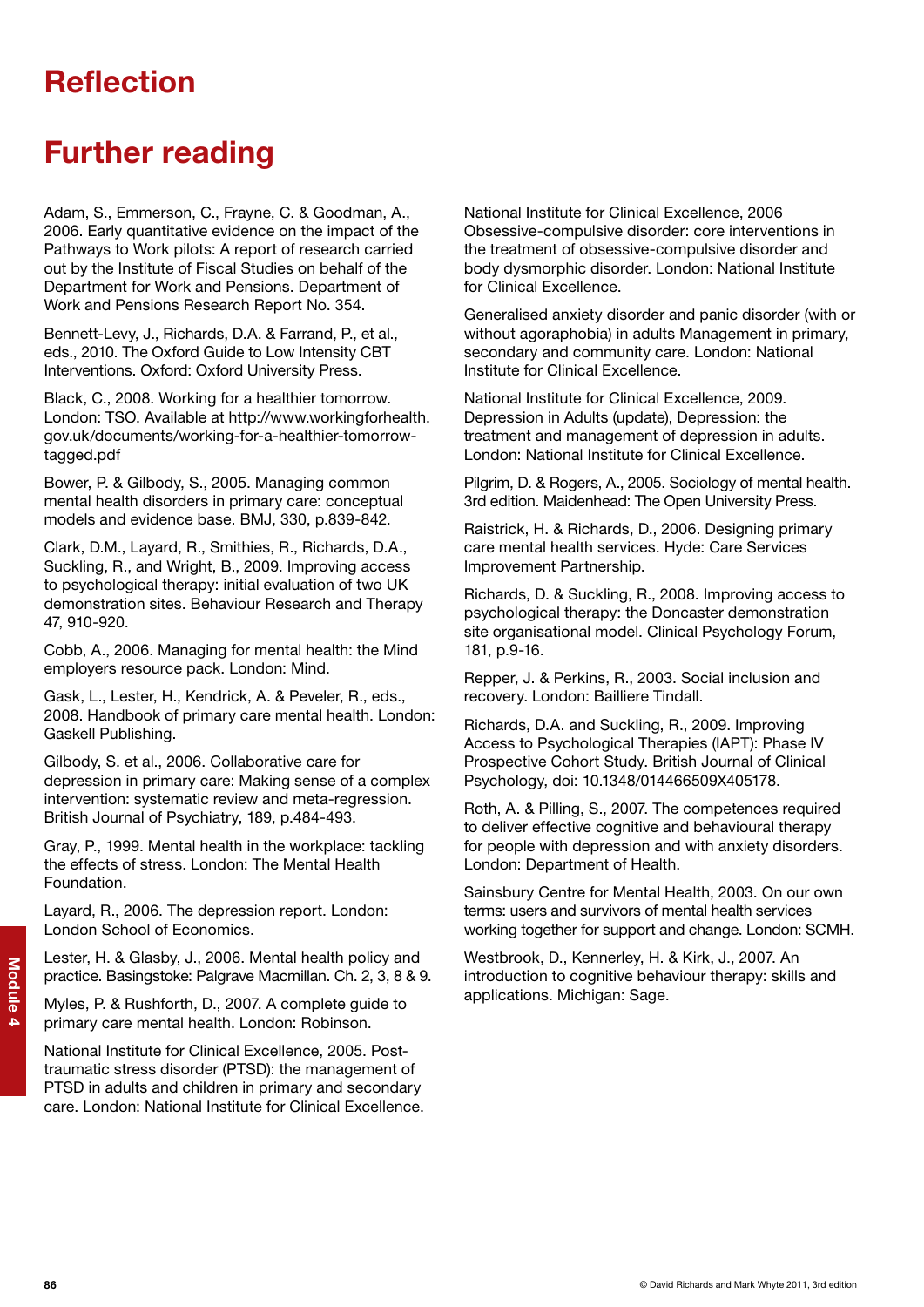# Reflection

# Further reading

Adam, S., Emmerson, C., Frayne, C. & Goodman, A., 2006. Early quantitative evidence on the impact of the Pathways to Work pilots: A report of research carried out by the Institute of Fiscal Studies on behalf of the Department for Work and Pensions. Department of Work and Pensions Research Report No. 354.

Bennett-Levy, J., Richards, D.A. & Farrand, P., et al., eds., 2010. The Oxford Guide to Low Intensity CBT Interventions. Oxford: Oxford University Press.

Black, C., 2008. Working for a healthier tomorrow. London: TSO. Available at http://www.workingforhealth.gov.uk/documents/working-for-a-healthier-tomorrow-tagged.pdf

Bower, P. & Gilbody, S., 2005. Managing common mental health disorders in primary care: conceptual models and evidence base. BMJ, 330, p.839-842.

Clark, D.M., Layard, R., Smithies, R., Richards, D.A., Suckling, R., and Wright, B., 2009. Improving access to psychological therapy: initial evaluation of two UK demonstration sites. Behaviour Research and Therapy 47, 910-920.

Cobb, A., 2006. Managing for mental health: the Mind employers resource pack. London: Mind.

Gask, L., Lester, H., Kendrick, A. & Peveler, R., eds., 2008. Handbook of primary care mental health. London: Gaskell Publishing.

Gilbody, S. et al., 2006. Collaborative care for depression in primary care: Making sense of a complex intervention: systematic review and meta-regression. British Journal of Psychiatry, 189, p.484-493.

Gray, P., 1999. Mental health in the workplace: tackling the effects of stress. London: The Mental Health Foundation.

Layard, R., 2006. The depression report. London: London School of Economics.

Lester, H. & Glasby, J., 2006. Mental health policy and practice. Basingstoke: Palgrave Macmillan. Ch. 2, 3, 8 & 9.

Myles, P. & Rushforth, D., 2007. A complete guide to primary care mental health. London: Robinson.

National Institute for Clinical Excellence, 2005. Post-traumatic stress disorder (PTSD): the management of PTSD in adults and children in primary and secondary care. London: National Institute for Clinical Excellence.

National Institute for Clinical Excellence, 2006 Obsessive-compulsive disorder: core interventions in the treatment of obsessive-compulsive disorder and body dysmorphic disorder. London: National Institute for Clinical Excellence.

Generalised anxiety disorder and panic disorder (with or without agoraphobia) in adults Management in primary, secondary and community care. London: National Institute for Clinical Excellence.

National Institute for Clinical Excellence, 2009. Depression in Adults (update), Depression: the treatment and management of depression in adults. London: National Institute for Clinical Excellence.

Pilgrim, D. & Rogers, A., 2005. Sociology of mental health. 3rd edition. Maidenhead: The Open University Press.

Raistrick, H. & Richards, D., 2006. Designing primary care mental health services. Hyde: Care Services Improvement Partnership.

Richards, D. & Suckling, R., 2008. Improving access to psychological therapy: the Doncaster demonstration site organisational model. Clinical Psychology Forum, 181, p.9-16.

Repper, J. & Perkins, R., 2003. Social inclusion and recovery. London: Bailliere Tindall.

Richards, D.A. and Suckling, R., 2009. Improving Access to Psychological Therapies (IAPT): Phase IV Prospective Cohort Study. British Journal of Clinical Psychology, doi: 10.1348/014466509X405178.

Roth, A. & Pilling, S., 2007. The competences required to deliver effective cognitive and behavioural therapy for people with depression and with anxiety disorders. London: Department of Health.

Sainsbury Centre for Mental Health, 2003. On our own terms: users and survivors of mental health services working together for support and change. London: SCMH.

Westbrook, D., Kennerley, H. & Kirk, J., 2007. An introduction to cognitive behaviour therapy: skills and applications. Michigan: Sage.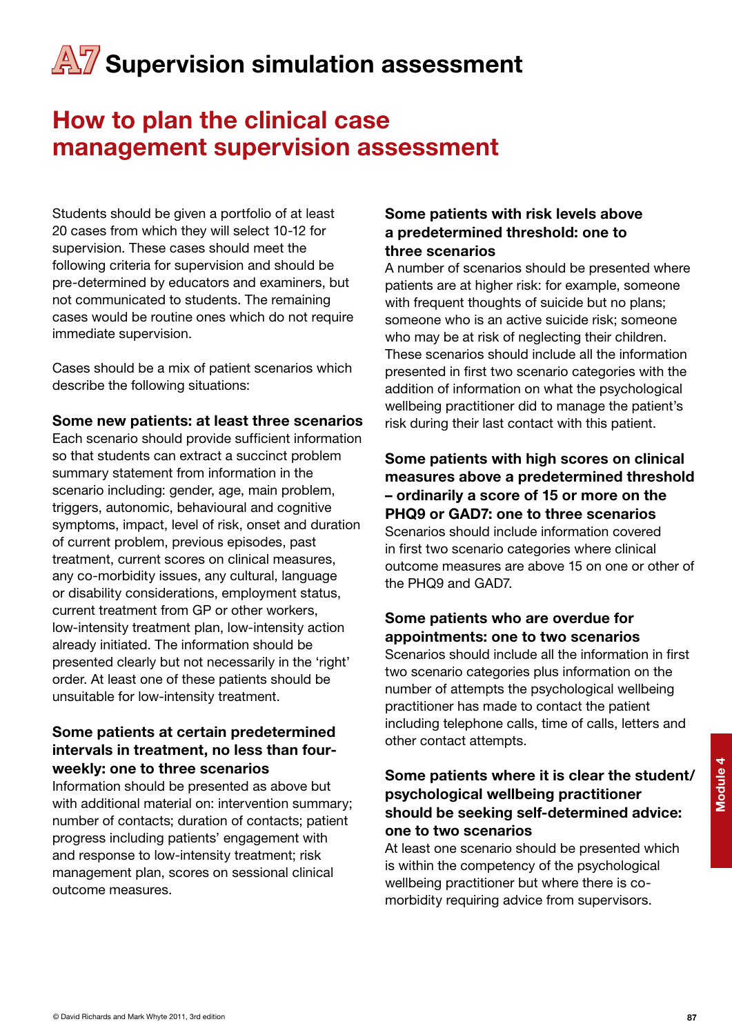# A7 Supervision simulation assessment

## How to plan the clinical case management supervision assessment

Students should be given a portfolio of at least 20 cases from which they will select 10-12 for supervision. These cases should meet the following criteria for supervision and should be pre-determined by educators and examiners, but not communicated to students. The remaining cases would be routine ones which do not require immediate supervision.

Cases should be a mix of patient scenarios which describe the following situations:

**Some new patients: at least three scenarios**
Each scenario should provide sufficient information so that students can extract a succinct problem summary statement from information in the scenario including: gender, age, main problem, triggers, autonomic, behavioural and cognitive symptoms, impact, level of risk, onset and duration of current problem, previous episodes, past treatment, current scores on clinical measures, any co-morbidity issues, any cultural, language or disability considerations, employment status, current treatment from GP or other workers, low-intensity treatment plan, low-intensity action already initiated. The information should be presented clearly but not necessarily in the 'right' order. At least one of these patients should be unsuitable for low-intensity treatment.

**Some patients at certain predetermined intervals in treatment, no less than four-weekly: one to three scenarios**
Information should be presented as above but with additional material on: intervention summary; number of contacts; duration of contacts; patient progress including patients' engagement with and response to low-intensity treatment; risk management plan, scores on sessional clinical outcome measures.

**Some patients with risk levels above a predetermined threshold: one to three scenarios**
A number of scenarios should be presented where patients are at higher risk: for example, someone with frequent thoughts of suicide but no plans; someone who is an active suicide risk; someone who may be at risk of neglecting their children. These scenarios should include all the information presented in first two scenario categories with the addition of information on what the psychological wellbeing practitioner did to manage the patient's risk during their last contact with this patient.

**Some patients with high scores on clinical measures above a predetermined threshold – ordinarily a score of 15 or more on the PHQ9 or GAD7: one to three scenarios**
Scenarios should include information covered in first two scenario categories where clinical outcome measures are above 15 on one or other of the PHQ9 and GAD7.

**Some patients who are overdue for appointments: one to two scenarios**
Scenarios should include all the information in first two scenario categories plus information on the number of attempts the psychological wellbeing practitioner has made to contact the patient including telephone calls, time of calls, letters and other contact attempts.

**Some patients where it is clear the student/ psychological wellbeing practitioner should be seeking self-determined advice: one to two scenarios**
At least one scenario should be presented which is within the competency of the psychological wellbeing practitioner but where there is co-morbidity requiring advice from supervisors.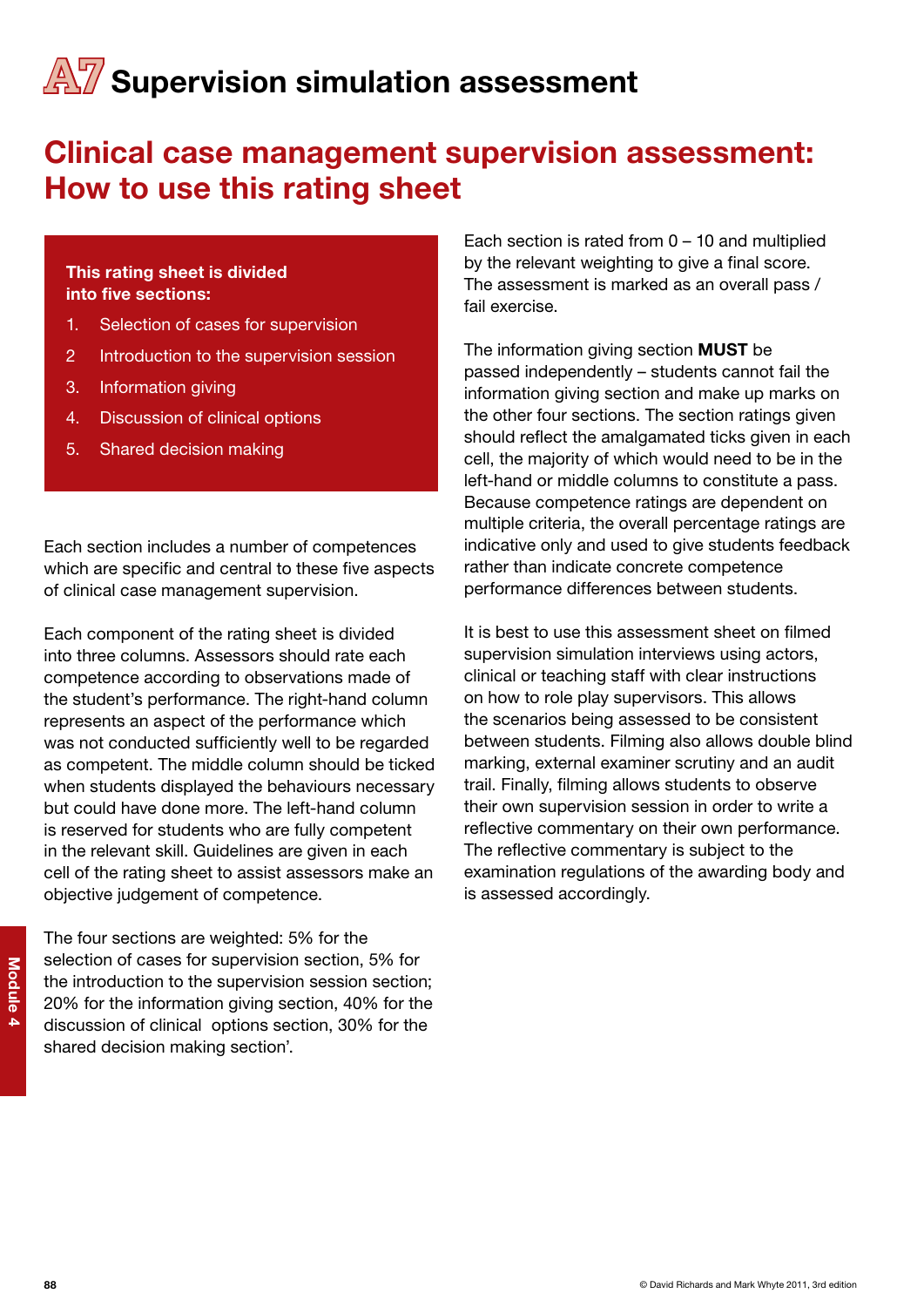# A7 Supervision simulation assessment

## Clinical case management supervision assessment: How to use this rating sheet

**This rating sheet is divided into five sections:**

1. Selection of cases for supervision
2. Introduction to the supervision session
3. Information giving
4. Discussion of clinical options
5. Shared decision making

Each section includes a number of competences which are specific and central to these five aspects of clinical case management supervision.

Each component of the rating sheet is divided into three columns. Assessors should rate each competence according to observations made of the student's performance. The right-hand column represents an aspect of the performance which was not conducted sufficiently well to be regarded as competent. The middle column should be ticked when students displayed the behaviours necessary but could have done more. The left-hand column is reserved for students who are fully competent in the relevant skill. Guidelines are given in each cell of the rating sheet to assist assessors make an objective judgement of competence.

The four sections are weighted: 5% for the selection of cases for supervision section, 5% for the introduction to the supervision session section; 20% for the information giving section, 40% for the discussion of clinical options section, 30% for the shared decision making section'.

Each section is rated from 0 – 10 and multiplied by the relevant weighting to give a final score. The assessment is marked as an overall pass / fail exercise.

The information giving section **MUST** be passed independently – students cannot fail the information giving section and make up marks on the other four sections. The section ratings given should reflect the amalgamated ticks given in each cell, the majority of which would need to be in the left-hand or middle columns to constitute a pass. Because competence ratings are dependent on multiple criteria, the overall percentage ratings are indicative only and used to give students feedback rather than indicate concrete competence performance differences between students.

It is best to use this assessment sheet on filmed supervision simulation interviews using actors, clinical or teaching staff with clear instructions on how to role play supervisors. This allows the scenarios being assessed to be consistent between students. Filming also allows double blind marking, external examiner scrutiny and an audit trail. Finally, filming allows students to observe their own supervision session in order to write a reflective commentary on their own performance. The reflective commentary is subject to the examination regulations of the awarding body and is assessed accordingly.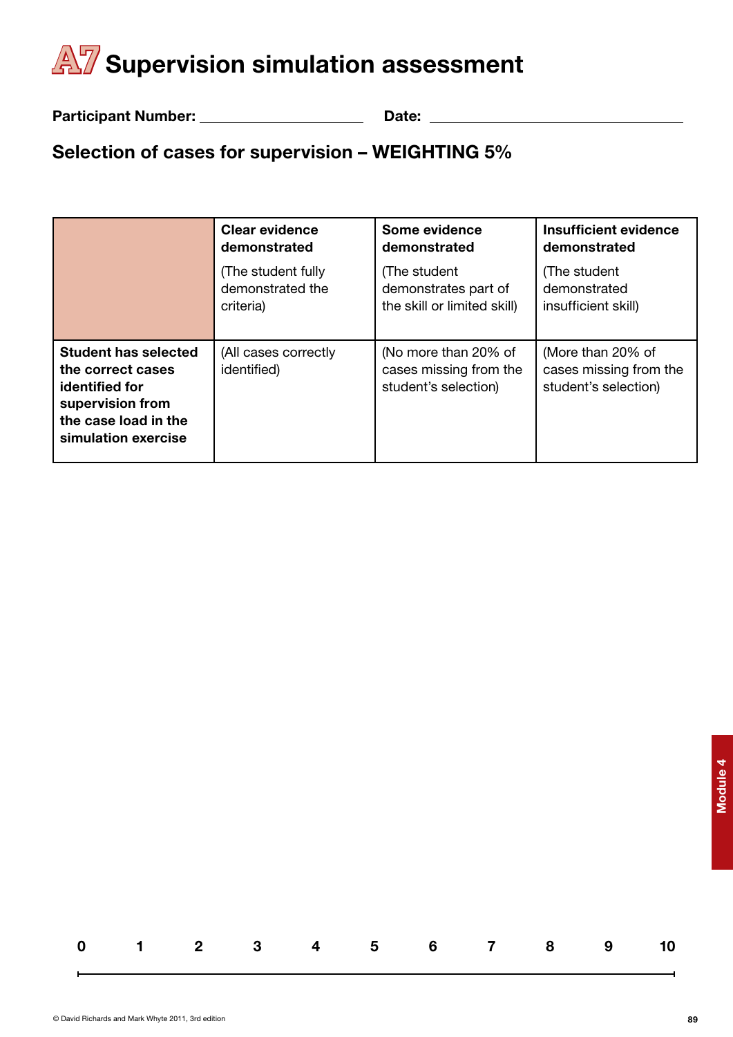# A7 Supervision simulation assessment

**Participant Number:** ____________________ **Date:** ______________________________

## Selection of cases for supervision – WEIGHTING 5%

| | **Clear evidence demonstrated** (The student fully demonstrated the criteria) | **Some evidence demonstrated** (The student demonstrates part of the skill or limited skill) | **Insufficient evidence demonstrated** (The student demonstrated insufficient skill) |
|---|---|---|---|
| **Student has selected the correct cases identified for supervision from the case load in the simulation exercise** | (All cases correctly identified) | (No more than 20% of cases missing from the student's selection) | (More than 20% of cases missing from the student's selection) |

0 1 2 3 4 5 6 7 8 9 10

© David Richards and Mark Whyte 2011, 3rd edition

Module 4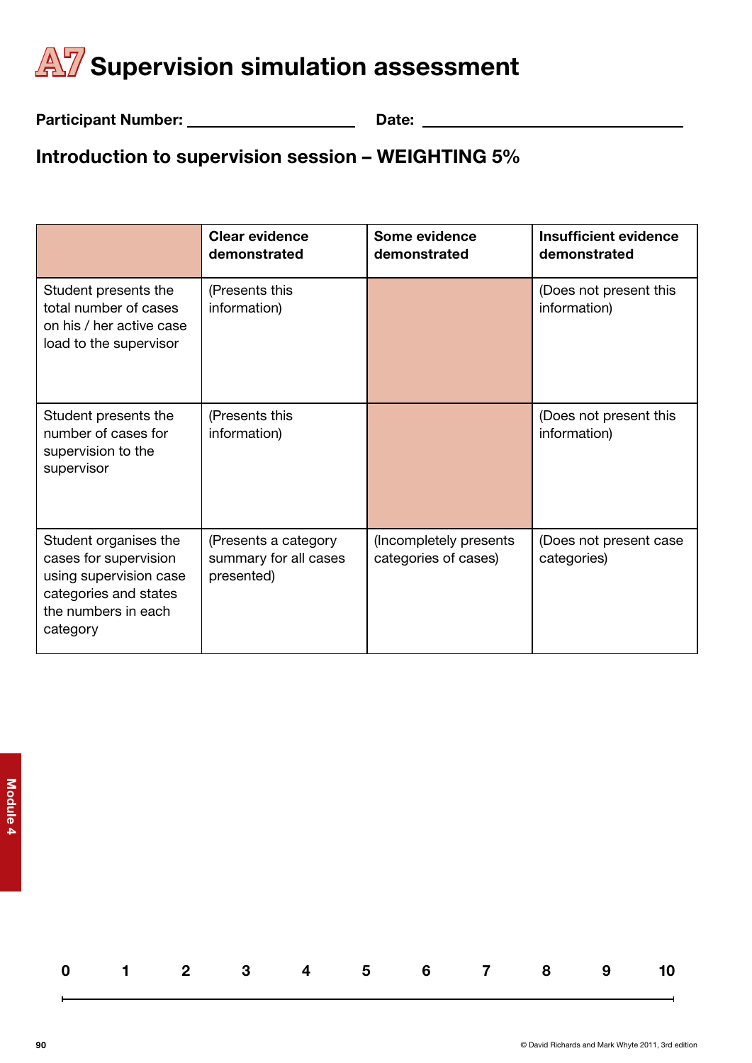# A7 Supervision simulation assessment

**Participant Number:** ____________________ **Date:** ______________________________

## Introduction to supervision session – WEIGHTING 5%

| | **Clear evidence demonstrated** | **Some evidence demonstrated** | **Insufficient evidence demonstrated** |
|---|---|---|---|
| Student presents the total number of cases on his / her active case load to the supervisor | (Presents this information) | | (Does not present this information) |
| Student presents the number of cases for supervision to the supervisor | (Presents this information) | | (Does not present this information) |
| Student organises the cases for supervision using supervision case categories and states the numbers in each category | (Presents a category summary for all cases presented) | (Incompletely presents categories of cases) | (Does not present case categories) |

0 1 2 3 4 5 6 7 8 9 10

Module 4

© David Richards and Mark Whyte 2011, 3rd edition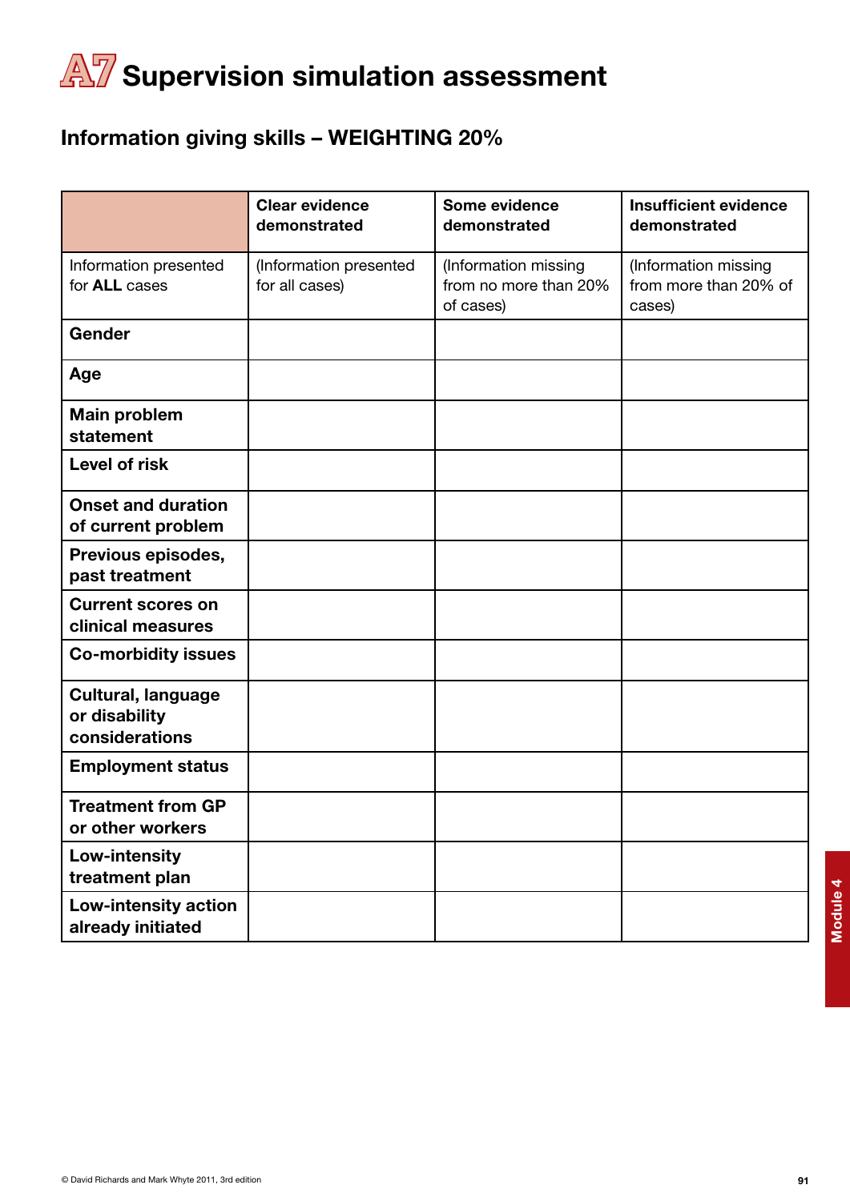# A7 Supervision simulation assessment

## Information giving skills – WEIGHTING 20%

| | Clear evidence demonstrated | Some evidence demonstrated | Insufficient evidence demonstrated |
|---|---|---|---|
| Information presented for **ALL** cases | (Information presented for all cases) | (Information missing from no more than 20% of cases) | (Information missing from more than 20% of cases) |
| **Gender** | | | |
| **Age** | | | |
| **Main problem statement** | | | |
| **Level of risk** | | | |
| **Onset and duration of current problem** | | | |
| **Previous episodes, past treatment** | | | |
| **Current scores on clinical measures** | | | |
| **Co-morbidity issues** | | | |
| **Cultural, language or disability considerations** | | | |
| **Employment status** | | | |
| **Treatment from GP or other workers** | | | |
| **Low-intensity treatment plan** | | | |
| **Low-intensity action already initiated** | | | |

© David Richards and Mark Whyte 2011, 3rd edition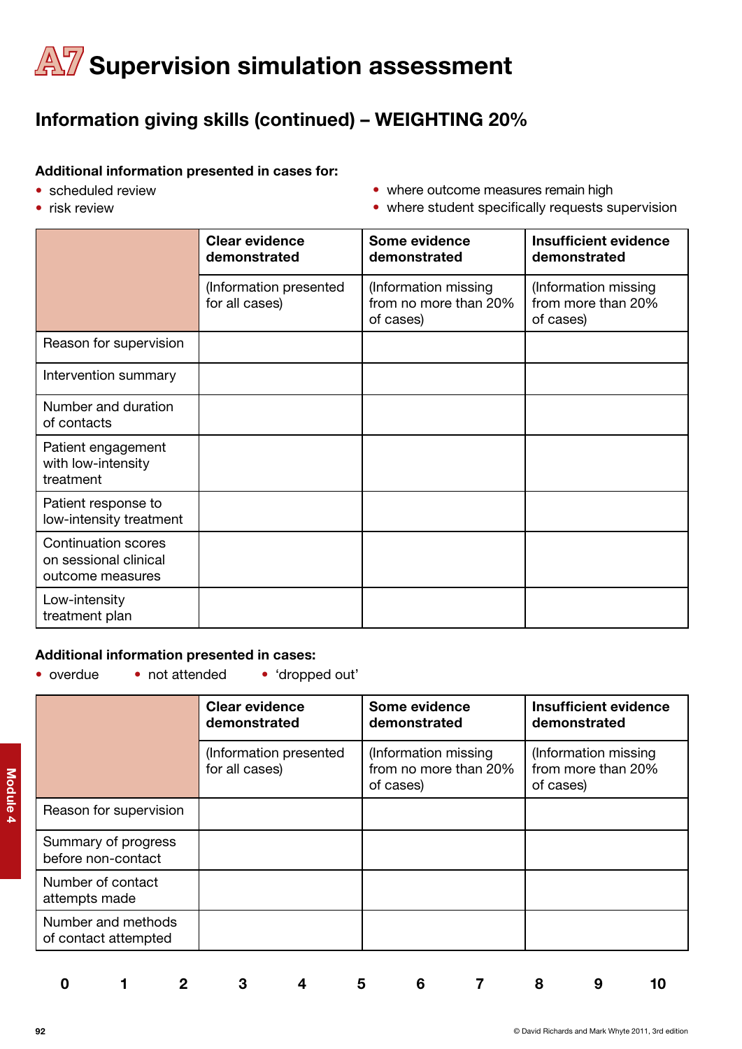# A7 Supervision simulation assessment

## Information giving skills (continued) – WEIGHTING 20%

**Additional information presented in cases for:**

- scheduled review
- risk review
- where outcome measures remain high
- where student specifically requests supervision

| | Clear evidence demonstrated | Some evidence demonstrated | Insufficient evidence demonstrated |
|---|---|---|---|
| | (Information presented for all cases) | (Information missing from no more than 20% of cases) | (Information missing from more than 20% of cases) |
| Reason for supervision | | | |
| Intervention summary | | | |
| Number and duration of contacts | | | |
| Patient engagement with low-intensity treatment | | | |
| Patient response to low-intensity treatment | | | |
| Continuation scores on sessional clinical outcome measures | | | |
| Low-intensity treatment plan | | | |

**Additional information presented in cases:**

- overdue
- not attended
- 'dropped out'

| | Clear evidence demonstrated | Some evidence demonstrated | Insufficient evidence demonstrated |
|---|---|---|---|
| | (Information presented for all cases) | (Information missing from no more than 20% of cases) | (Information missing from more than 20% of cases) |
| Reason for supervision | | | |
| Summary of progress before non-contact | | | |
| Number of contact attempts made | | | |
| Number and methods of contact attempted | | | |

0 1 2 3 4 5 6 7 8 9 10

© David Richards and Mark Whyte 2011, 3rd edition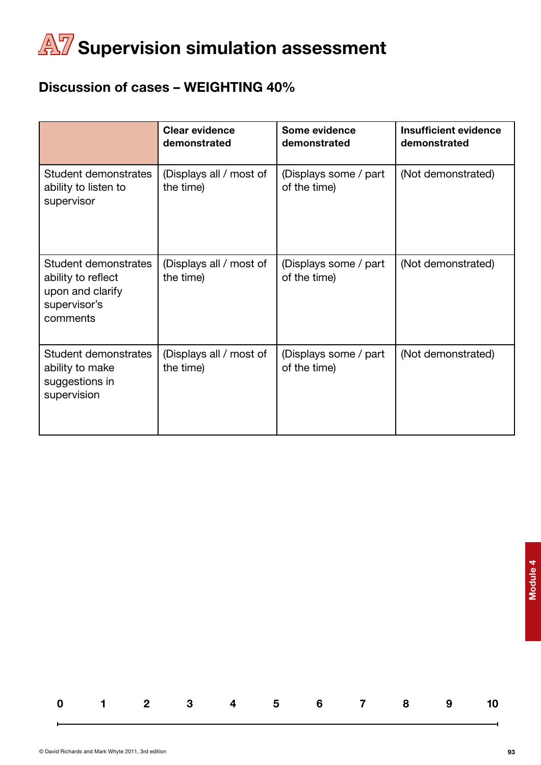# A7 Supervision simulation assessment

## Discussion of cases – WEIGHTING 40%

| | Clear evidence demonstrated | Some evidence demonstrated | Insufficient evidence demonstrated |
|---|---|---|---|
| Student demonstrates ability to listen to supervisor | (Displays all / most of the time) | (Displays some / part of the time) | (Not demonstrated) |
| Student demonstrates ability to reflect upon and clarify supervisor's comments | (Displays all / most of the time) | (Displays some / part of the time) | (Not demonstrated) |
| Student demonstrates ability to make suggestions in supervision | (Displays all / most of the time) | (Displays some / part of the time) | (Not demonstrated) |

0 1 2 3 4 5 6 7 8 9 10

Module 4

© David Richards and Mark Whyte 2011, 3rd edition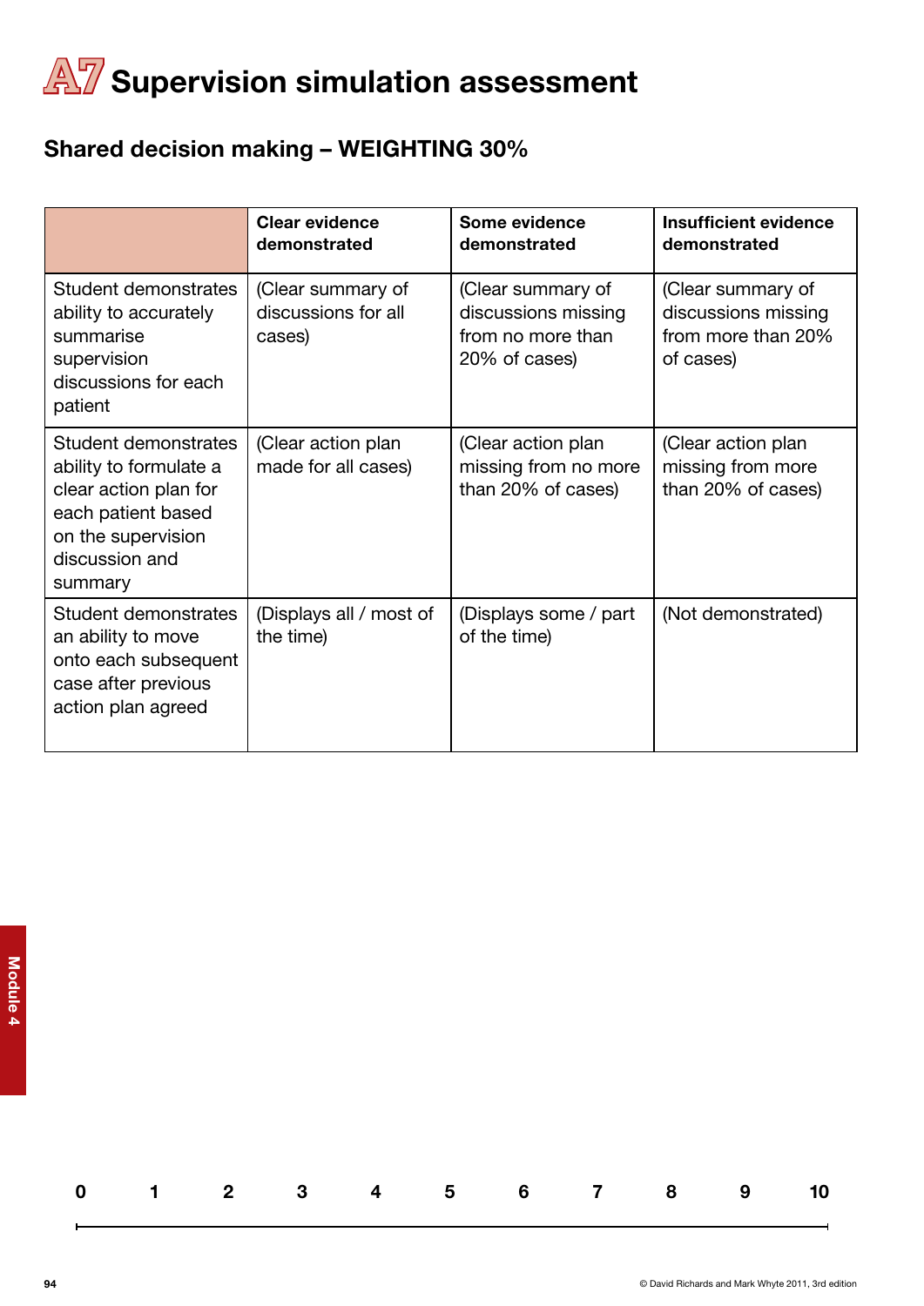# A7 Supervision simulation assessment

## Shared decision making – WEIGHTING 30%

| | Clear evidence demonstrated | Some evidence demonstrated | Insufficient evidence demonstrated |
|---|---|---|---|
| Student demonstrates ability to accurately summarise supervision discussions for each patient | (Clear summary of discussions for all cases) | (Clear summary of discussions missing from no more than 20% of cases) | (Clear summary of discussions missing from more than 20% of cases) |
| Student demonstrates ability to formulate a clear action plan for each patient based on the supervision discussion and summary | (Clear action plan made for all cases) | (Clear action plan missing from no more than 20% of cases) | (Clear action plan missing from more than 20% of cases) |
| Student demonstrates an ability to move onto each subsequent case after previous action plan agreed | (Displays all / most of the time) | (Displays some / part of the time) | (Not demonstrated) |

0 1 2 3 4 5 6 7 8 9 10

© David Richards and Mark Whyte 2011, 3rd edition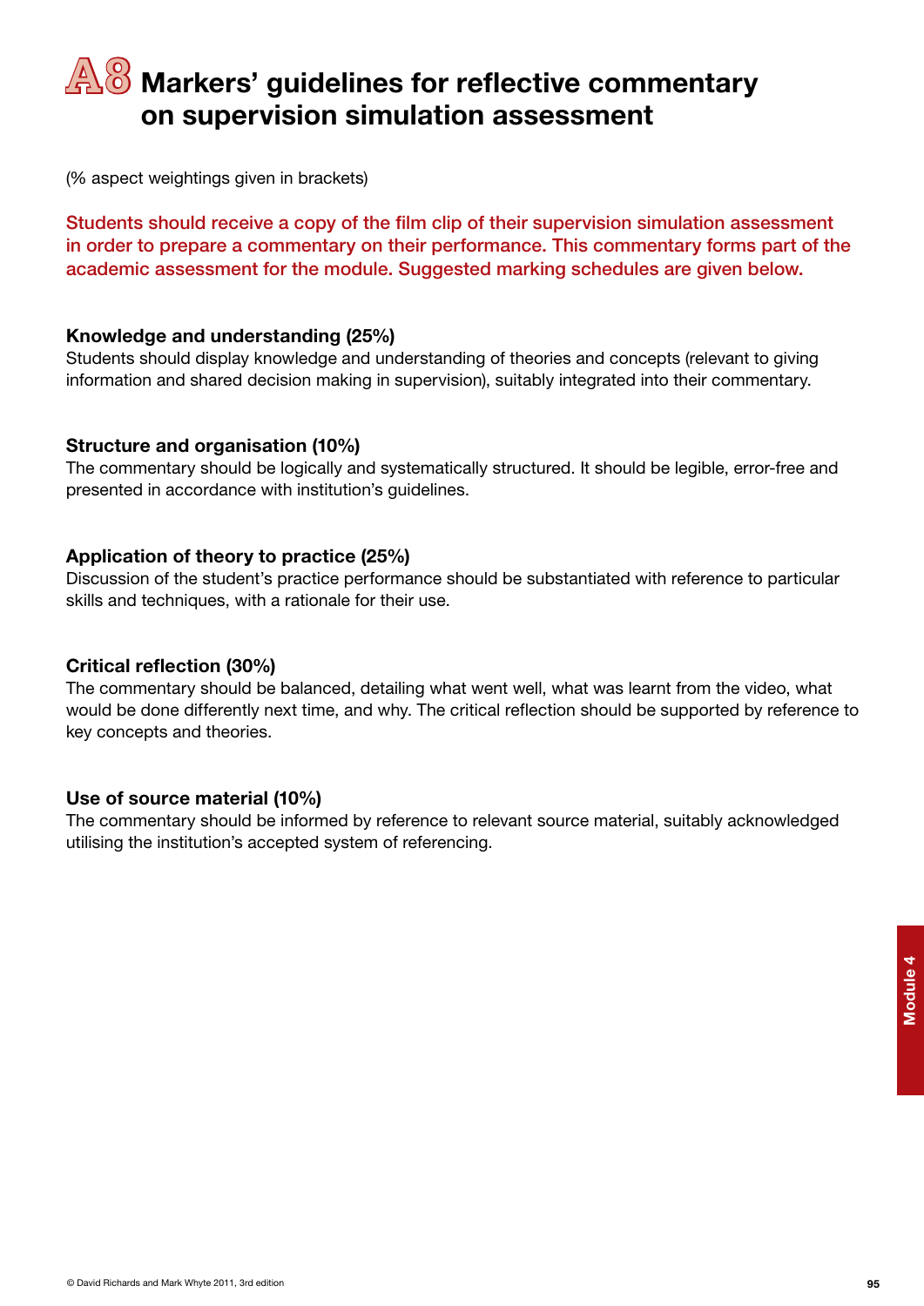# A8 Markers' guidelines for reflective commentary on supervision simulation assessment

(% aspect weightings given in brackets)

Students should receive a copy of the film clip of their supervision simulation assessment in order to prepare a commentary on their performance. This commentary forms part of the academic assessment for the module. Suggested marking schedules are given below.

**Knowledge and understanding (25%)**
Students should display knowledge and understanding of theories and concepts (relevant to giving information and shared decision making in supervision), suitably integrated into their commentary.

**Structure and organisation (10%)**
The commentary should be logically and systematically structured. It should be legible, error-free and presented in accordance with institution's guidelines.

**Application of theory to practice (25%)**
Discussion of the student's practice performance should be substantiated with reference to particular skills and techniques, with a rationale for their use.

**Critical reflection (30%)**
The commentary should be balanced, detailing what went well, what was learnt from the video, what would be done differently next time, and why. The critical reflection should be supported by reference to key concepts and theories.

**Use of source material (10%)**
The commentary should be informed by reference to relevant source material, suitably acknowledged utilising the institution's accepted system of referencing.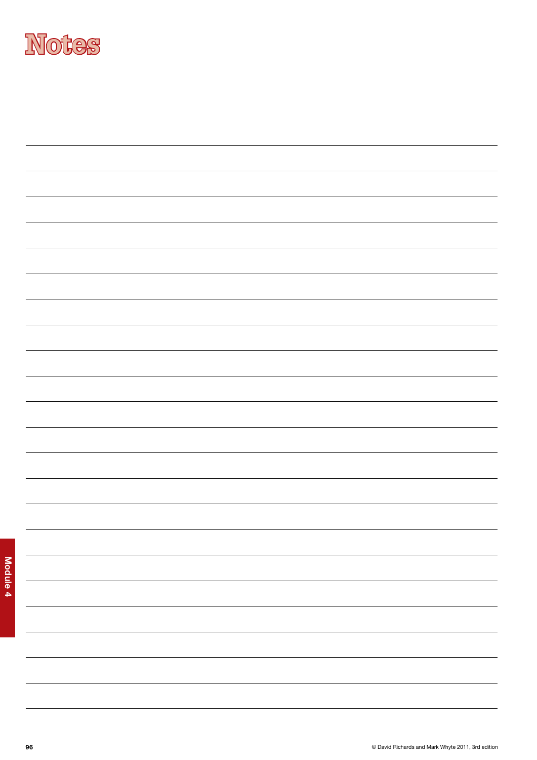# Notes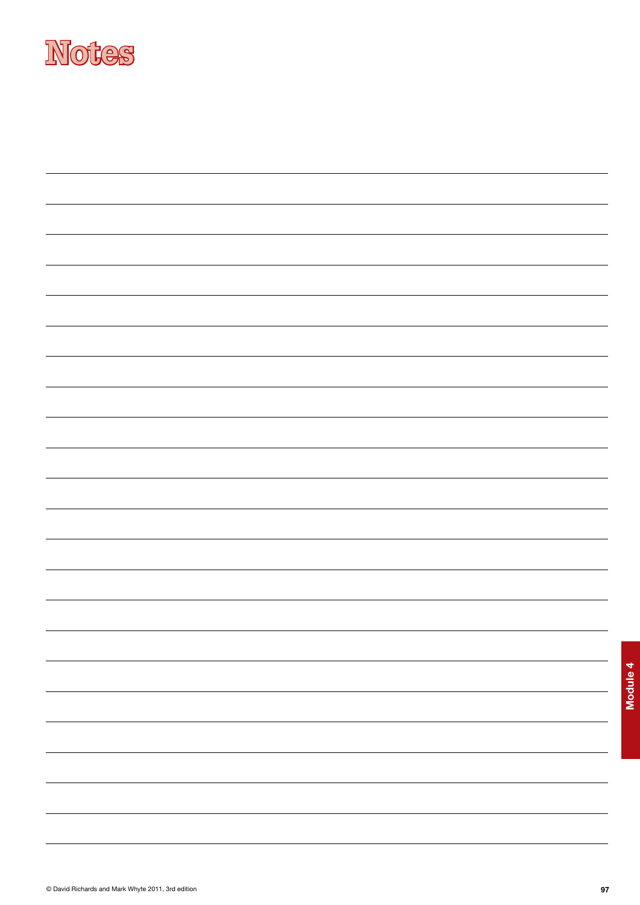# Notes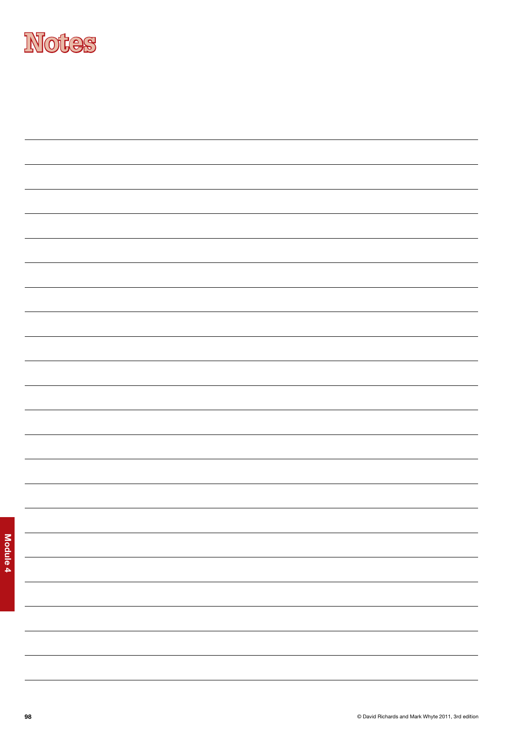# Notes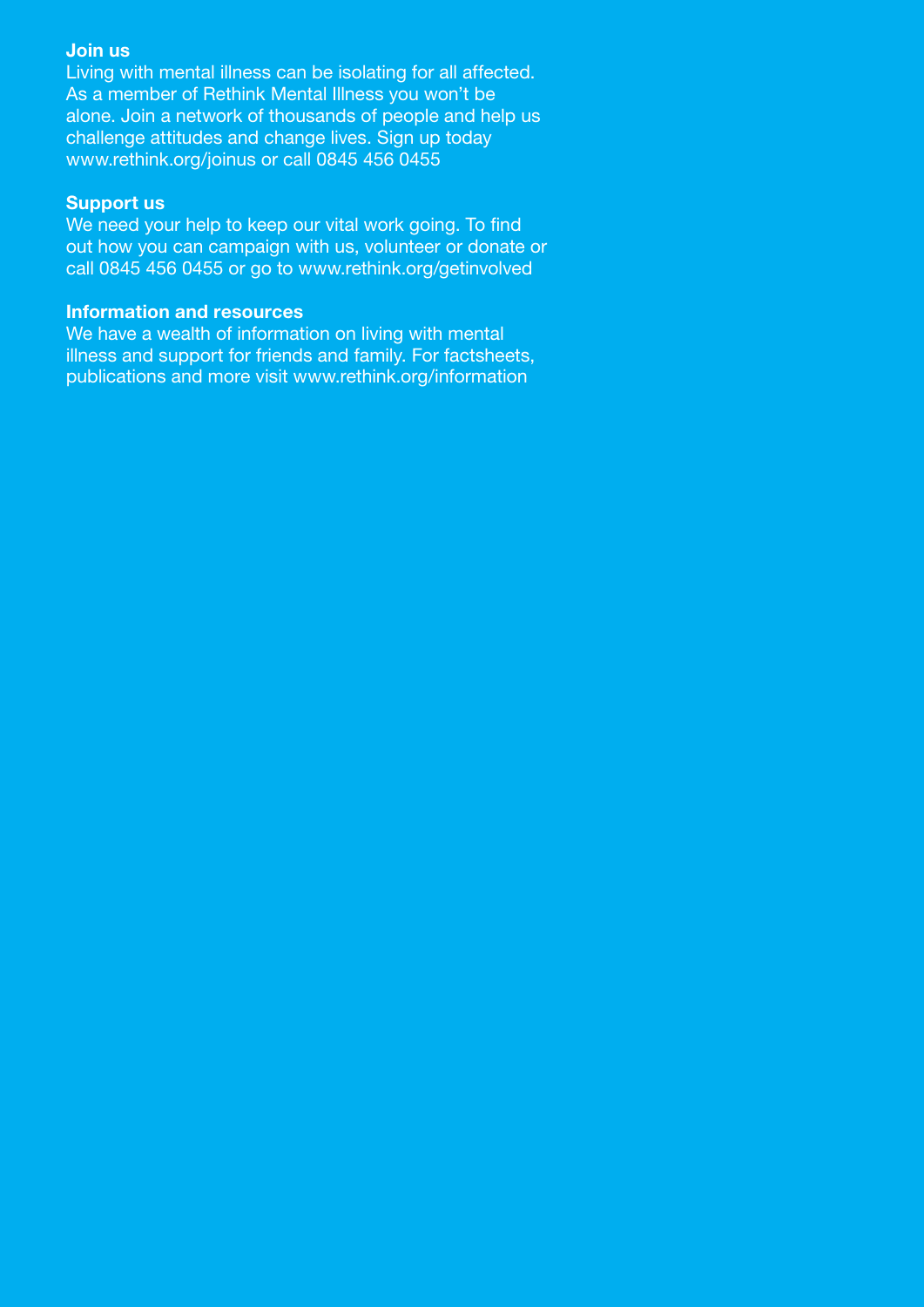**Join us**

Living with mental illness can be isolating for all affected. As a member of Rethink Mental Illness you won't be alone. Join a network of thousands of people and help us challenge attitudes and change lives. Sign up today www.rethink.org/joinus or call 0845 456 0455

**Support us**

We need your help to keep our vital work going. To find out how you can campaign with us, volunteer or donate or call 0845 456 0455 or go to www.rethink.org/getinvolved

**Information and resources**

We have a wealth of information on living with mental illness and support for friends and family. For factsheets, publications and more visit www.rethink.org/information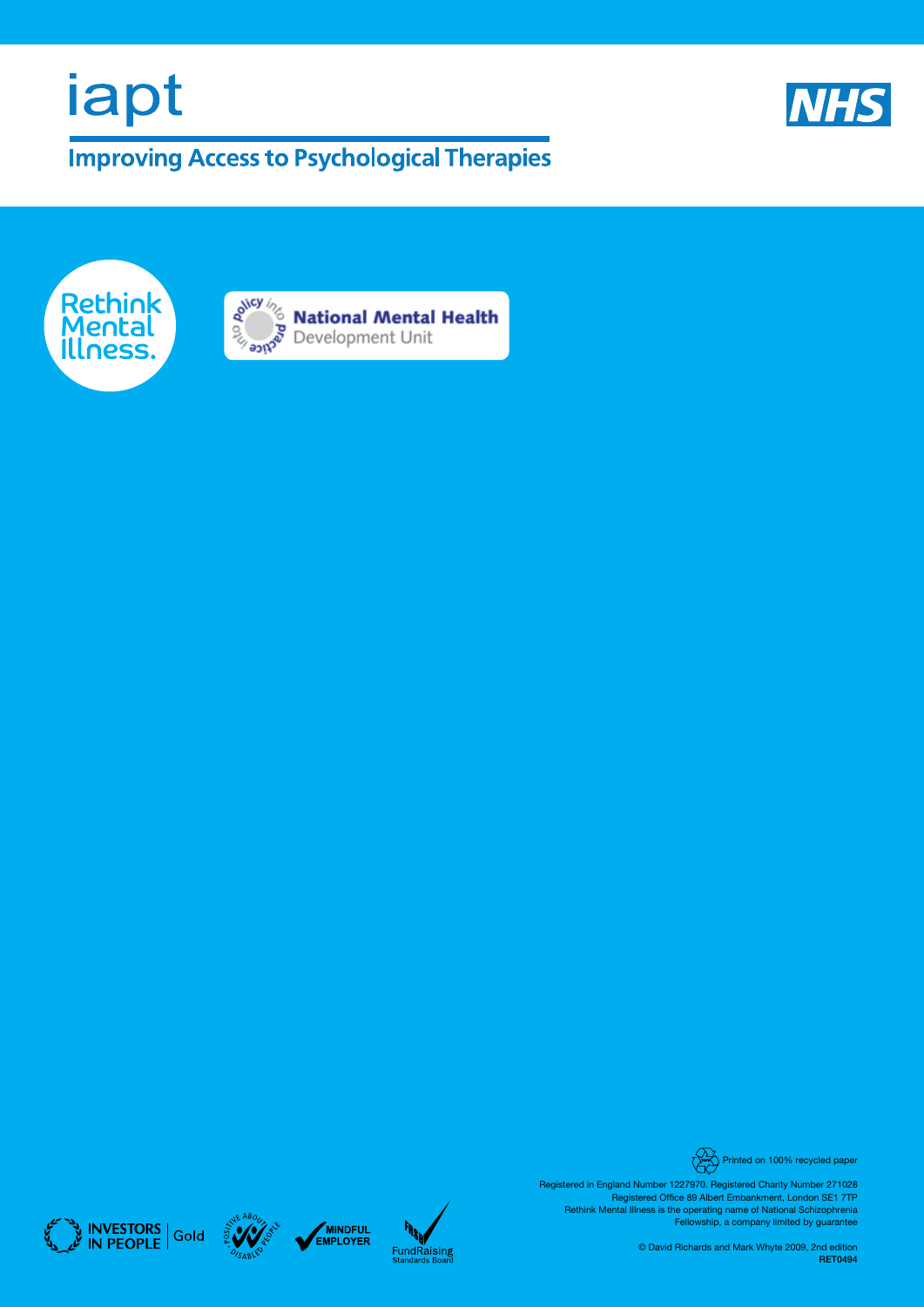iapt

Improving Access to Psychological Therapies

NHS

Rethink Mental Illness.

National Mental Health Development Unit

INVESTORS IN PEOPLE | Gold

MINDFUL EMPLOYER

FundRaising Standards Board

Printed on 100% recycled paper

Registered in England Number 1227970. Registered Charity Number 271028
Registered Office 89 Albert Embankment, London SE1 7TP
Rethink Mental Illness is the operating name of National Schizophrenia Fellowship, a company limited by guarantee

© David Richards and Mark Whyte 2009, 2nd edition
RET0494